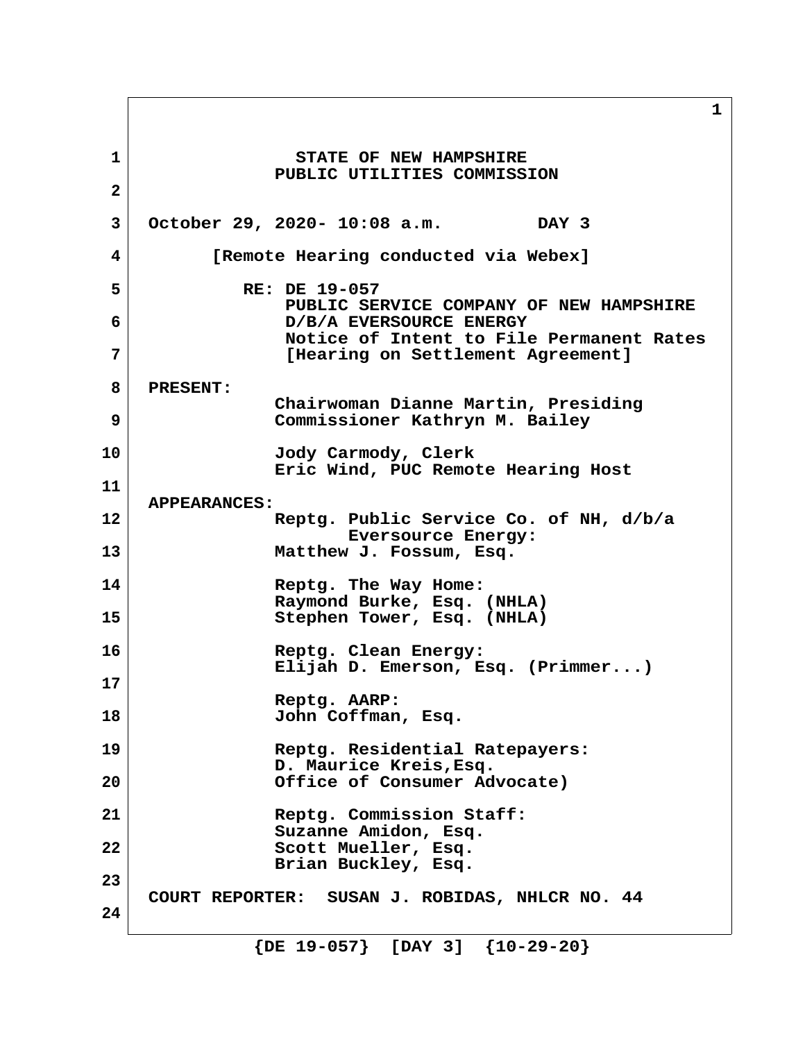**STATE OF NEW HAMPSHIRE**
**PUBLIC UTILITIES COMMISSION**

**October 29, 2020- 10:08 a.m. DAY 3**

**[Remote Hearing conducted via Webex]**

**RE: DE 19-057**
**PUBLIC SERVICE COMPANY OF NEW HAMPSHIRE D/B/A EVERSOURCE ENERGY**
**Notice of Intent to File Permanent Rates**
**[Hearing on Settlement Agreement]**

**PRESENT:**
Chairwoman Dianne Martin, Presiding
Commissioner Kathryn M. Bailey

Jody Carmody, Clerk
Eric Wind, PUC Remote Hearing Host

**APPEARANCES:**

Reptg. Public Service Co. of NH, d/b/a Eversource Energy:
Matthew J. Fossum, Esq.

Reptg. The Way Home:
Raymond Burke, Esq. (NHLA)
Stephen Tower, Esq. (NHLA)

Reptg. Clean Energy:
Elijah D. Emerson, Esq. (Primmer...)

Reptg. AARP:
John Coffman, Esq.

Reptg. Residential Ratepayers:
D. Maurice Kreis,Esq.
Office of Consumer Advocate)

Reptg. Commission Staff:
Suzanne Amidon, Esq.
Scott Mueller, Esq.
Brian Buckley, Esq.

**COURT REPORTER: SUSAN J. ROBIDAS, NHLCR NO. 44**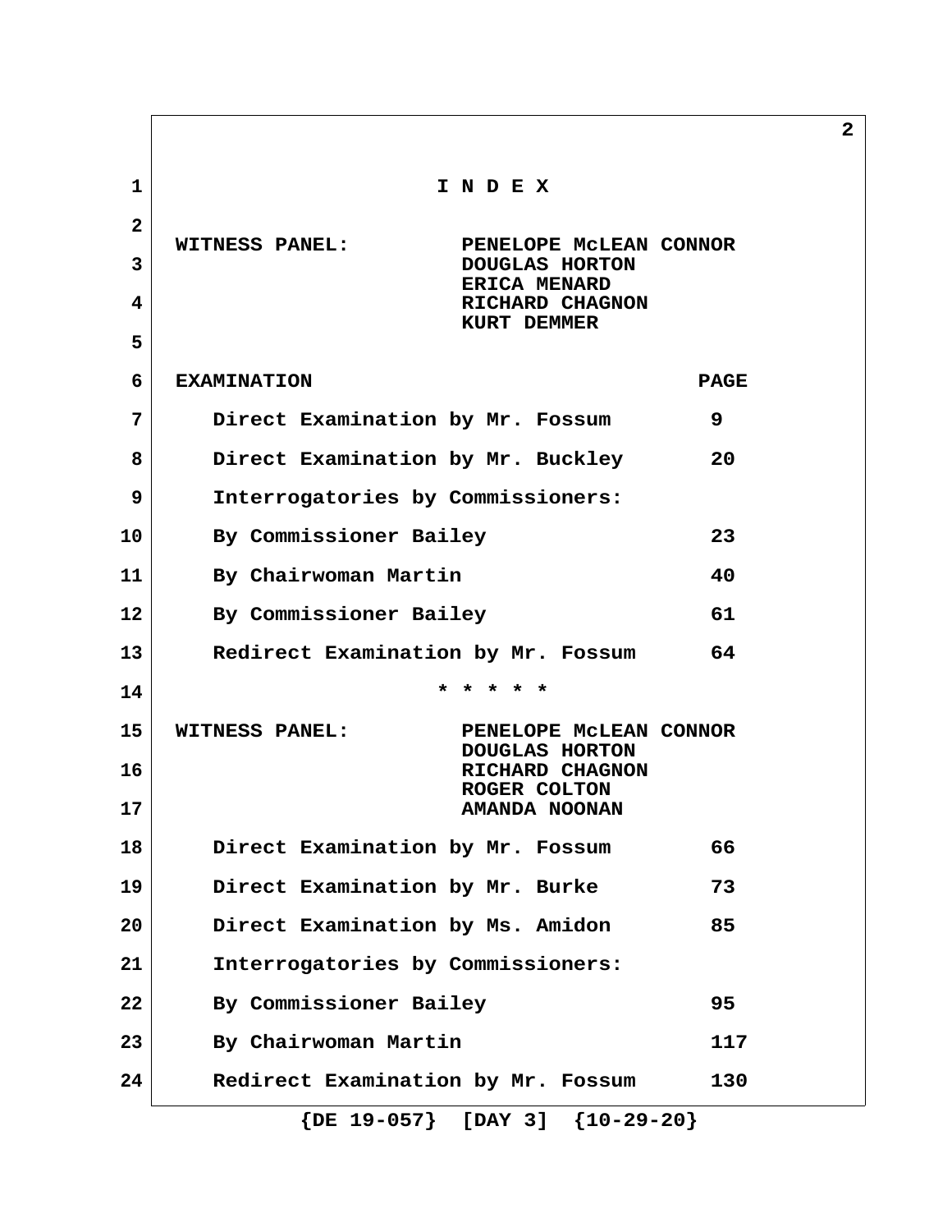# I N D E X

**WITNESS PANEL:** PENELOPE McLEAN CONNOR
DOUGLAS HORTON
ERICA MENARD
RICHARD CHAGNON
KURT DEMMER

| EXAMINATION | PAGE |
|---|---|
| Direct Examination by Mr. Fossum | 9 |
| Direct Examination by Mr. Buckley | 20 |
| Interrogatories by Commissioners: | |
| By Commissioner Bailey | 23 |
| By Chairwoman Martin | 40 |
| By Commissioner Bailey | 61 |
| Redirect Examination by Mr. Fossum | 64 |

\* \* \* \* \*

**WITNESS PANEL:** PENELOPE McLEAN CONNOR
DOUGLAS HORTON
RICHARD CHAGNON
ROGER COLTON
AMANDA NOONAN

| EXAMINATION | PAGE |
|---|---|
| Direct Examination by Mr. Fossum | 66 |
| Direct Examination by Mr. Burke | 73 |
| Direct Examination by Ms. Amidon | 85 |
| Interrogatories by Commissioners: | |
| By Commissioner Bailey | 95 |
| By Chairwoman Martin | 117 |
| Redirect Examination by Mr. Fossum | 130 |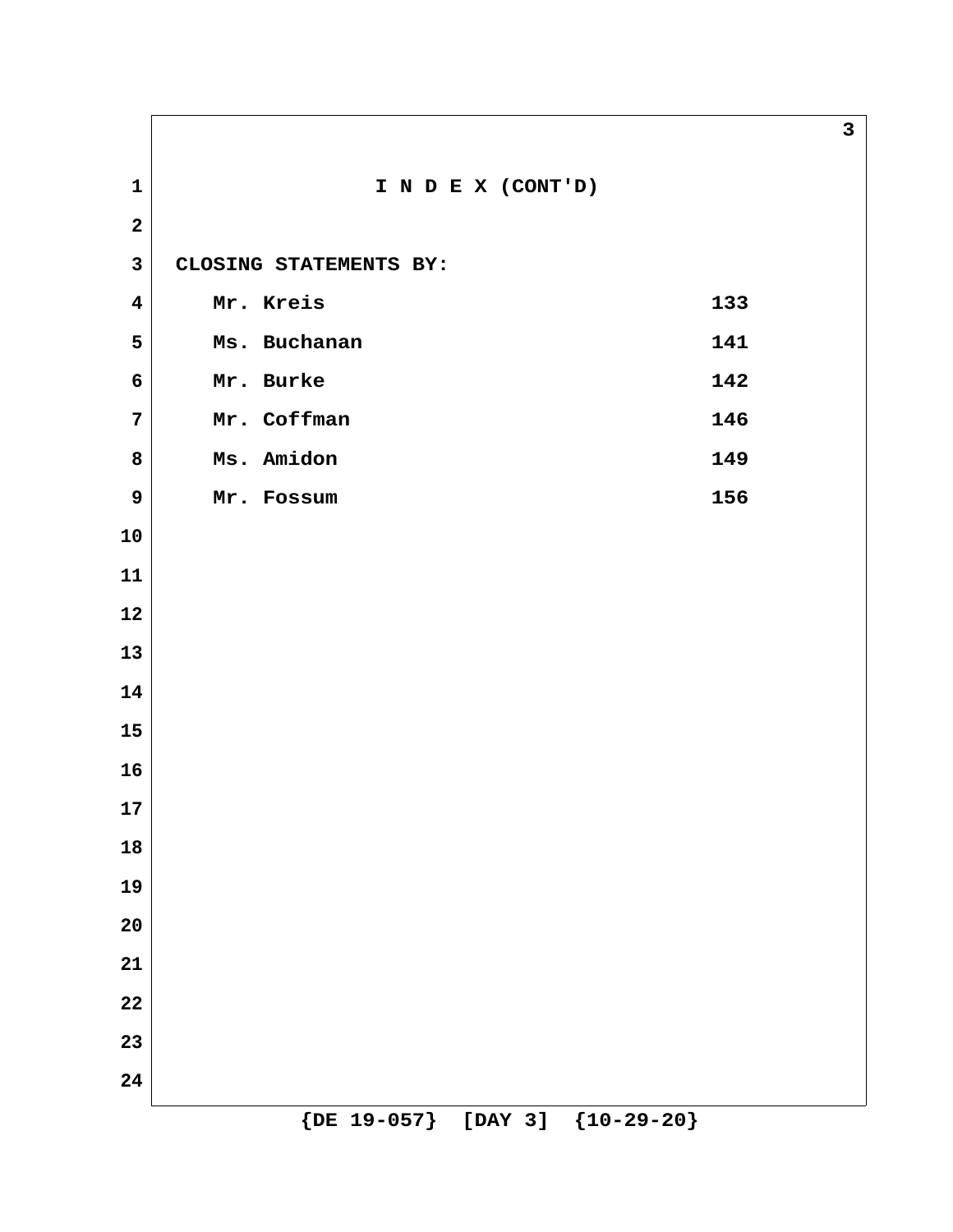# I N D E X (CONT'D)

**CLOSING STATEMENTS BY:**

| | |
|---|---|
| Mr. Kreis | 133 |
| Ms. Buchanan | 141 |
| Mr. Burke | 142 |
| Mr. Coffman | 146 |
| Ms. Amidon | 149 |
| Mr. Fossum | 156 |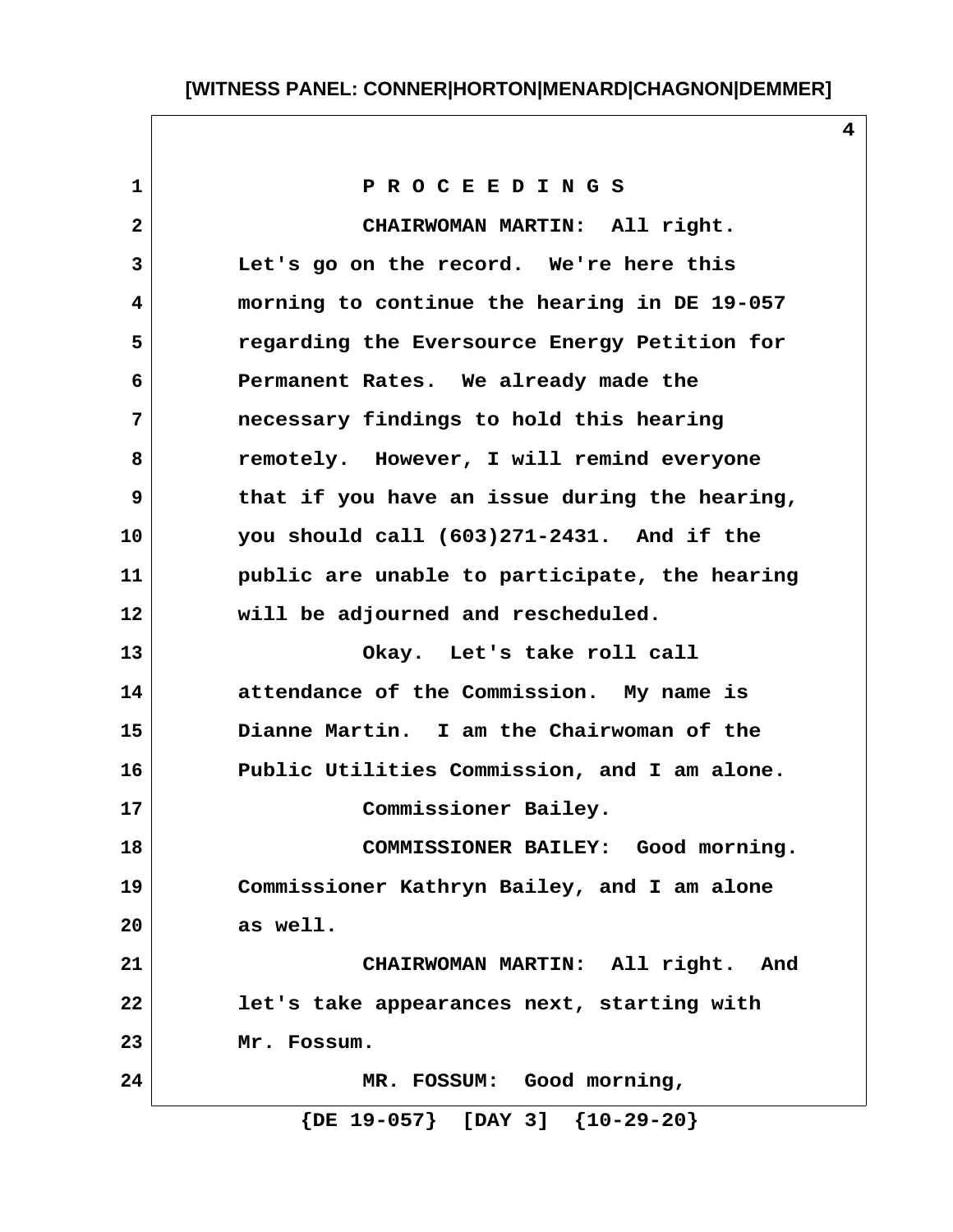P R O C E E D I N G S

CHAIRWOMAN MARTIN: All right. Let's go on the record. We're here this morning to continue the hearing in DE 19-057 regarding the Eversource Energy Petition for Permanent Rates. We already made the necessary findings to hold this hearing remotely. However, I will remind everyone that if you have an issue during the hearing, you should call (603)271-2431. And if the public are unable to participate, the hearing will be adjourned and rescheduled.

Okay. Let's take roll call attendance of the Commission. My name is Dianne Martin. I am the Chairwoman of the Public Utilities Commission, and I am alone.

Commissioner Bailey.

COMMISSIONER BAILEY: Good morning. Commissioner Kathryn Bailey, and I am alone as well.

CHAIRWOMAN MARTIN: All right. And let's take appearances next, starting with Mr. Fossum.

MR. FOSSUM: Good morning,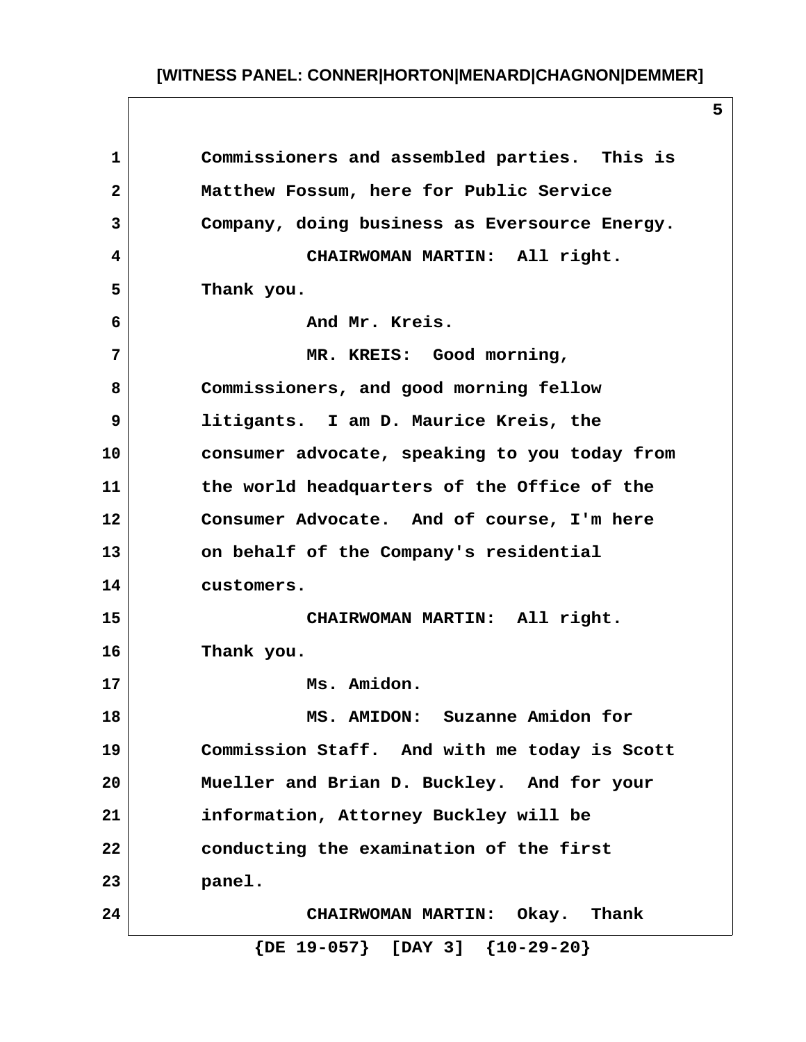Commissioners and assembled parties. This is Matthew Fossum, here for Public Service Company, doing business as Eversource Energy.

CHAIRWOMAN MARTIN: All right. Thank you.

And Mr. Kreis.

MR. KREIS: Good morning, Commissioners, and good morning fellow litigants. I am D. Maurice Kreis, the consumer advocate, speaking to you today from the world headquarters of the Office of the Consumer Advocate. And of course, I'm here on behalf of the Company's residential customers.

CHAIRWOMAN MARTIN: All right. Thank you.

Ms. Amidon.

MS. AMIDON: Suzanne Amidon for Commission Staff. And with me today is Scott Mueller and Brian D. Buckley. And for your information, Attorney Buckley will be conducting the examination of the first panel.

CHAIRWOMAN MARTIN: Okay. Thank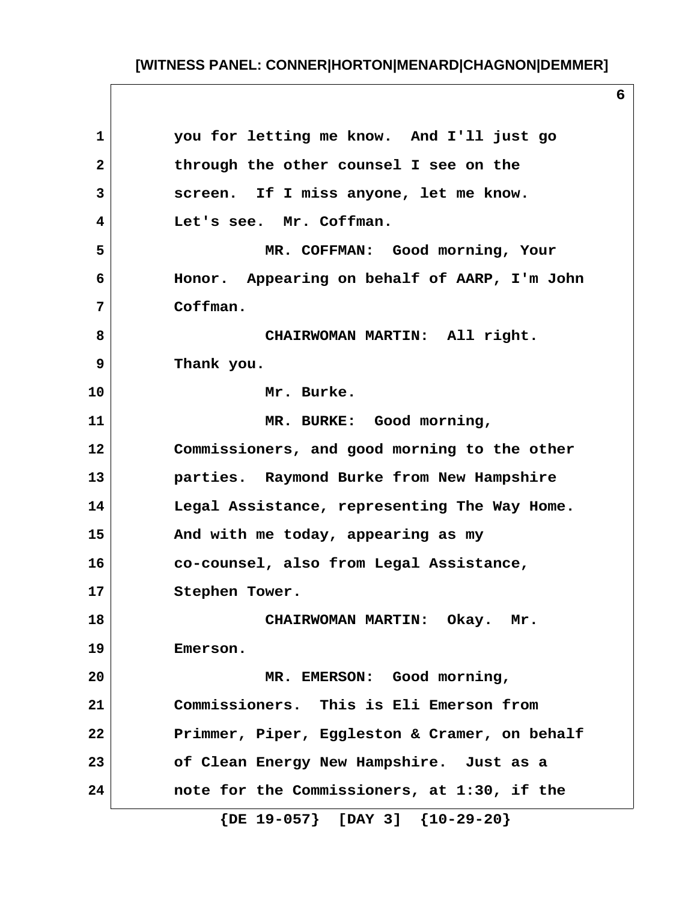you for letting me know. And I'll just go through the other counsel I see on the screen. If I miss anyone, let me know. Let's see. Mr. Coffman.

MR. COFFMAN: Good morning, Your Honor. Appearing on behalf of AARP, I'm John Coffman.

CHAIRWOMAN MARTIN: All right. Thank you.

Mr. Burke.

MR. BURKE: Good morning, Commissioners, and good morning to the other parties. Raymond Burke from New Hampshire Legal Assistance, representing The Way Home. And with me today, appearing as my co-counsel, also from Legal Assistance, Stephen Tower.

CHAIRWOMAN MARTIN: Okay. Mr. Emerson.

MR. EMERSON: Good morning, Commissioners. This is Eli Emerson from Primmer, Piper, Eggleston & Cramer, on behalf of Clean Energy New Hampshire. Just as a note for the Commissioners, at 1:30, if the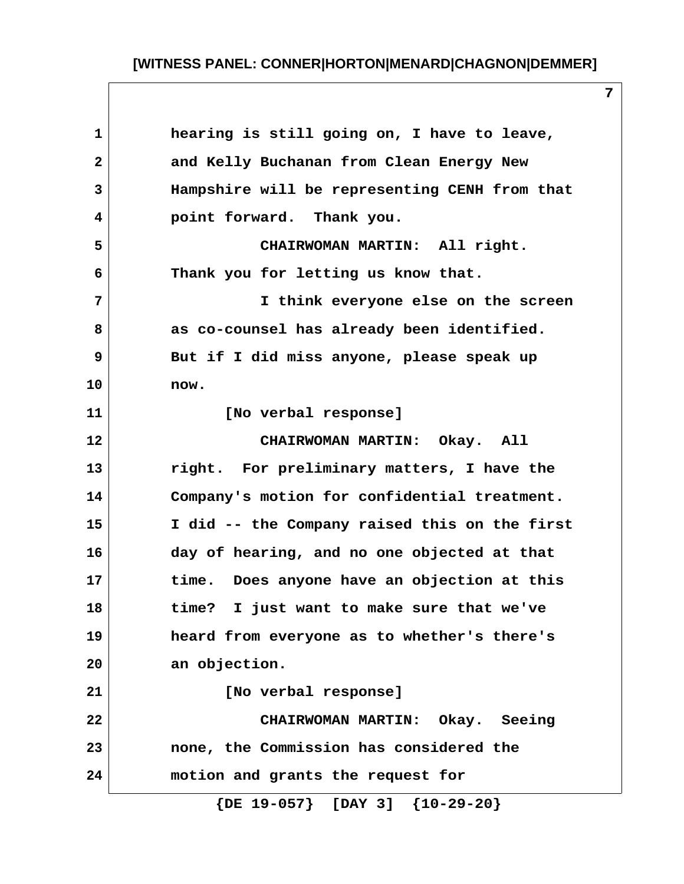hearing is still going on, I have to leave, and Kelly Buchanan from Clean Energy New Hampshire will be representing CENH from that point forward. Thank you.

CHAIRWOMAN MARTIN: All right. Thank you for letting us know that.

I think everyone else on the screen as co-counsel has already been identified. But if I did miss anyone, please speak up now.

[No verbal response]

CHAIRWOMAN MARTIN: Okay. All right. For preliminary matters, I have the Company's motion for confidential treatment. I did -- the Company raised this on the first day of hearing, and no one objected at that time. Does anyone have an objection at this time? I just want to make sure that we've heard from everyone as to whether's there's an objection.

[No verbal response]

CHAIRWOMAN MARTIN: Okay. Seeing none, the Commission has considered the motion and grants the request for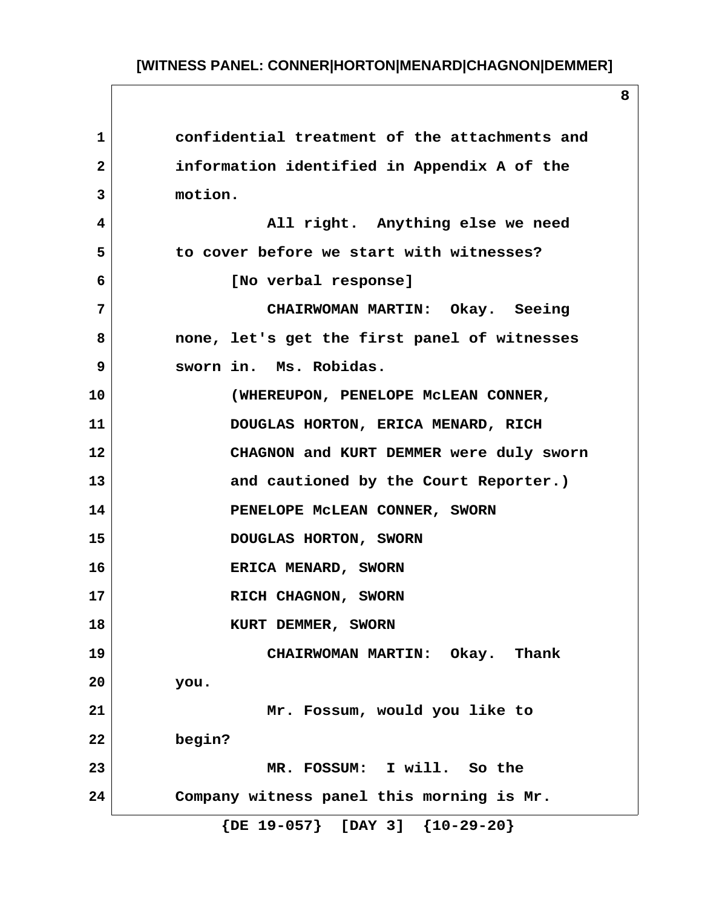confidential treatment of the attachments and information identified in Appendix A of the motion.

All right. Anything else we need to cover before we start with witnesses?

[No verbal response]

CHAIRWOMAN MARTIN: Okay. Seeing none, let's get the first panel of witnesses sworn in. Ms. Robidas.

(WHEREUPON, PENELOPE McLEAN CONNER, DOUGLAS HORTON, ERICA MENARD, RICH CHAGNON and KURT DEMMER were duly sworn and cautioned by the Court Reporter.)

PENELOPE McLEAN CONNER, SWORN

DOUGLAS HORTON, SWORN

ERICA MENARD, SWORN

RICH CHAGNON, SWORN

KURT DEMMER, SWORN

CHAIRWOMAN MARTIN: Okay. Thank you.

Mr. Fossum, would you like to begin?

MR. FOSSUM: I will. So the Company witness panel this morning is Mr.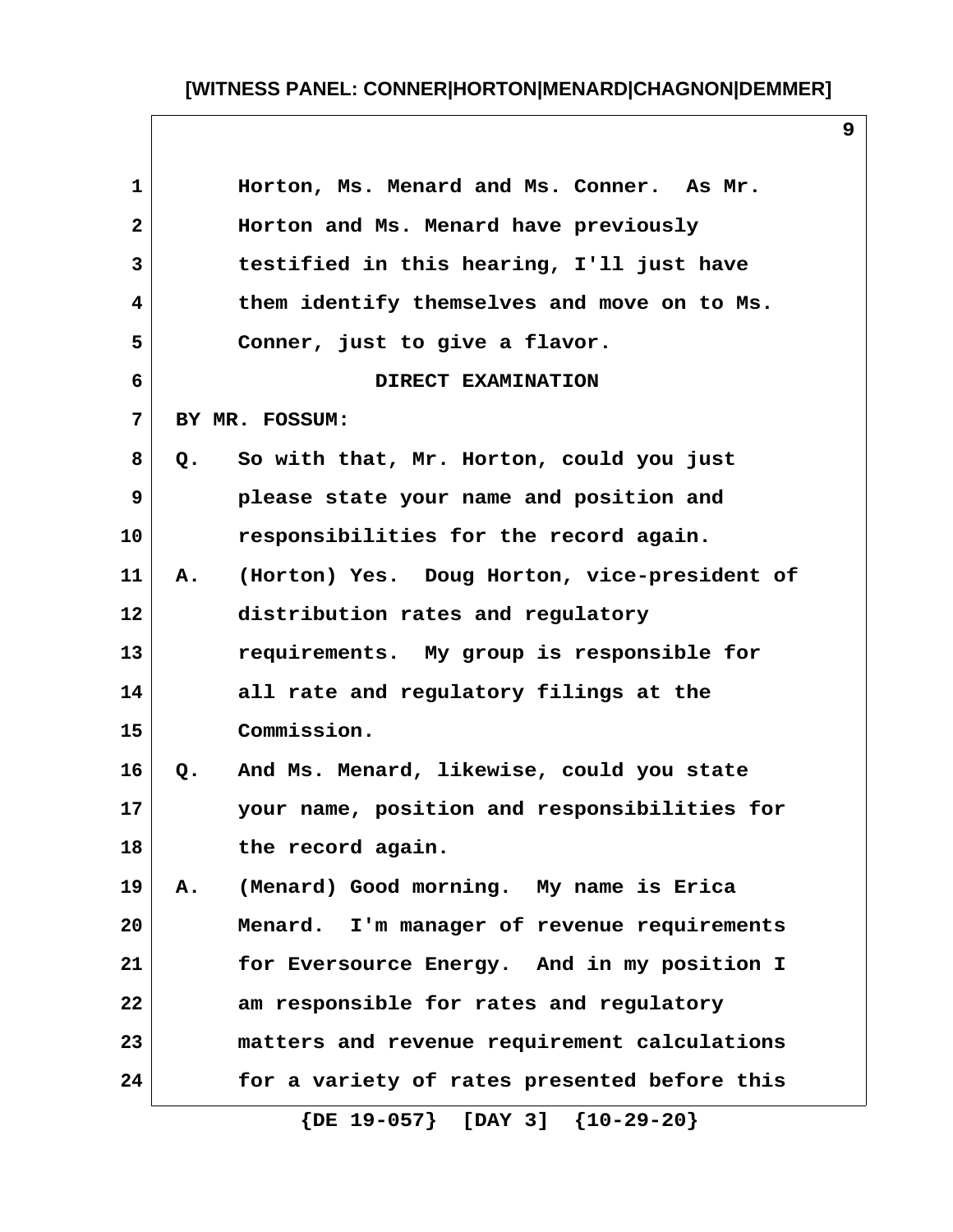Horton, Ms. Menard and Ms. Conner. As Mr. Horton and Ms. Menard have previously testified in this hearing, I'll just have them identify themselves and move on to Ms. Conner, just to give a flavor.

DIRECT EXAMINATION

BY MR. FOSSUM:

Q. So with that, Mr. Horton, could you just please state your name and position and responsibilities for the record again.

A. (Horton) Yes. Doug Horton, vice-president of distribution rates and regulatory requirements. My group is responsible for all rate and regulatory filings at the Commission.

Q. And Ms. Menard, likewise, could you state your name, position and responsibilities for the record again.

A. (Menard) Good morning. My name is Erica Menard. I'm manager of revenue requirements for Eversource Energy. And in my position I am responsible for rates and regulatory matters and revenue requirement calculations for a variety of rates presented before this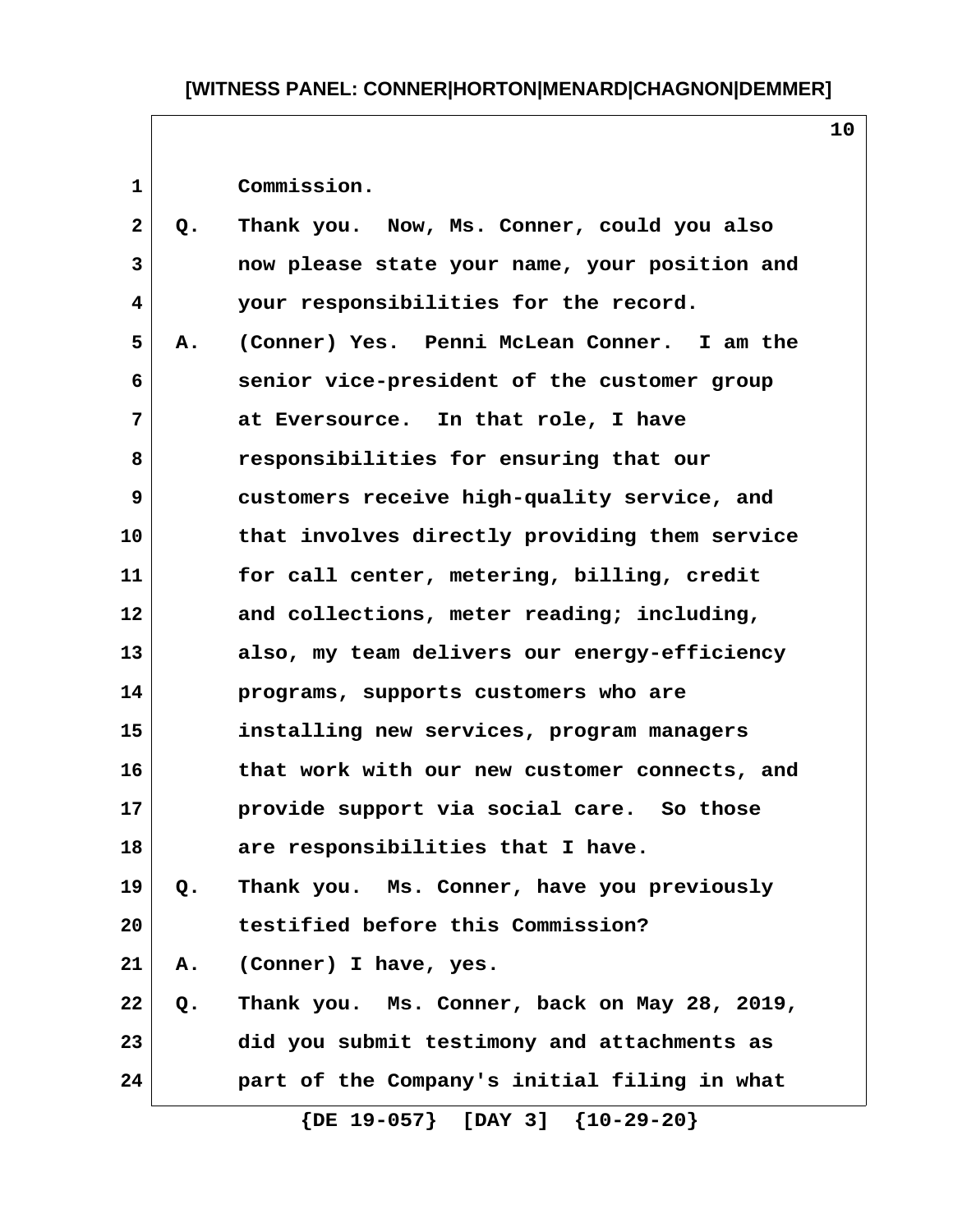Commission.

Q. Thank you. Now, Ms. Conner, could you also now please state your name, your position and your responsibilities for the record.

A. (Conner) Yes. Penni McLean Conner. I am the senior vice-president of the customer group at Eversource. In that role, I have responsibilities for ensuring that our customers receive high-quality service, and that involves directly providing them service for call center, metering, billing, credit and collections, meter reading; including, also, my team delivers our energy-efficiency programs, supports customers who are installing new services, program managers that work with our new customer connects, and provide support via social care. So those are responsibilities that I have.

Q. Thank you. Ms. Conner, have you previously testified before this Commission?

A. (Conner) I have, yes.

Q. Thank you. Ms. Conner, back on May 28, 2019, did you submit testimony and attachments as part of the Company's initial filing in what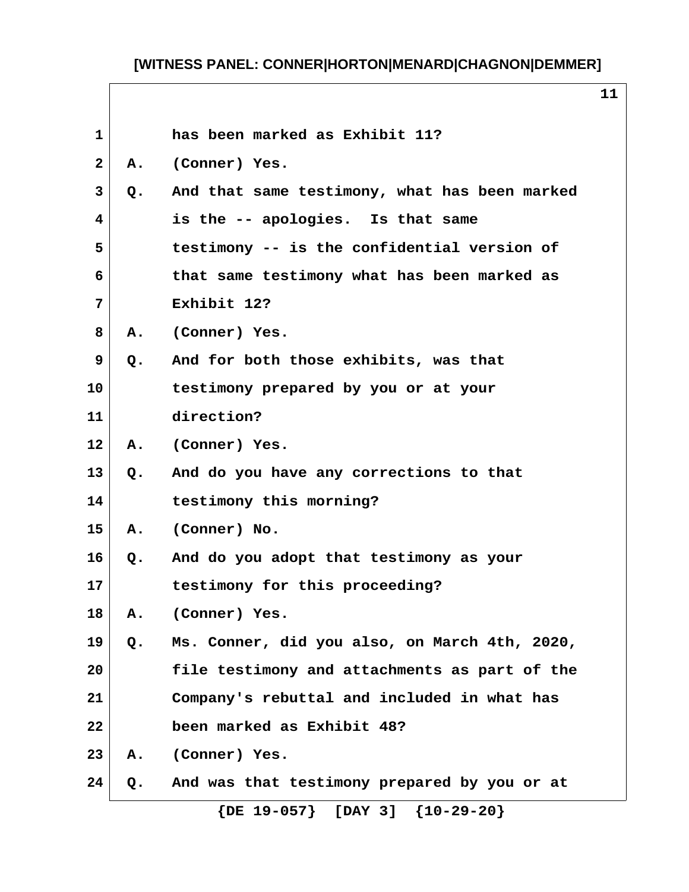has been marked as Exhibit 11?

A. (Conner) Yes.

Q. And that same testimony, what has been marked is the -- apologies. Is that same testimony -- is the confidential version of that same testimony what has been marked as Exhibit 12?

A. (Conner) Yes.

Q. And for both those exhibits, was that testimony prepared by you or at your direction?

A. (Conner) Yes.

Q. And do you have any corrections to that testimony this morning?

A. (Conner) No.

Q. And do you adopt that testimony as your testimony for this proceeding?

A. (Conner) Yes.

Q. Ms. Conner, did you also, on March 4th, 2020, file testimony and attachments as part of the Company's rebuttal and included in what has been marked as Exhibit 48?

A. (Conner) Yes.

Q. And was that testimony prepared by you or at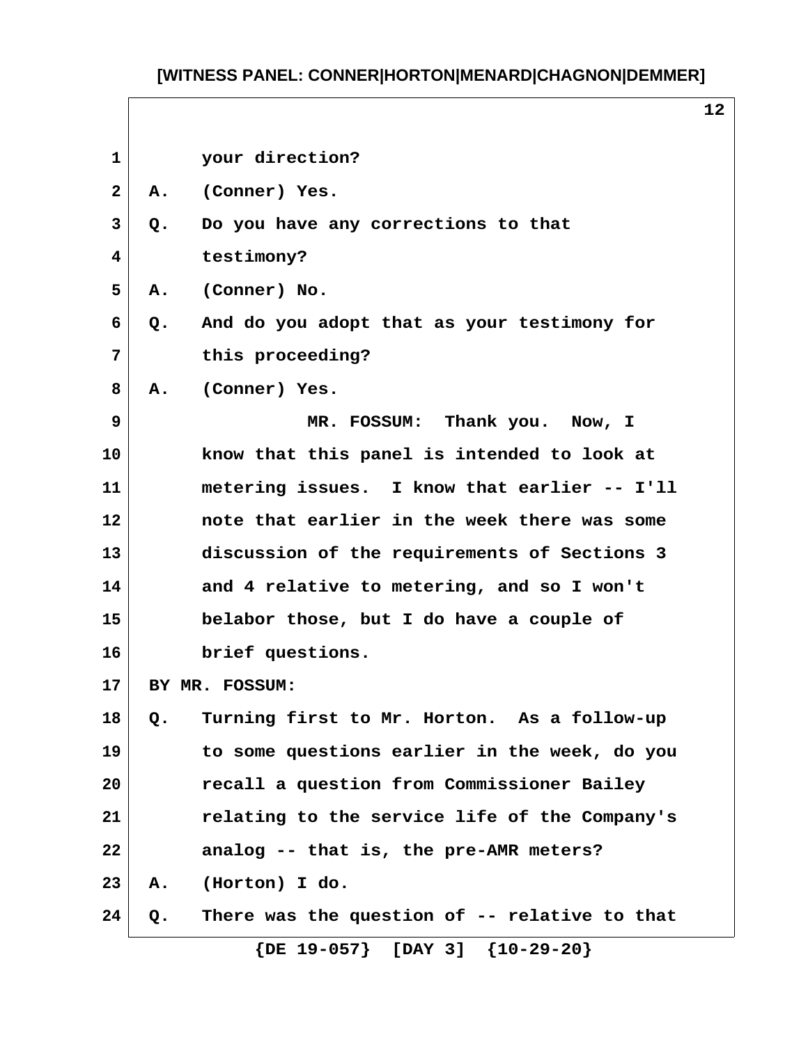your direction?

A. (Conner) Yes.

Q. Do you have any corrections to that testimony?

A. (Conner) No.

Q. And do you adopt that as your testimony for this proceeding?

A. (Conner) Yes.

MR. FOSSUM: Thank you. Now, I know that this panel is intended to look at metering issues. I know that earlier -- I'll note that earlier in the week there was some discussion of the requirements of Sections 3 and 4 relative to metering, and so I won't belabor those, but I do have a couple of brief questions.

BY MR. FOSSUM:

Q. Turning first to Mr. Horton. As a follow-up to some questions earlier in the week, do you recall a question from Commissioner Bailey relating to the service life of the Company's analog -- that is, the pre-AMR meters?

A. (Horton) I do.

Q. There was the question of -- relative to that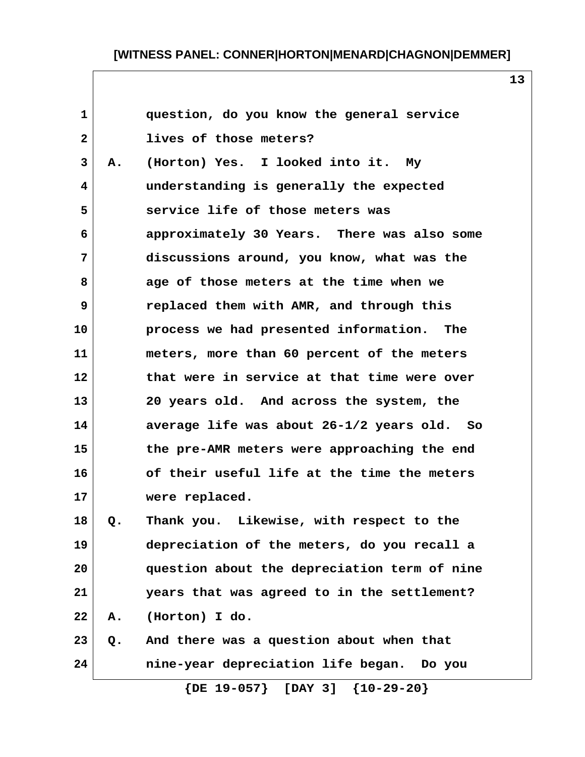question, do you know the general service lives of those meters?

A. (Horton) Yes. I looked into it. My understanding is generally the expected service life of those meters was approximately 30 Years. There was also some discussions around, you know, what was the age of those meters at the time when we replaced them with AMR, and through this process we had presented information. The meters, more than 60 percent of the meters that were in service at that time were over 20 years old. And across the system, the average life was about 26-1/2 years old. So the pre-AMR meters were approaching the end of their useful life at the time the meters were replaced.

Q. Thank you. Likewise, with respect to the depreciation of the meters, do you recall a question about the depreciation term of nine years that was agreed to in the settlement?

A. (Horton) I do.

Q. And there was a question about when that nine-year depreciation life began. Do you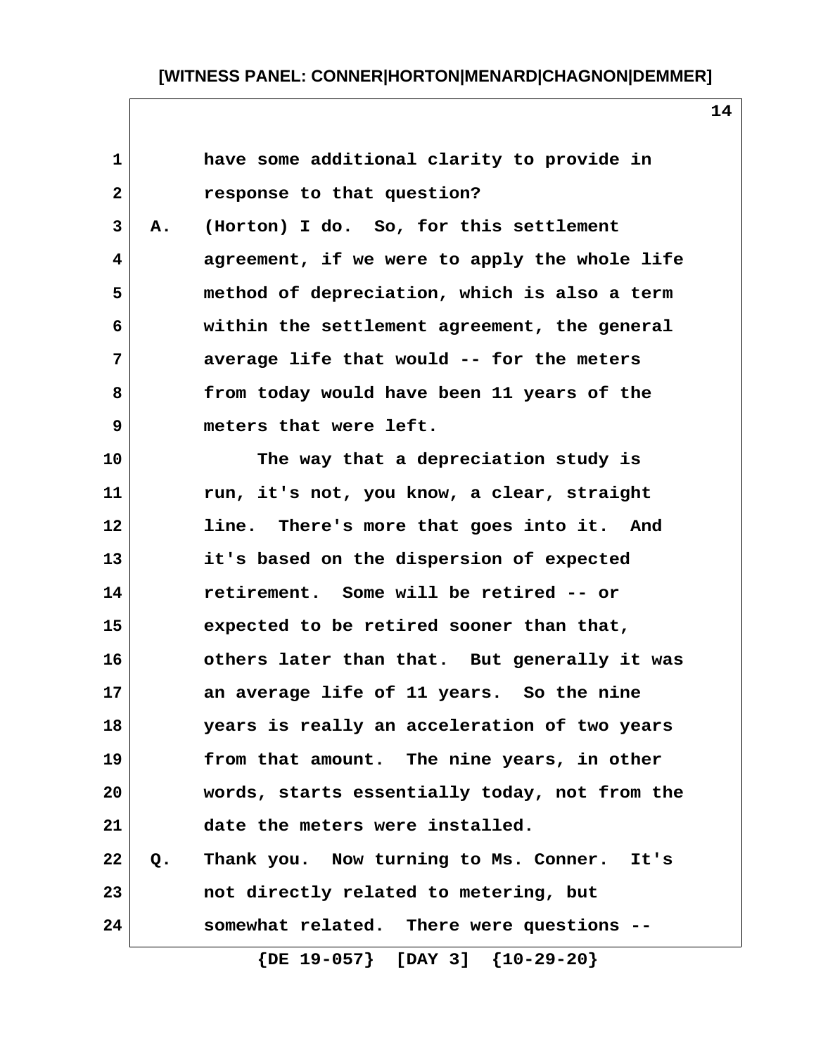have some additional clarity to provide in response to that question?

A. (Horton) I do. So, for this settlement agreement, if we were to apply the whole life method of depreciation, which is also a term within the settlement agreement, the general average life that would -- for the meters from today would have been 11 years of the meters that were left.

The way that a depreciation study is run, it's not, you know, a clear, straight line. There's more that goes into it. And it's based on the dispersion of expected retirement. Some will be retired -- or expected to be retired sooner than that, others later than that. But generally it was an average life of 11 years. So the nine years is really an acceleration of two years from that amount. The nine years, in other words, starts essentially today, not from the date the meters were installed.

Q. Thank you. Now turning to Ms. Conner. It's not directly related to metering, but somewhat related. There were questions --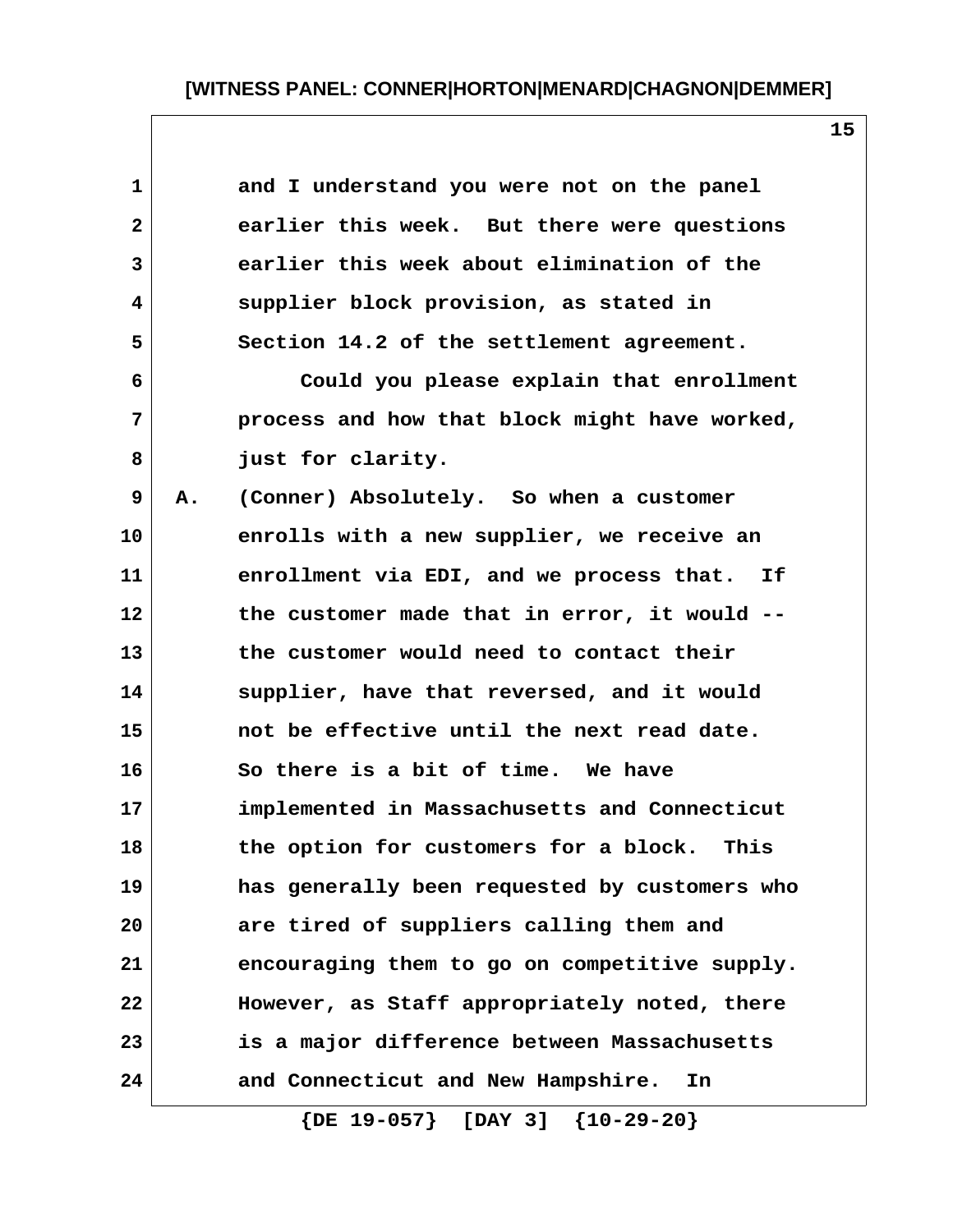and I understand you were not on the panel earlier this week. But there were questions earlier this week about elimination of the supplier block provision, as stated in Section 14.2 of the settlement agreement.

Could you please explain that enrollment process and how that block might have worked, just for clarity.

A. (Conner) Absolutely. So when a customer enrolls with a new supplier, we receive an enrollment via EDI, and we process that. If the customer made that in error, it would -- the customer would need to contact their supplier, have that reversed, and it would not be effective until the next read date. So there is a bit of time. We have implemented in Massachusetts and Connecticut the option for customers for a block. This has generally been requested by customers who are tired of suppliers calling them and encouraging them to go on competitive supply. However, as Staff appropriately noted, there is a major difference between Massachusetts and Connecticut and New Hampshire. In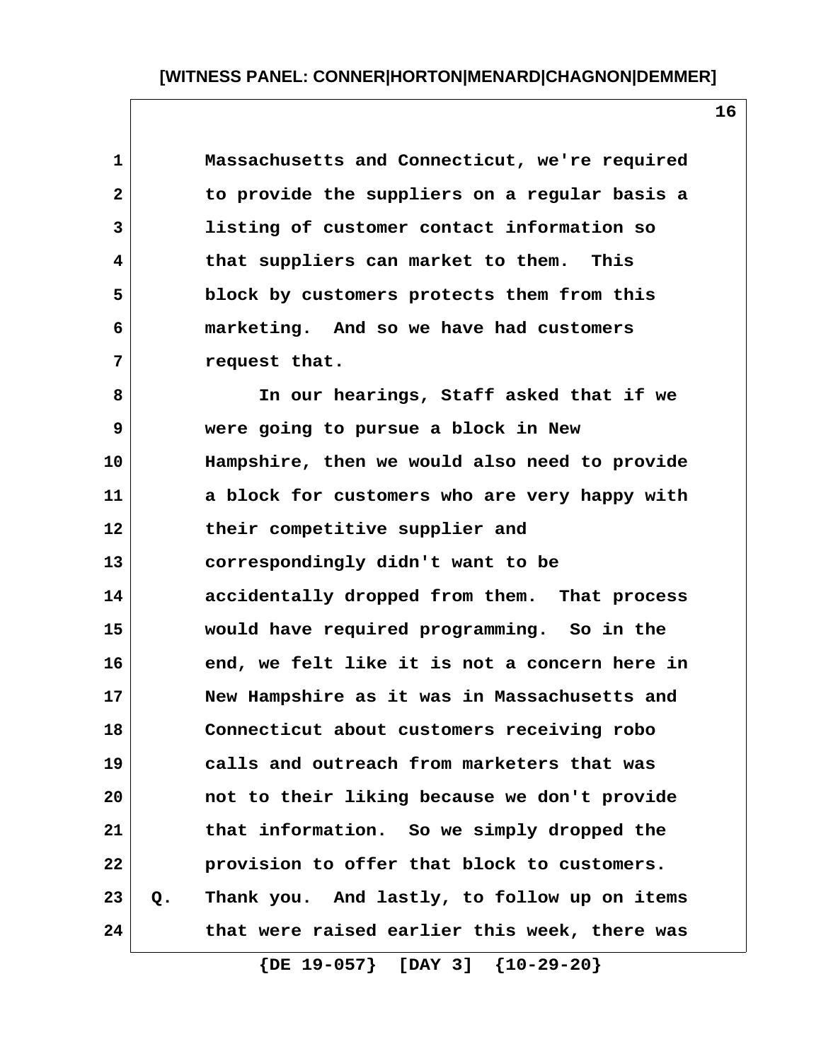Massachusetts and Connecticut, we're required to provide the suppliers on a regular basis a listing of customer contact information so that suppliers can market to them. This block by customers protects them from this marketing. And so we have had customers request that.

In our hearings, Staff asked that if we were going to pursue a block in New Hampshire, then we would also need to provide a block for customers who are very happy with their competitive supplier and correspondingly didn't want to be accidentally dropped from them. That process would have required programming. So in the end, we felt like it is not a concern here in New Hampshire as it was in Massachusetts and Connecticut about customers receiving robo calls and outreach from marketers that was not to their liking because we don't provide that information. So we simply dropped the provision to offer that block to customers.

Q. Thank you. And lastly, to follow up on items that were raised earlier this week, there was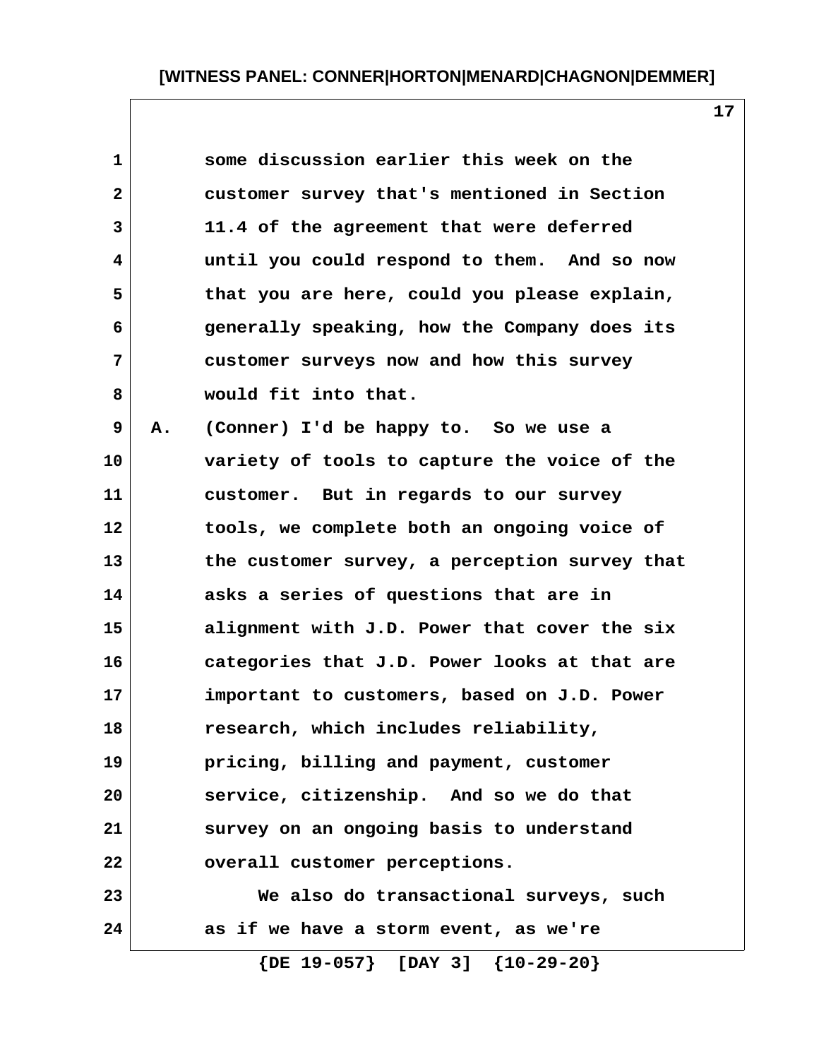some discussion earlier this week on the customer survey that's mentioned in Section 11.4 of the agreement that were deferred until you could respond to them. And so now that you are here, could you please explain, generally speaking, how the Company does its customer surveys now and how this survey would fit into that.

A. (Conner) I'd be happy to. So we use a variety of tools to capture the voice of the customer. But in regards to our survey tools, we complete both an ongoing voice of the customer survey, a perception survey that asks a series of questions that are in alignment with J.D. Power that cover the six categories that J.D. Power looks at that are important to customers, based on J.D. Power research, which includes reliability, pricing, billing and payment, customer service, citizenship. And so we do that survey on an ongoing basis to understand overall customer perceptions.

We also do transactional surveys, such as if we have a storm event, as we're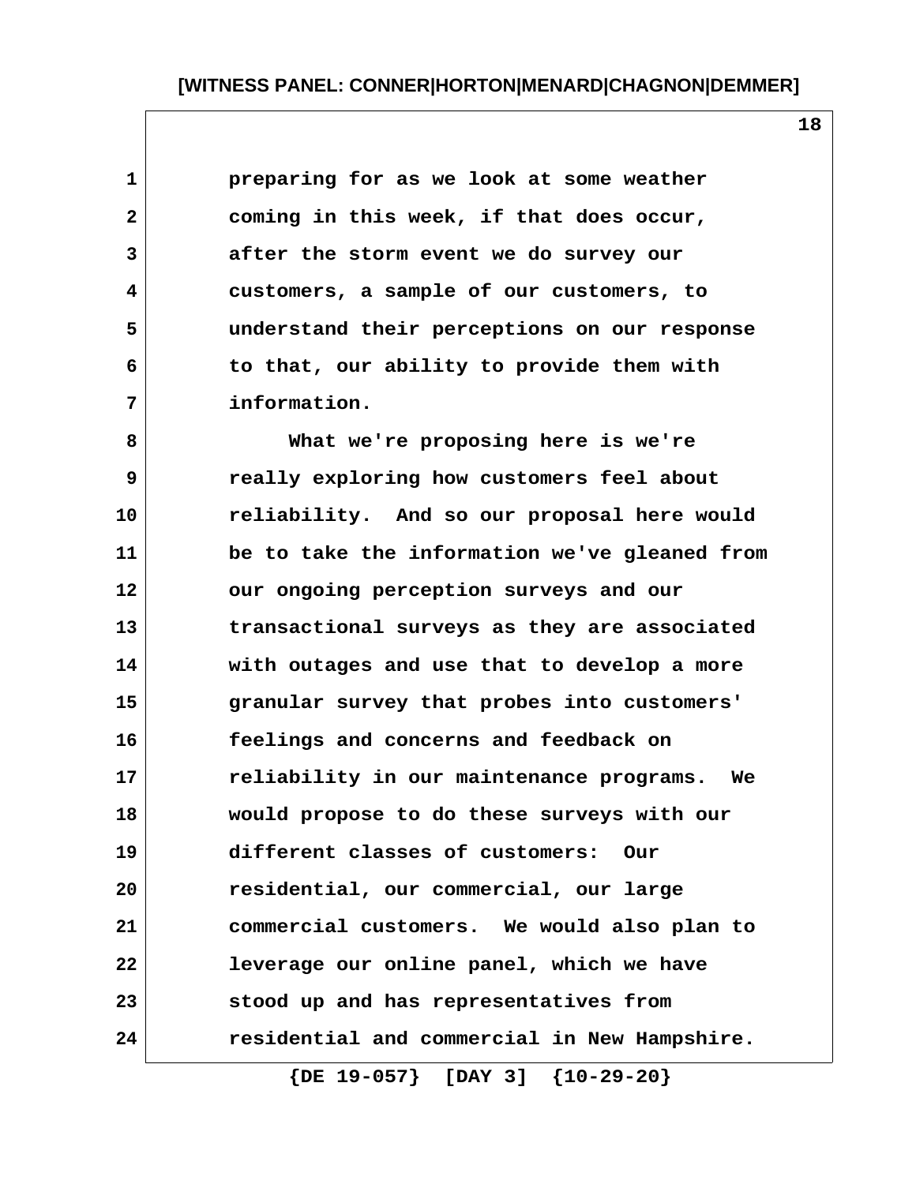preparing for as we look at some weather coming in this week, if that does occur, after the storm event we do survey our customers, a sample of our customers, to understand their perceptions on our response to that, our ability to provide them with information.

What we're proposing here is we're really exploring how customers feel about reliability. And so our proposal here would be to take the information we've gleaned from our ongoing perception surveys and our transactional surveys as they are associated with outages and use that to develop a more granular survey that probes into customers' feelings and concerns and feedback on reliability in our maintenance programs. We would propose to do these surveys with our different classes of customers: Our residential, our commercial, our large commercial customers. We would also plan to leverage our online panel, which we have stood up and has representatives from residential and commercial in New Hampshire.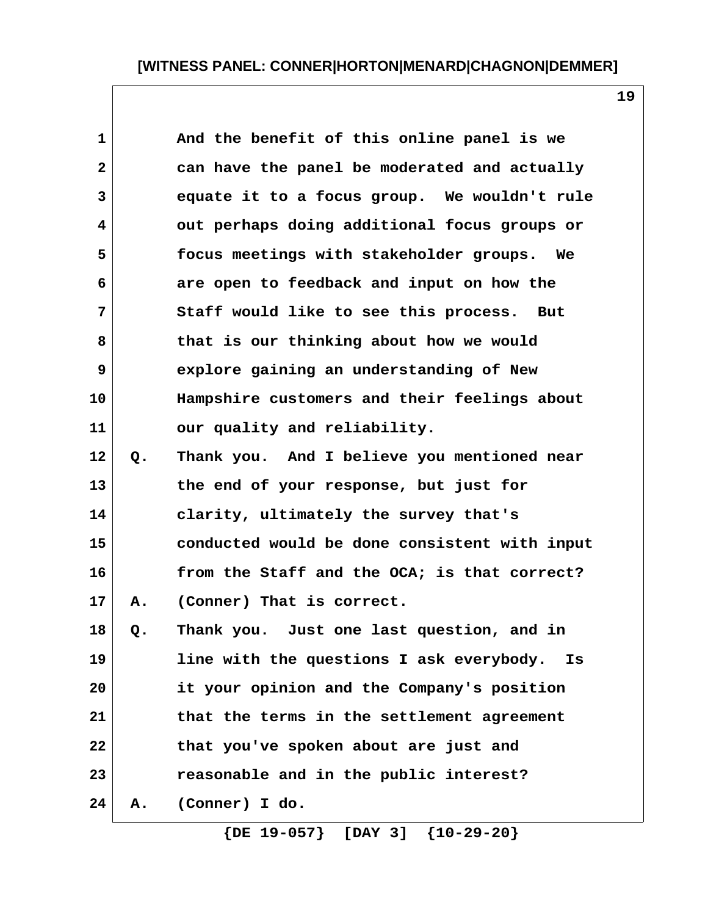And the benefit of this online panel is we can have the panel be moderated and actually equate it to a focus group. We wouldn't rule out perhaps doing additional focus groups or focus meetings with stakeholder groups. We are open to feedback and input on how the Staff would like to see this process. But that is our thinking about how we would explore gaining an understanding of New Hampshire customers and their feelings about our quality and reliability.

Q. Thank you. And I believe you mentioned near the end of your response, but just for clarity, ultimately the survey that's conducted would be done consistent with input from the Staff and the OCA; is that correct?

A. (Conner) That is correct.

Q. Thank you. Just one last question, and in line with the questions I ask everybody. Is it your opinion and the Company's position that the terms in the settlement agreement that you've spoken about are just and reasonable and in the public interest?

A. (Conner) I do.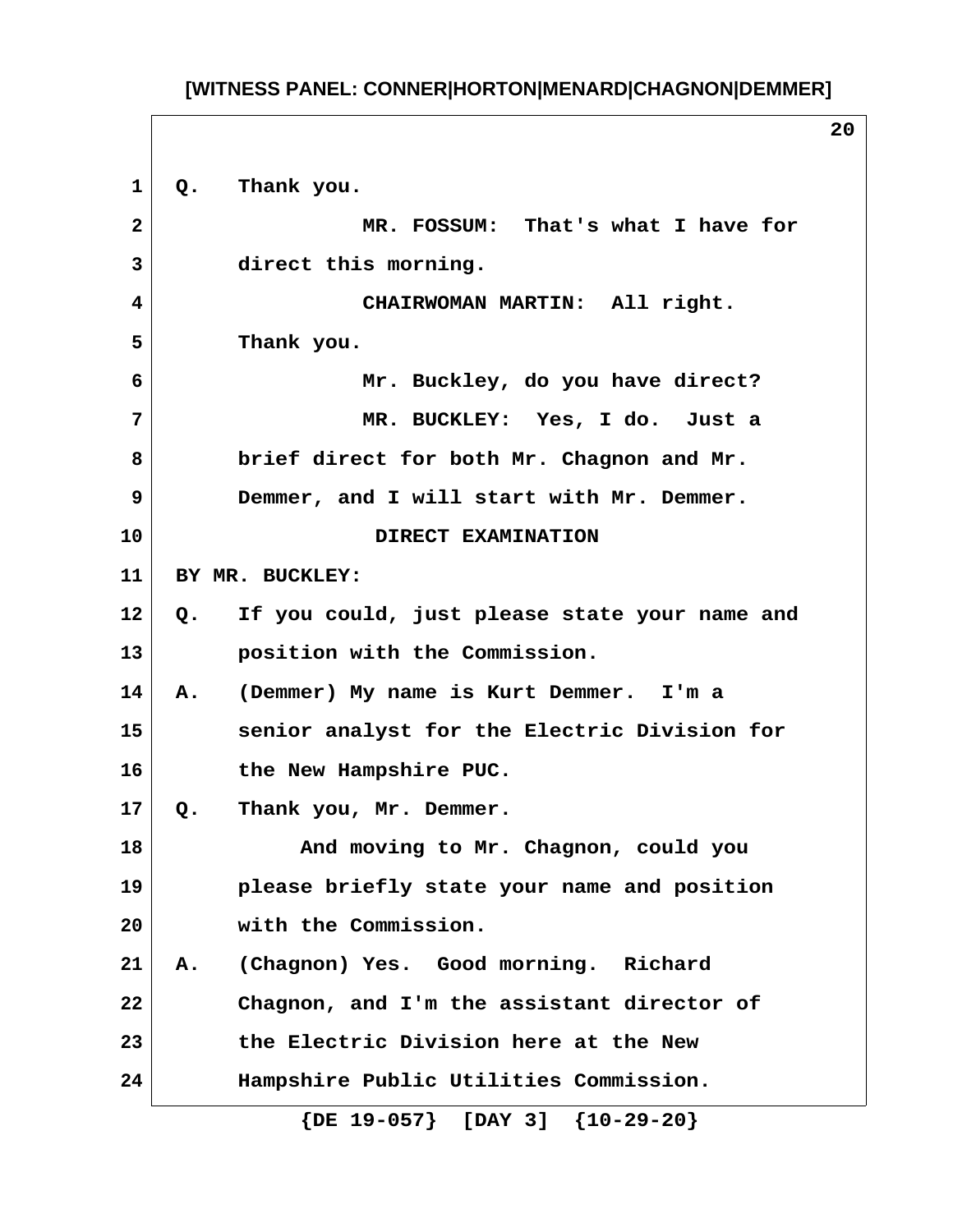Q. Thank you.

MR. FOSSUM: That's what I have for direct this morning.

CHAIRWOMAN MARTIN: All right. Thank you.

Mr. Buckley, do you have direct?

MR. BUCKLEY: Yes, I do. Just a brief direct for both Mr. Chagnon and Mr. Demmer, and I will start with Mr. Demmer.

DIRECT EXAMINATION

BY MR. BUCKLEY:

Q. If you could, just please state your name and position with the Commission.

A. (Demmer) My name is Kurt Demmer. I'm a senior analyst for the Electric Division for the New Hampshire PUC.

Q. Thank you, Mr. Demmer.

And moving to Mr. Chagnon, could you please briefly state your name and position with the Commission.

A. (Chagnon) Yes. Good morning. Richard Chagnon, and I'm the assistant director of the Electric Division here at the New Hampshire Public Utilities Commission.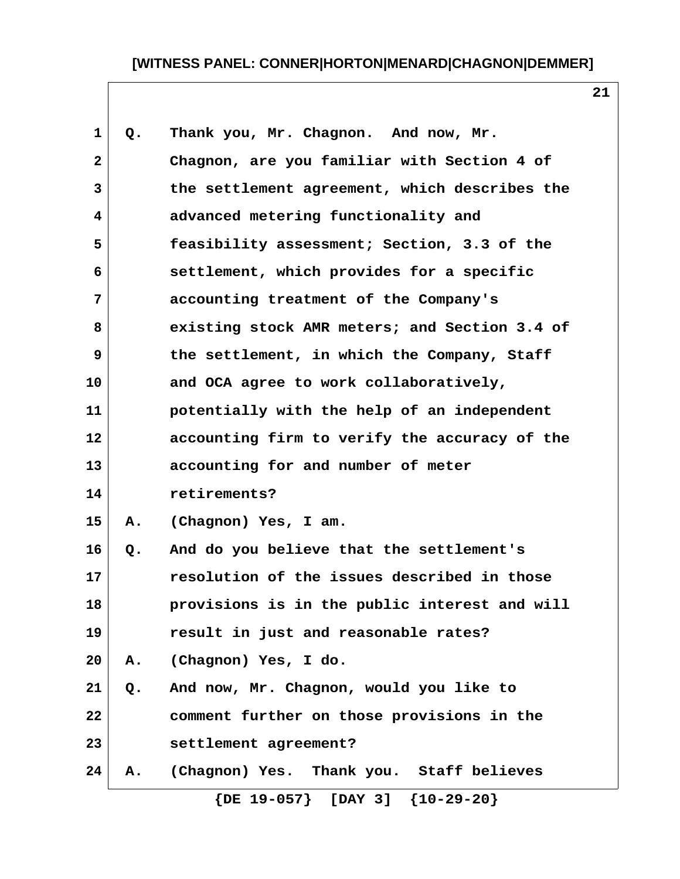Q. Thank you, Mr. Chagnon. And now, Mr. Chagnon, are you familiar with Section 4 of the settlement agreement, which describes the advanced metering functionality and feasibility assessment; Section, 3.3 of the settlement, which provides for a specific accounting treatment of the Company's existing stock AMR meters; and Section 3.4 of the settlement, in which the Company, Staff and OCA agree to work collaboratively, potentially with the help of an independent accounting firm to verify the accuracy of the accounting for and number of meter retirements?

A. (Chagnon) Yes, I am.

Q. And do you believe that the settlement's resolution of the issues described in those provisions is in the public interest and will result in just and reasonable rates?

A. (Chagnon) Yes, I do.

Q. And now, Mr. Chagnon, would you like to comment further on those provisions in the settlement agreement?

A. (Chagnon) Yes. Thank you. Staff believes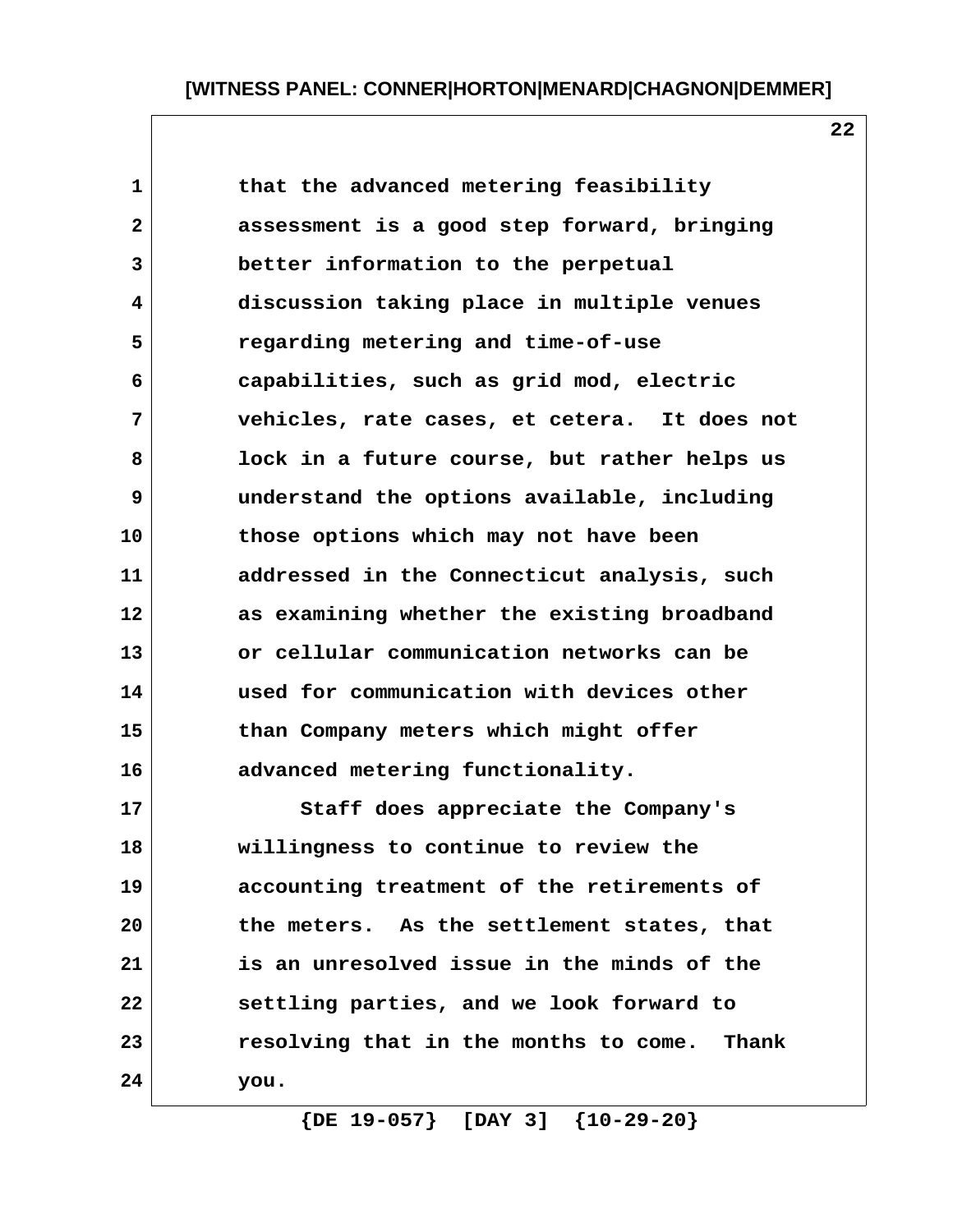that the advanced metering feasibility assessment is a good step forward, bringing better information to the perpetual discussion taking place in multiple venues regarding metering and time-of-use capabilities, such as grid mod, electric vehicles, rate cases, et cetera. It does not lock in a future course, but rather helps us understand the options available, including those options which may not have been addressed in the Connecticut analysis, such as examining whether the existing broadband or cellular communication networks can be used for communication with devices other than Company meters which might offer advanced metering functionality.

Staff does appreciate the Company's willingness to continue to review the accounting treatment of the retirements of the meters. As the settlement states, that is an unresolved issue in the minds of the settling parties, and we look forward to resolving that in the months to come. Thank you.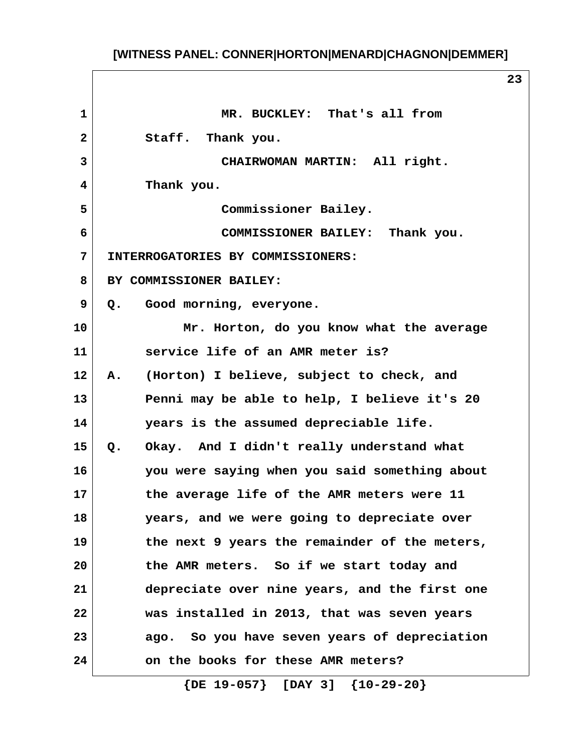MR. BUCKLEY: That's all from Staff. Thank you.

CHAIRWOMAN MARTIN: All right. Thank you.

Commissioner Bailey.

COMMISSIONER BAILEY: Thank you.

INTERROGATORIES BY COMMISSIONERS:

BY COMMISSIONER BAILEY:

Q. Good morning, everyone.

Mr. Horton, do you know what the average service life of an AMR meter is?

A. (Horton) I believe, subject to check, and Penni may be able to help, I believe it's 20 years is the assumed depreciable life.

Q. Okay. And I didn't really understand what you were saying when you said something about the average life of the AMR meters were 11 years, and we were going to depreciate over the next 9 years the remainder of the meters, the AMR meters. So if we start today and depreciate over nine years, and the first one was installed in 2013, that was seven years ago. So you have seven years of depreciation on the books for these AMR meters?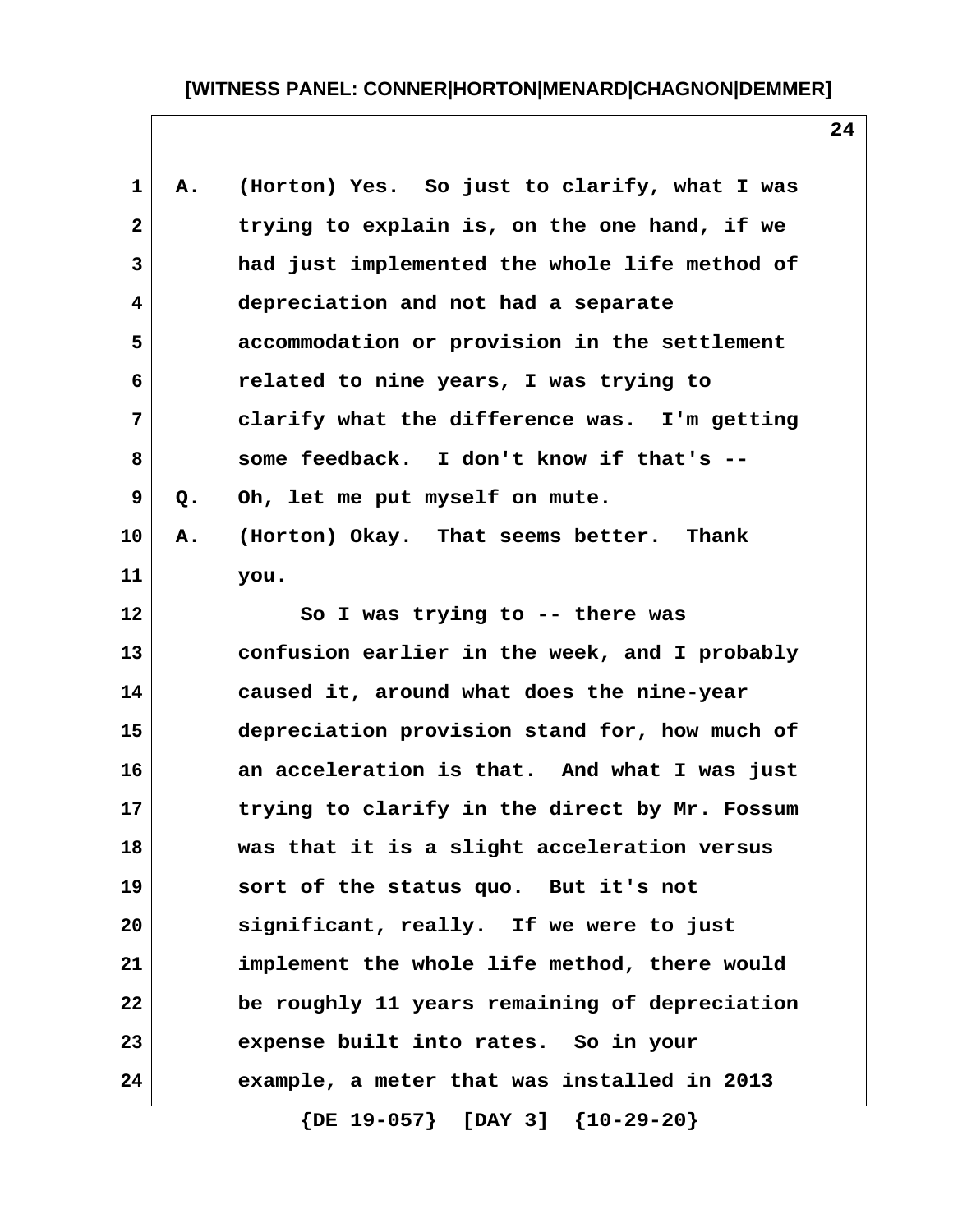A. (Horton) Yes. So just to clarify, what I was trying to explain is, on the one hand, if we had just implemented the whole life method of depreciation and not had a separate accommodation or provision in the settlement related to nine years, I was trying to clarify what the difference was. I'm getting some feedback. I don't know if that's --

Q. Oh, let me put myself on mute.

A. (Horton) Okay. That seems better. Thank you.

So I was trying to -- there was confusion earlier in the week, and I probably caused it, around what does the nine-year depreciation provision stand for, how much of an acceleration is that. And what I was just trying to clarify in the direct by Mr. Fossum was that it is a slight acceleration versus sort of the status quo. But it's not significant, really. If we were to just implement the whole life method, there would be roughly 11 years remaining of depreciation expense built into rates. So in your example, a meter that was installed in 2013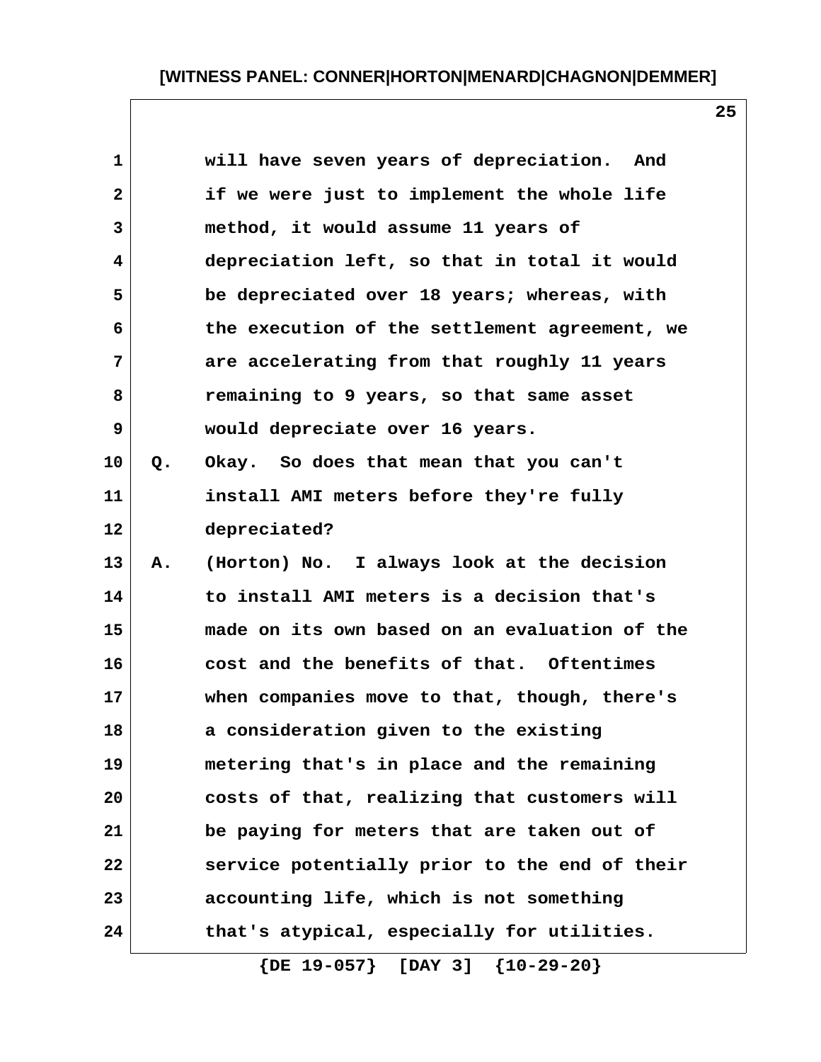will have seven years of depreciation. And if we were just to implement the whole life method, it would assume 11 years of depreciation left, so that in total it would be depreciated over 18 years; whereas, with the execution of the settlement agreement, we are accelerating from that roughly 11 years remaining to 9 years, so that same asset would depreciate over 16 years.

Q. Okay. So does that mean that you can't install AMI meters before they're fully depreciated?

A. (Horton) No. I always look at the decision to install AMI meters is a decision that's made on its own based on an evaluation of the cost and the benefits of that. Oftentimes when companies move to that, though, there's a consideration given to the existing metering that's in place and the remaining costs of that, realizing that customers will be paying for meters that are taken out of service potentially prior to the end of their accounting life, which is not something that's atypical, especially for utilities.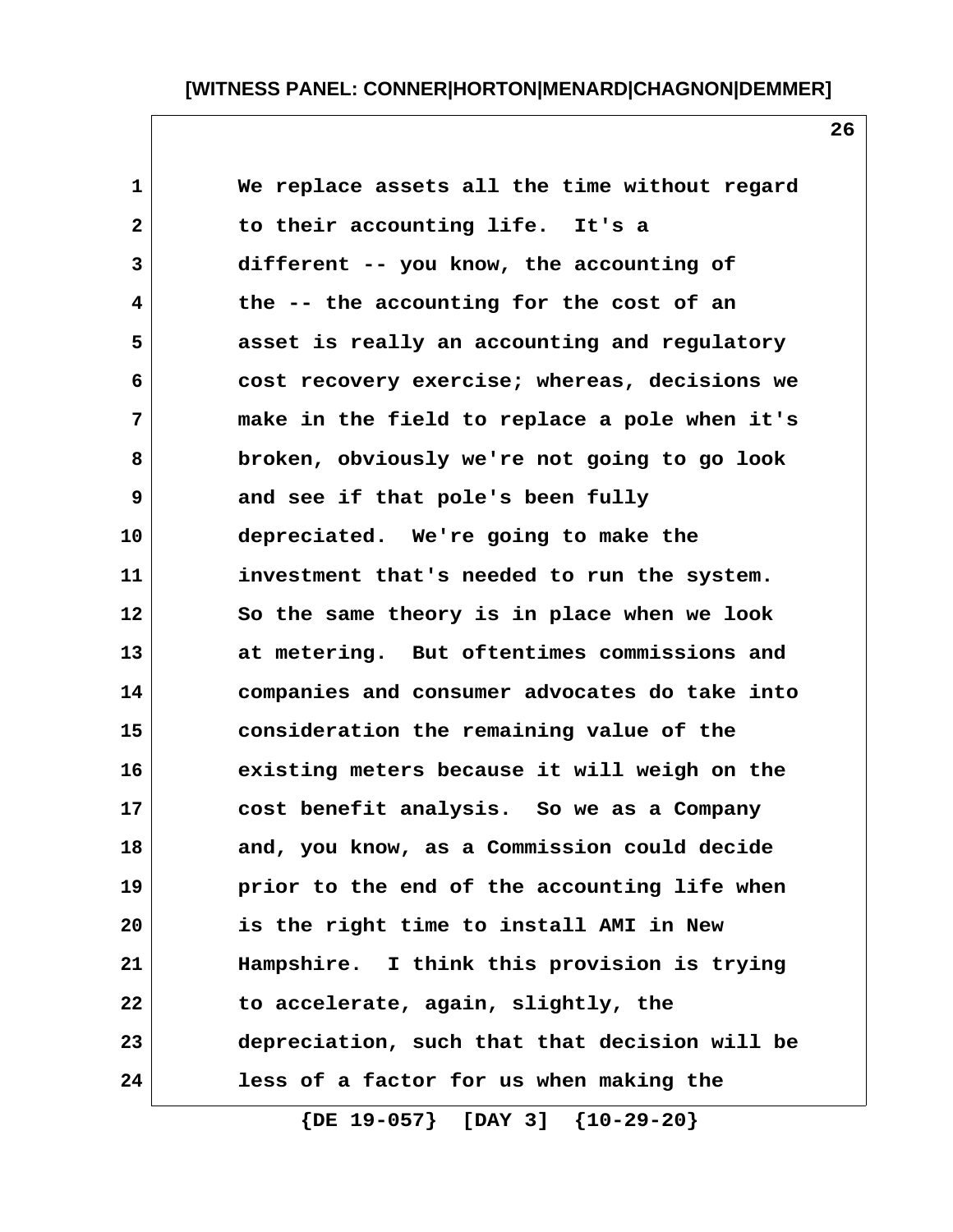We replace assets all the time without regard to their accounting life. It's a different -- you know, the accounting of the -- the accounting for the cost of an asset is really an accounting and regulatory cost recovery exercise; whereas, decisions we make in the field to replace a pole when it's broken, obviously we're not going to go look and see if that pole's been fully depreciated. We're going to make the investment that's needed to run the system. So the same theory is in place when we look at metering. But oftentimes commissions and companies and consumer advocates do take into consideration the remaining value of the existing meters because it will weigh on the cost benefit analysis. So we as a Company and, you know, as a Commission could decide prior to the end of the accounting life when is the right time to install AMI in New Hampshire. I think this provision is trying to accelerate, again, slightly, the depreciation, such that that decision will be less of a factor for us when making the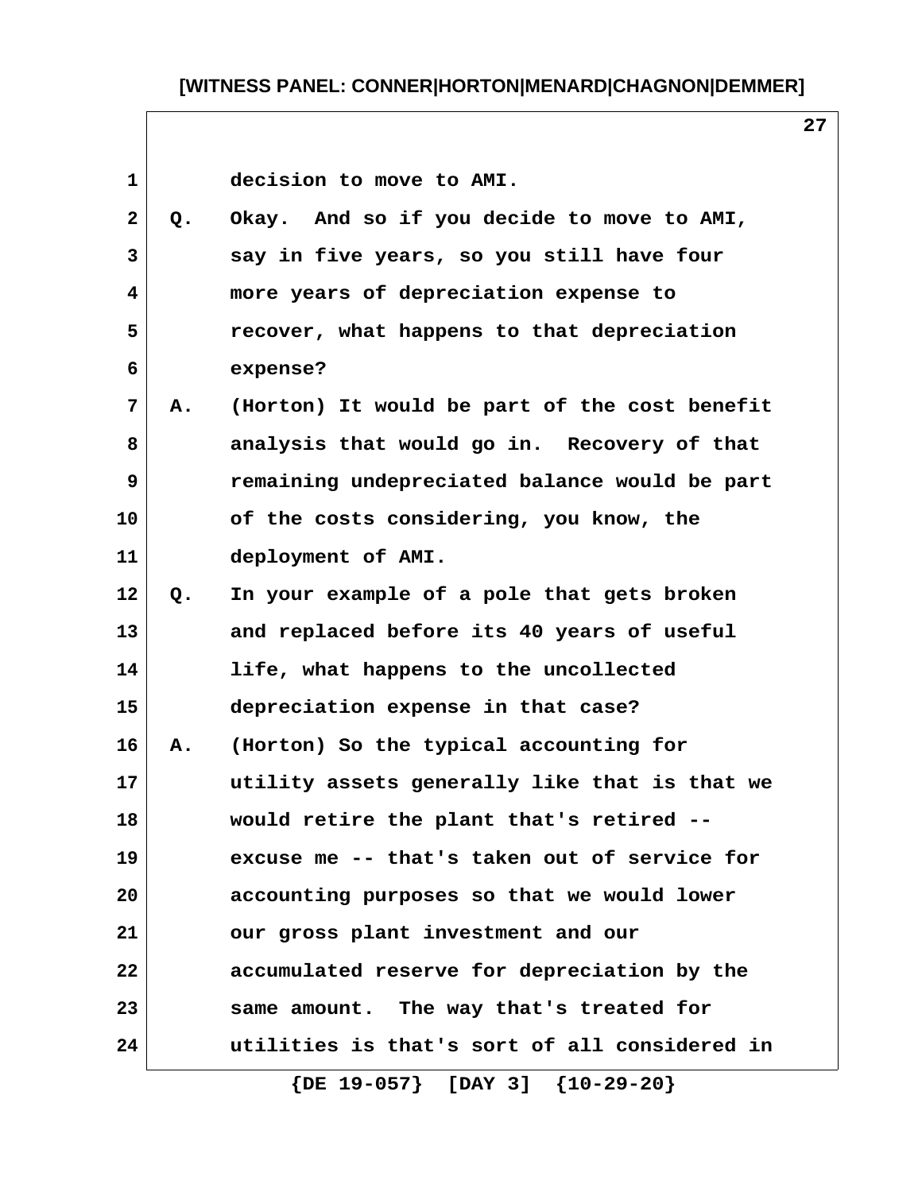decision to move to AMI.

Q. Okay. And so if you decide to move to AMI, say in five years, so you still have four more years of depreciation expense to recover, what happens to that depreciation expense?

A. (Horton) It would be part of the cost benefit analysis that would go in. Recovery of that remaining undepreciated balance would be part of the costs considering, you know, the deployment of AMI.

Q. In your example of a pole that gets broken and replaced before its 40 years of useful life, what happens to the uncollected depreciation expense in that case?

A. (Horton) So the typical accounting for utility assets generally like that is that we would retire the plant that's retired -- excuse me -- that's taken out of service for accounting purposes so that we would lower our gross plant investment and our accumulated reserve for depreciation by the same amount. The way that's treated for utilities is that's sort of all considered in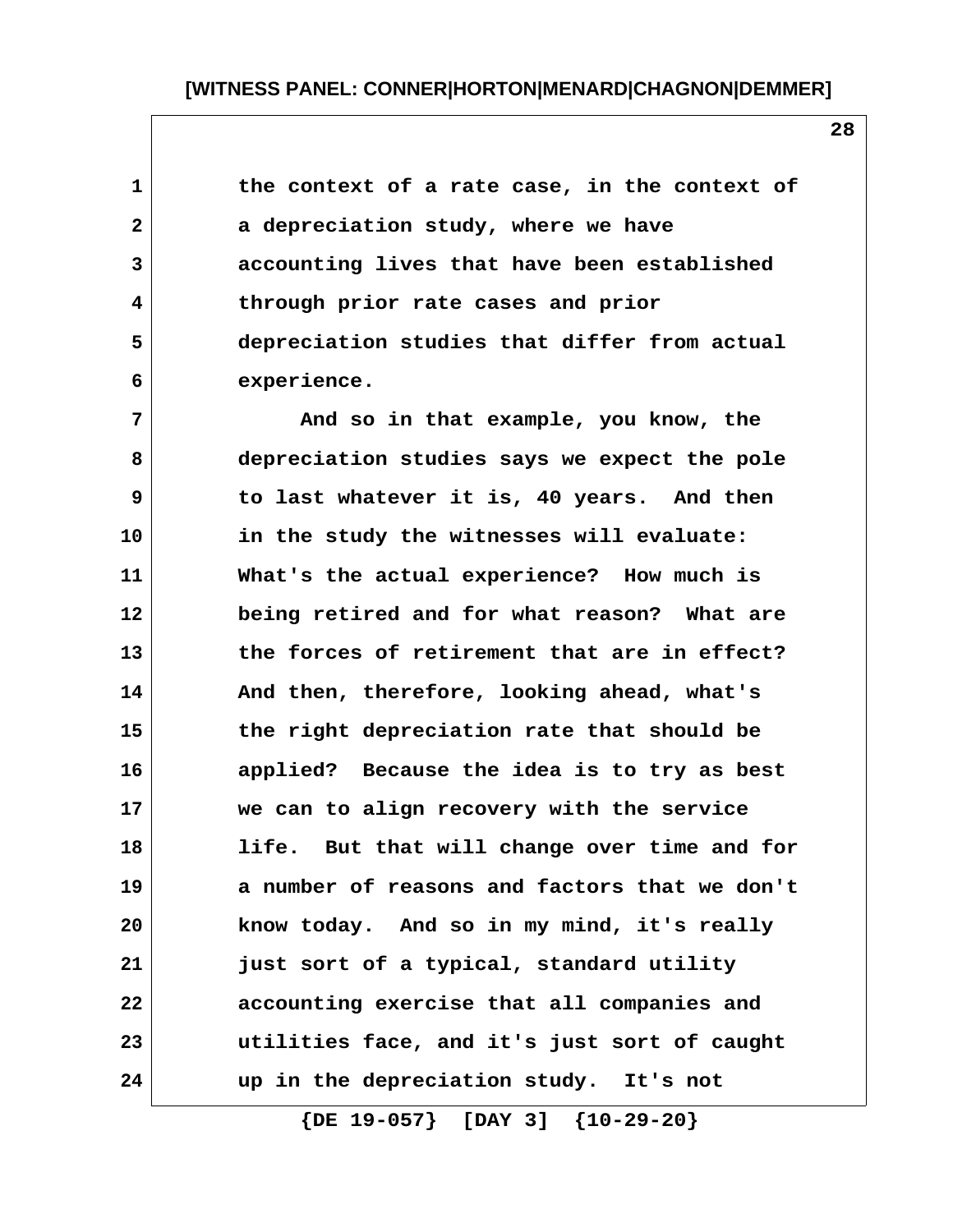the context of a rate case, in the context of a depreciation study, where we have accounting lives that have been established through prior rate cases and prior depreciation studies that differ from actual experience.

And so in that example, you know, the depreciation studies says we expect the pole to last whatever it is, 40 years. And then in the study the witnesses will evaluate: What's the actual experience? How much is being retired and for what reason? What are the forces of retirement that are in effect? And then, therefore, looking ahead, what's the right depreciation rate that should be applied? Because the idea is to try as best we can to align recovery with the service life. But that will change over time and for a number of reasons and factors that we don't know today. And so in my mind, it's really just sort of a typical, standard utility accounting exercise that all companies and utilities face, and it's just sort of caught up in the depreciation study. It's not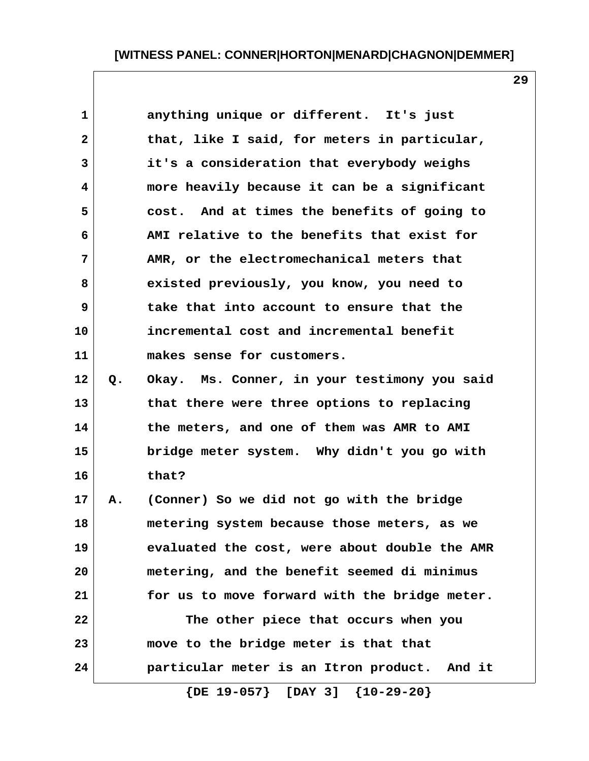anything unique or different. It's just that, like I said, for meters in particular, it's a consideration that everybody weighs more heavily because it can be a significant cost. And at times the benefits of going to AMI relative to the benefits that exist for AMR, or the electromechanical meters that existed previously, you know, you need to take that into account to ensure that the incremental cost and incremental benefit makes sense for customers.

Q. Okay. Ms. Conner, in your testimony you said that there were three options to replacing the meters, and one of them was AMR to AMI bridge meter system. Why didn't you go with that?

A. (Conner) So we did not go with the bridge metering system because those meters, as we evaluated the cost, were about double the AMR metering, and the benefit seemed di minimus for us to move forward with the bridge meter.

The other piece that occurs when you move to the bridge meter is that that particular meter is an Itron product. And it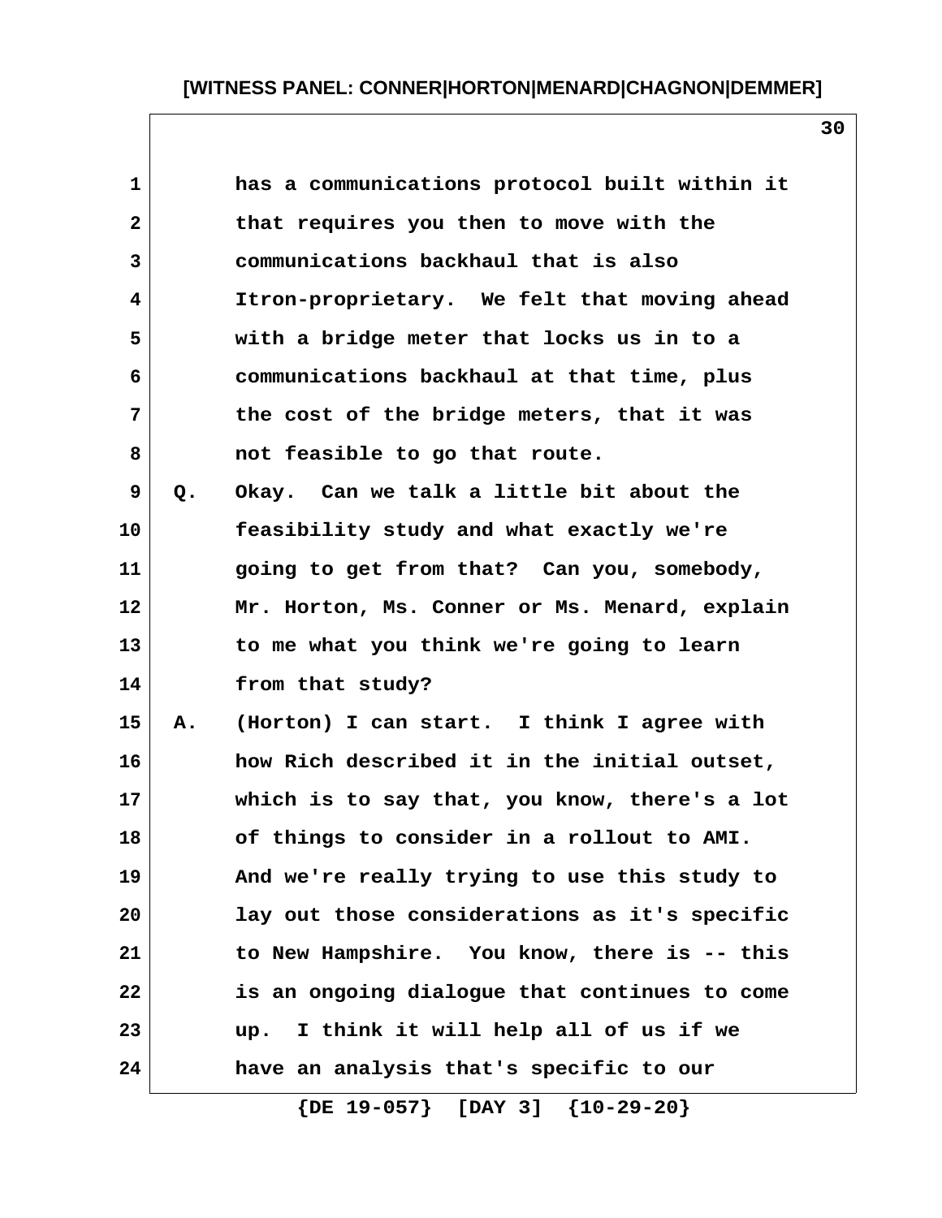has a communications protocol built within it that requires you then to move with the communications backhaul that is also Itron-proprietary. We felt that moving ahead with a bridge meter that locks us in to a communications backhaul at that time, plus the cost of the bridge meters, that it was not feasible to go that route.

Q. Okay. Can we talk a little bit about the feasibility study and what exactly we're going to get from that? Can you, somebody, Mr. Horton, Ms. Conner or Ms. Menard, explain to me what you think we're going to learn from that study?

A. (Horton) I can start. I think I agree with how Rich described it in the initial outset, which is to say that, you know, there's a lot of things to consider in a rollout to AMI. And we're really trying to use this study to lay out those considerations as it's specific to New Hampshire. You know, there is -- this is an ongoing dialogue that continues to come up. I think it will help all of us if we have an analysis that's specific to our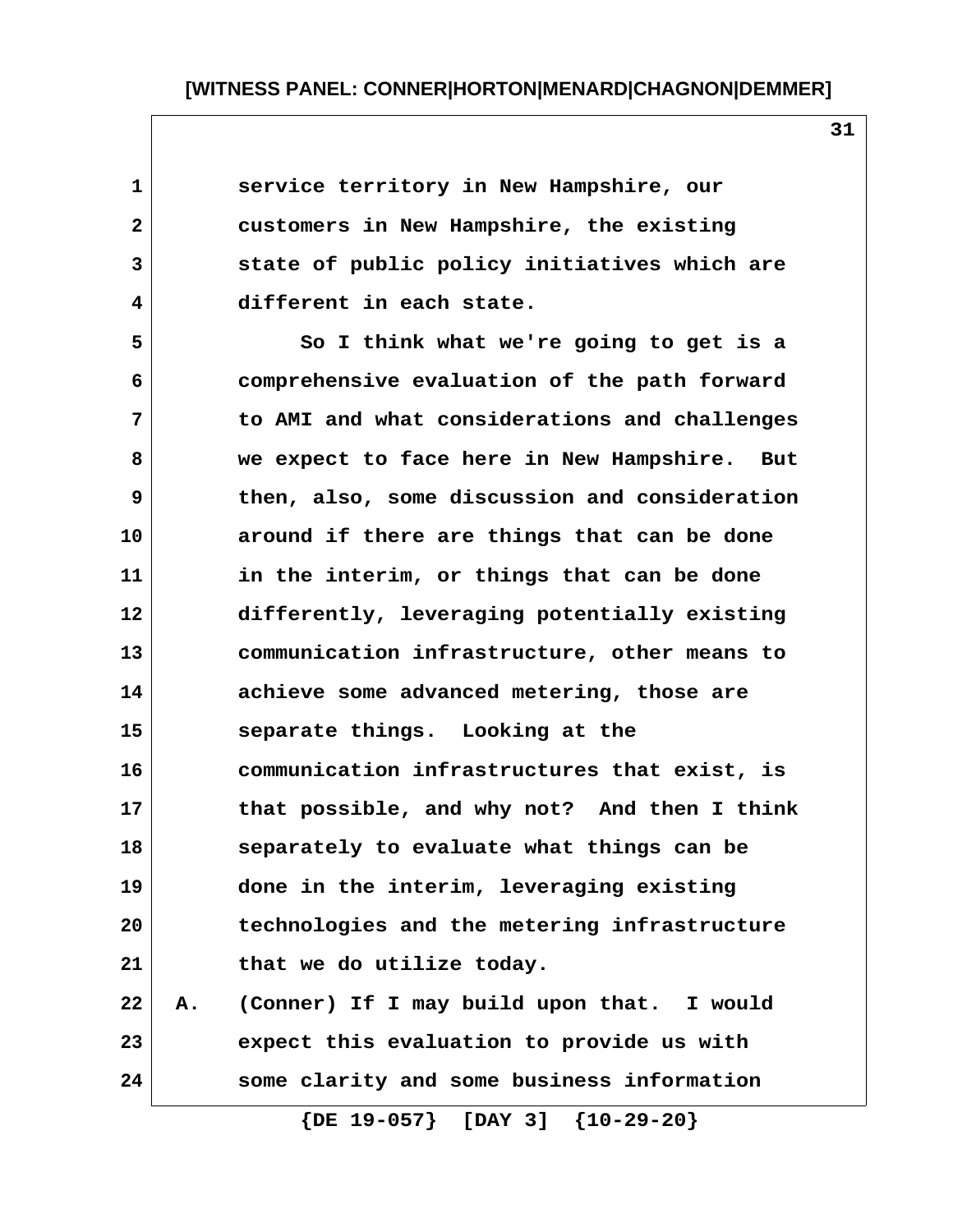service territory in New Hampshire, our customers in New Hampshire, the existing state of public policy initiatives which are different in each state.

So I think what we're going to get is a comprehensive evaluation of the path forward to AMI and what considerations and challenges we expect to face here in New Hampshire. But then, also, some discussion and consideration around if there are things that can be done in the interim, or things that can be done differently, leveraging potentially existing communication infrastructure, other means to achieve some advanced metering, those are separate things. Looking at the communication infrastructures that exist, is that possible, and why not? And then I think separately to evaluate what things can be done in the interim, leveraging existing technologies and the metering infrastructure that we do utilize today.

A. (Conner) If I may build upon that. I would expect this evaluation to provide us with some clarity and some business information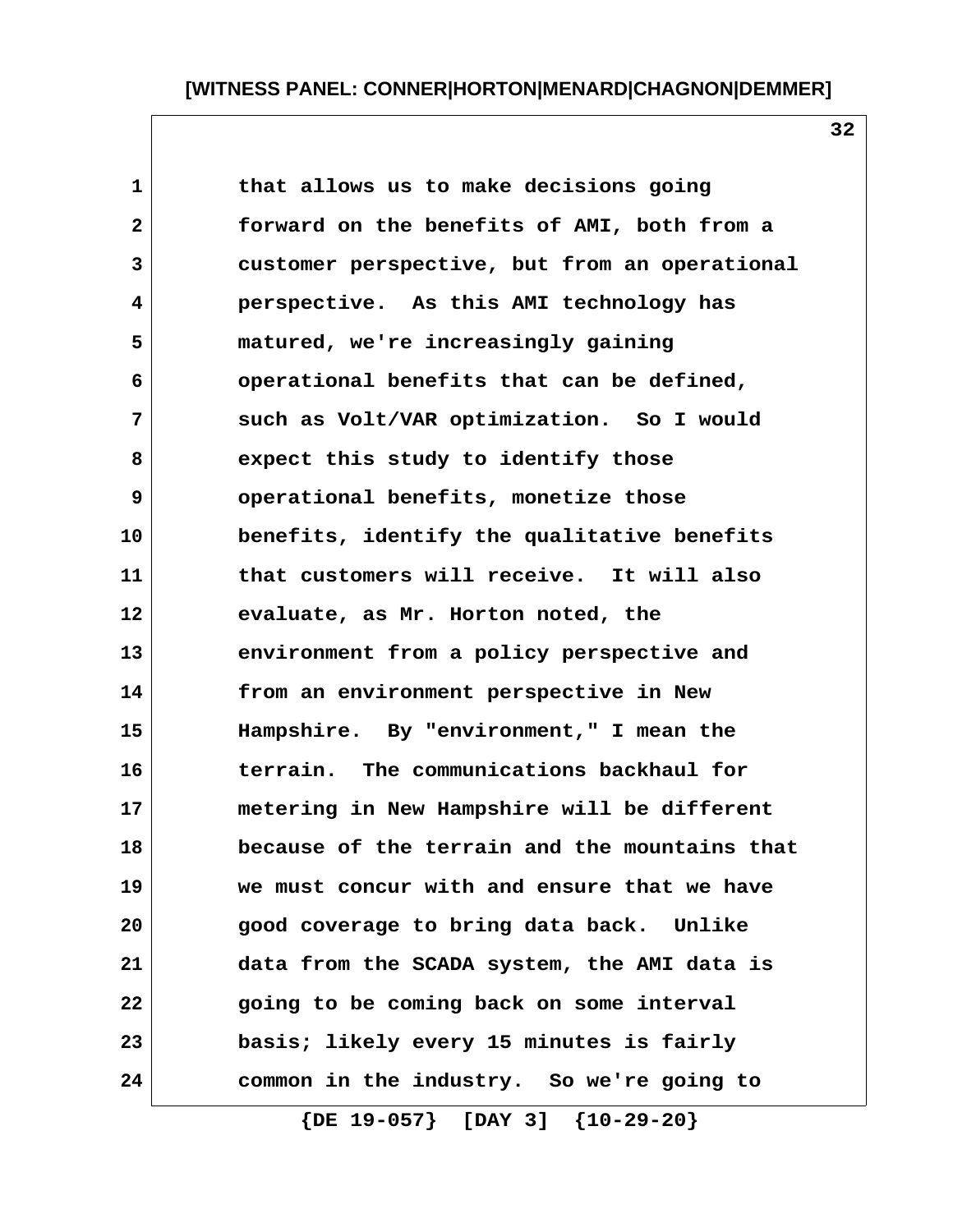that allows us to make decisions going forward on the benefits of AMI, both from a customer perspective, but from an operational perspective. As this AMI technology has matured, we're increasingly gaining operational benefits that can be defined, such as Volt/VAR optimization. So I would expect this study to identify those operational benefits, monetize those benefits, identify the qualitative benefits that customers will receive. It will also evaluate, as Mr. Horton noted, the environment from a policy perspective and from an environment perspective in New Hampshire. By "environment," I mean the terrain. The communications backhaul for metering in New Hampshire will be different because of the terrain and the mountains that we must concur with and ensure that we have good coverage to bring data back. Unlike data from the SCADA system, the AMI data is going to be coming back on some interval basis; likely every 15 minutes is fairly common in the industry. So we're going to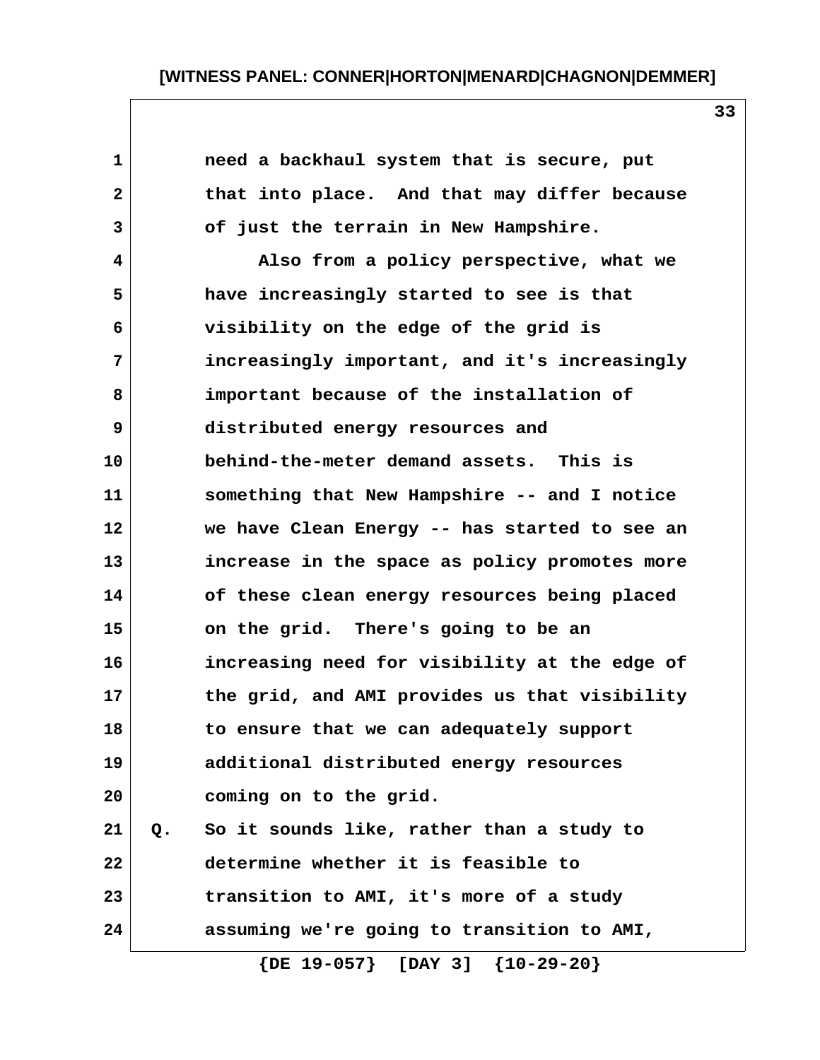need a backhaul system that is secure, put that into place. And that may differ because of just the terrain in New Hampshire.

Also from a policy perspective, what we have increasingly started to see is that visibility on the edge of the grid is increasingly important, and it's increasingly important because of the installation of distributed energy resources and behind-the-meter demand assets. This is something that New Hampshire -- and I notice we have Clean Energy -- has started to see an increase in the space as policy promotes more of these clean energy resources being placed on the grid. There's going to be an increasing need for visibility at the edge of the grid, and AMI provides us that visibility to ensure that we can adequately support additional distributed energy resources coming on to the grid.

Q. So it sounds like, rather than a study to determine whether it is feasible to transition to AMI, it's more of a study assuming we're going to transition to AMI,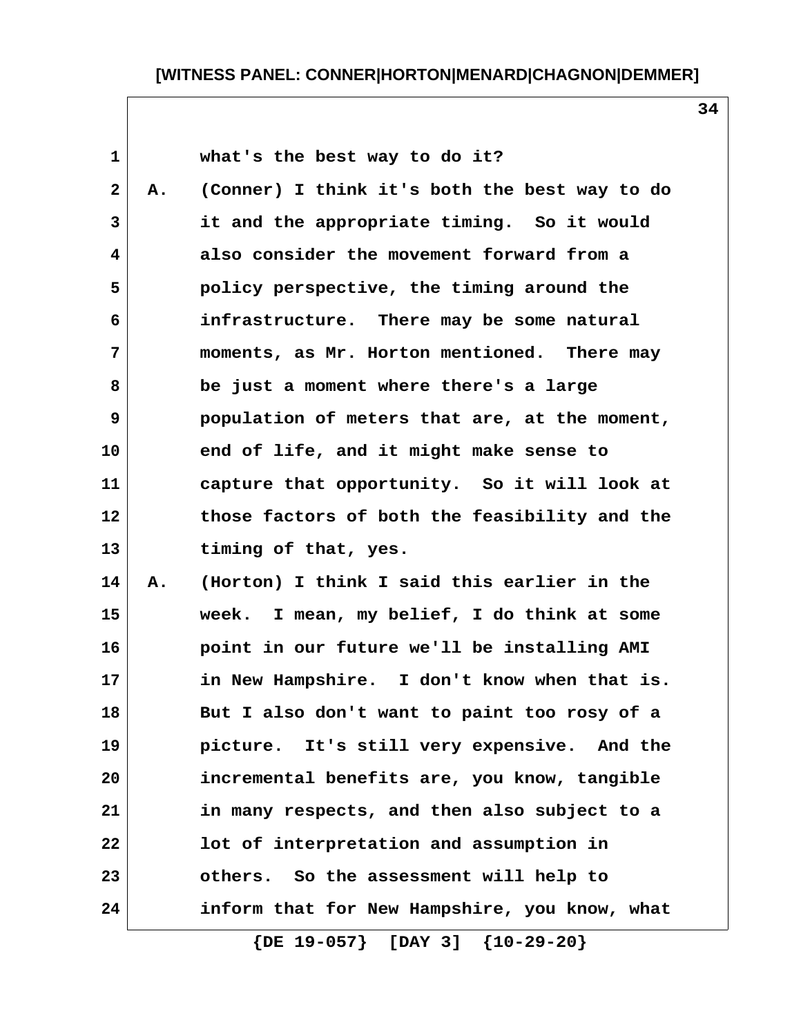what's the best way to do it?

A. (Conner) I think it's both the best way to do it and the appropriate timing. So it would also consider the movement forward from a policy perspective, the timing around the infrastructure. There may be some natural moments, as Mr. Horton mentioned. There may be just a moment where there's a large population of meters that are, at the moment, end of life, and it might make sense to capture that opportunity. So it will look at those factors of both the feasibility and the timing of that, yes.

A. (Horton) I think I said this earlier in the week. I mean, my belief, I do think at some point in our future we'll be installing AMI in New Hampshire. I don't know when that is. But I also don't want to paint too rosy of a picture. It's still very expensive. And the incremental benefits are, you know, tangible in many respects, and then also subject to a lot of interpretation and assumption in others. So the assessment will help to inform that for New Hampshire, you know, what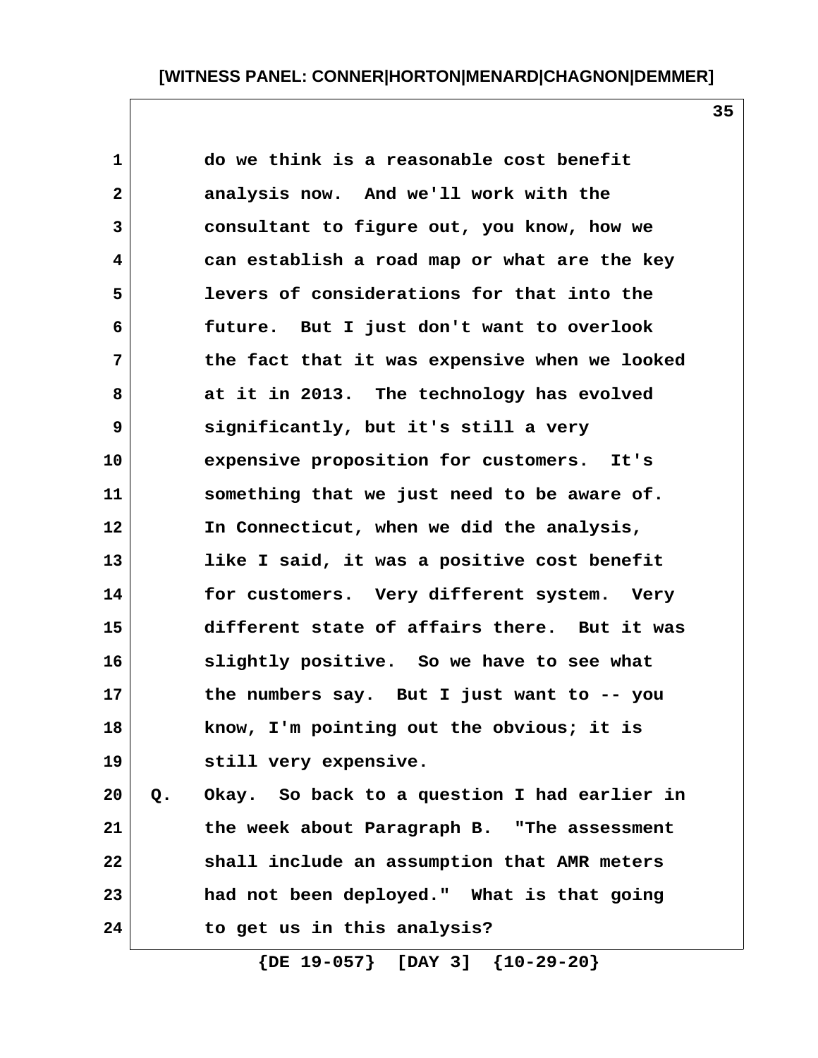do we think is a reasonable cost benefit analysis now. And we'll work with the consultant to figure out, you know, how we can establish a road map or what are the key levers of considerations for that into the future. But I just don't want to overlook the fact that it was expensive when we looked at it in 2013. The technology has evolved significantly, but it's still a very expensive proposition for customers. It's something that we just need to be aware of. In Connecticut, when we did the analysis, like I said, it was a positive cost benefit for customers. Very different system. Very different state of affairs there. But it was slightly positive. So we have to see what the numbers say. But I just want to -- you know, I'm pointing out the obvious; it is still very expensive.

Q. Okay. So back to a question I had earlier in the week about Paragraph B. "The assessment shall include an assumption that AMR meters had not been deployed." What is that going to get us in this analysis?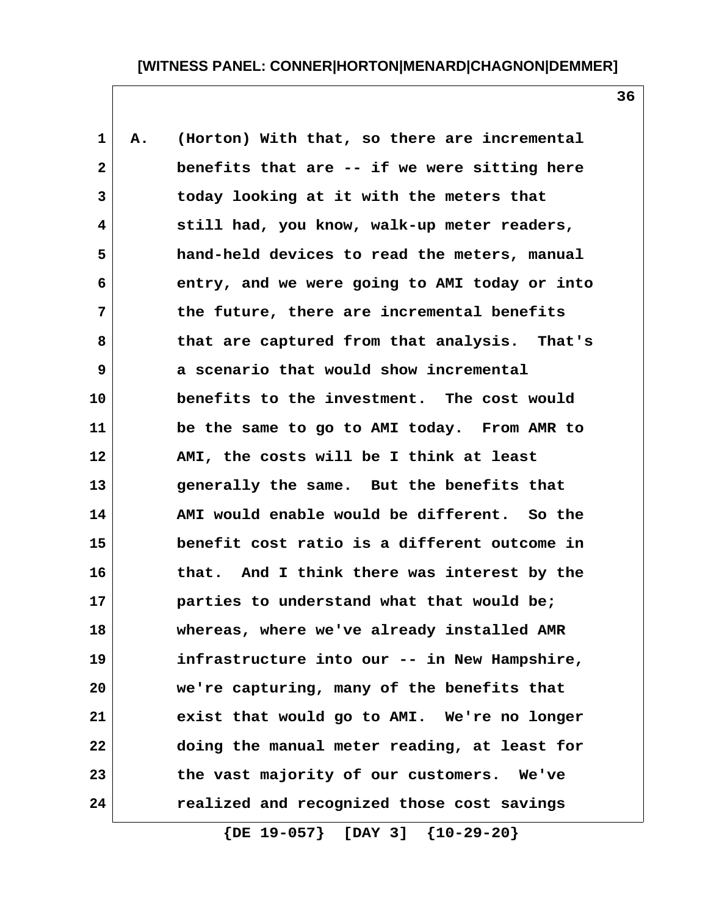A. (Horton) With that, so there are incremental benefits that are -- if we were sitting here today looking at it with the meters that still had, you know, walk-up meter readers, hand-held devices to read the meters, manual entry, and we were going to AMI today or into the future, there are incremental benefits that are captured from that analysis. That's a scenario that would show incremental benefits to the investment. The cost would be the same to go to AMI today. From AMR to AMI, the costs will be I think at least generally the same. But the benefits that AMI would enable would be different. So the benefit cost ratio is a different outcome in that. And I think there was interest by the parties to understand what that would be; whereas, where we've already installed AMR infrastructure into our -- in New Hampshire, we're capturing, many of the benefits that exist that would go to AMI. We're no longer doing the manual meter reading, at least for the vast majority of our customers. We've realized and recognized those cost savings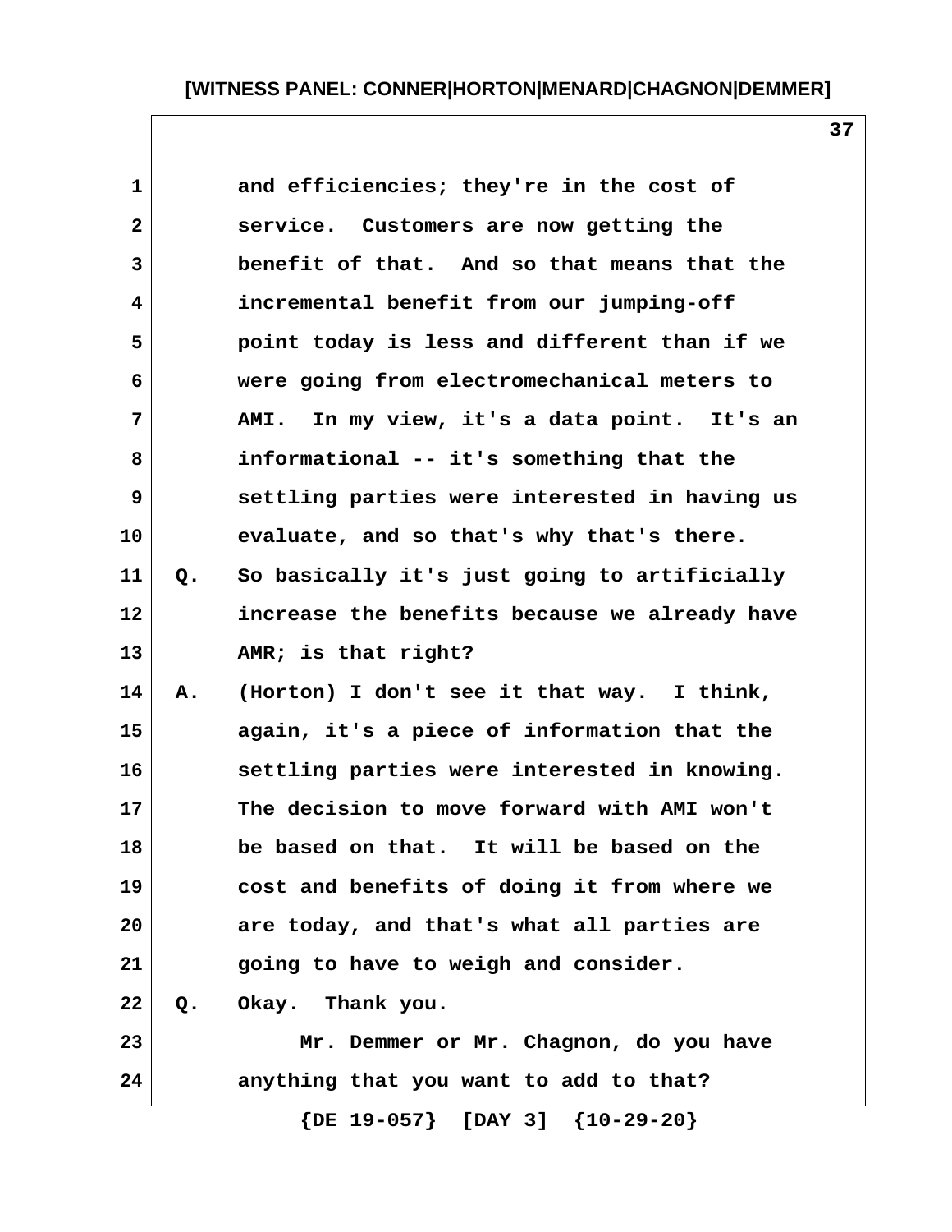and efficiencies; they're in the cost of service. Customers are now getting the benefit of that. And so that means that the incremental benefit from our jumping-off point today is less and different than if we were going from electromechanical meters to AMI. In my view, it's a data point. It's an informational -- it's something that the settling parties were interested in having us evaluate, and so that's why that's there.

Q. So basically it's just going to artificially increase the benefits because we already have AMR; is that right?

A. (Horton) I don't see it that way. I think, again, it's a piece of information that the settling parties were interested in knowing. The decision to move forward with AMI won't be based on that. It will be based on the cost and benefits of doing it from where we are today, and that's what all parties are going to have to weigh and consider.

Q. Okay. Thank you.

Mr. Demmer or Mr. Chagnon, do you have anything that you want to add to that?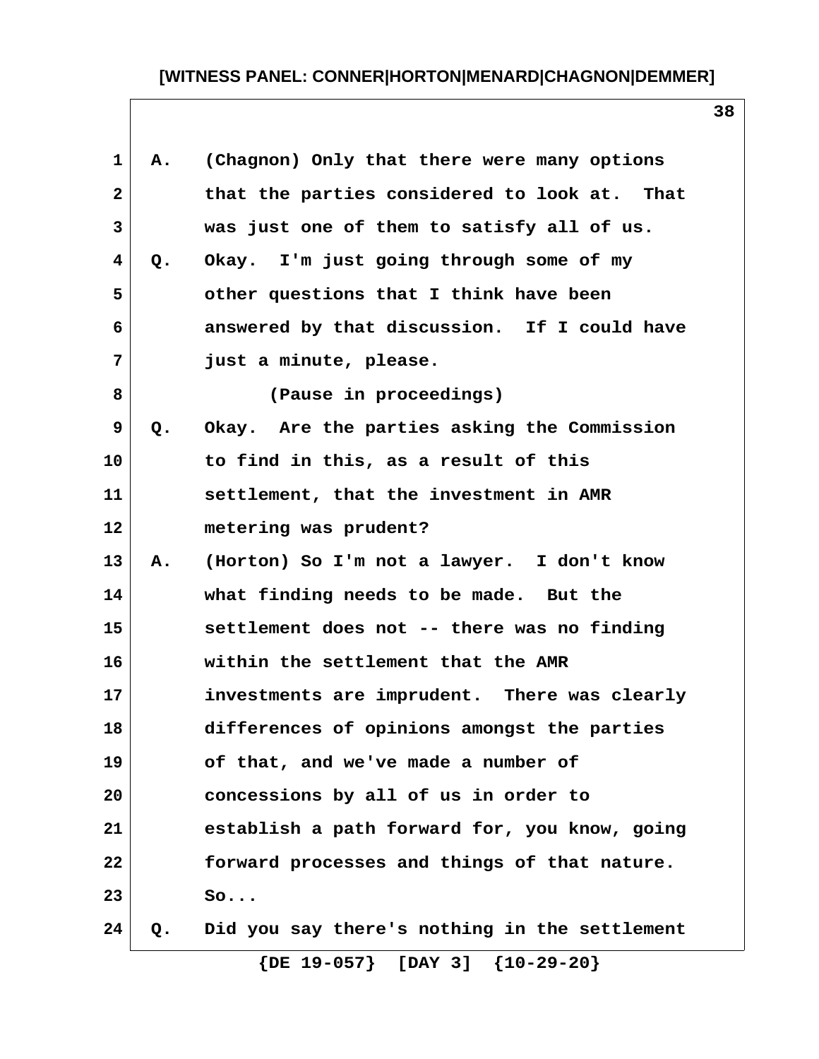A. (Chagnon) Only that there were many options that the parties considered to look at. That was just one of them to satisfy all of us.

Q. Okay. I'm just going through some of my other questions that I think have been answered by that discussion. If I could have just a minute, please.

(Pause in proceedings)

Q. Okay. Are the parties asking the Commission to find in this, as a result of this settlement, that the investment in AMR metering was prudent?

A. (Horton) So I'm not a lawyer. I don't know what finding needs to be made. But the settlement does not -- there was no finding within the settlement that the AMR investments are imprudent. There was clearly differences of opinions amongst the parties of that, and we've made a number of concessions by all of us in order to establish a path forward for, you know, going forward processes and things of that nature. So...

Q. Did you say there's nothing in the settlement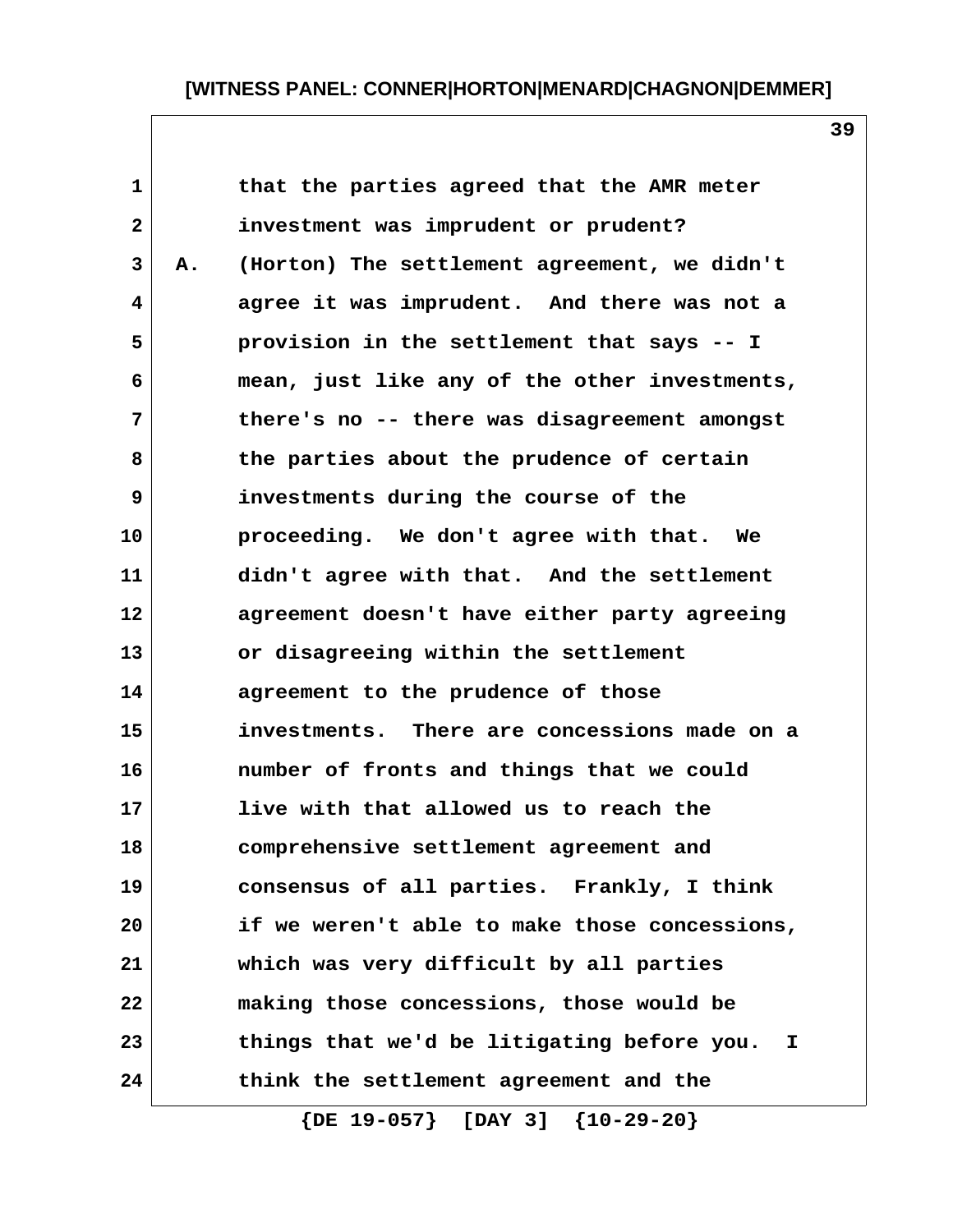that the parties agreed that the AMR meter investment was imprudent or prudent?

A. (Horton) The settlement agreement, we didn't agree it was imprudent. And there was not a provision in the settlement that says -- I mean, just like any of the other investments, there's no -- there was disagreement amongst the parties about the prudence of certain investments during the course of the proceeding. We don't agree with that. We didn't agree with that. And the settlement agreement doesn't have either party agreeing or disagreeing within the settlement agreement to the prudence of those investments. There are concessions made on a number of fronts and things that we could live with that allowed us to reach the comprehensive settlement agreement and consensus of all parties. Frankly, I think if we weren't able to make those concessions, which was very difficult by all parties making those concessions, those would be things that we'd be litigating before you. I think the settlement agreement and the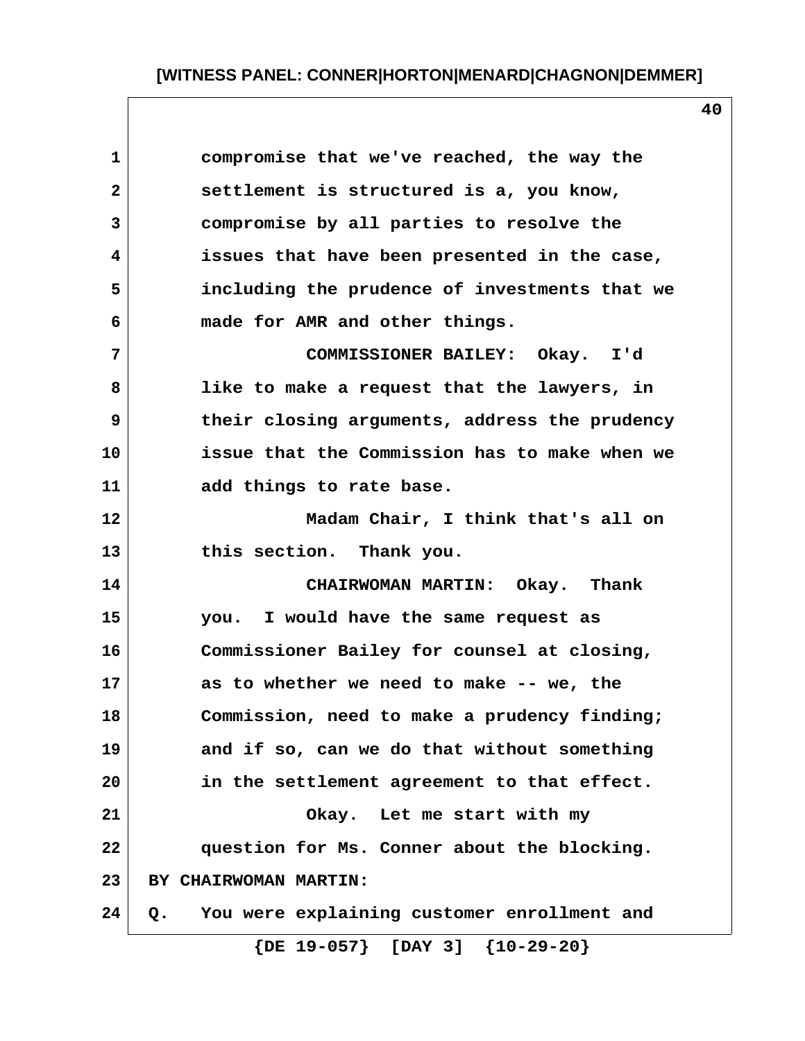compromise that we've reached, the way the settlement is structured is a, you know, compromise by all parties to resolve the issues that have been presented in the case, including the prudence of investments that we made for AMR and other things.

COMMISSIONER BAILEY: Okay. I'd like to make a request that the lawyers, in their closing arguments, address the prudency issue that the Commission has to make when we add things to rate base.

Madam Chair, I think that's all on this section. Thank you.

CHAIRWOMAN MARTIN: Okay. Thank you. I would have the same request as Commissioner Bailey for counsel at closing, as to whether we need to make -- we, the Commission, need to make a prudency finding; and if so, can we do that without something in the settlement agreement to that effect.

Okay. Let me start with my question for Ms. Conner about the blocking.

BY CHAIRWOMAN MARTIN:

Q. You were explaining customer enrollment and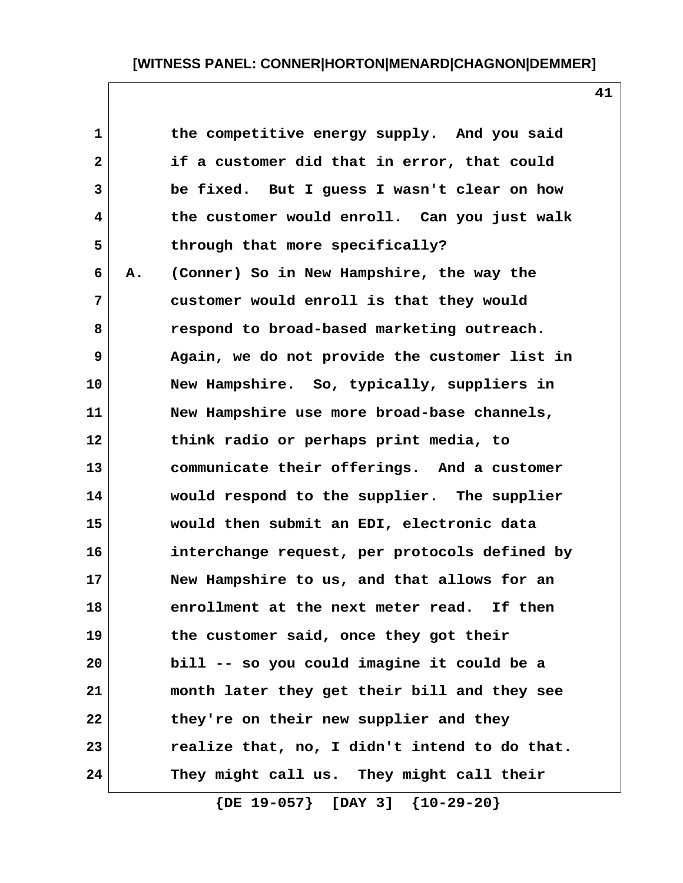the competitive energy supply. And you said if a customer did that in error, that could be fixed. But I guess I wasn't clear on how the customer would enroll. Can you just walk through that more specifically?

A. (Conner) So in New Hampshire, the way the customer would enroll is that they would respond to broad-based marketing outreach. Again, we do not provide the customer list in New Hampshire. So, typically, suppliers in New Hampshire use more broad-base channels, think radio or perhaps print media, to communicate their offerings. And a customer would respond to the supplier. The supplier would then submit an EDI, electronic data interchange request, per protocols defined by New Hampshire to us, and that allows for an enrollment at the next meter read. If then the customer said, once they got their bill -- so you could imagine it could be a month later they get their bill and they see they're on their new supplier and they realize that, no, I didn't intend to do that. They might call us. They might call their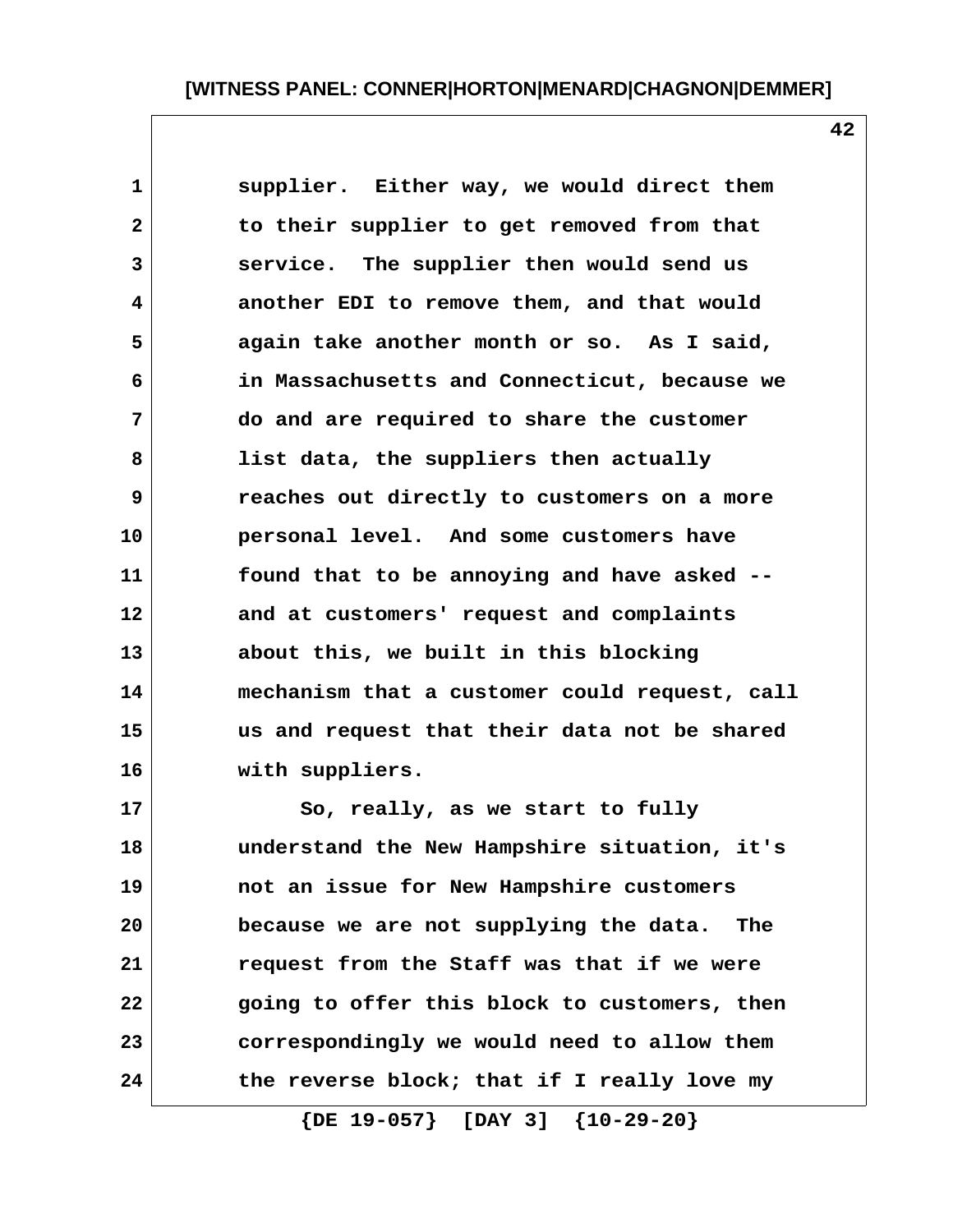supplier. Either way, we would direct them to their supplier to get removed from that service. The supplier then would send us another EDI to remove them, and that would again take another month or so. As I said, in Massachusetts and Connecticut, because we do and are required to share the customer list data, the suppliers then actually reaches out directly to customers on a more personal level. And some customers have found that to be annoying and have asked -- and at customers' request and complaints about this, we built in this blocking mechanism that a customer could request, call us and request that their data not be shared with suppliers.

So, really, as we start to fully understand the New Hampshire situation, it's not an issue for New Hampshire customers because we are not supplying the data. The request from the Staff was that if we were going to offer this block to customers, then correspondingly we would need to allow them the reverse block; that if I really love my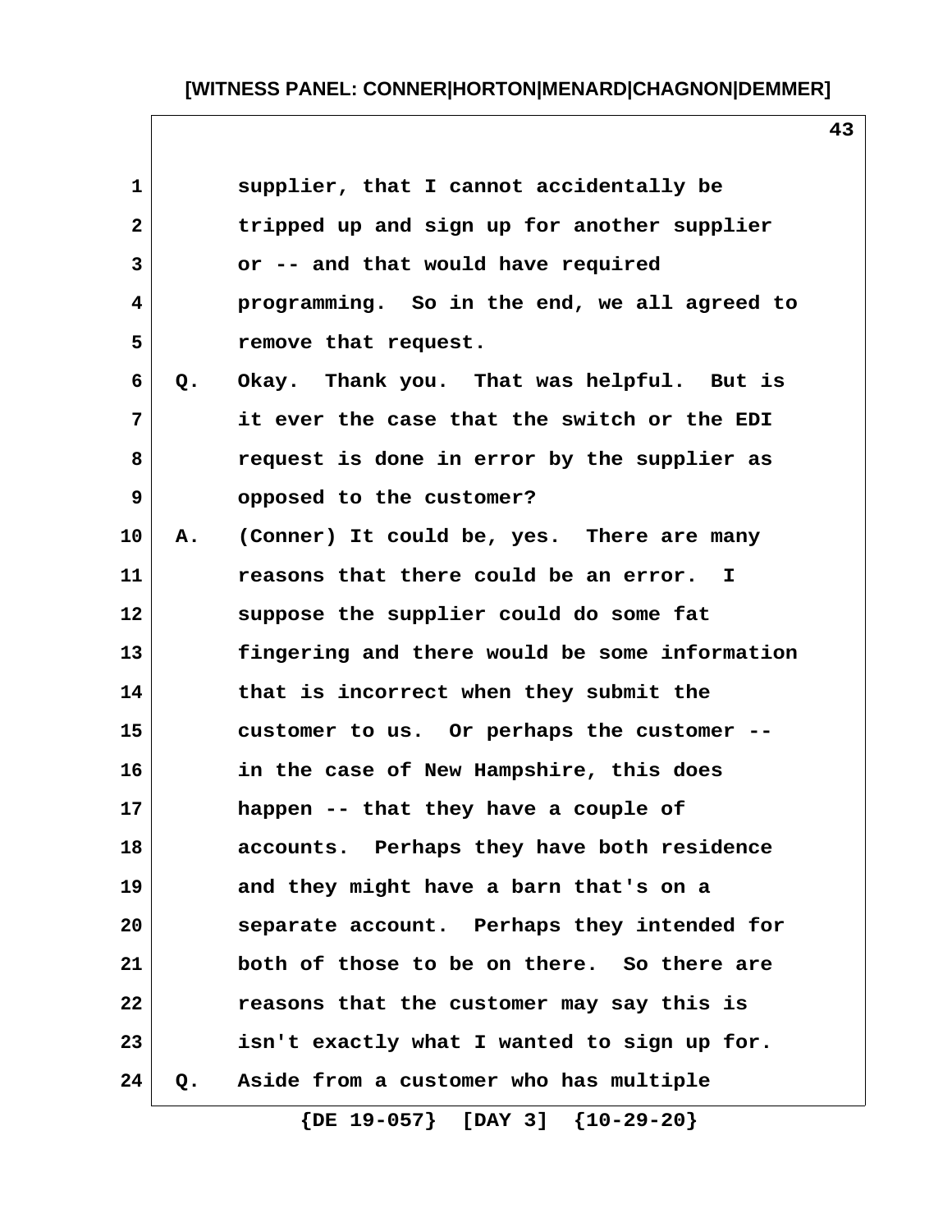supplier, that I cannot accidentally be tripped up and sign up for another supplier or -- and that would have required programming. So in the end, we all agreed to remove that request.

Q. Okay. Thank you. That was helpful. But is it ever the case that the switch or the EDI request is done in error by the supplier as opposed to the customer?

A. (Conner) It could be, yes. There are many reasons that there could be an error. I suppose the supplier could do some fat fingering and there would be some information that is incorrect when they submit the customer to us. Or perhaps the customer -- in the case of New Hampshire, this does happen -- that they have a couple of accounts. Perhaps they have both residence and they might have a barn that's on a separate account. Perhaps they intended for both of those to be on there. So there are reasons that the customer may say this is isn't exactly what I wanted to sign up for.

Q. Aside from a customer who has multiple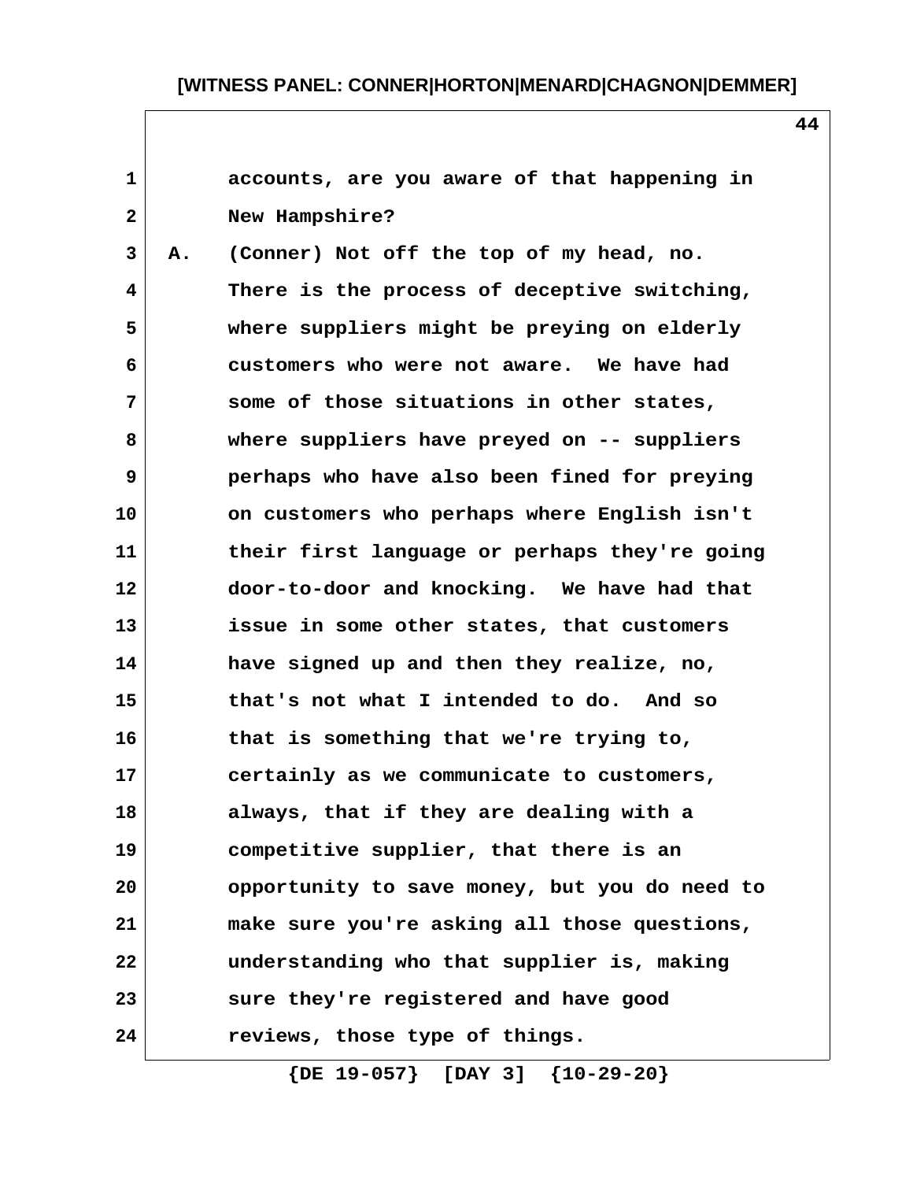accounts, are you aware of that happening in New Hampshire?

A. (Conner) Not off the top of my head, no. There is the process of deceptive switching, where suppliers might be preying on elderly customers who were not aware. We have had some of those situations in other states, where suppliers have preyed on -- suppliers perhaps who have also been fined for preying on customers who perhaps where English isn't their first language or perhaps they're going door-to-door and knocking. We have had that issue in some other states, that customers have signed up and then they realize, no, that's not what I intended to do. And so that is something that we're trying to, certainly as we communicate to customers, always, that if they are dealing with a competitive supplier, that there is an opportunity to save money, but you do need to make sure you're asking all those questions, understanding who that supplier is, making sure they're registered and have good reviews, those type of things.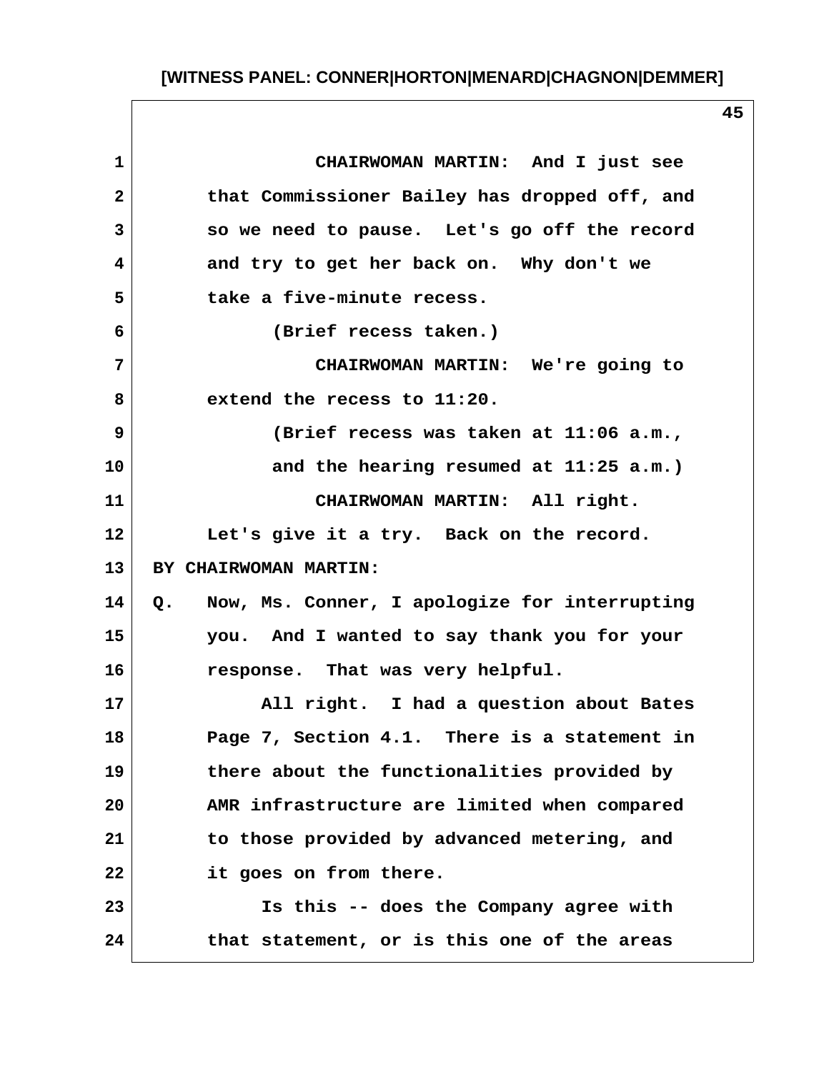CHAIRWOMAN MARTIN: And I just see that Commissioner Bailey has dropped off, and so we need to pause. Let's go off the record and try to get her back on. Why don't we take a five-minute recess.

(Brief recess taken.)

CHAIRWOMAN MARTIN: We're going to extend the recess to 11:20.

(Brief recess was taken at 11:06 a.m., and the hearing resumed at 11:25 a.m.)

CHAIRWOMAN MARTIN: All right. Let's give it a try. Back on the record.

BY CHAIRWOMAN MARTIN:

Q. Now, Ms. Conner, I apologize for interrupting you. And I wanted to say thank you for your response. That was very helpful.

All right. I had a question about Bates Page 7, Section 4.1. There is a statement in there about the functionalities provided by AMR infrastructure are limited when compared to those provided by advanced metering, and it goes on from there.

Is this -- does the Company agree with that statement, or is this one of the areas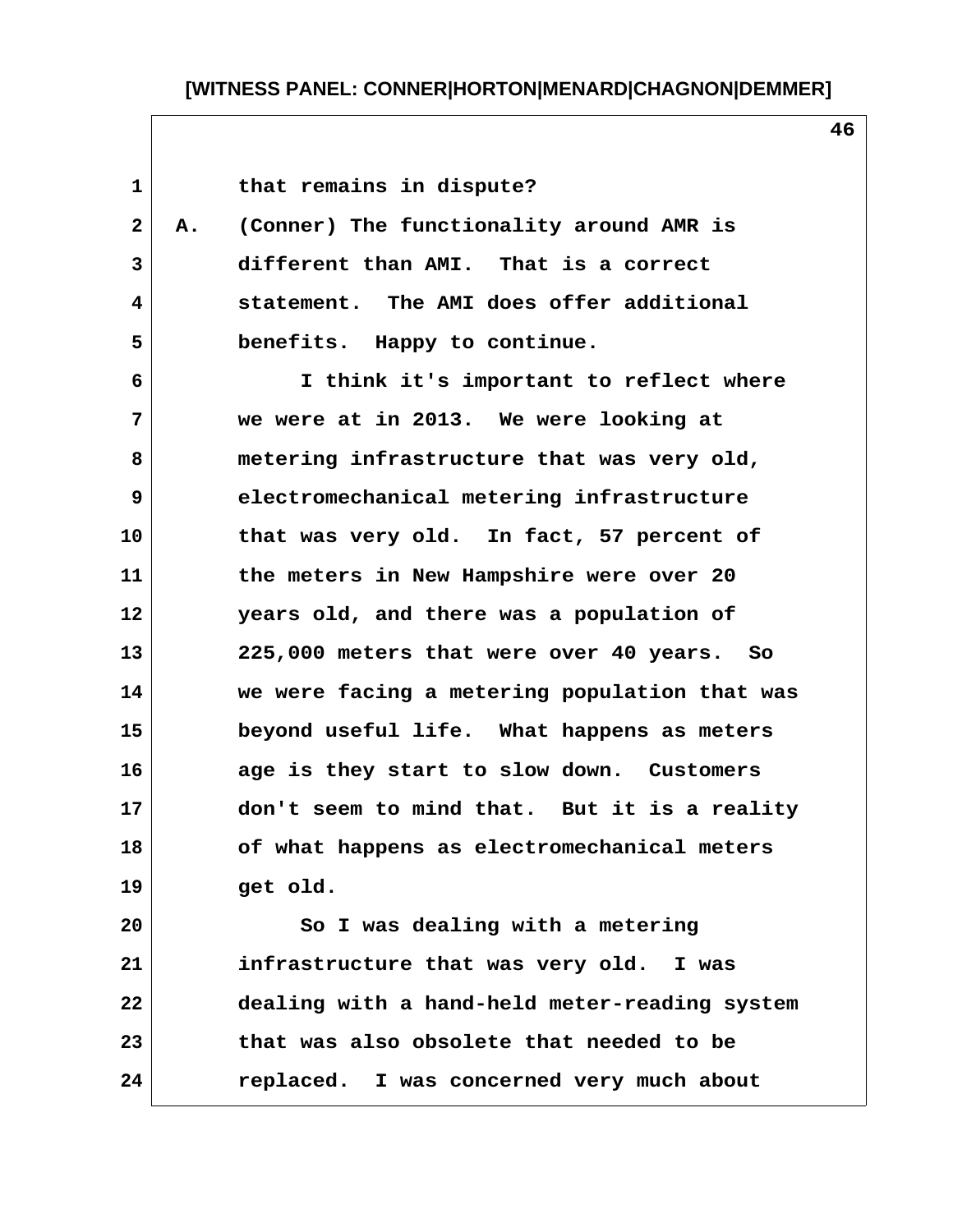that remains in dispute?

A. (Conner) The functionality around AMR is different than AMI. That is a correct statement. The AMI does offer additional benefits. Happy to continue.

I think it's important to reflect where we were at in 2013. We were looking at metering infrastructure that was very old, electromechanical metering infrastructure that was very old. In fact, 57 percent of the meters in New Hampshire were over 20 years old, and there was a population of 225,000 meters that were over 40 years. So we were facing a metering population that was beyond useful life. What happens as meters age is they start to slow down. Customers don't seem to mind that. But it is a reality of what happens as electromechanical meters get old.

So I was dealing with a metering infrastructure that was very old. I was dealing with a hand-held meter-reading system that was also obsolete that needed to be replaced. I was concerned very much about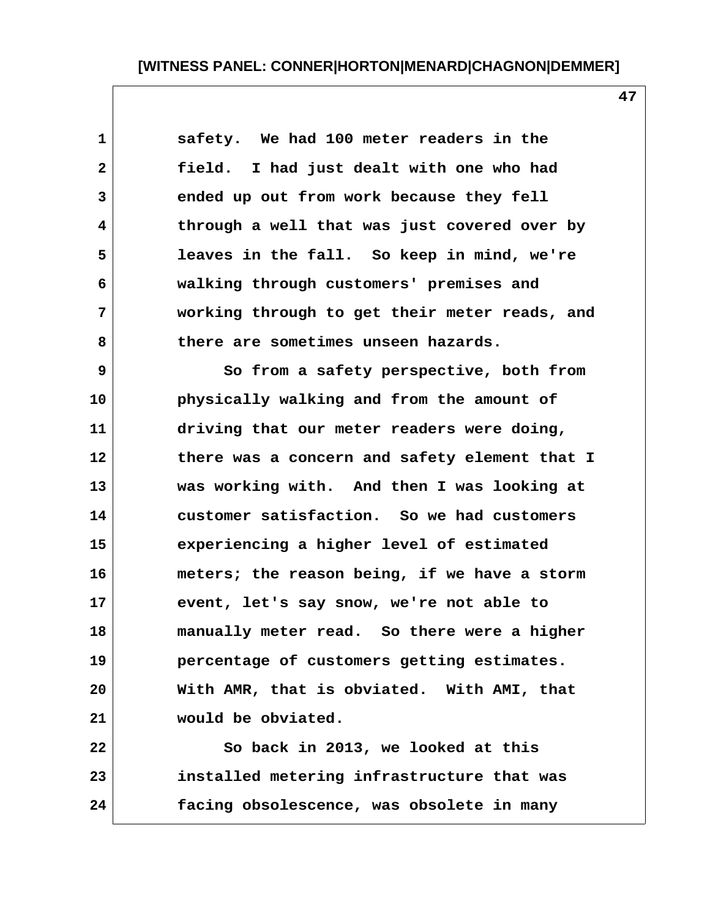safety. We had 100 meter readers in the field. I had just dealt with one who had ended up out from work because they fell through a well that was just covered over by leaves in the fall. So keep in mind, we're walking through customers' premises and working through to get their meter reads, and there are sometimes unseen hazards.

So from a safety perspective, both from physically walking and from the amount of driving that our meter readers were doing, there was a concern and safety element that I was working with. And then I was looking at customer satisfaction. So we had customers experiencing a higher level of estimated meters; the reason being, if we have a storm event, let's say snow, we're not able to manually meter read. So there were a higher percentage of customers getting estimates. With AMR, that is obviated. With AMI, that would be obviated.

So back in 2013, we looked at this installed metering infrastructure that was facing obsolescence, was obsolete in many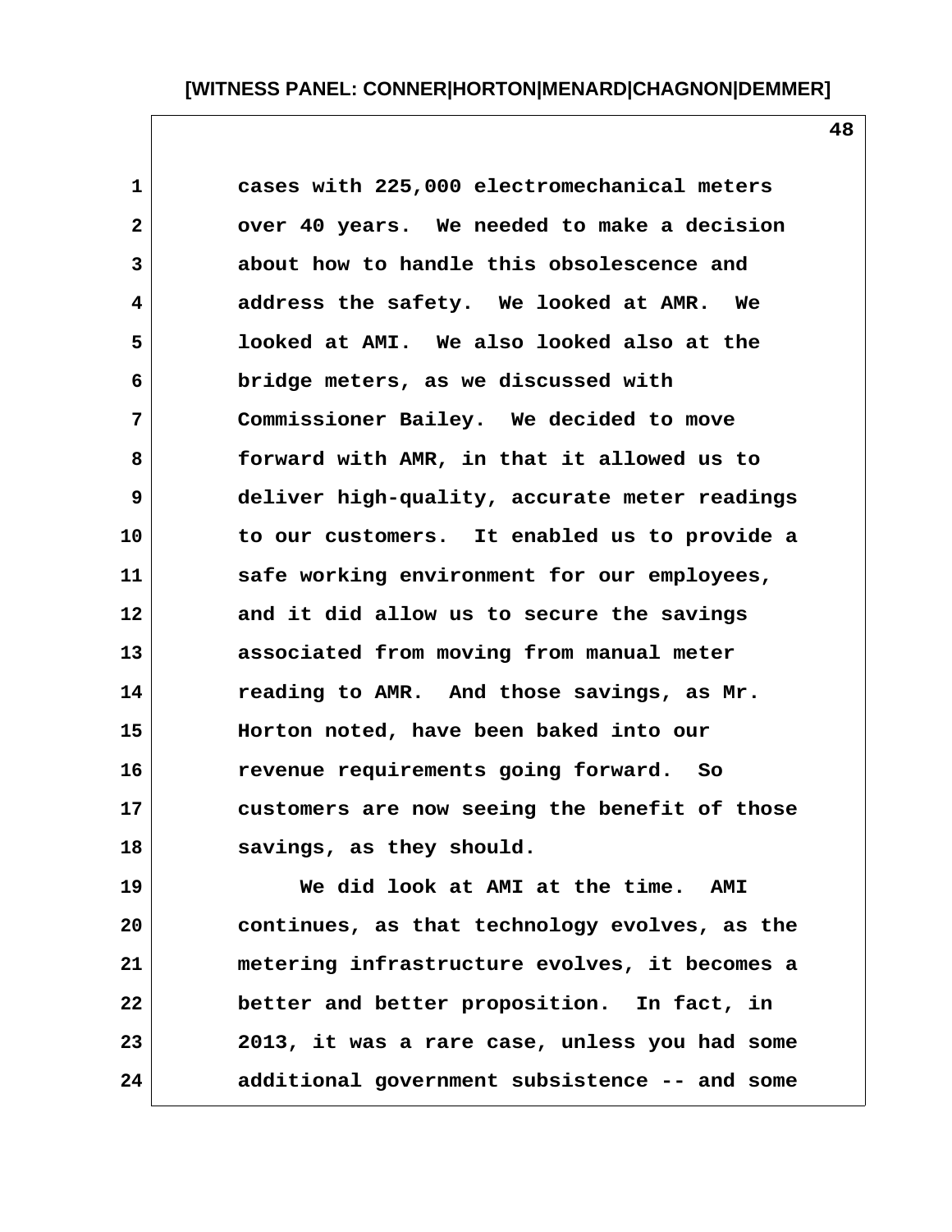cases with 225,000 electromechanical meters over 40 years. We needed to make a decision about how to handle this obsolescence and address the safety. We looked at AMR. We looked at AMI. We also looked also at the bridge meters, as we discussed with Commissioner Bailey. We decided to move forward with AMR, in that it allowed us to deliver high-quality, accurate meter readings to our customers. It enabled us to provide a safe working environment for our employees, and it did allow us to secure the savings associated from moving from manual meter reading to AMR. And those savings, as Mr. Horton noted, have been baked into our revenue requirements going forward. So customers are now seeing the benefit of those savings, as they should.

We did look at AMI at the time. AMI continues, as that technology evolves, as the metering infrastructure evolves, it becomes a better and better proposition. In fact, in 2013, it was a rare case, unless you had some additional government subsistence -- and some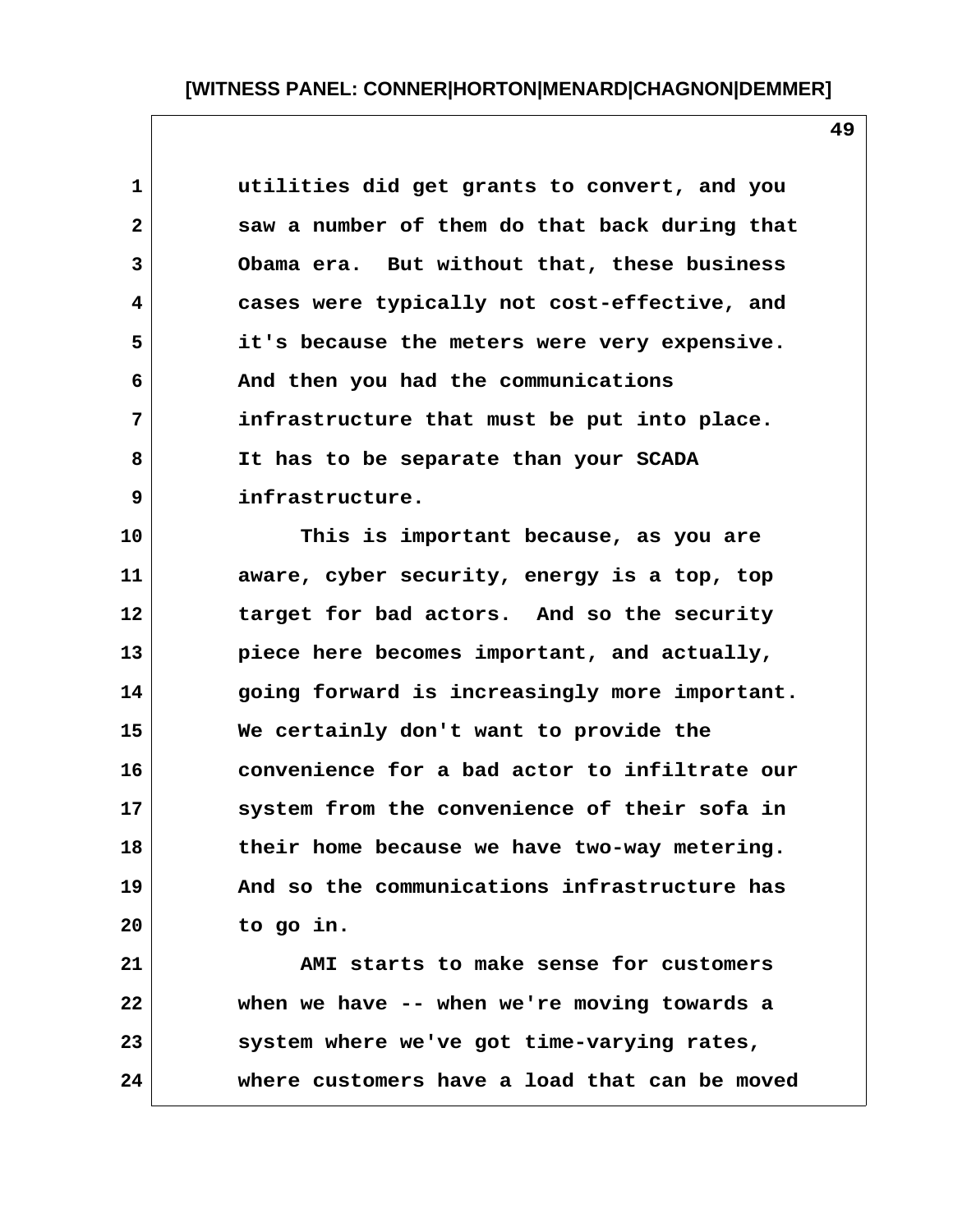utilities did get grants to convert, and you saw a number of them do that back during that Obama era. But without that, these business cases were typically not cost-effective, and it's because the meters were very expensive. And then you had the communications infrastructure that must be put into place. It has to be separate than your SCADA infrastructure.

This is important because, as you are aware, cyber security, energy is a top, top target for bad actors. And so the security piece here becomes important, and actually, going forward is increasingly more important. We certainly don't want to provide the convenience for a bad actor to infiltrate our system from the convenience of their sofa in their home because we have two-way metering. And so the communications infrastructure has to go in.

AMI starts to make sense for customers when we have -- when we're moving towards a system where we've got time-varying rates, where customers have a load that can be moved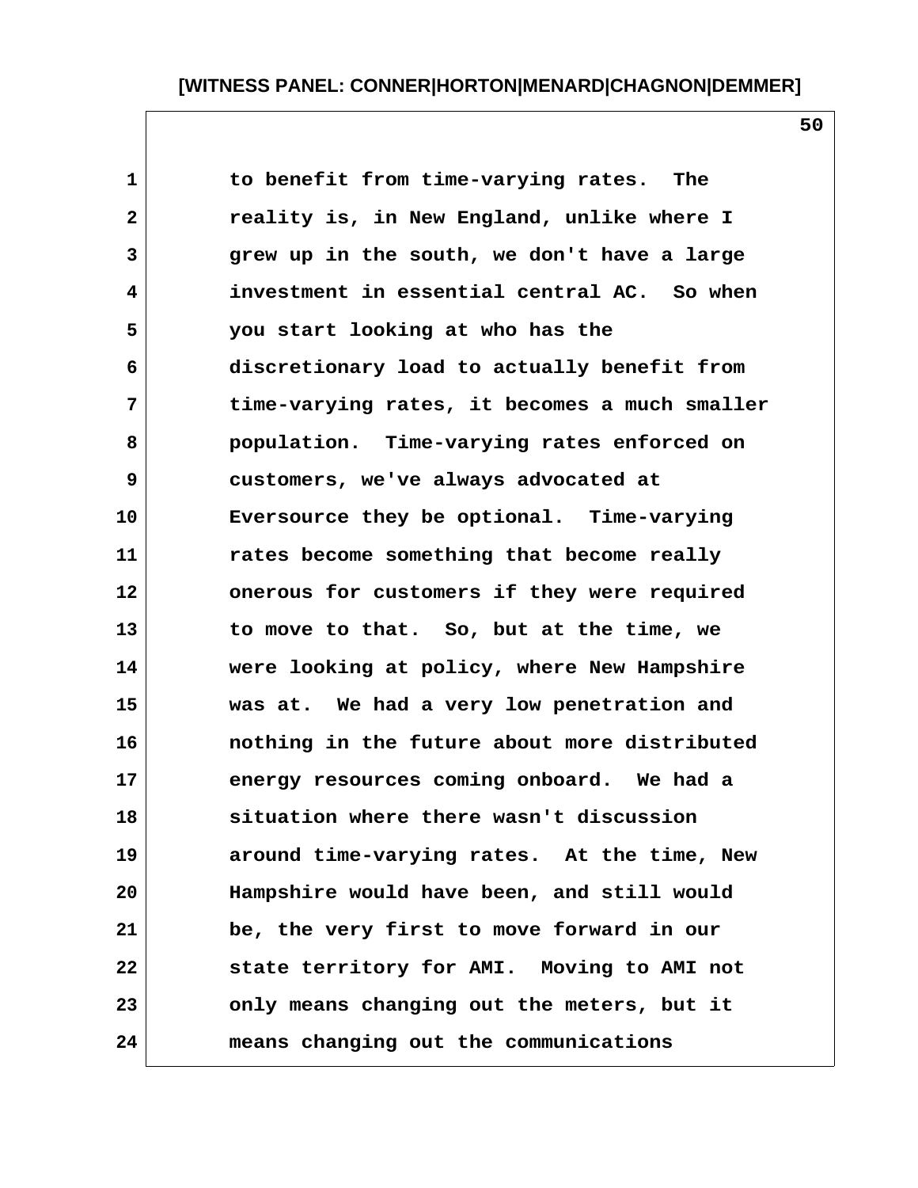to benefit from time-varying rates. The reality is, in New England, unlike where I grew up in the south, we don't have a large investment in essential central AC. So when you start looking at who has the discretionary load to actually benefit from time-varying rates, it becomes a much smaller population. Time-varying rates enforced on customers, we've always advocated at Eversource they be optional. Time-varying rates become something that become really onerous for customers if they were required to move to that. So, but at the time, we were looking at policy, where New Hampshire was at. We had a very low penetration and nothing in the future about more distributed energy resources coming onboard. We had a situation where there wasn't discussion around time-varying rates. At the time, New Hampshire would have been, and still would be, the very first to move forward in our state territory for AMI. Moving to AMI not only means changing out the meters, but it means changing out the communications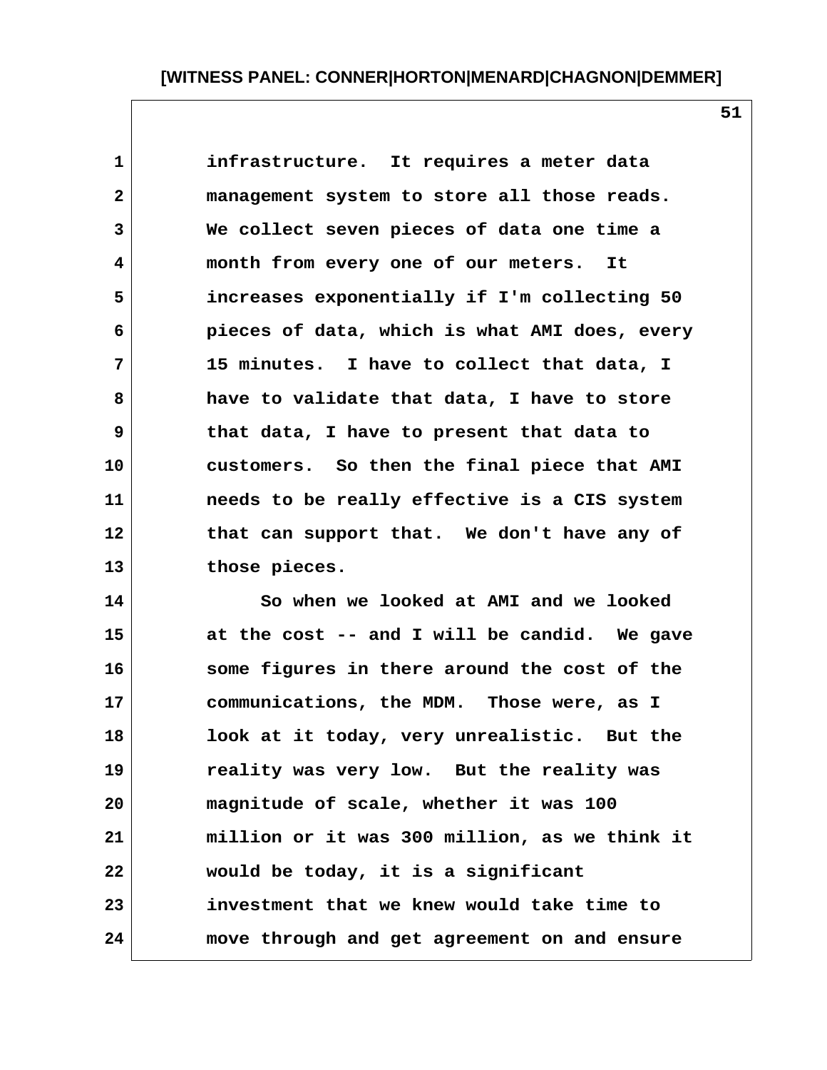infrastructure. It requires a meter data management system to store all those reads. We collect seven pieces of data one time a month from every one of our meters. It increases exponentially if I'm collecting 50 pieces of data, which is what AMI does, every 15 minutes. I have to collect that data, I have to validate that data, I have to store that data, I have to present that data to customers. So then the final piece that AMI needs to be really effective is a CIS system that can support that. We don't have any of those pieces.

So when we looked at AMI and we looked at the cost -- and I will be candid. We gave some figures in there around the cost of the communications, the MDM. Those were, as I look at it today, very unrealistic. But the reality was very low. But the reality was magnitude of scale, whether it was 100 million or it was 300 million, as we think it would be today, it is a significant investment that we knew would take time to move through and get agreement on and ensure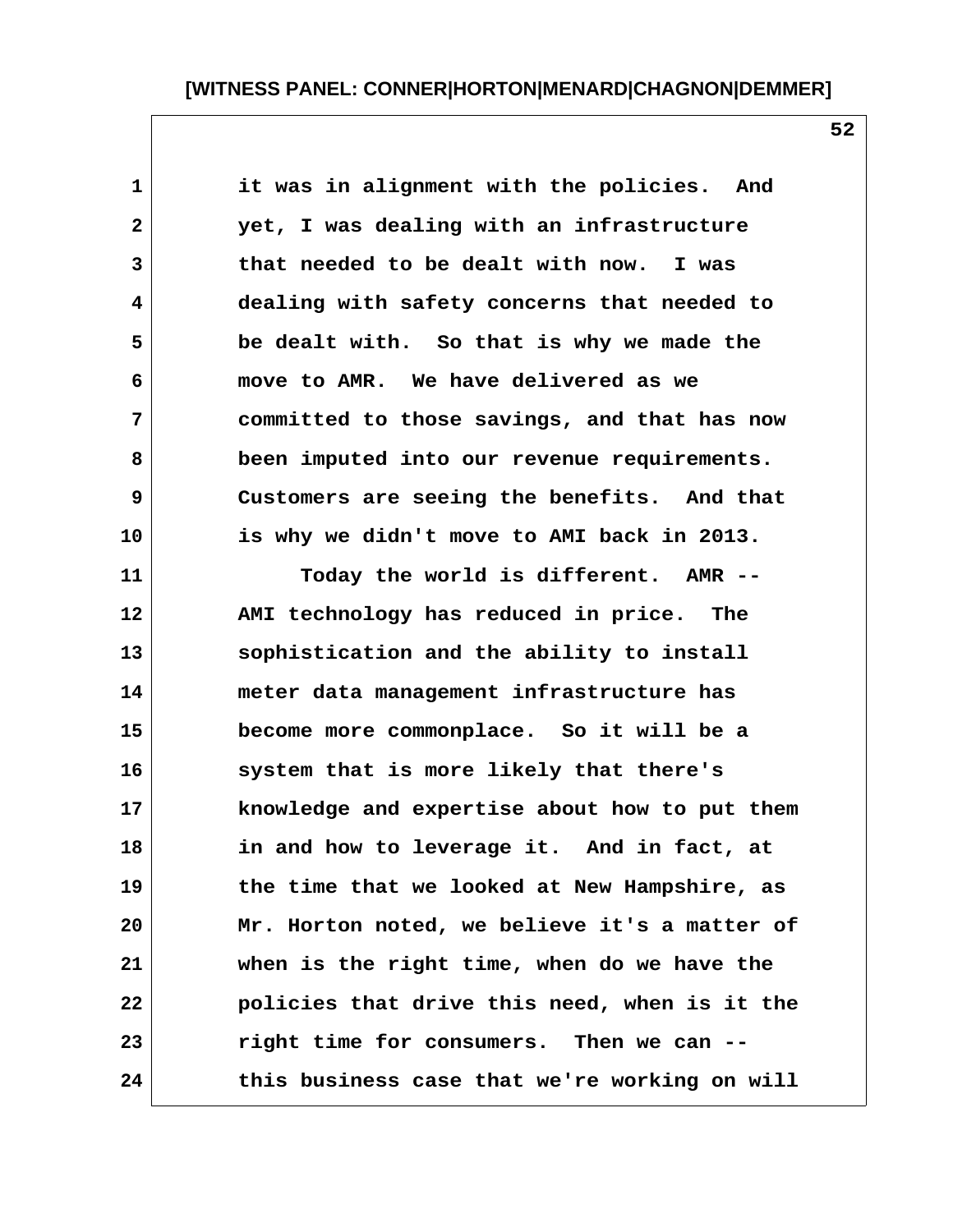it was in alignment with the policies. And yet, I was dealing with an infrastructure that needed to be dealt with now. I was dealing with safety concerns that needed to be dealt with. So that is why we made the move to AMR. We have delivered as we committed to those savings, and that has now been imputed into our revenue requirements. Customers are seeing the benefits. And that is why we didn't move to AMI back in 2013.

Today the world is different. AMR -- AMI technology has reduced in price. The sophistication and the ability to install meter data management infrastructure has become more commonplace. So it will be a system that is more likely that there's knowledge and expertise about how to put them in and how to leverage it. And in fact, at the time that we looked at New Hampshire, as Mr. Horton noted, we believe it's a matter of when is the right time, when do we have the policies that drive this need, when is it the right time for consumers. Then we can -- this business case that we're working on will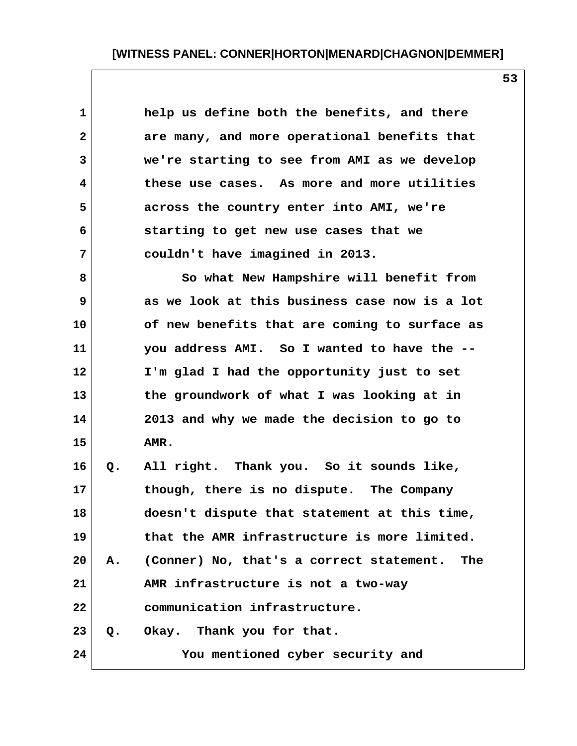help us define both the benefits, and there are many, and more operational benefits that we're starting to see from AMI as we develop these use cases. As more and more utilities across the country enter into AMI, we're starting to get new use cases that we couldn't have imagined in 2013.

So what New Hampshire will benefit from as we look at this business case now is a lot of new benefits that are coming to surface as you address AMI. So I wanted to have the -- I'm glad I had the opportunity just to set the groundwork of what I was looking at in 2013 and why we made the decision to go to AMR.

Q. All right. Thank you. So it sounds like, though, there is no dispute. The Company doesn't dispute that statement at this time, that the AMR infrastructure is more limited.

A. (Conner) No, that's a correct statement. The AMR infrastructure is not a two-way communication infrastructure.

Q. Okay. Thank you for that.

You mentioned cyber security and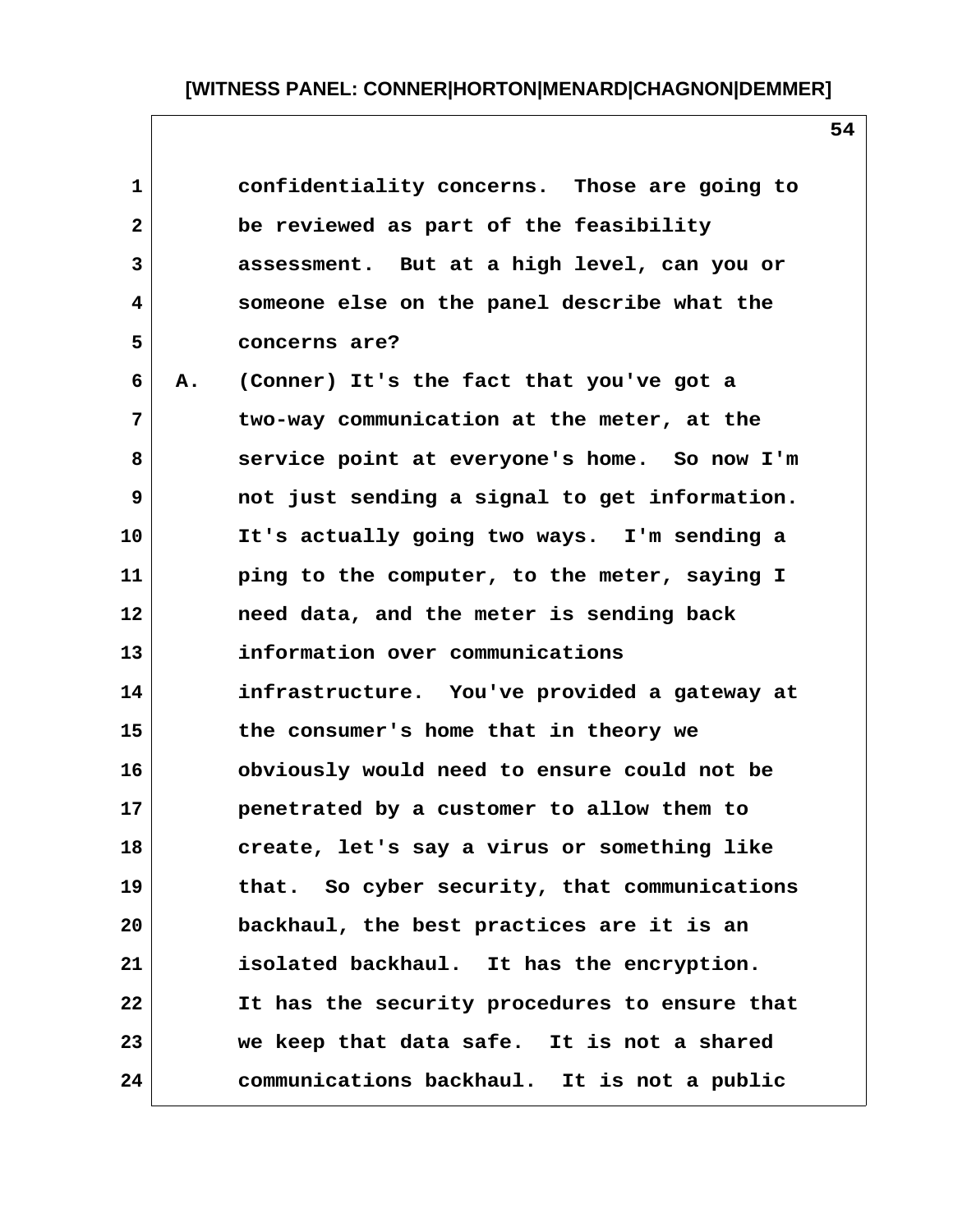confidentiality concerns. Those are going to be reviewed as part of the feasibility assessment. But at a high level, can you or someone else on the panel describe what the concerns are?

A. (Conner) It's the fact that you've got a two-way communication at the meter, at the service point at everyone's home. So now I'm not just sending a signal to get information. It's actually going two ways. I'm sending a ping to the computer, to the meter, saying I need data, and the meter is sending back information over communications infrastructure. You've provided a gateway at the consumer's home that in theory we obviously would need to ensure could not be penetrated by a customer to allow them to create, let's say a virus or something like that. So cyber security, that communications backhaul, the best practices are it is an isolated backhaul. It has the encryption. It has the security procedures to ensure that we keep that data safe. It is not a shared communications backhaul. It is not a public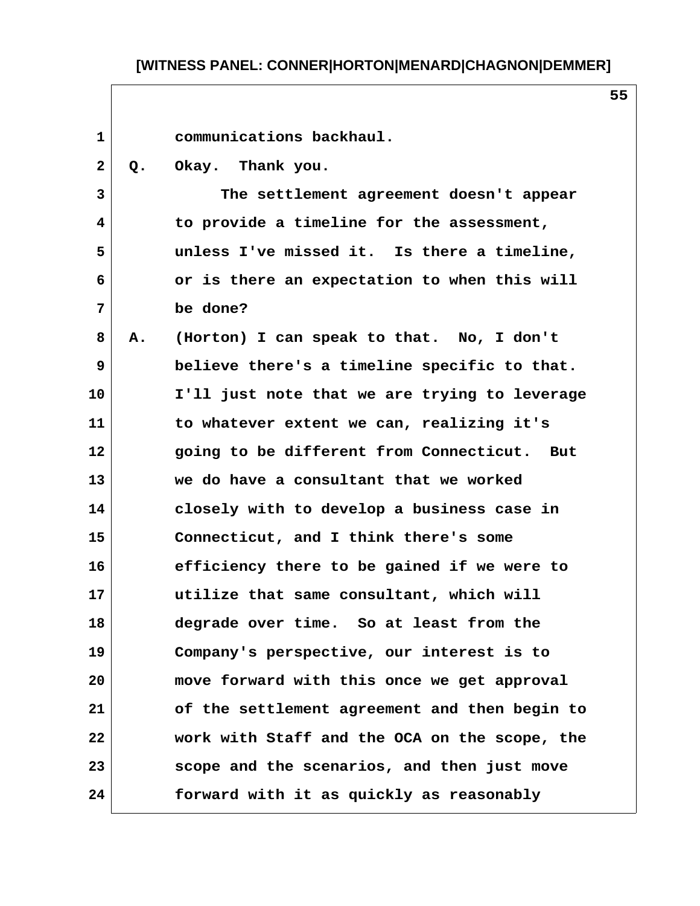communications backhaul.

Q. Okay. Thank you.

The settlement agreement doesn't appear to provide a timeline for the assessment, unless I've missed it. Is there a timeline, or is there an expectation to when this will be done?

A. (Horton) I can speak to that. No, I don't believe there's a timeline specific to that. I'll just note that we are trying to leverage to whatever extent we can, realizing it's going to be different from Connecticut. But we do have a consultant that we worked closely with to develop a business case in Connecticut, and I think there's some efficiency there to be gained if we were to utilize that same consultant, which will degrade over time. So at least from the Company's perspective, our interest is to move forward with this once we get approval of the settlement agreement and then begin to work with Staff and the OCA on the scope, the scope and the scenarios, and then just move forward with it as quickly as reasonably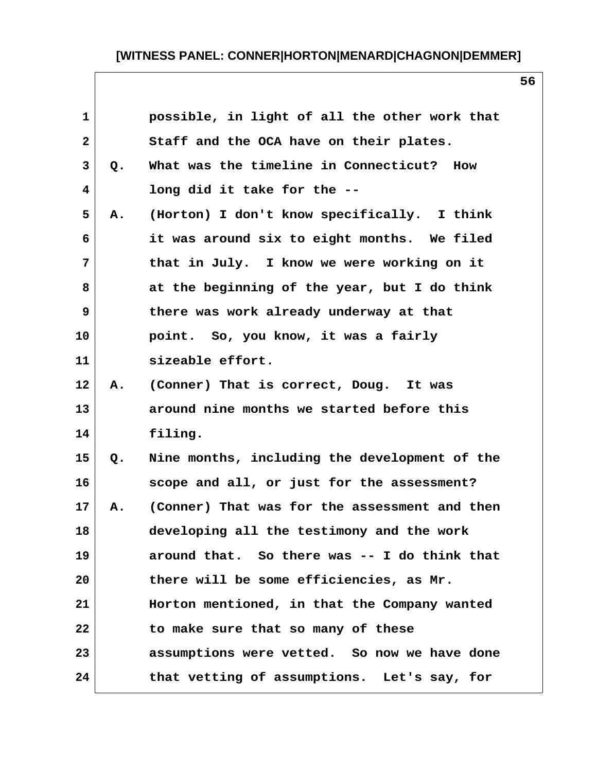possible, in light of all the other work that Staff and the OCA have on their plates.

Q. What was the timeline in Connecticut? How long did it take for the --

A. (Horton) I don't know specifically. I think it was around six to eight months. We filed that in July. I know we were working on it at the beginning of the year, but I do think there was work already underway at that point. So, you know, it was a fairly sizeable effort.

A. (Conner) That is correct, Doug. It was around nine months we started before this filing.

Q. Nine months, including the development of the scope and all, or just for the assessment?

A. (Conner) That was for the assessment and then developing all the testimony and the work around that. So there was -- I do think that there will be some efficiencies, as Mr. Horton mentioned, in that the Company wanted to make sure that so many of these assumptions were vetted. So now we have done that vetting of assumptions. Let's say, for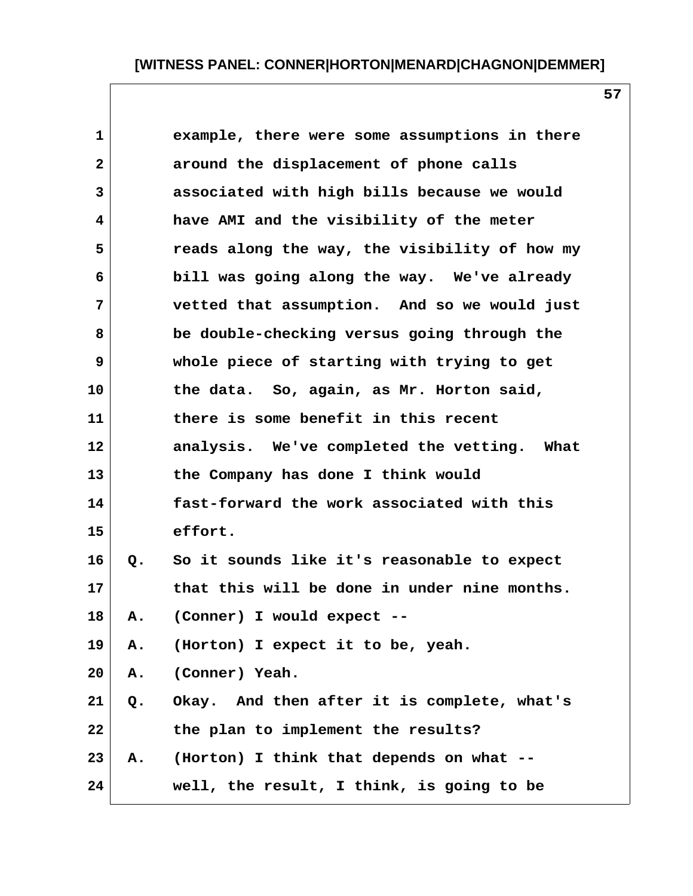example, there were some assumptions in there around the displacement of phone calls associated with high bills because we would have AMI and the visibility of the meter reads along the way, the visibility of how my bill was going along the way. We've already vetted that assumption. And so we would just be double-checking versus going through the whole piece of starting with trying to get the data. So, again, as Mr. Horton said, there is some benefit in this recent analysis. We've completed the vetting. What the Company has done I think would fast-forward the work associated with this effort.

Q. So it sounds like it's reasonable to expect that this will be done in under nine months.

A. (Conner) I would expect --

A. (Horton) I expect it to be, yeah.

A. (Conner) Yeah.

Q. Okay. And then after it is complete, what's the plan to implement the results?

A. (Horton) I think that depends on what -- well, the result, I think, is going to be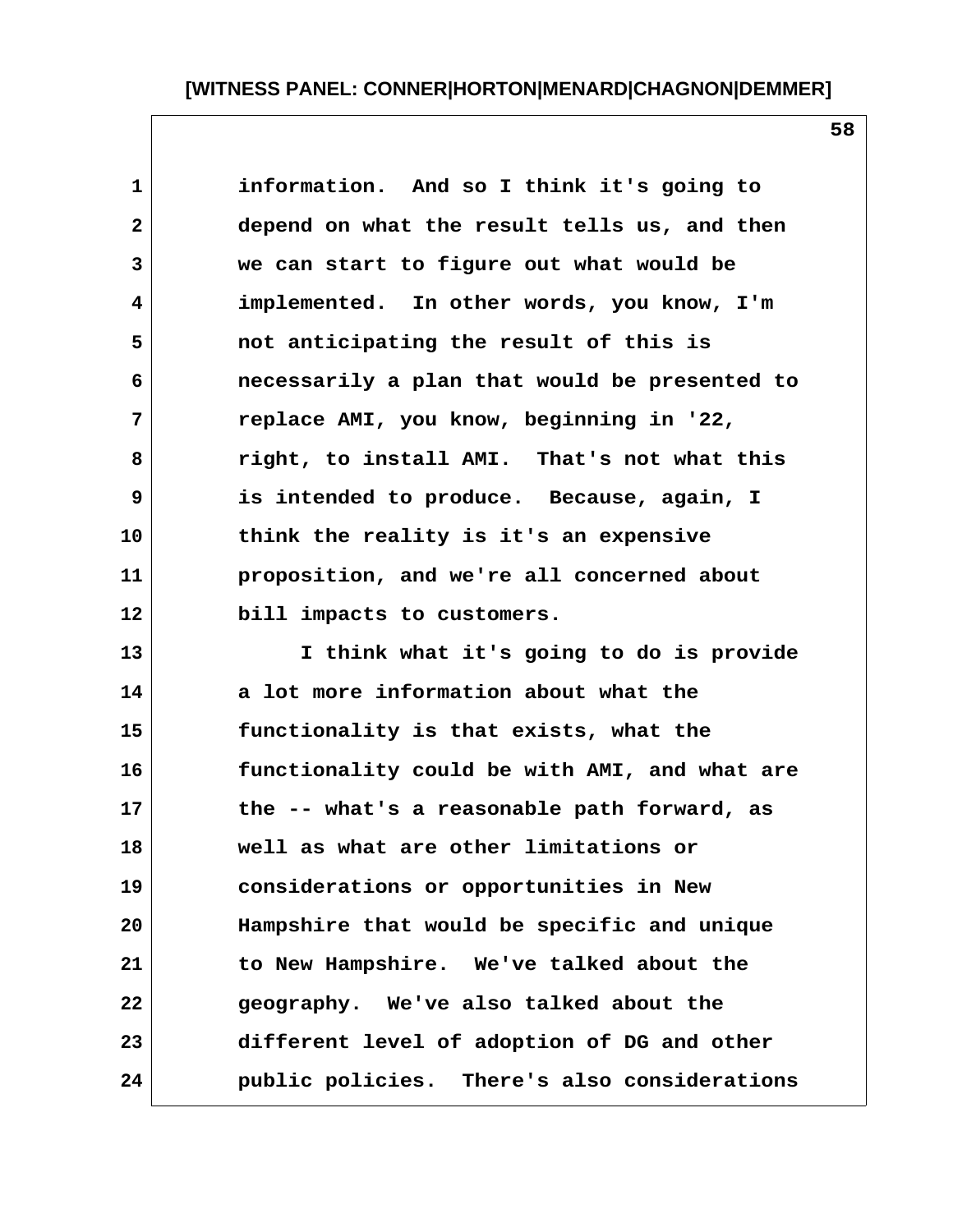information. And so I think it's going to depend on what the result tells us, and then we can start to figure out what would be implemented. In other words, you know, I'm not anticipating the result of this is necessarily a plan that would be presented to replace AMI, you know, beginning in '22, right, to install AMI. That's not what this is intended to produce. Because, again, I think the reality is it's an expensive proposition, and we're all concerned about bill impacts to customers.

I think what it's going to do is provide a lot more information about what the functionality is that exists, what the functionality could be with AMI, and what are the -- what's a reasonable path forward, as well as what are other limitations or considerations or opportunities in New Hampshire that would be specific and unique to New Hampshire. We've talked about the geography. We've also talked about the different level of adoption of DG and other public policies. There's also considerations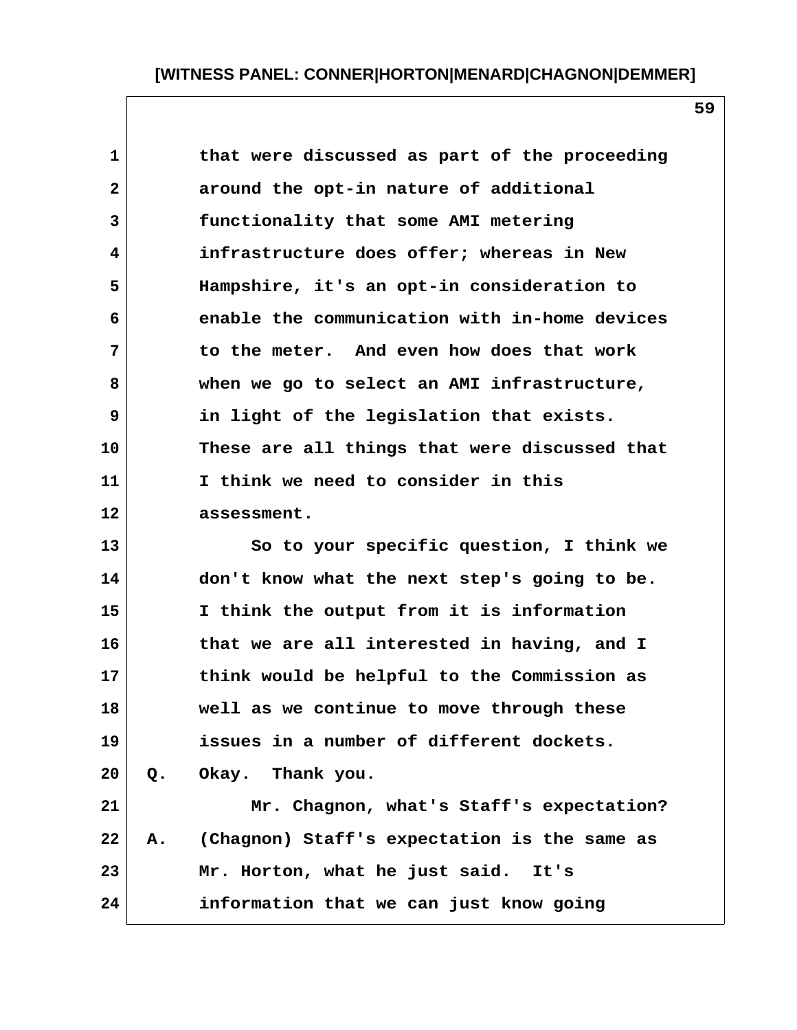that were discussed as part of the proceeding around the opt-in nature of additional functionality that some AMI metering infrastructure does offer; whereas in New Hampshire, it's an opt-in consideration to enable the communication with in-home devices to the meter. And even how does that work when we go to select an AMI infrastructure, in light of the legislation that exists. These are all things that were discussed that I think we need to consider in this assessment.

So to your specific question, I think we don't know what the next step's going to be. I think the output from it is information that we are all interested in having, and I think would be helpful to the Commission as well as we continue to move through these issues in a number of different dockets.

Q. Okay. Thank you.

Mr. Chagnon, what's Staff's expectation?

A. (Chagnon) Staff's expectation is the same as Mr. Horton, what he just said. It's information that we can just know going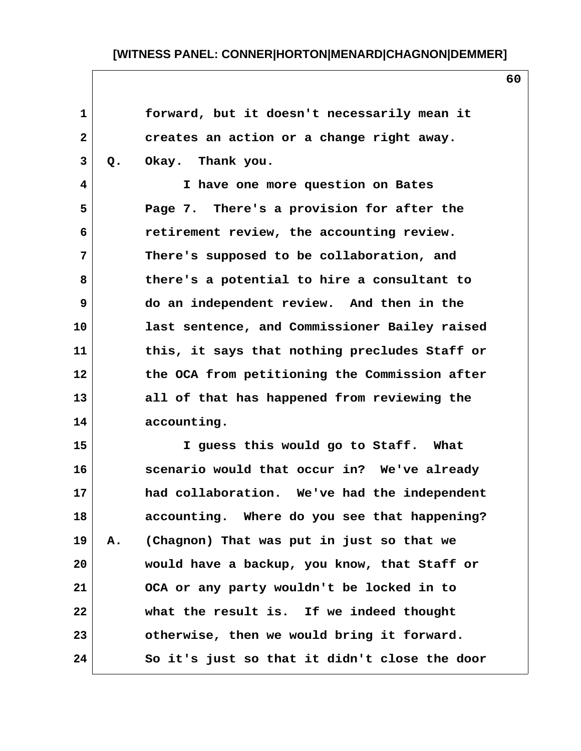forward, but it doesn't necessarily mean it creates an action or a change right away.

Q. Okay. Thank you.

I have one more question on Bates Page 7. There's a provision for after the retirement review, the accounting review. There's supposed to be collaboration, and there's a potential to hire a consultant to do an independent review. And then in the last sentence, and Commissioner Bailey raised this, it says that nothing precludes Staff or the OCA from petitioning the Commission after all of that has happened from reviewing the accounting.

I guess this would go to Staff. What scenario would that occur in? We've already had collaboration. We've had the independent accounting. Where do you see that happening?

A. (Chagnon) That was put in just so that we would have a backup, you know, that Staff or OCA or any party wouldn't be locked in to what the result is. If we indeed thought otherwise, then we would bring it forward. So it's just so that it didn't close the door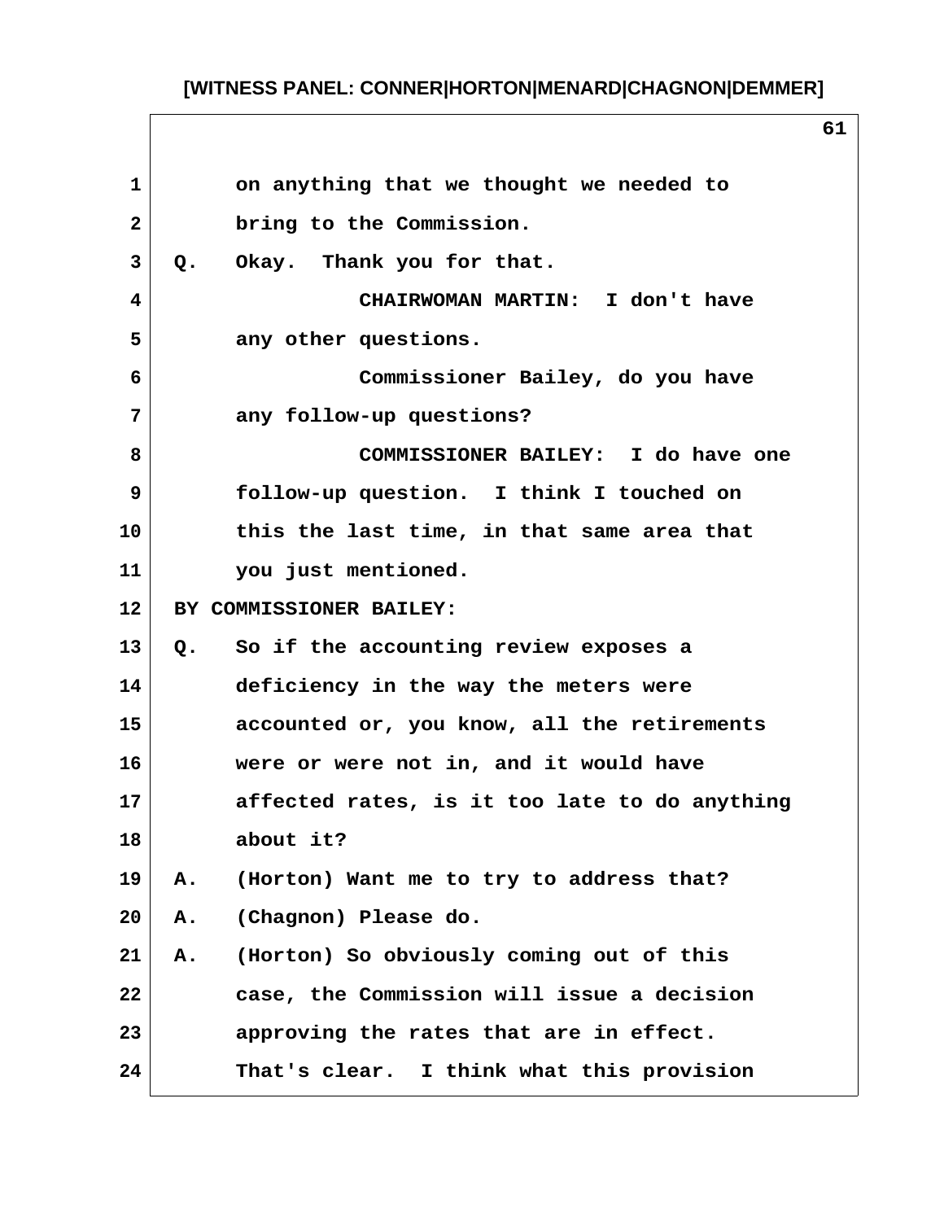on anything that we thought we needed to bring to the Commission.

Q. Okay. Thank you for that.

CHAIRWOMAN MARTIN: I don't have any other questions.

Commissioner Bailey, do you have any follow-up questions?

COMMISSIONER BAILEY: I do have one follow-up question. I think I touched on this the last time, in that same area that you just mentioned.

BY COMMISSIONER BAILEY:

Q. So if the accounting review exposes a deficiency in the way the meters were accounted or, you know, all the retirements were or were not in, and it would have affected rates, is it too late to do anything about it?

A. (Horton) Want me to try to address that?

A. (Chagnon) Please do.

A. (Horton) So obviously coming out of this case, the Commission will issue a decision approving the rates that are in effect. That's clear. I think what this provision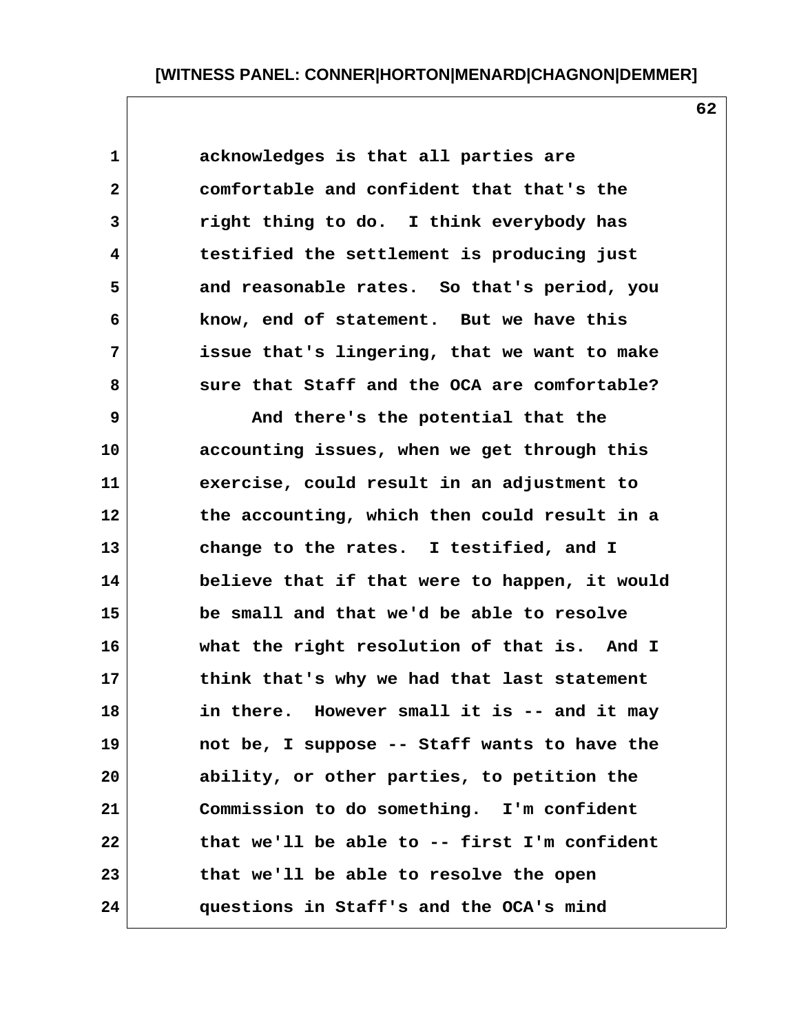acknowledges is that all parties are comfortable and confident that that's the right thing to do. I think everybody has testified the settlement is producing just and reasonable rates. So that's period, you know, end of statement. But we have this issue that's lingering, that we want to make sure that Staff and the OCA are comfortable?

And there's the potential that the accounting issues, when we get through this exercise, could result in an adjustment to the accounting, which then could result in a change to the rates. I testified, and I believe that if that were to happen, it would be small and that we'd be able to resolve what the right resolution of that is. And I think that's why we had that last statement in there. However small it is -- and it may not be, I suppose -- Staff wants to have the ability, or other parties, to petition the Commission to do something. I'm confident that we'll be able to -- first I'm confident that we'll be able to resolve the open questions in Staff's and the OCA's mind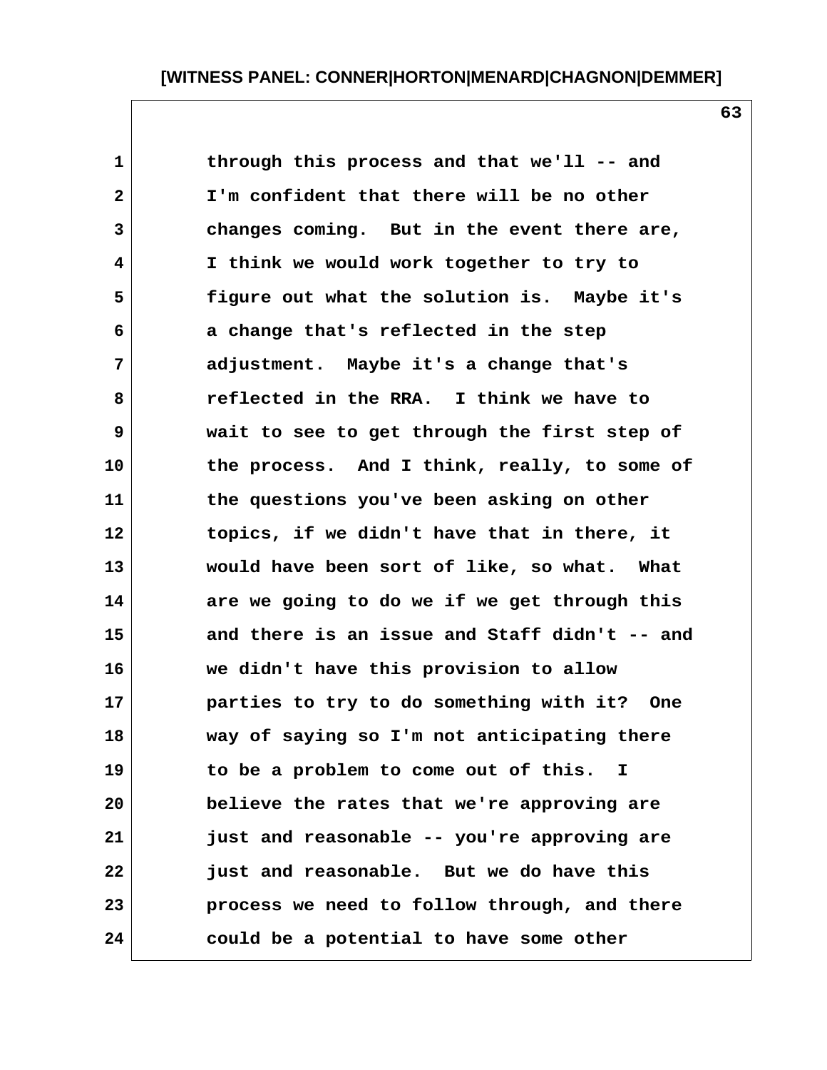through this process and that we'll -- and I'm confident that there will be no other changes coming. But in the event there are, I think we would work together to try to figure out what the solution is. Maybe it's a change that's reflected in the step adjustment. Maybe it's a change that's reflected in the RRA. I think we have to wait to see to get through the first step of the process. And I think, really, to some of the questions you've been asking on other topics, if we didn't have that in there, it would have been sort of like, so what. What are we going to do we if we get through this and there is an issue and Staff didn't -- and we didn't have this provision to allow parties to try to do something with it? One way of saying so I'm not anticipating there to be a problem to come out of this. I believe the rates that we're approving are just and reasonable -- you're approving are just and reasonable. But we do have this process we need to follow through, and there could be a potential to have some other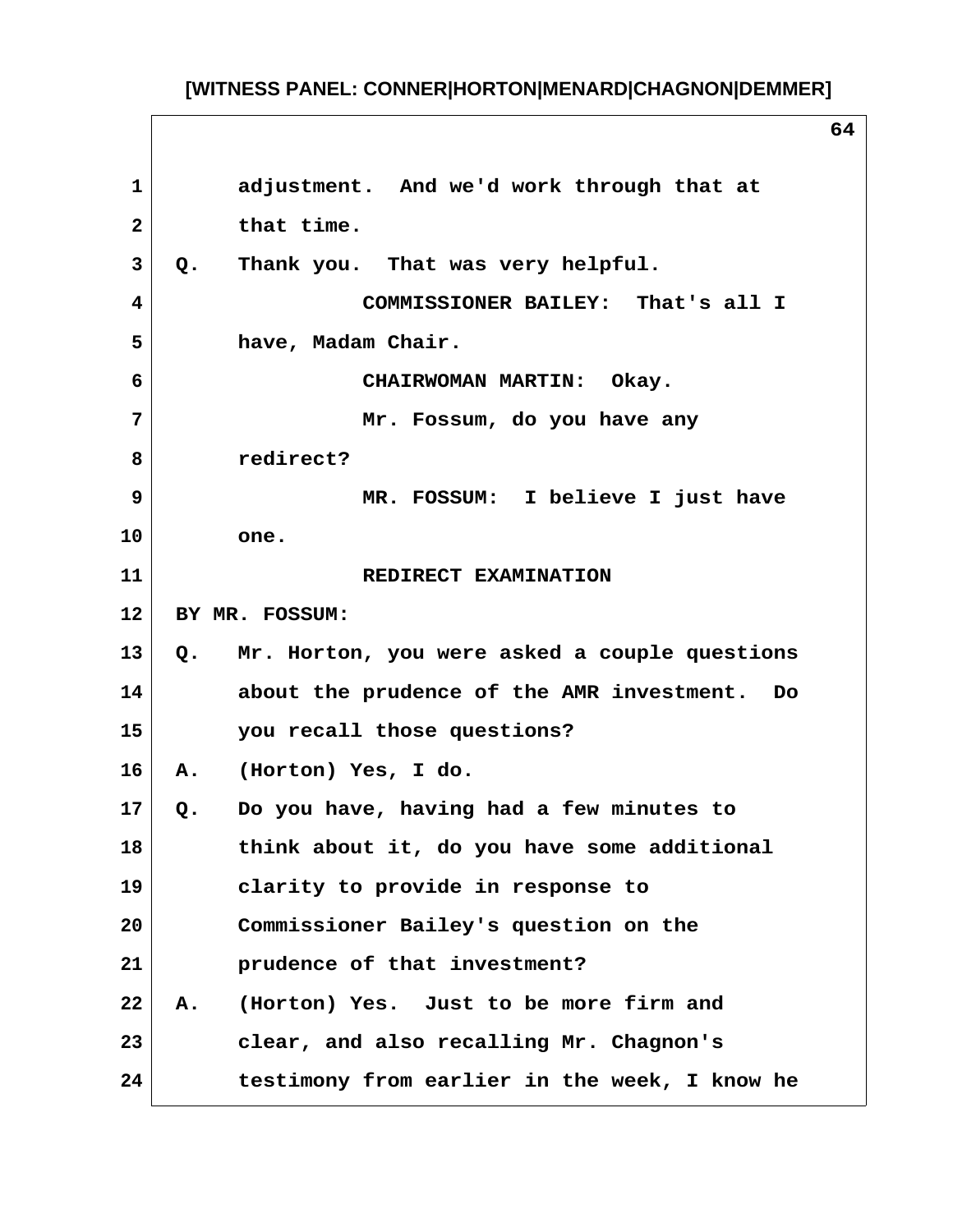adjustment. And we'd work through that at that time.

Q. Thank you. That was very helpful.

COMMISSIONER BAILEY: That's all I have, Madam Chair.

CHAIRWOMAN MARTIN: Okay.

Mr. Fossum, do you have any redirect?

MR. FOSSUM: I believe I just have one.

REDIRECT EXAMINATION

BY MR. FOSSUM:

Q. Mr. Horton, you were asked a couple questions about the prudence of the AMR investment. Do you recall those questions?

A. (Horton) Yes, I do.

Q. Do you have, having had a few minutes to think about it, do you have some additional clarity to provide in response to Commissioner Bailey's question on the prudence of that investment?

A. (Horton) Yes. Just to be more firm and clear, and also recalling Mr. Chagnon's testimony from earlier in the week, I know he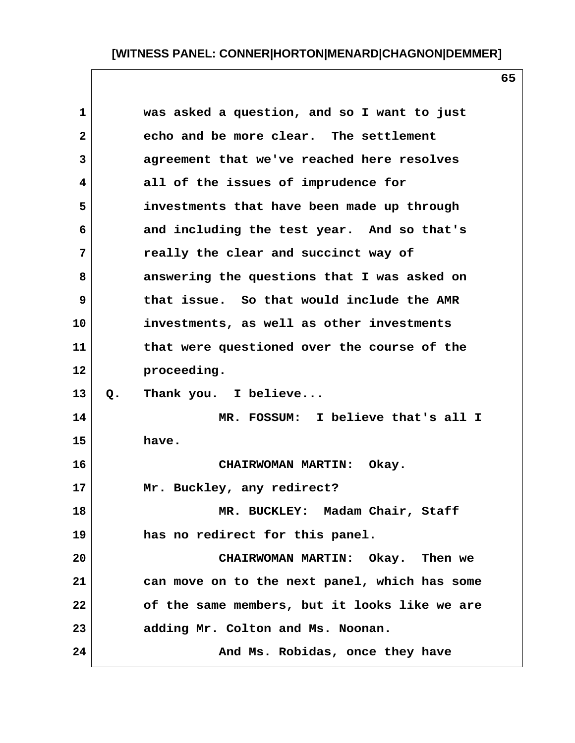was asked a question, and so I want to just echo and be more clear. The settlement agreement that we've reached here resolves all of the issues of imprudence for investments that have been made up through and including the test year. And so that's really the clear and succinct way of answering the questions that I was asked on that issue. So that would include the AMR investments, as well as other investments that were questioned over the course of the proceeding.

Q. Thank you. I believe...

MR. FOSSUM: I believe that's all I have.

CHAIRWOMAN MARTIN: Okay. Mr. Buckley, any redirect?

MR. BUCKLEY: Madam Chair, Staff has no redirect for this panel.

CHAIRWOMAN MARTIN: Okay. Then we can move on to the next panel, which has some of the same members, but it looks like we are adding Mr. Colton and Ms. Noonan.

And Ms. Robidas, once they have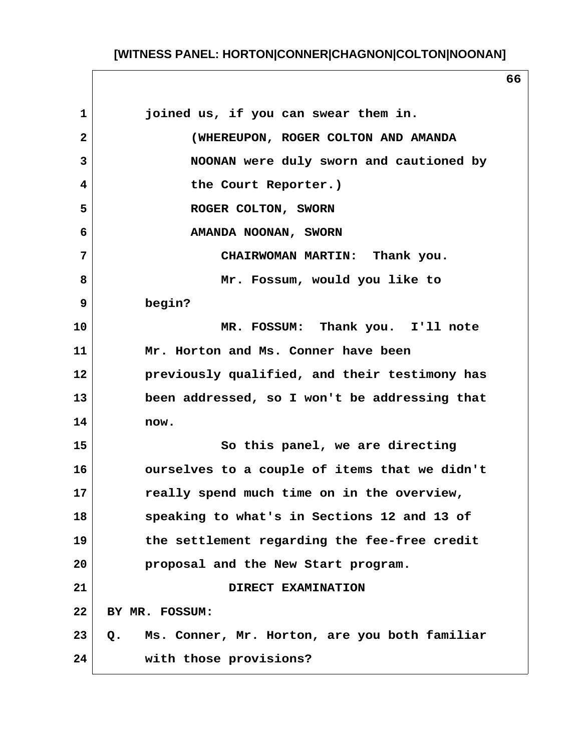joined us, if you can swear them in.

(WHEREUPON, ROGER COLTON AND AMANDA NOONAN were duly sworn and cautioned by the Court Reporter.)

ROGER COLTON, SWORN

AMANDA NOONAN, SWORN

CHAIRWOMAN MARTIN: Thank you.

Mr. Fossum, would you like to begin?

MR. FOSSUM: Thank you. I'll note Mr. Horton and Ms. Conner have been previously qualified, and their testimony has been addressed, so I won't be addressing that now.

So this panel, we are directing ourselves to a couple of items that we didn't really spend much time on in the overview, speaking to what's in Sections 12 and 13 of the settlement regarding the fee-free credit proposal and the New Start program.

DIRECT EXAMINATION

BY MR. FOSSUM:

Q. Ms. Conner, Mr. Horton, are you both familiar with those provisions?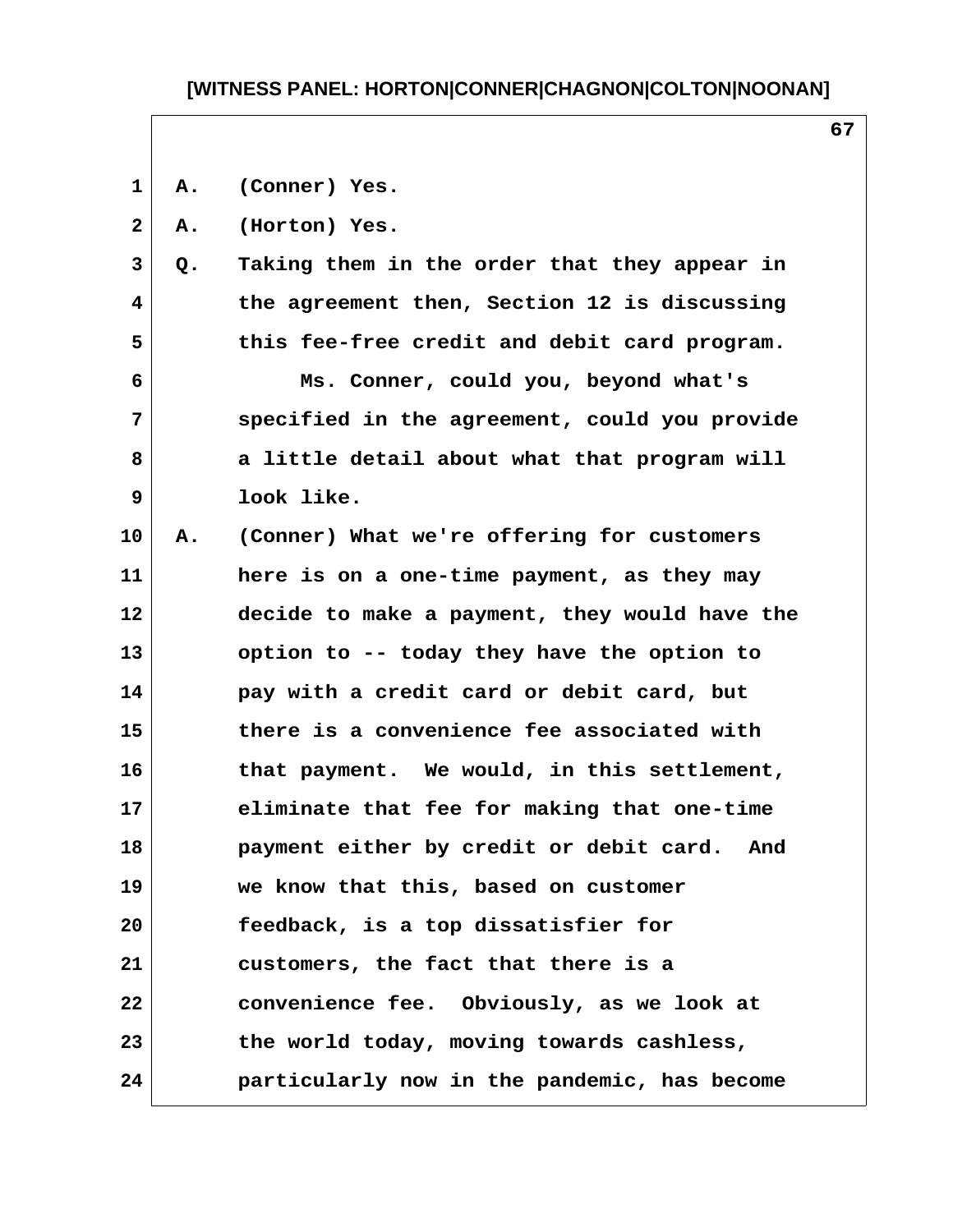A. (Conner) Yes.

A. (Horton) Yes.

Q. Taking them in the order that they appear in the agreement then, Section 12 is discussing this fee-free credit and debit card program.

Ms. Conner, could you, beyond what's specified in the agreement, could you provide a little detail about what that program will look like.

A. (Conner) What we're offering for customers here is on a one-time payment, as they may decide to make a payment, they would have the option to -- today they have the option to pay with a credit card or debit card, but there is a convenience fee associated with that payment. We would, in this settlement, eliminate that fee for making that one-time payment either by credit or debit card. And we know that this, based on customer feedback, is a top dissatisfier for customers, the fact that there is a convenience fee. Obviously, as we look at the world today, moving towards cashless, particularly now in the pandemic, has become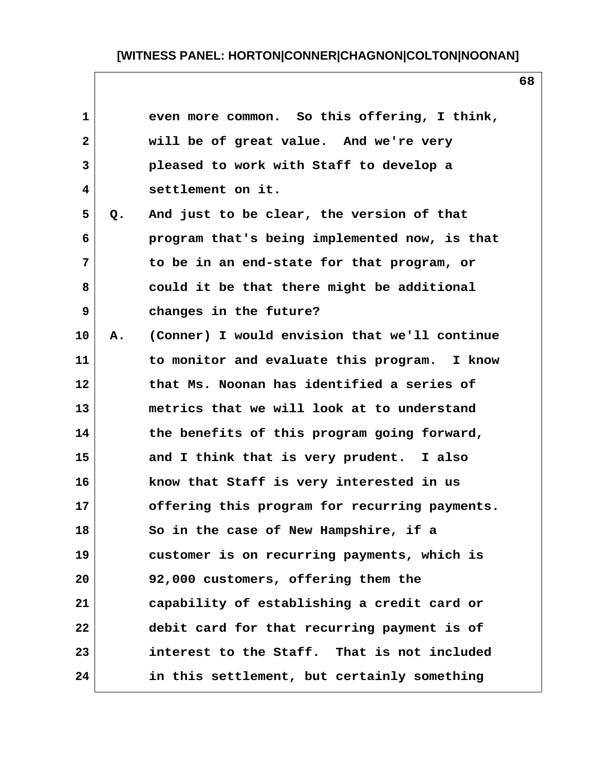even more common. So this offering, I think, will be of great value. And we're very pleased to work with Staff to develop a settlement on it.

Q. And just to be clear, the version of that program that's being implemented now, is that to be in an end-state for that program, or could it be that there might be additional changes in the future?

A. (Conner) I would envision that we'll continue to monitor and evaluate this program. I know that Ms. Noonan has identified a series of metrics that we will look at to understand the benefits of this program going forward, and I think that is very prudent. I also know that Staff is very interested in us offering this program for recurring payments. So in the case of New Hampshire, if a customer is on recurring payments, which is 92,000 customers, offering them the capability of establishing a credit card or debit card for that recurring payment is of interest to the Staff. That is not included in this settlement, but certainly something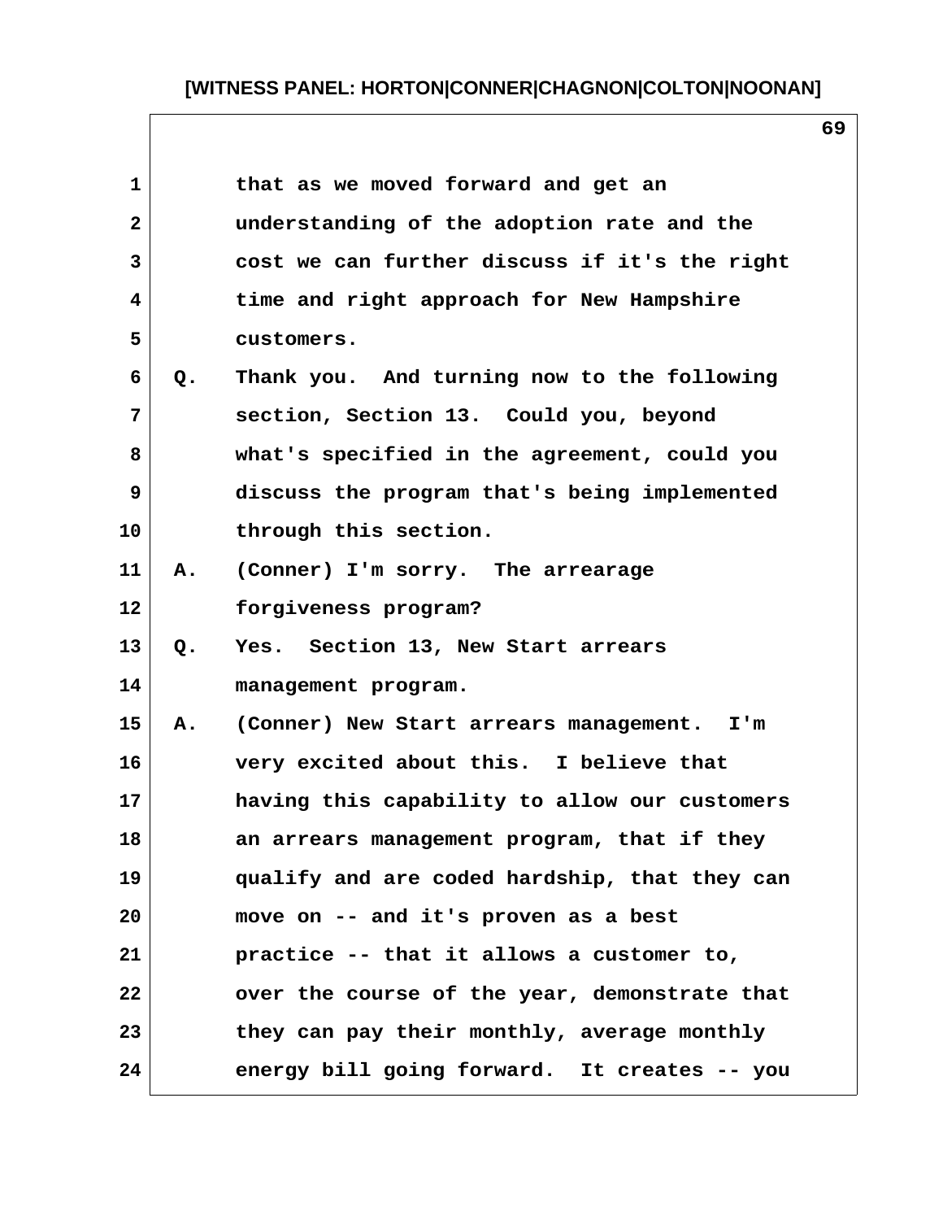that as we moved forward and get an understanding of the adoption rate and the cost we can further discuss if it's the right time and right approach for New Hampshire customers.

Q. Thank you. And turning now to the following section, Section 13. Could you, beyond what's specified in the agreement, could you discuss the program that's being implemented through this section.

A. (Conner) I'm sorry. The arrearage forgiveness program?

Q. Yes. Section 13, New Start arrears management program.

A. (Conner) New Start arrears management. I'm very excited about this. I believe that having this capability to allow our customers an arrears management program, that if they qualify and are coded hardship, that they can move on -- and it's proven as a best practice -- that it allows a customer to, over the course of the year, demonstrate that they can pay their monthly, average monthly energy bill going forward. It creates -- you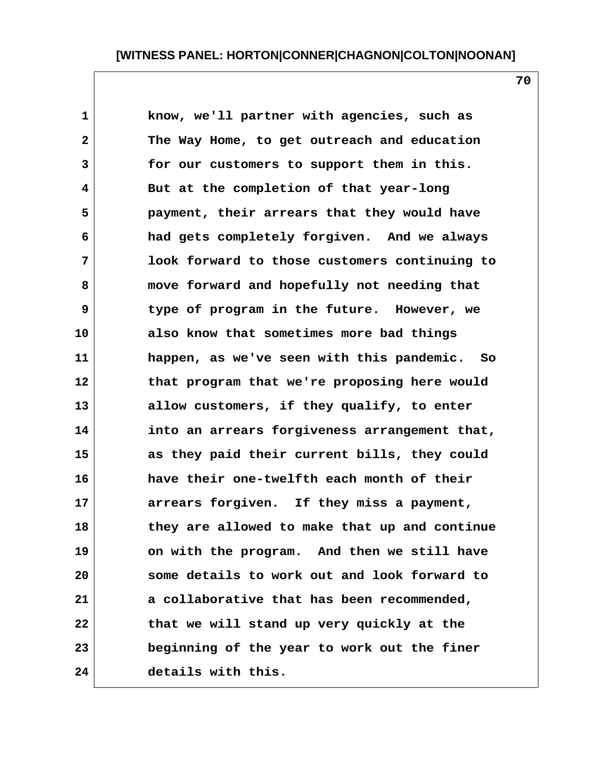know, we'll partner with agencies, such as The Way Home, to get outreach and education for our customers to support them in this. But at the completion of that year-long payment, their arrears that they would have had gets completely forgiven. And we always look forward to those customers continuing to move forward and hopefully not needing that type of program in the future. However, we also know that sometimes more bad things happen, as we've seen with this pandemic. So that program that we're proposing here would allow customers, if they qualify, to enter into an arrears forgiveness arrangement that, as they paid their current bills, they could have their one-twelfth each month of their arrears forgiven. If they miss a payment, they are allowed to make that up and continue on with the program. And then we still have some details to work out and look forward to a collaborative that has been recommended, that we will stand up very quickly at the beginning of the year to work out the finer details with this.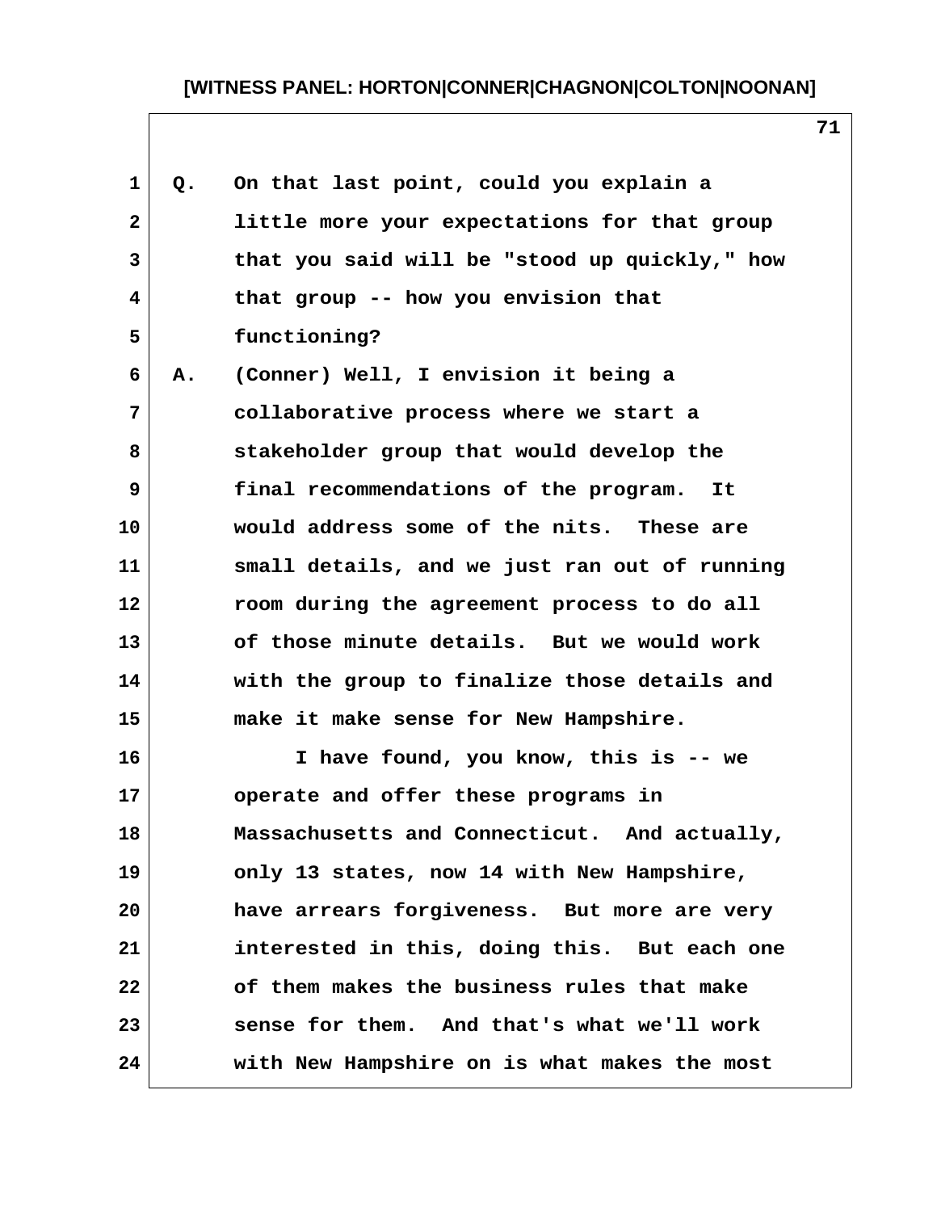Q. On that last point, could you explain a little more your expectations for that group that you said will be "stood up quickly," how that group -- how you envision that functioning?

A. (Conner) Well, I envision it being a collaborative process where we start a stakeholder group that would develop the final recommendations of the program. It would address some of the nits. These are small details, and we just ran out of running room during the agreement process to do all of those minute details. But we would work with the group to finalize those details and make it make sense for New Hampshire.

I have found, you know, this is -- we operate and offer these programs in Massachusetts and Connecticut. And actually, only 13 states, now 14 with New Hampshire, have arrears forgiveness. But more are very interested in this, doing this. But each one of them makes the business rules that make sense for them. And that's what we'll work with New Hampshire on is what makes the most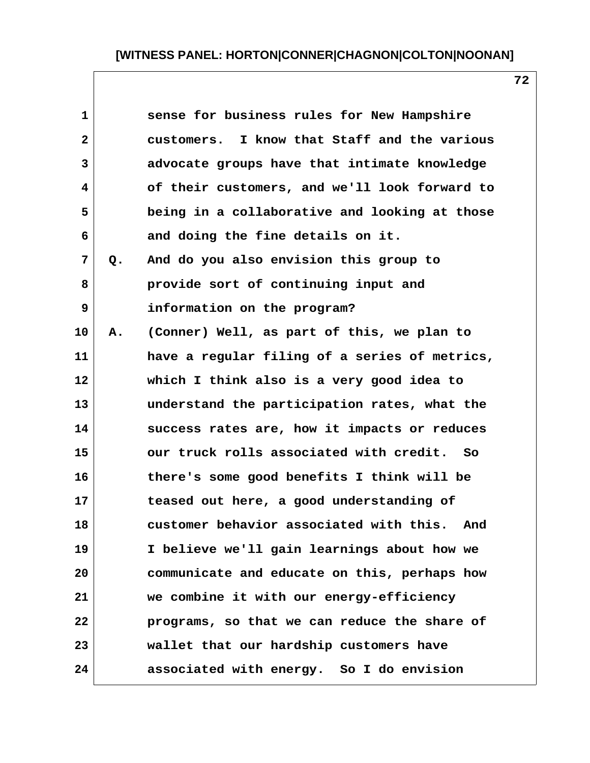sense for business rules for New Hampshire customers. I know that Staff and the various advocate groups have that intimate knowledge of their customers, and we'll look forward to being in a collaborative and looking at those and doing the fine details on it.

Q. And do you also envision this group to provide sort of continuing input and information on the program?

A. (Conner) Well, as part of this, we plan to have a regular filing of a series of metrics, which I think also is a very good idea to understand the participation rates, what the success rates are, how it impacts or reduces our truck rolls associated with credit. So there's some good benefits I think will be teased out here, a good understanding of customer behavior associated with this. And I believe we'll gain learnings about how we communicate and educate on this, perhaps how we combine it with our energy-efficiency programs, so that we can reduce the share of wallet that our hardship customers have associated with energy. So I do envision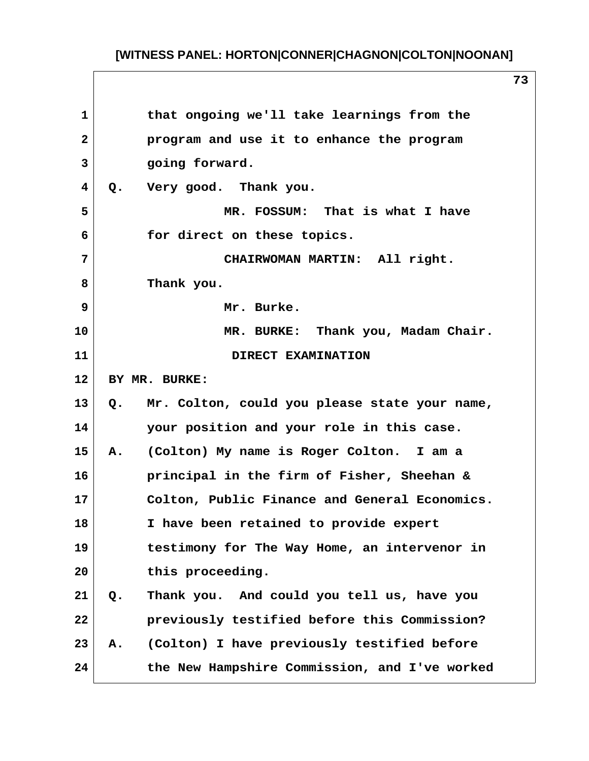that ongoing we'll take learnings from the program and use it to enhance the program going forward.

Q. Very good. Thank you.

MR. FOSSUM: That is what I have for direct on these topics.

CHAIRWOMAN MARTIN: All right. Thank you.

Mr. Burke.

MR. BURKE: Thank you, Madam Chair.

DIRECT EXAMINATION

BY MR. BURKE:

Q. Mr. Colton, could you please state your name, your position and your role in this case.

A. (Colton) My name is Roger Colton. I am a principal in the firm of Fisher, Sheehan & Colton, Public Finance and General Economics. I have been retained to provide expert testimony for The Way Home, an intervenor in this proceeding.

Q. Thank you. And could you tell us, have you previously testified before this Commission?

A. (Colton) I have previously testified before the New Hampshire Commission, and I've worked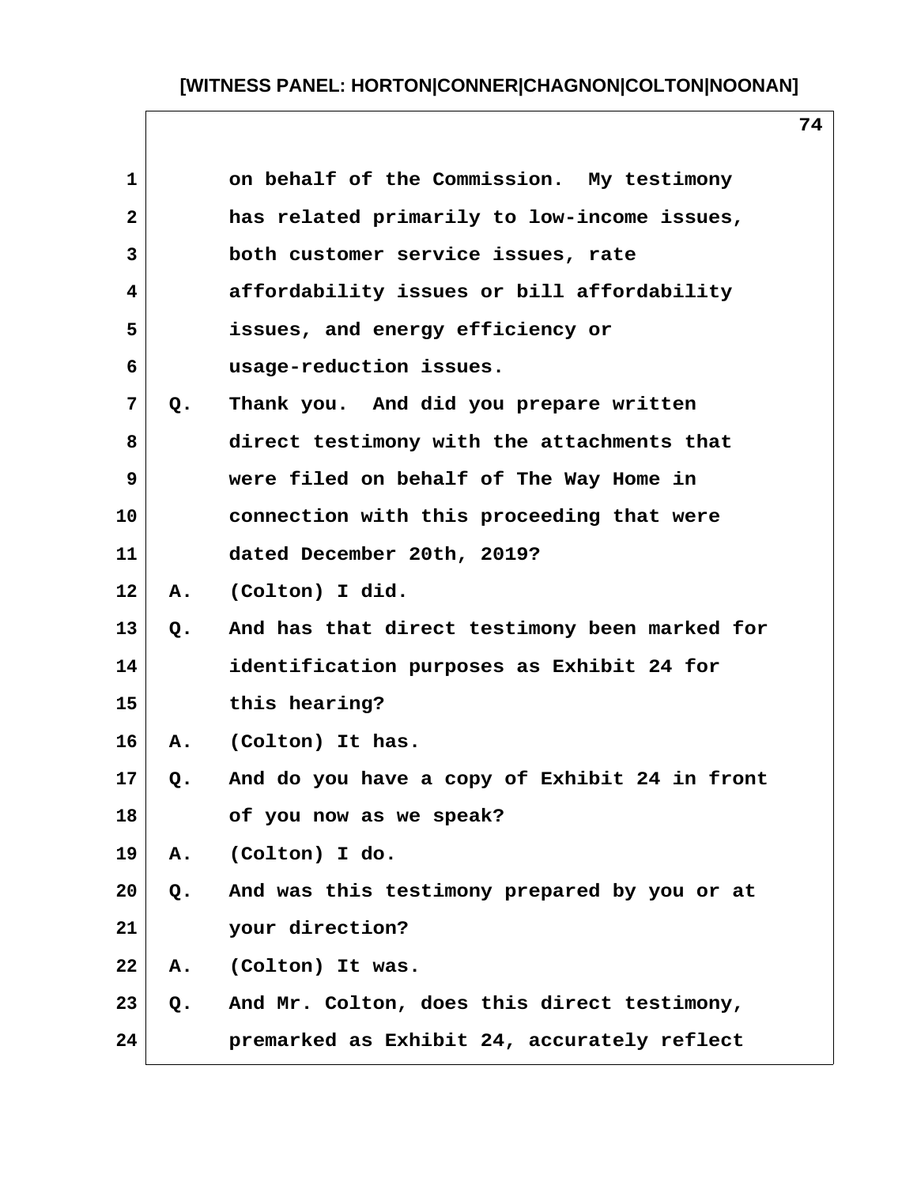on behalf of the Commission. My testimony has related primarily to low-income issues, both customer service issues, rate affordability issues or bill affordability issues, and energy efficiency or usage-reduction issues.

Q. Thank you. And did you prepare written direct testimony with the attachments that were filed on behalf of The Way Home in connection with this proceeding that were dated December 20th, 2019?

A. (Colton) I did.

Q. And has that direct testimony been marked for identification purposes as Exhibit 24 for this hearing?

A. (Colton) It has.

Q. And do you have a copy of Exhibit 24 in front of you now as we speak?

A. (Colton) I do.

Q. And was this testimony prepared by you or at your direction?

A. (Colton) It was.

Q. And Mr. Colton, does this direct testimony, premarked as Exhibit 24, accurately reflect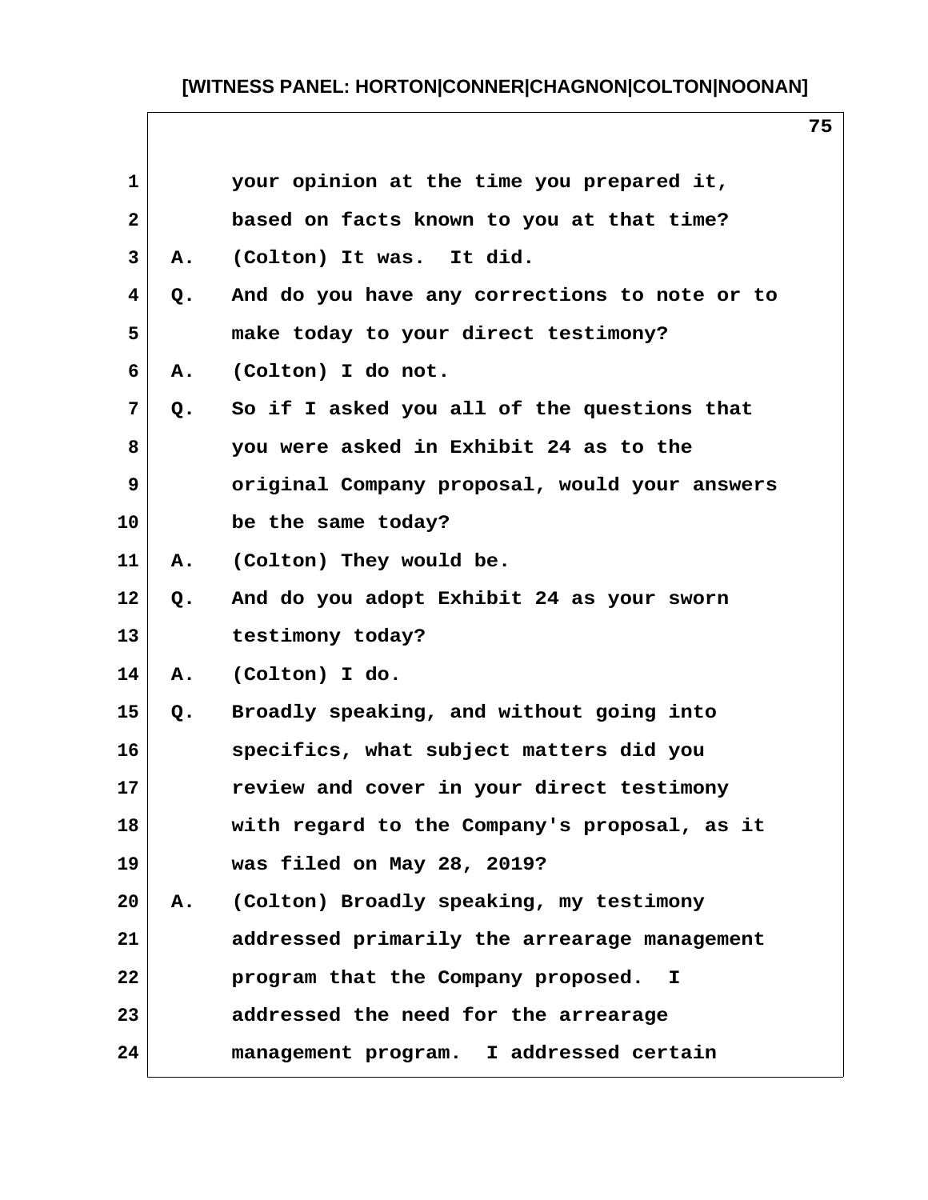your opinion at the time you prepared it, based on facts known to you at that time?

A. (Colton) It was. It did.

Q. And do you have any corrections to note or to make today to your direct testimony?

A. (Colton) I do not.

Q. So if I asked you all of the questions that you were asked in Exhibit 24 as to the original Company proposal, would your answers be the same today?

A. (Colton) They would be.

Q. And do you adopt Exhibit 24 as your sworn testimony today?

A. (Colton) I do.

Q. Broadly speaking, and without going into specifics, what subject matters did you review and cover in your direct testimony with regard to the Company's proposal, as it was filed on May 28, 2019?

A. (Colton) Broadly speaking, my testimony addressed primarily the arrearage management program that the Company proposed. I addressed the need for the arrearage management program. I addressed certain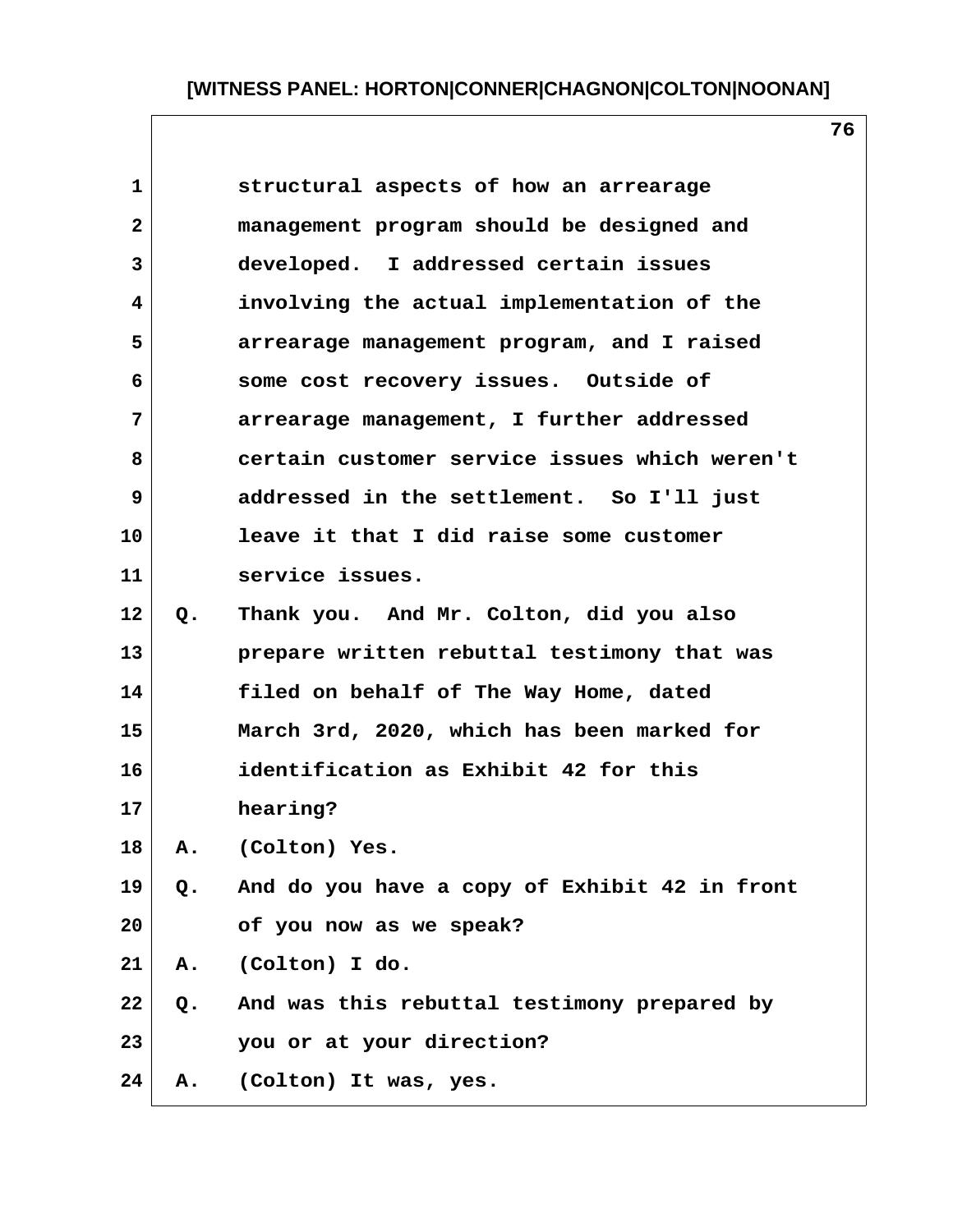structural aspects of how an arrearage management program should be designed and developed. I addressed certain issues involving the actual implementation of the arrearage management program, and I raised some cost recovery issues. Outside of arrearage management, I further addressed certain customer service issues which weren't addressed in the settlement. So I'll just leave it that I did raise some customer service issues.

Q. Thank you. And Mr. Colton, did you also prepare written rebuttal testimony that was filed on behalf of The Way Home, dated March 3rd, 2020, which has been marked for identification as Exhibit 42 for this hearing?

A. (Colton) Yes.

Q. And do you have a copy of Exhibit 42 in front of you now as we speak?

A. (Colton) I do.

Q. And was this rebuttal testimony prepared by you or at your direction?

A. (Colton) It was, yes.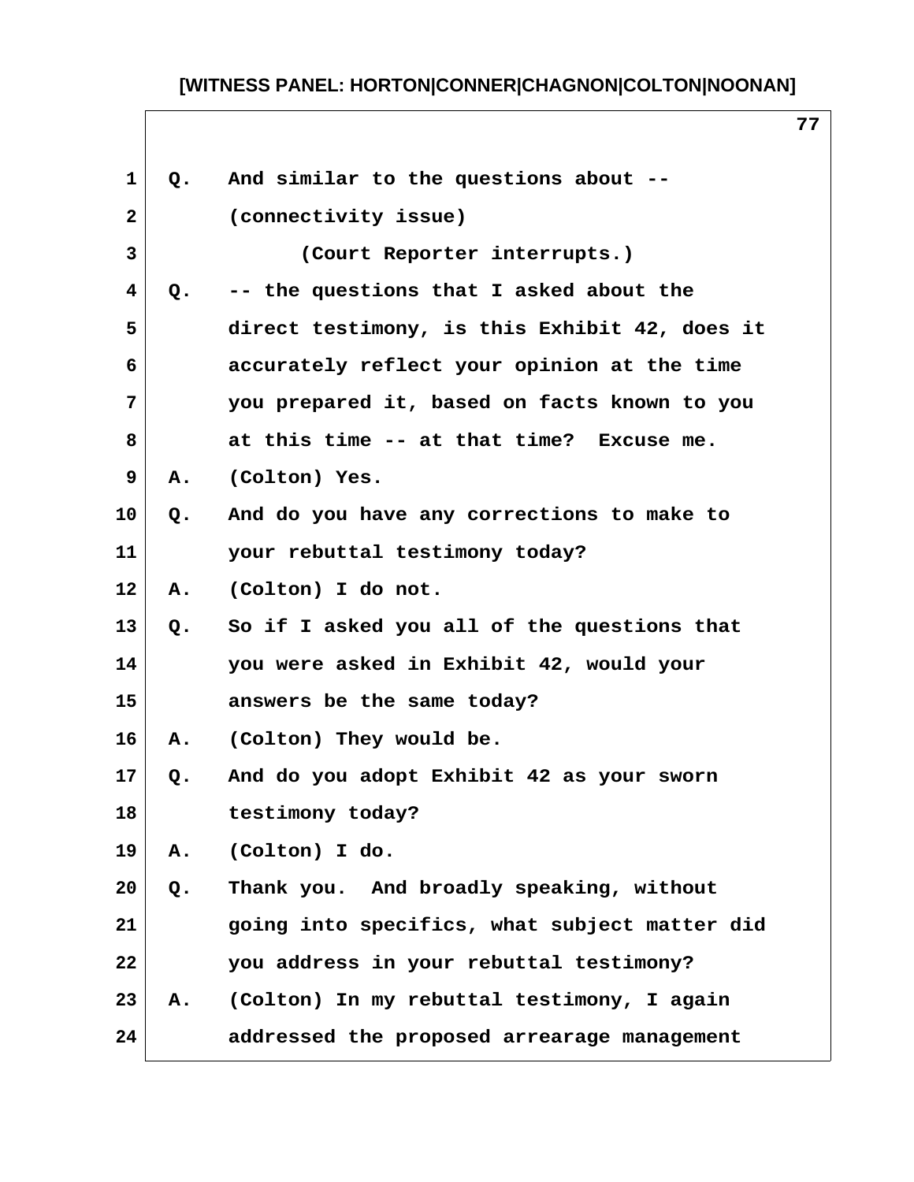1 Q. And similar to the questions about --
2 (connectivity issue)
3 (Court Reporter interrupts.)
4 Q. -- the questions that I asked about the
5 direct testimony, is this Exhibit 42, does it
6 accurately reflect your opinion at the time
7 you prepared it, based on facts known to you
8 at this time -- at that time? Excuse me.
9 A. (Colton) Yes.
10 Q. And do you have any corrections to make to
11 your rebuttal testimony today?
12 A. (Colton) I do not.
13 Q. So if I asked you all of the questions that
14 you were asked in Exhibit 42, would your
15 answers be the same today?
16 A. (Colton) They would be.
17 Q. And do you adopt Exhibit 42 as your sworn
18 testimony today?
19 A. (Colton) I do.
20 Q. Thank you. And broadly speaking, without
21 going into specifics, what subject matter did
22 you address in your rebuttal testimony?
23 A. (Colton) In my rebuttal testimony, I again
24 addressed the proposed arrearage management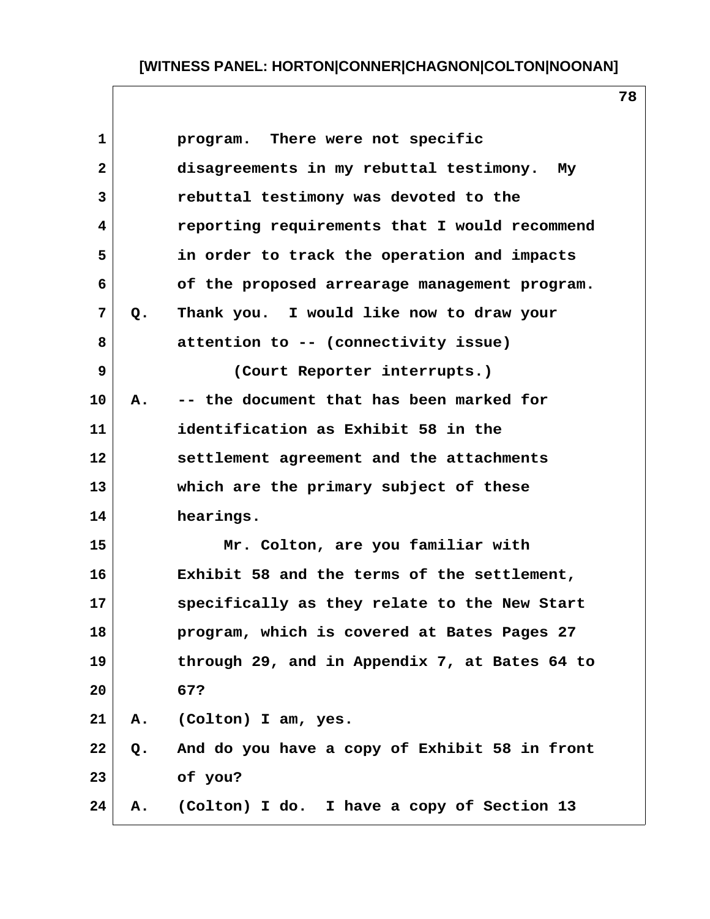1 program. There were not specific
2 disagreements in my rebuttal testimony. My
3 rebuttal testimony was devoted to the
4 reporting requirements that I would recommend
5 in order to track the operation and impacts
6 of the proposed arrearage management program.
7 Q. Thank you. I would like now to draw your
8 attention to -- (connectivity issue)
9 (Court Reporter interrupts.)
10 A. -- the document that has been marked for
11 identification as Exhibit 58 in the
12 settlement agreement and the attachments
13 which are the primary subject of these
14 hearings.
15 Mr. Colton, are you familiar with
16 Exhibit 58 and the terms of the settlement,
17 specifically as they relate to the New Start
18 program, which is covered at Bates Pages 27
19 through 29, and in Appendix 7, at Bates 64 to
20 67?
21 A. (Colton) I am, yes.
22 Q. And do you have a copy of Exhibit 58 in front
23 of you?
24 A. (Colton) I do. I have a copy of Section 13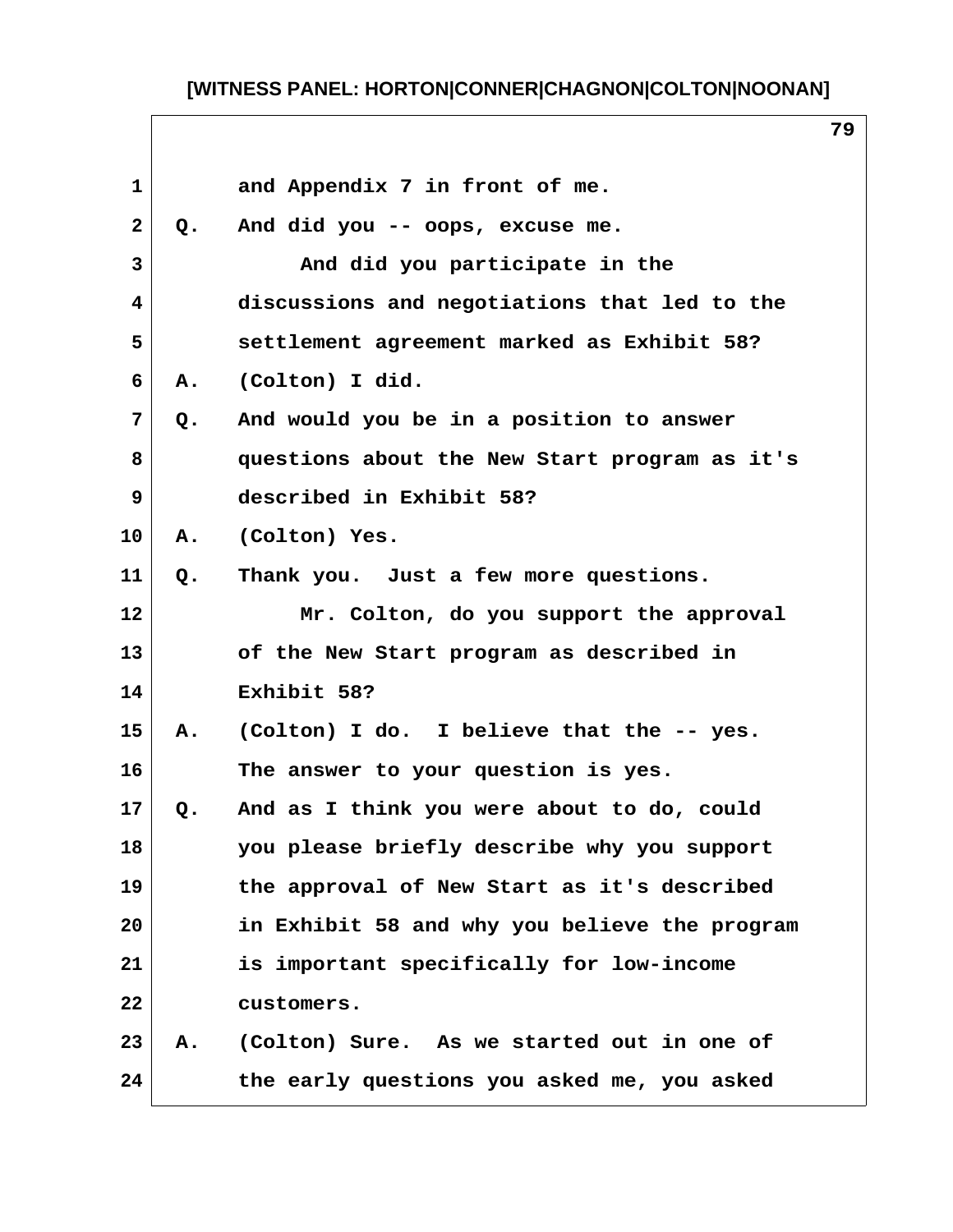and Appendix 7 in front of me.

Q. And did you -- oops, excuse me.

And did you participate in the discussions and negotiations that led to the settlement agreement marked as Exhibit 58?

A. (Colton) I did.

Q. And would you be in a position to answer questions about the New Start program as it's described in Exhibit 58?

A. (Colton) Yes.

Q. Thank you. Just a few more questions.

Mr. Colton, do you support the approval of the New Start program as described in Exhibit 58?

A. (Colton) I do. I believe that the -- yes. The answer to your question is yes.

Q. And as I think you were about to do, could you please briefly describe why you support the approval of New Start as it's described in Exhibit 58 and why you believe the program is important specifically for low-income customers.

A. (Colton) Sure. As we started out in one of the early questions you asked me, you asked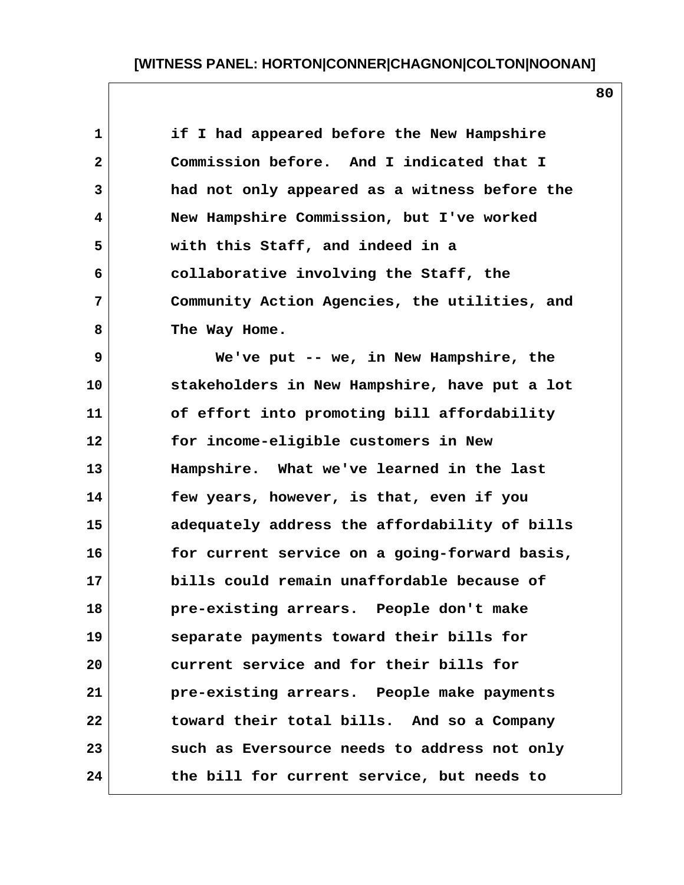if I had appeared before the New Hampshire Commission before. And I indicated that I had not only appeared as a witness before the New Hampshire Commission, but I've worked with this Staff, and indeed in a collaborative involving the Staff, the Community Action Agencies, the utilities, and The Way Home.

We've put -- we, in New Hampshire, the stakeholders in New Hampshire, have put a lot of effort into promoting bill affordability for income-eligible customers in New Hampshire. What we've learned in the last few years, however, is that, even if you adequately address the affordability of bills for current service on a going-forward basis, bills could remain unaffordable because of pre-existing arrears. People don't make separate payments toward their bills for current service and for their bills for pre-existing arrears. People make payments toward their total bills. And so a Company such as Eversource needs to address not only the bill for current service, but needs to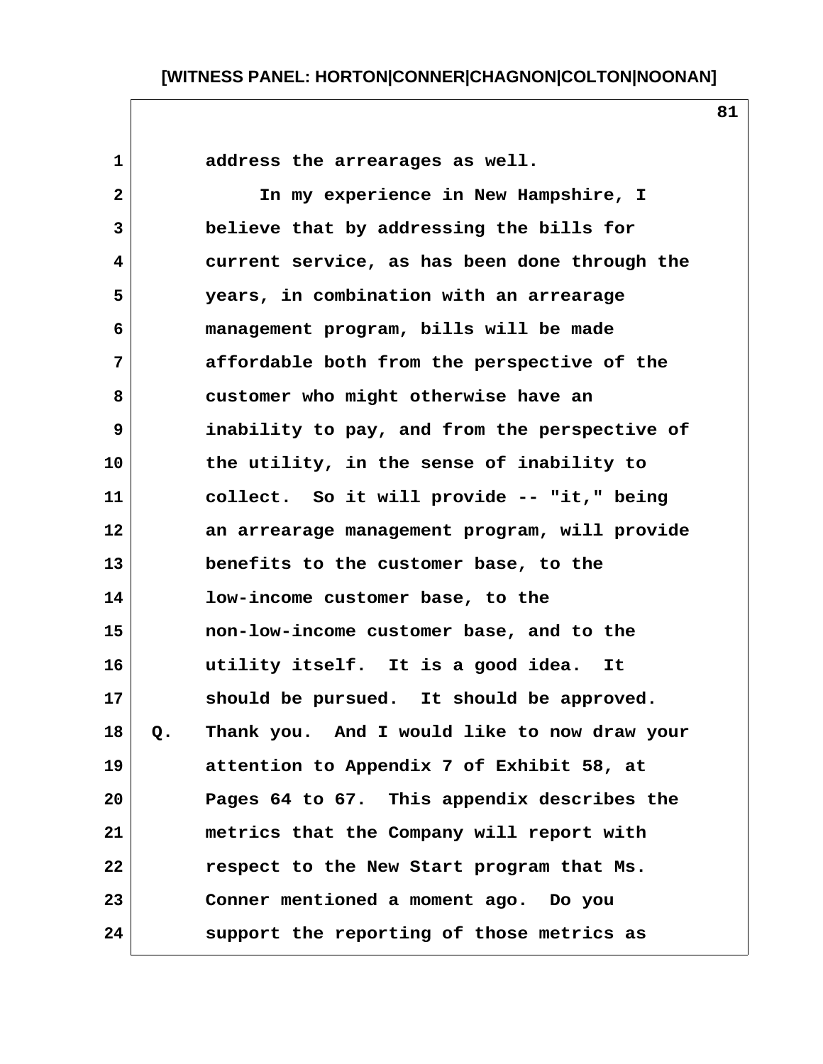address the arrearages as well.

In my experience in New Hampshire, I believe that by addressing the bills for current service, as has been done through the years, in combination with an arrearage management program, bills will be made affordable both from the perspective of the customer who might otherwise have an inability to pay, and from the perspective of the utility, in the sense of inability to collect. So it will provide -- "it," being an arrearage management program, will provide benefits to the customer base, to the low-income customer base, to the non-low-income customer base, and to the utility itself. It is a good idea. It should be pursued. It should be approved.

Q. Thank you. And I would like to now draw your attention to Appendix 7 of Exhibit 58, at Pages 64 to 67. This appendix describes the metrics that the Company will report with respect to the New Start program that Ms. Conner mentioned a moment ago. Do you support the reporting of those metrics as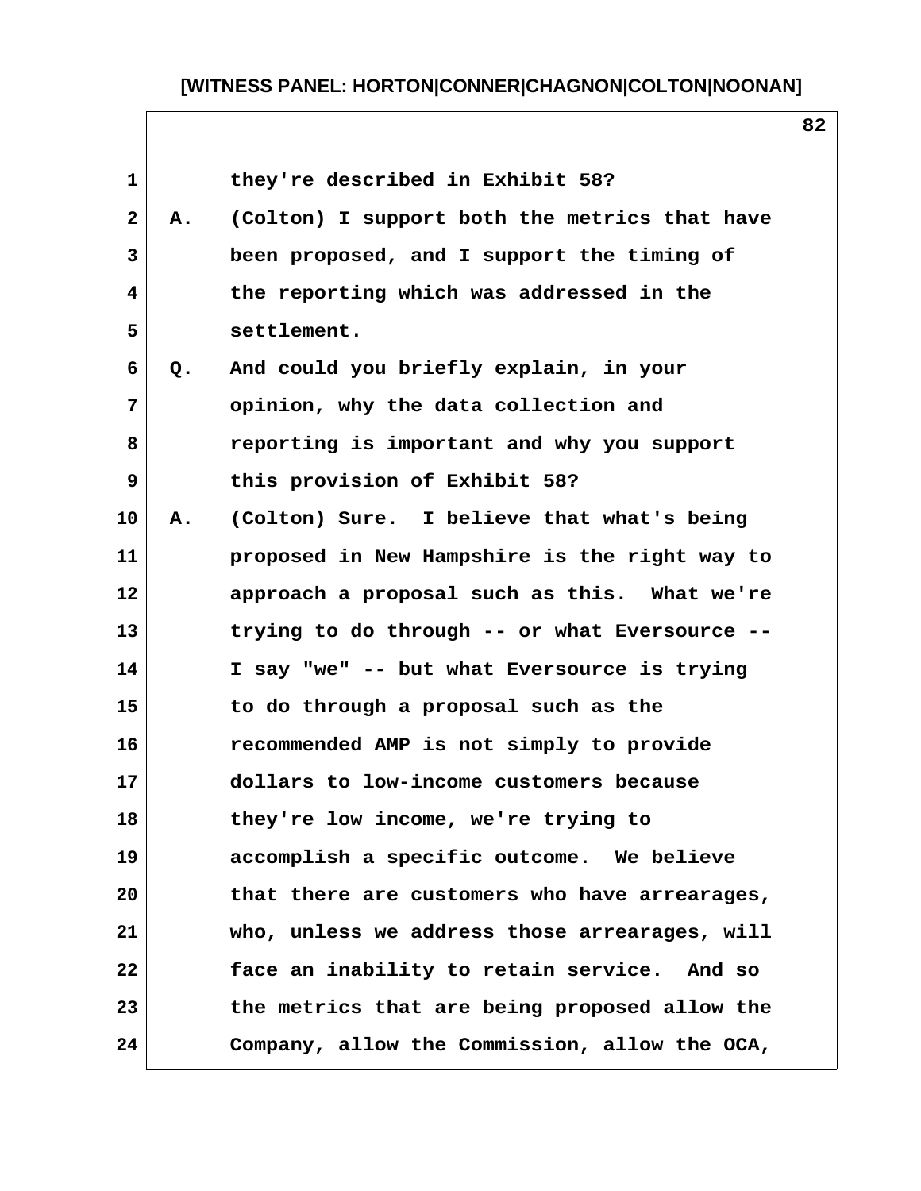they're described in Exhibit 58?

A. (Colton) I support both the metrics that have been proposed, and I support the timing of the reporting which was addressed in the settlement.

Q. And could you briefly explain, in your opinion, why the data collection and reporting is important and why you support this provision of Exhibit 58?

A. (Colton) Sure. I believe that what's being proposed in New Hampshire is the right way to approach a proposal such as this. What we're trying to do through -- or what Eversource -- I say "we" -- but what Eversource is trying to do through a proposal such as the recommended AMP is not simply to provide dollars to low-income customers because they're low income, we're trying to accomplish a specific outcome. We believe that there are customers who have arrearages, who, unless we address those arrearages, will face an inability to retain service. And so the metrics that are being proposed allow the Company, allow the Commission, allow the OCA,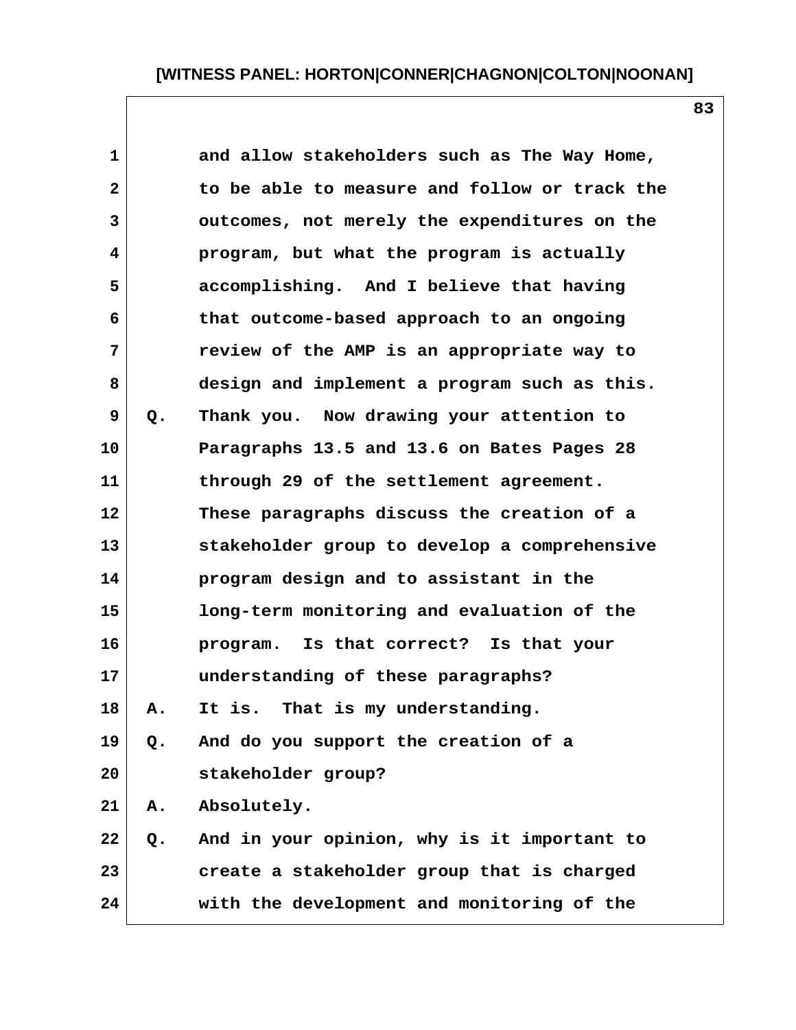and allow stakeholders such as The Way Home, to be able to measure and follow or track the outcomes, not merely the expenditures on the program, but what the program is actually accomplishing. And I believe that having that outcome-based approach to an ongoing review of the AMP is an appropriate way to design and implement a program such as this.

Q. Thank you. Now drawing your attention to Paragraphs 13.5 and 13.6 on Bates Pages 28 through 29 of the settlement agreement. These paragraphs discuss the creation of a stakeholder group to develop a comprehensive program design and to assistant in the long-term monitoring and evaluation of the program. Is that correct? Is that your understanding of these paragraphs?

A. It is. That is my understanding.

Q. And do you support the creation of a stakeholder group?

A. Absolutely.

Q. And in your opinion, why is it important to create a stakeholder group that is charged with the development and monitoring of the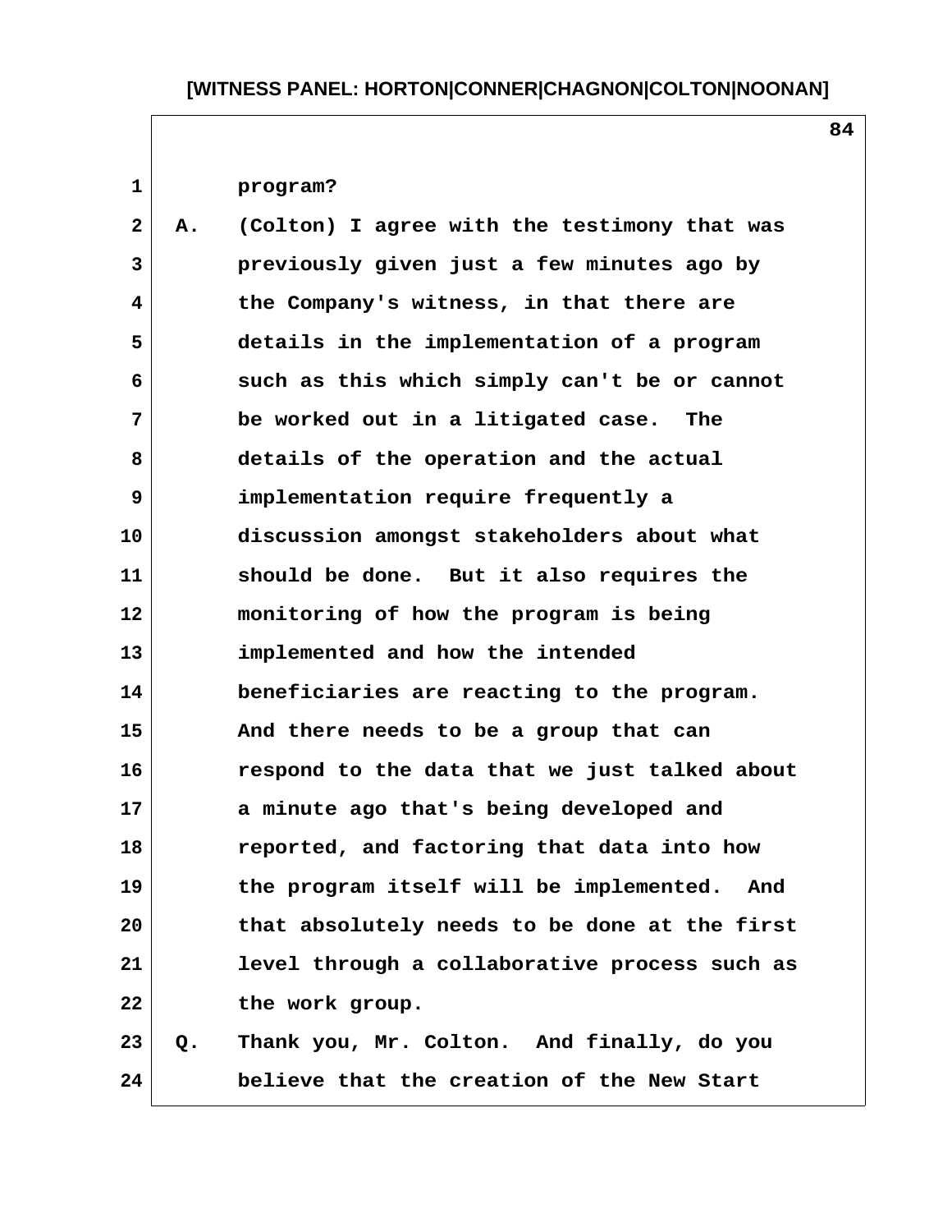program?

A. (Colton) I agree with the testimony that was previously given just a few minutes ago by the Company's witness, in that there are details in the implementation of a program such as this which simply can't be or cannot be worked out in a litigated case. The details of the operation and the actual implementation require frequently a discussion amongst stakeholders about what should be done. But it also requires the monitoring of how the program is being implemented and how the intended beneficiaries are reacting to the program. And there needs to be a group that can respond to the data that we just talked about a minute ago that's being developed and reported, and factoring that data into how the program itself will be implemented. And that absolutely needs to be done at the first level through a collaborative process such as the work group.

Q. Thank you, Mr. Colton. And finally, do you believe that the creation of the New Start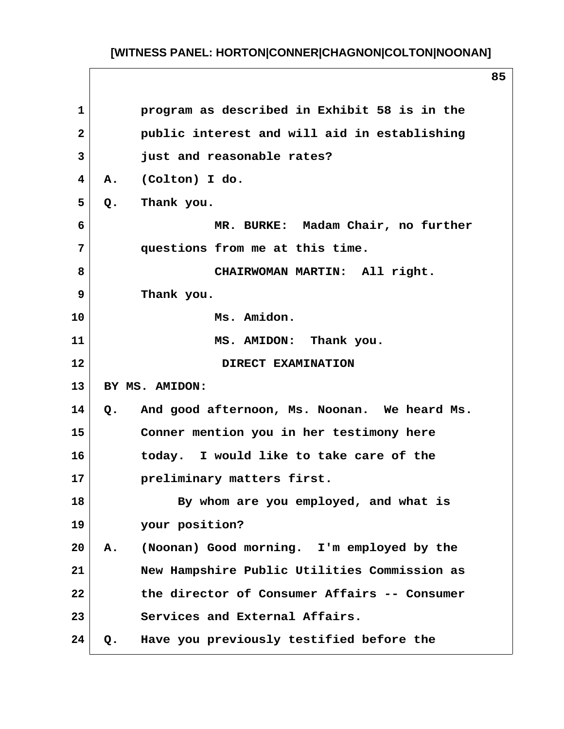program as described in Exhibit 58 is in the public interest and will aid in establishing just and reasonable rates?

A. (Colton) I do.

Q. Thank you.

MR. BURKE: Madam Chair, no further questions from me at this time.

CHAIRWOMAN MARTIN: All right. Thank you.

Ms. Amidon.

MS. AMIDON: Thank you.

DIRECT EXAMINATION

BY MS. AMIDON:

Q. And good afternoon, Ms. Noonan. We heard Ms. Conner mention you in her testimony here today. I would like to take care of the preliminary matters first.

By whom are you employed, and what is your position?

A. (Noonan) Good morning. I'm employed by the New Hampshire Public Utilities Commission as the director of Consumer Affairs -- Consumer Services and External Affairs.

Q. Have you previously testified before the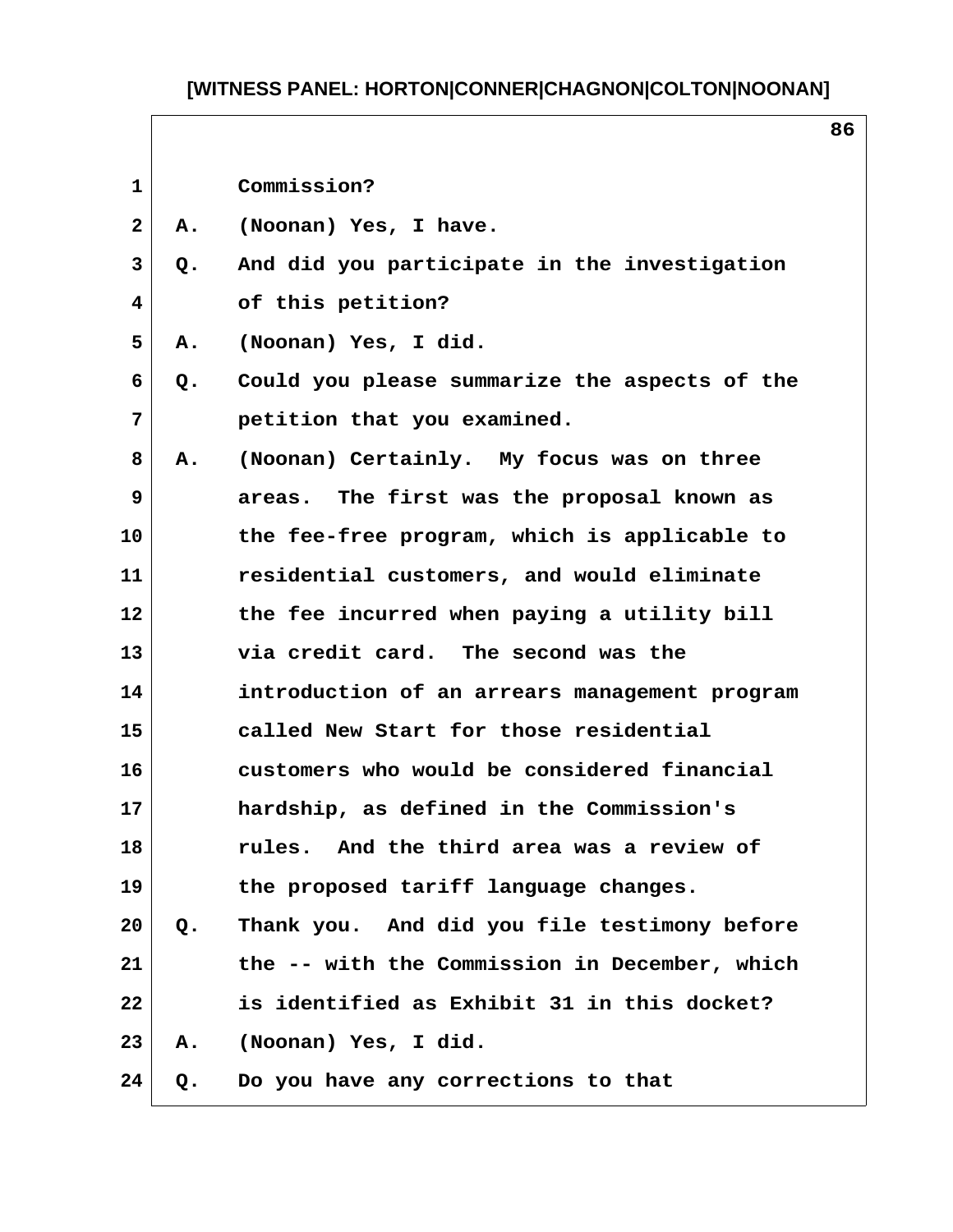Commission?

A. (Noonan) Yes, I have.

Q. And did you participate in the investigation of this petition?

A. (Noonan) Yes, I did.

Q. Could you please summarize the aspects of the petition that you examined.

A. (Noonan) Certainly. My focus was on three areas. The first was the proposal known as the fee-free program, which is applicable to residential customers, and would eliminate the fee incurred when paying a utility bill via credit card. The second was the introduction of an arrears management program called New Start for those residential customers who would be considered financial hardship, as defined in the Commission's rules. And the third area was a review of the proposed tariff language changes.

Q. Thank you. And did you file testimony before the -- with the Commission in December, which is identified as Exhibit 31 in this docket?

A. (Noonan) Yes, I did.

Q. Do you have any corrections to that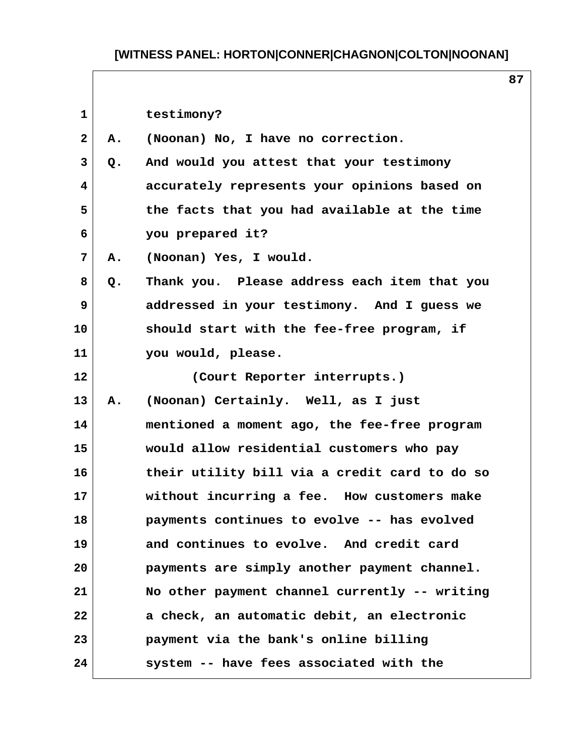testimony?

A. (Noonan) No, I have no correction.

Q. And would you attest that your testimony accurately represents your opinions based on the facts that you had available at the time you prepared it?

A. (Noonan) Yes, I would.

Q. Thank you. Please address each item that you addressed in your testimony. And I guess we should start with the fee-free program, if you would, please.

(Court Reporter interrupts.)

A. (Noonan) Certainly. Well, as I just mentioned a moment ago, the fee-free program would allow residential customers who pay their utility bill via a credit card to do so without incurring a fee. How customers make payments continues to evolve -- has evolved and continues to evolve. And credit card payments are simply another payment channel. No other payment channel currently -- writing a check, an automatic debit, an electronic payment via the bank's online billing system -- have fees associated with the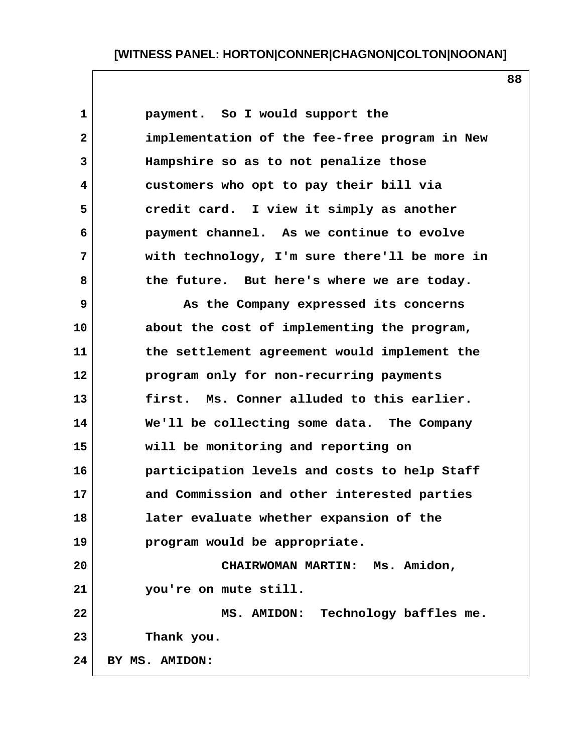payment. So I would support the implementation of the fee-free program in New Hampshire so as to not penalize those customers who opt to pay their bill via credit card. I view it simply as another payment channel. As we continue to evolve with technology, I'm sure there'll be more in the future. But here's where we are today.

As the Company expressed its concerns about the cost of implementing the program, the settlement agreement would implement the program only for non-recurring payments first. Ms. Conner alluded to this earlier. We'll be collecting some data. The Company will be monitoring and reporting on participation levels and costs to help Staff and Commission and other interested parties later evaluate whether expansion of the program would be appropriate.

CHAIRWOMAN MARTIN: Ms. Amidon, you're on mute still.

MS. AMIDON: Technology baffles me. Thank you.

BY MS. AMIDON: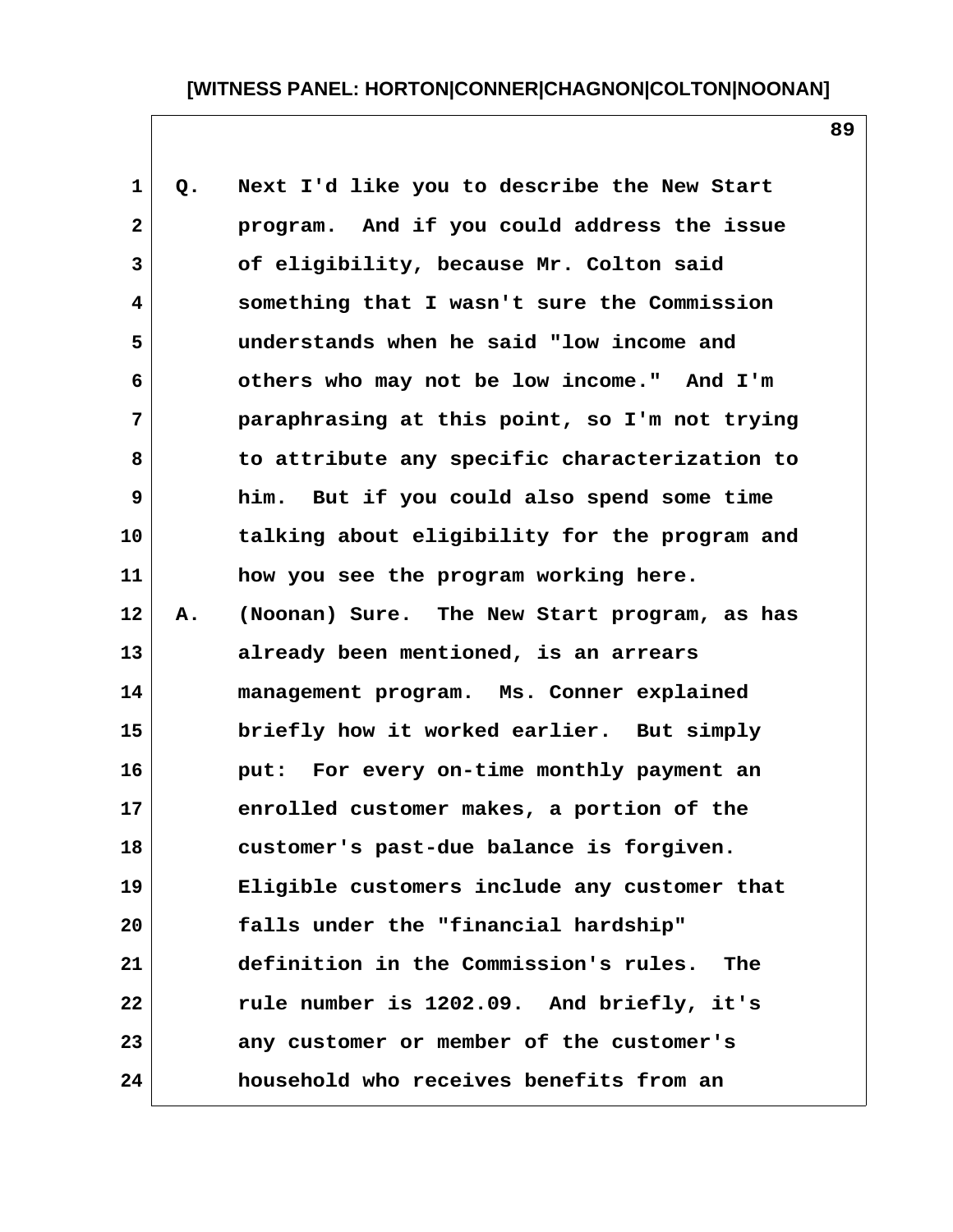Q. Next I'd like you to describe the New Start program. And if you could address the issue of eligibility, because Mr. Colton said something that I wasn't sure the Commission understands when he said "low income and others who may not be low income." And I'm paraphrasing at this point, so I'm not trying to attribute any specific characterization to him. But if you could also spend some time talking about eligibility for the program and how you see the program working here.

A. (Noonan) Sure. The New Start program, as has already been mentioned, is an arrears management program. Ms. Conner explained briefly how it worked earlier. But simply put: For every on-time monthly payment an enrolled customer makes, a portion of the customer's past-due balance is forgiven. Eligible customers include any customer that falls under the "financial hardship" definition in the Commission's rules. The rule number is 1202.09. And briefly, it's any customer or member of the customer's household who receives benefits from an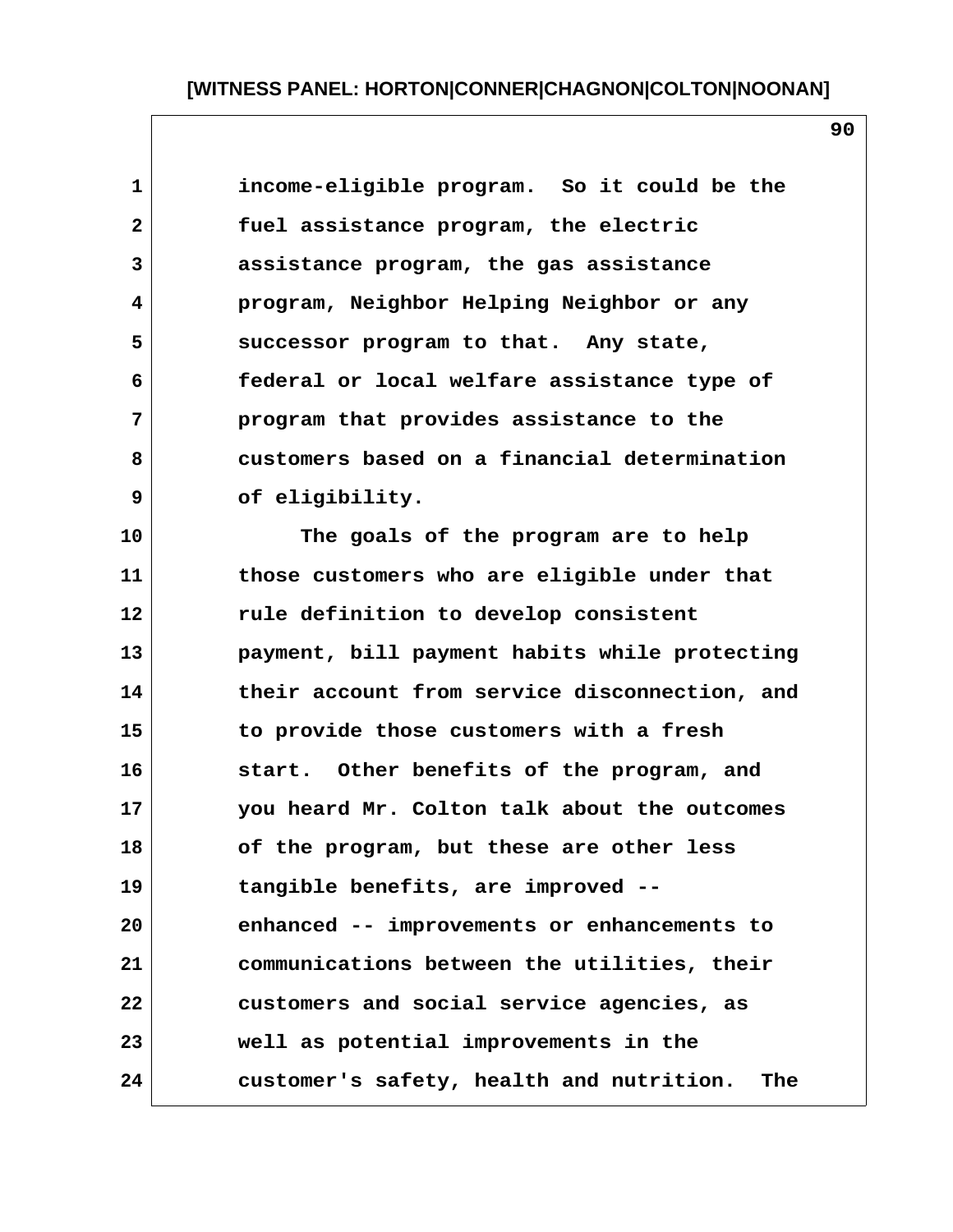income-eligible program. So it could be the fuel assistance program, the electric assistance program, the gas assistance program, Neighbor Helping Neighbor or any successor program to that. Any state, federal or local welfare assistance type of program that provides assistance to the customers based on a financial determination of eligibility.

The goals of the program are to help those customers who are eligible under that rule definition to develop consistent payment, bill payment habits while protecting their account from service disconnection, and to provide those customers with a fresh start. Other benefits of the program, and you heard Mr. Colton talk about the outcomes of the program, but these are other less tangible benefits, are improved -- enhanced -- improvements or enhancements to communications between the utilities, their customers and social service agencies, as well as potential improvements in the customer's safety, health and nutrition. The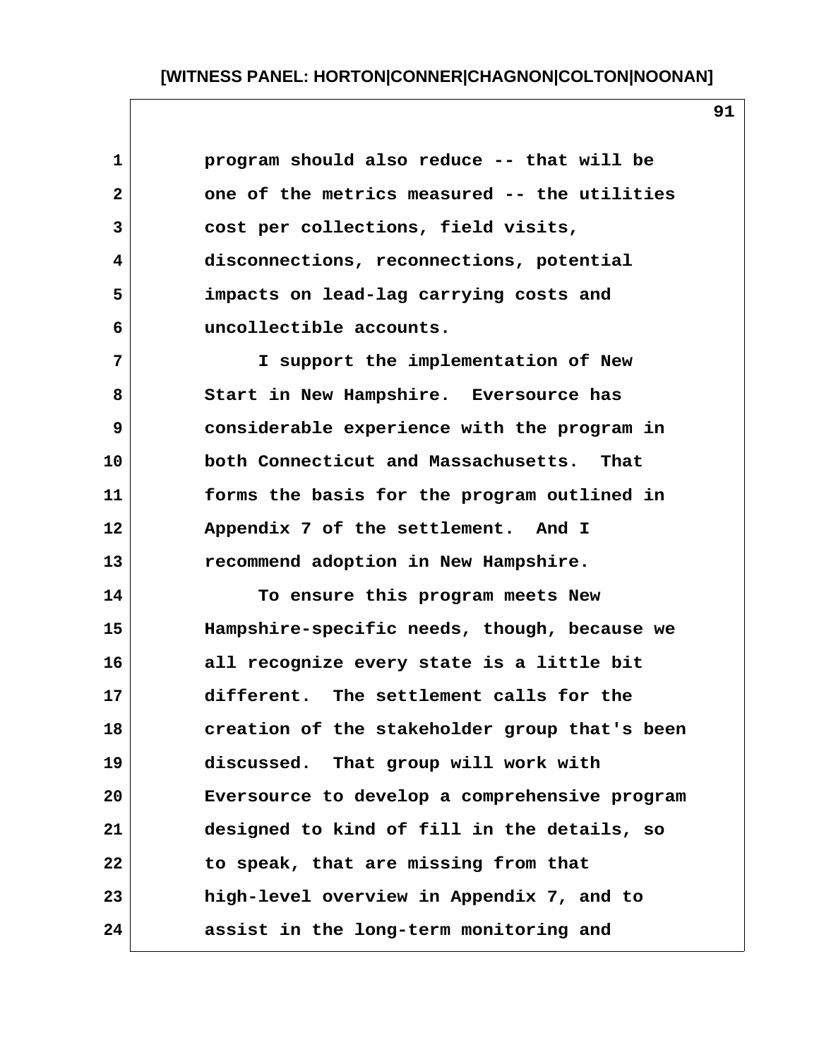program should also reduce -- that will be one of the metrics measured -- the utilities cost per collections, field visits, disconnections, reconnections, potential impacts on lead-lag carrying costs and uncollectible accounts.

I support the implementation of New Start in New Hampshire. Eversource has considerable experience with the program in both Connecticut and Massachusetts. That forms the basis for the program outlined in Appendix 7 of the settlement. And I recommend adoption in New Hampshire.

To ensure this program meets New Hampshire-specific needs, though, because we all recognize every state is a little bit different. The settlement calls for the creation of the stakeholder group that's been discussed. That group will work with Eversource to develop a comprehensive program designed to kind of fill in the details, so to speak, that are missing from that high-level overview in Appendix 7, and to assist in the long-term monitoring and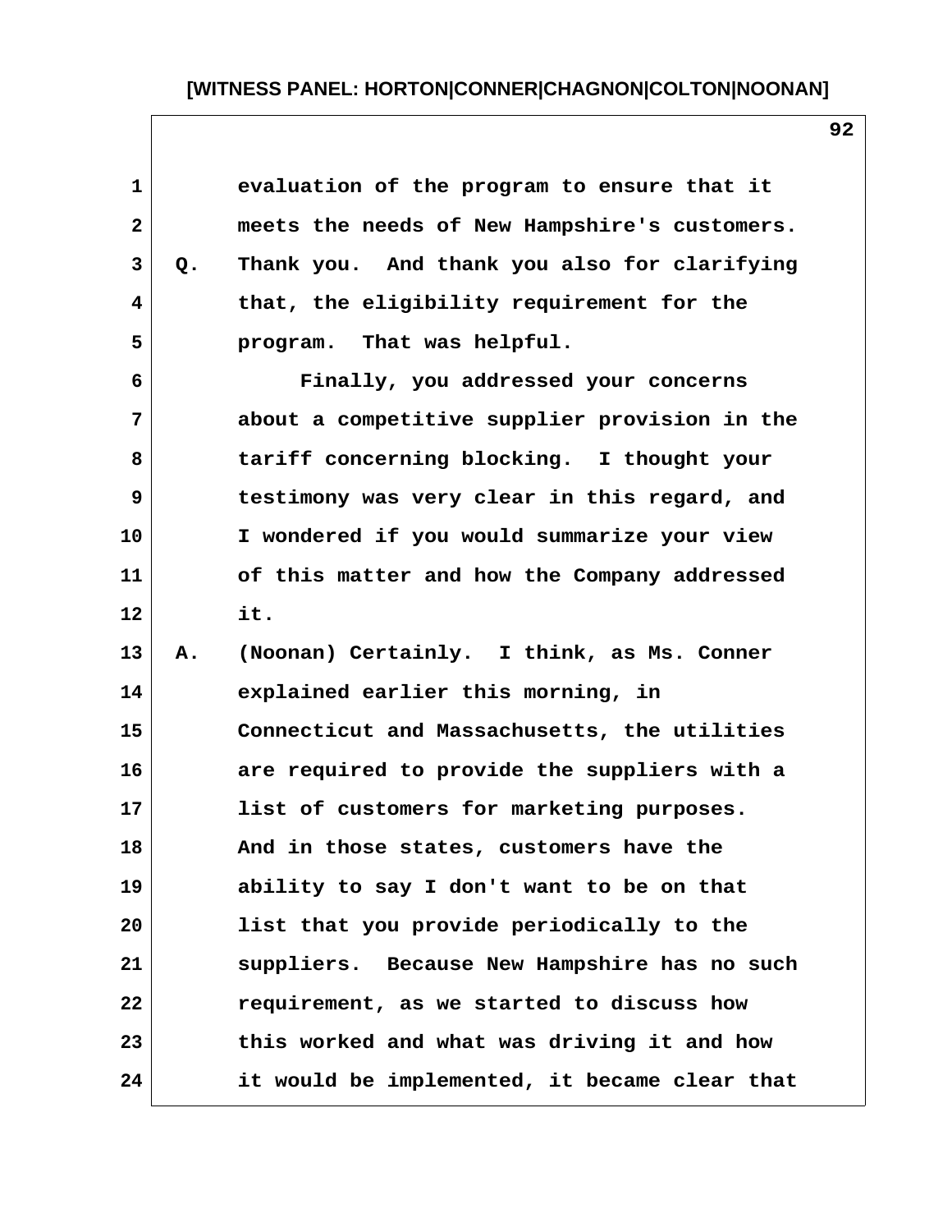evaluation of the program to ensure that it meets the needs of New Hampshire's customers.

Q. Thank you. And thank you also for clarifying that, the eligibility requirement for the program. That was helpful.

Finally, you addressed your concerns about a competitive supplier provision in the tariff concerning blocking. I thought your testimony was very clear in this regard, and I wondered if you would summarize your view of this matter and how the Company addressed it.

A. (Noonan) Certainly. I think, as Ms. Conner explained earlier this morning, in Connecticut and Massachusetts, the utilities are required to provide the suppliers with a list of customers for marketing purposes. And in those states, customers have the ability to say I don't want to be on that list that you provide periodically to the suppliers. Because New Hampshire has no such requirement, as we started to discuss how this worked and what was driving it and how it would be implemented, it became clear that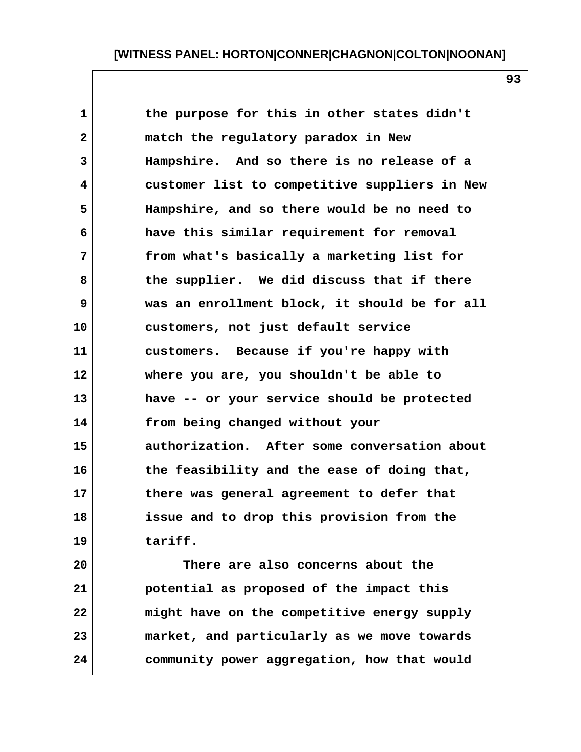the purpose for this in other states didn't match the regulatory paradox in New Hampshire. And so there is no release of a customer list to competitive suppliers in New Hampshire, and so there would be no need to have this similar requirement for removal from what's basically a marketing list for the supplier. We did discuss that if there was an enrollment block, it should be for all customers, not just default service customers. Because if you're happy with where you are, you shouldn't be able to have -- or your service should be protected from being changed without your authorization. After some conversation about the feasibility and the ease of doing that, there was general agreement to defer that issue and to drop this provision from the tariff.

There are also concerns about the potential as proposed of the impact this might have on the competitive energy supply market, and particularly as we move towards community power aggregation, how that would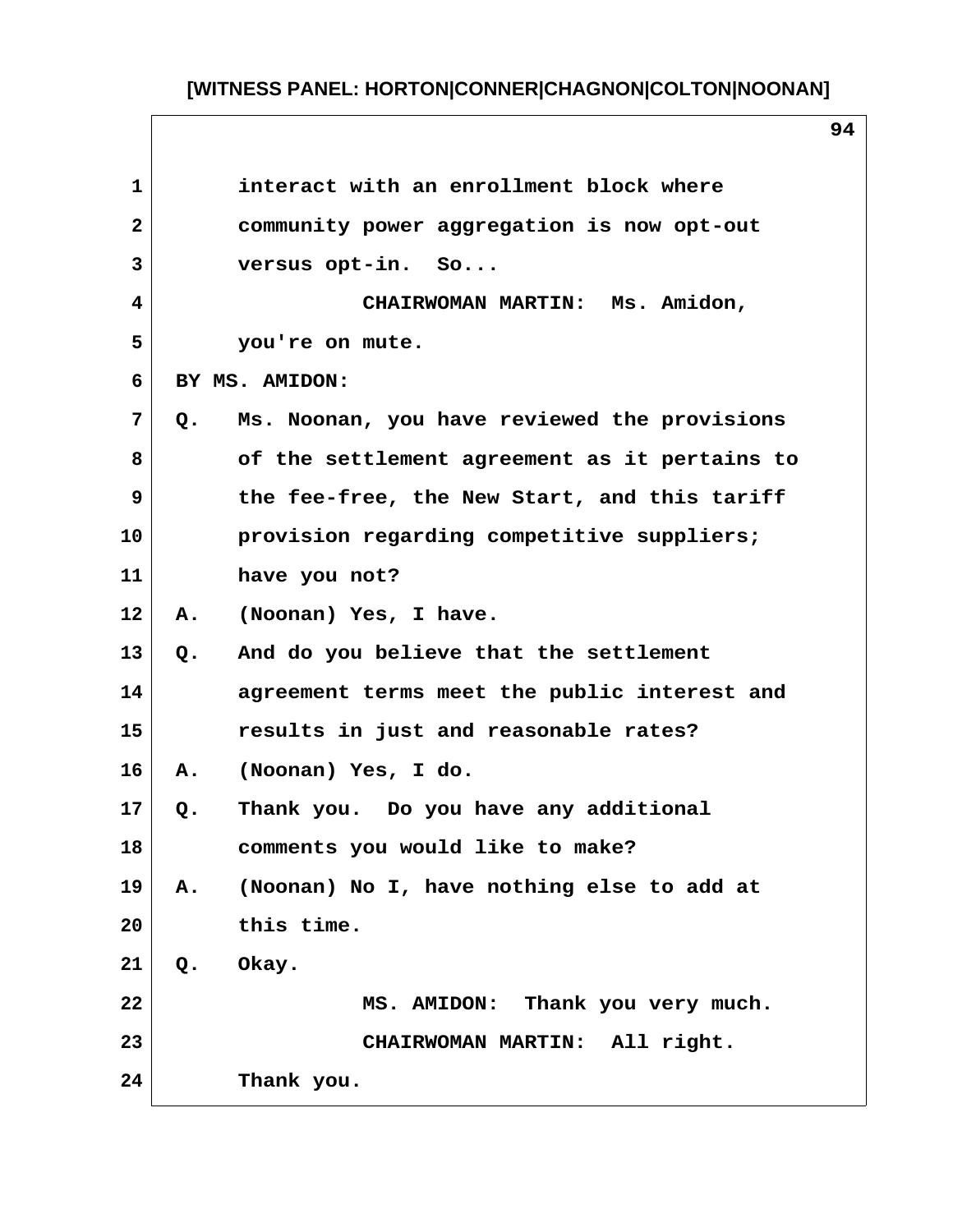interact with an enrollment block where community power aggregation is now opt-out versus opt-in. So...

CHAIRWOMAN MARTIN: Ms. Amidon, you're on mute.

BY MS. AMIDON:

Q. Ms. Noonan, you have reviewed the provisions of the settlement agreement as it pertains to the fee-free, the New Start, and this tariff provision regarding competitive suppliers; have you not?

A. (Noonan) Yes, I have.

Q. And do you believe that the settlement agreement terms meet the public interest and results in just and reasonable rates?

A. (Noonan) Yes, I do.

Q. Thank you. Do you have any additional comments you would like to make?

A. (Noonan) No I, have nothing else to add at this time.

Q. Okay.

MS. AMIDON: Thank you very much.

CHAIRWOMAN MARTIN: All right. Thank you.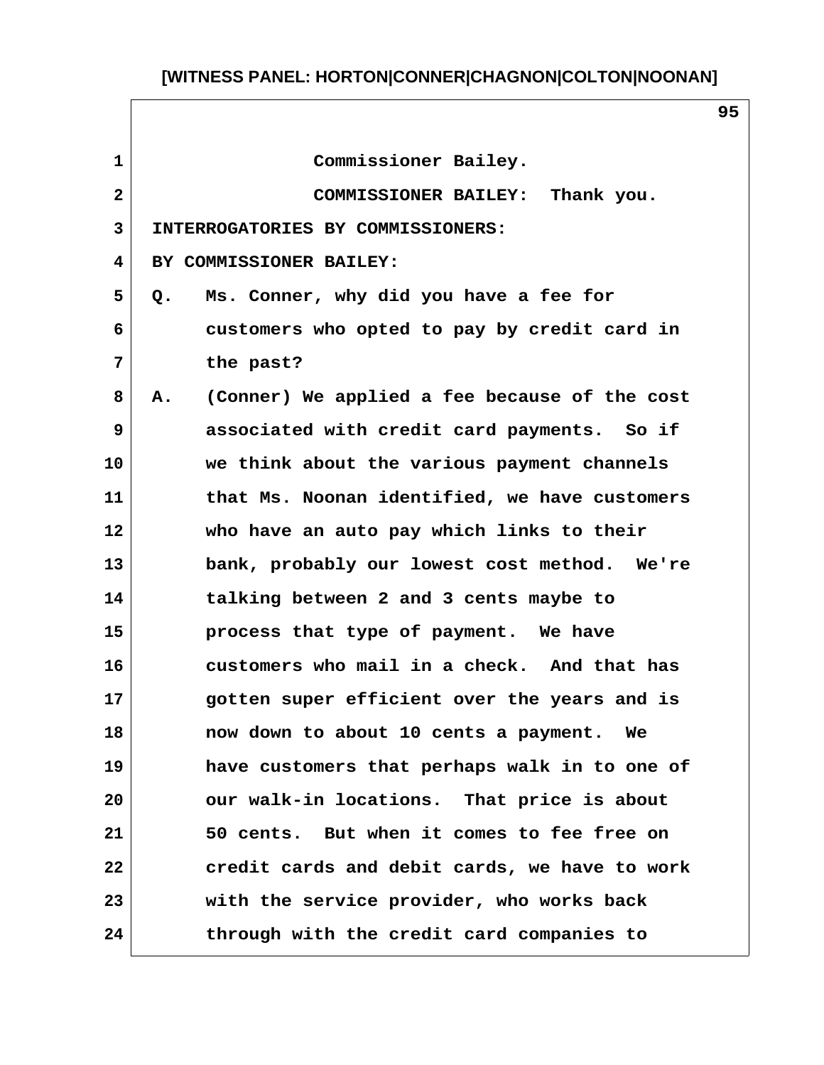Commissioner Bailey.

COMMISSIONER BAILEY: Thank you.

INTERROGATORIES BY COMMISSIONERS:

BY COMMISSIONER BAILEY:

Q. Ms. Conner, why did you have a fee for customers who opted to pay by credit card in the past?

A. (Conner) We applied a fee because of the cost associated with credit card payments. So if we think about the various payment channels that Ms. Noonan identified, we have customers who have an auto pay which links to their bank, probably our lowest cost method. We're talking between 2 and 3 cents maybe to process that type of payment. We have customers who mail in a check. And that has gotten super efficient over the years and is now down to about 10 cents a payment. We have customers that perhaps walk in to one of our walk-in locations. That price is about 50 cents. But when it comes to fee free on credit cards and debit cards, we have to work with the service provider, who works back through with the credit card companies to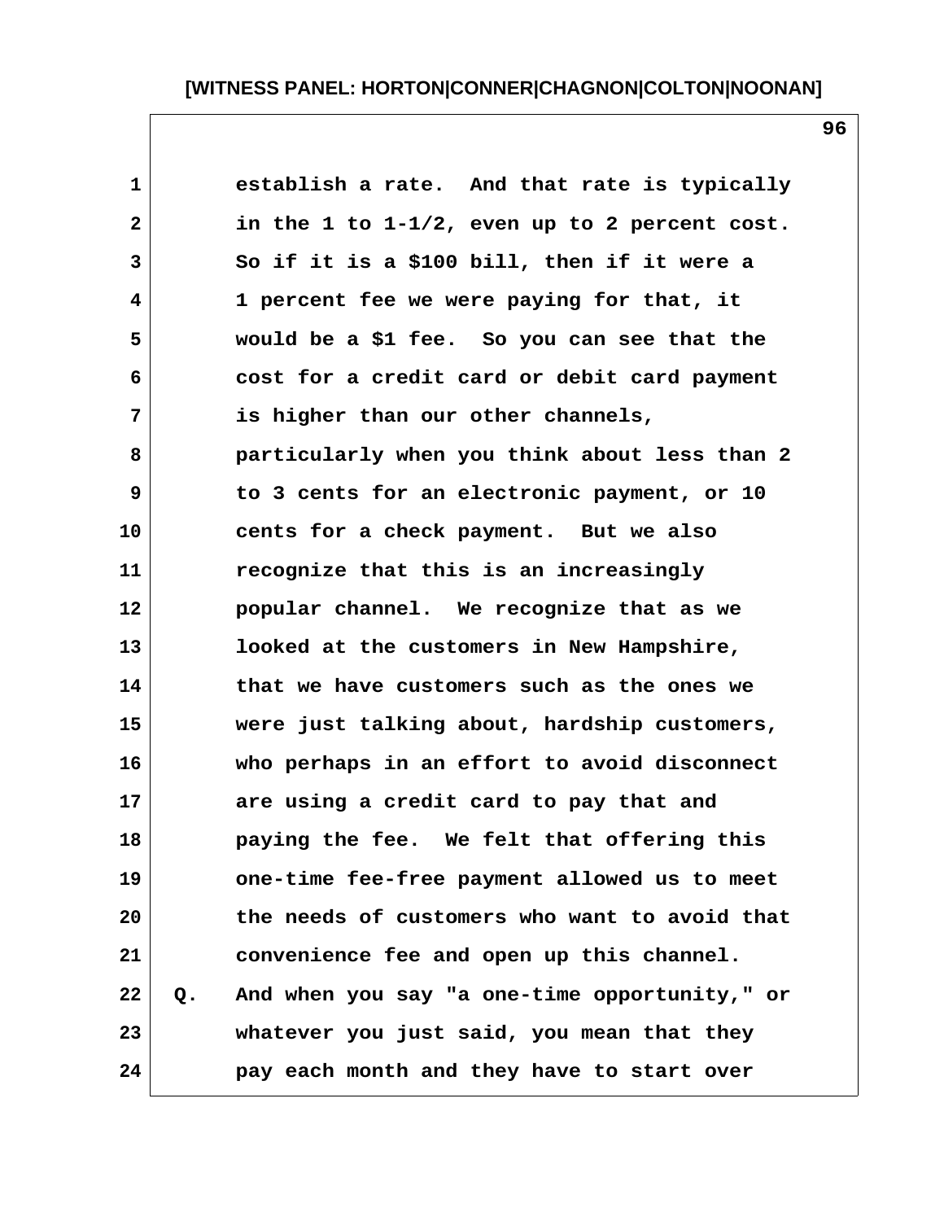establish a rate. And that rate is typically in the 1 to 1-1/2, even up to 2 percent cost. So if it is a $100 bill, then if it were a 1 percent fee we were paying for that, it would be a $1 fee. So you can see that the cost for a credit card or debit card payment is higher than our other channels, particularly when you think about less than 2 to 3 cents for an electronic payment, or 10 cents for a check payment. But we also recognize that this is an increasingly popular channel. We recognize that as we looked at the customers in New Hampshire, that we have customers such as the ones we were just talking about, hardship customers, who perhaps in an effort to avoid disconnect are using a credit card to pay that and paying the fee. We felt that offering this one-time fee-free payment allowed us to meet the needs of customers who want to avoid that convenience fee and open up this channel.

Q. And when you say "a one-time opportunity," or whatever you just said, you mean that they pay each month and they have to start over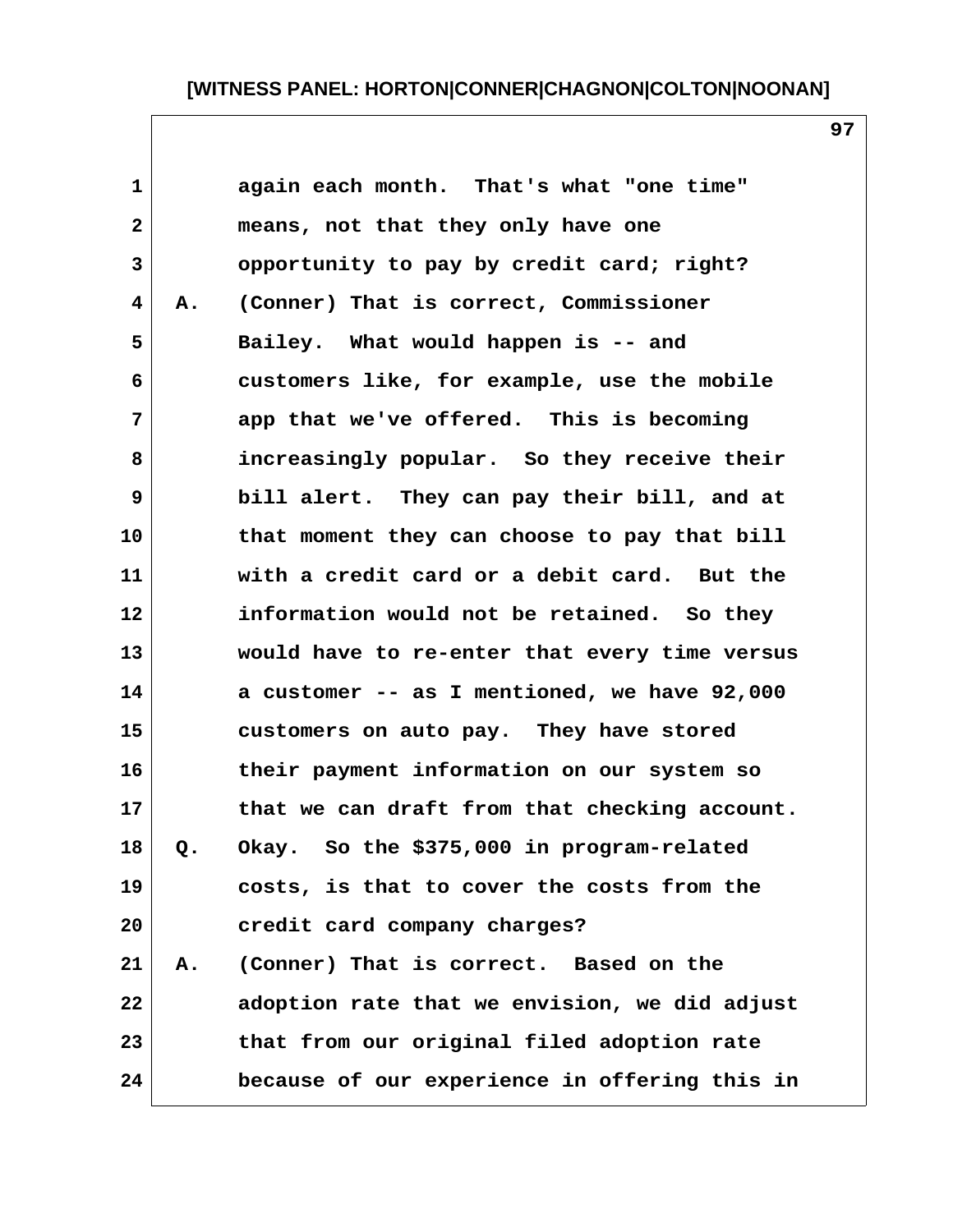again each month. That's what "one time" means, not that they only have one opportunity to pay by credit card; right?

A. (Conner) That is correct, Commissioner Bailey. What would happen is -- and customers like, for example, use the mobile app that we've offered. This is becoming increasingly popular. So they receive their bill alert. They can pay their bill, and at that moment they can choose to pay that bill with a credit card or a debit card. But the information would not be retained. So they would have to re-enter that every time versus a customer -- as I mentioned, we have 92,000 customers on auto pay. They have stored their payment information on our system so that we can draft from that checking account.

Q. Okay. So the $375,000 in program-related costs, is that to cover the costs from the credit card company charges?

A. (Conner) That is correct. Based on the adoption rate that we envision, we did adjust that from our original filed adoption rate because of our experience in offering this in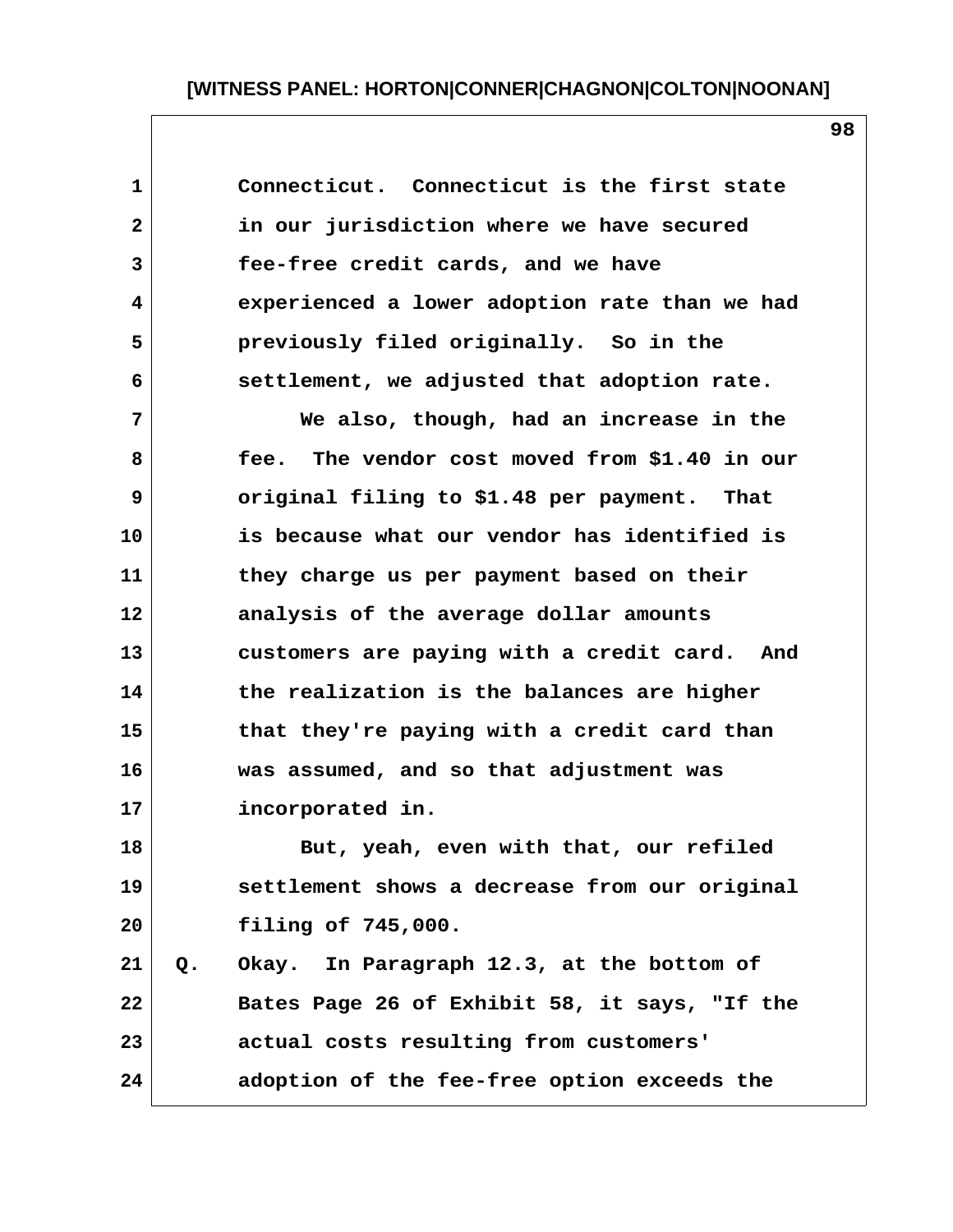1 Connecticut. Connecticut is the first state
2 in our jurisdiction where we have secured
3 fee-free credit cards, and we have
4 experienced a lower adoption rate than we had
5 previously filed originally. So in the
6 settlement, we adjusted that adoption rate.
7 We also, though, had an increase in the
8 fee. The vendor cost moved from $1.40 in our
9 original filing to $1.48 per payment. That
10 is because what our vendor has identified is
11 they charge us per payment based on their
12 analysis of the average dollar amounts
13 customers are paying with a credit card. And
14 the realization is the balances are higher
15 that they're paying with a credit card than
16 was assumed, and so that adjustment was
17 incorporated in.
18 But, yeah, even with that, our refiled
19 settlement shows a decrease from our original
20 filing of 745,000.
21 Q. Okay. In Paragraph 12.3, at the bottom of
22 Bates Page 26 of Exhibit 58, it says, "If the
23 actual costs resulting from customers'
24 adoption of the fee-free option exceeds the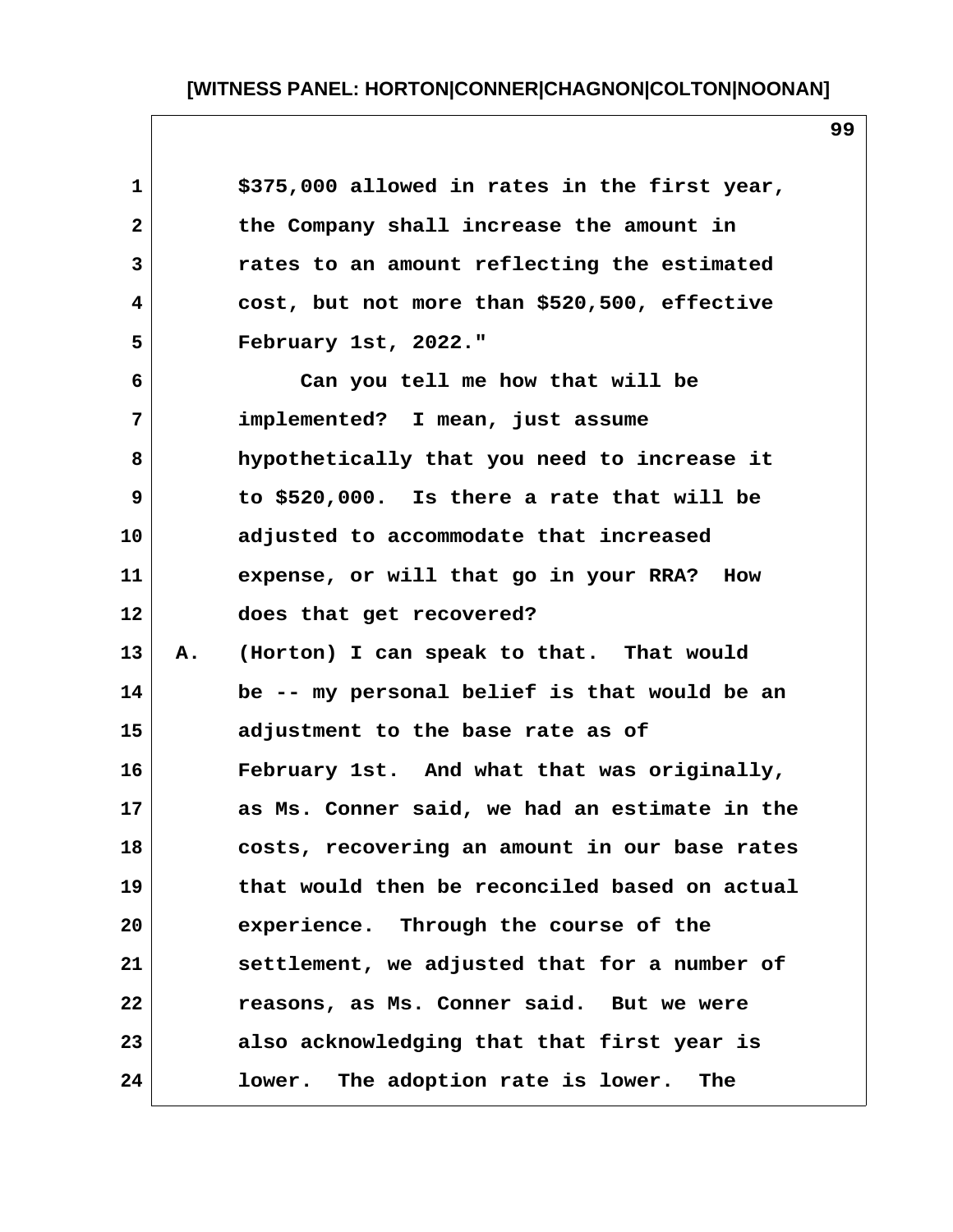$375,000 allowed in rates in the first year, the Company shall increase the amount in rates to an amount reflecting the estimated cost, but not more than $520,500, effective February 1st, 2022."

Can you tell me how that will be implemented? I mean, just assume hypothetically that you need to increase it to $520,000. Is there a rate that will be adjusted to accommodate that increased expense, or will that go in your RRA? How does that get recovered?

A. (Horton) I can speak to that. That would be -- my personal belief is that would be an adjustment to the base rate as of February 1st. And what that was originally, as Ms. Conner said, we had an estimate in the costs, recovering an amount in our base rates that would then be reconciled based on actual experience. Through the course of the settlement, we adjusted that for a number of reasons, as Ms. Conner said. But we were also acknowledging that that first year is lower. The adoption rate is lower. The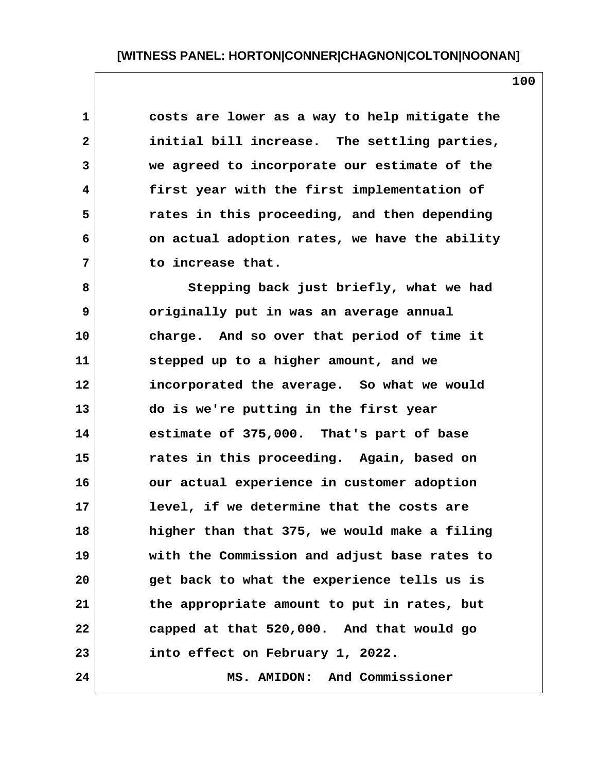costs are lower as a way to help mitigate the initial bill increase. The settling parties, we agreed to incorporate our estimate of the first year with the first implementation of rates in this proceeding, and then depending on actual adoption rates, we have the ability to increase that.

Stepping back just briefly, what we had originally put in was an average annual charge. And so over that period of time it stepped up to a higher amount, and we incorporated the average. So what we would do is we're putting in the first year estimate of 375,000. That's part of base rates in this proceeding. Again, based on our actual experience in customer adoption level, if we determine that the costs are higher than that 375, we would make a filing with the Commission and adjust base rates to get back to what the experience tells us is the appropriate amount to put in rates, but capped at that 520,000. And that would go into effect on February 1, 2022.

MS. AMIDON: And Commissioner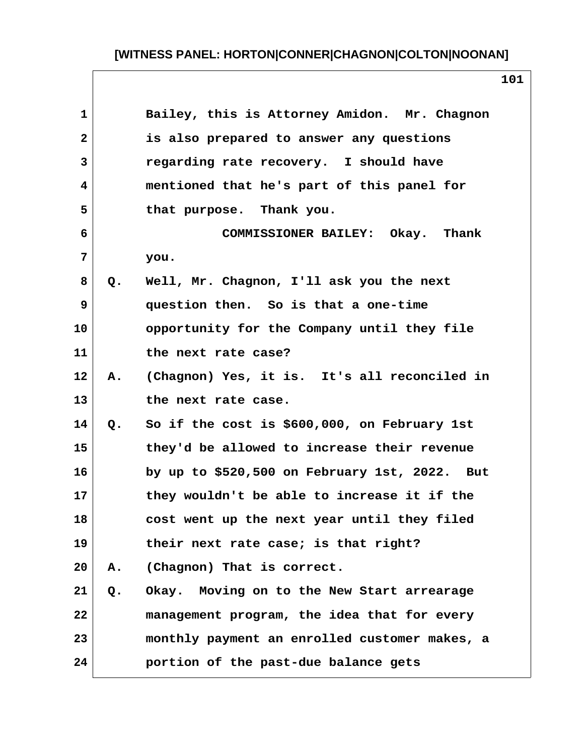Bailey, this is Attorney Amidon. Mr. Chagnon is also prepared to answer any questions regarding rate recovery. I should have mentioned that he's part of this panel for that purpose. Thank you.

COMMISSIONER BAILEY: Okay. Thank you.

Q. Well, Mr. Chagnon, I'll ask you the next question then. So is that a one-time opportunity for the Company until they file the next rate case?

A. (Chagnon) Yes, it is. It's all reconciled in the next rate case.

Q. So if the cost is $600,000, on February 1st they'd be allowed to increase their revenue by up to $520,500 on February 1st, 2022. But they wouldn't be able to increase it if the cost went up the next year until they filed their next rate case; is that right?

A. (Chagnon) That is correct.

Q. Okay. Moving on to the New Start arrearage management program, the idea that for every monthly payment an enrolled customer makes, a portion of the past-due balance gets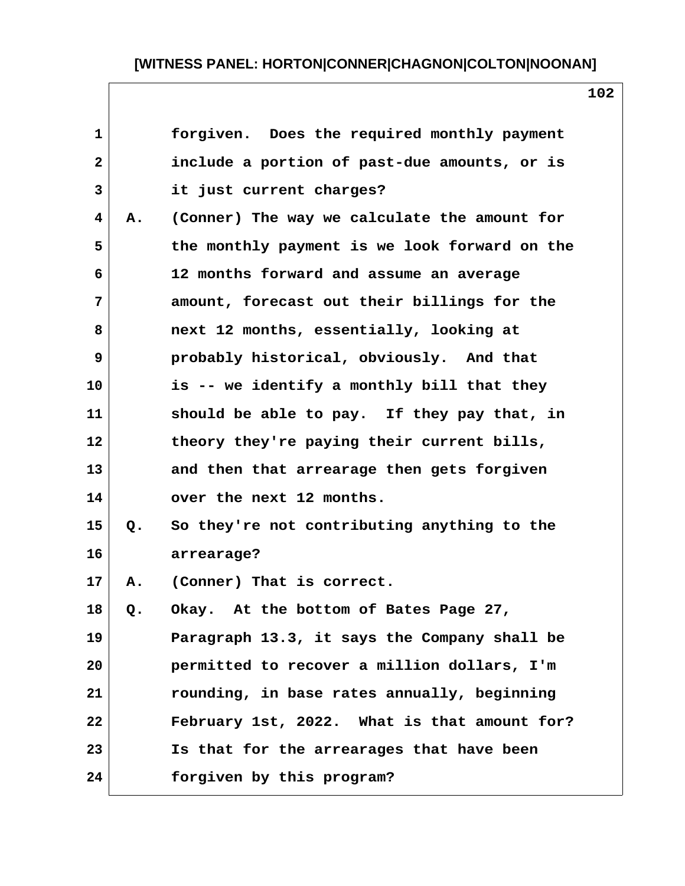forgiven. Does the required monthly payment include a portion of past-due amounts, or is it just current charges?

A. (Conner) The way we calculate the amount for the monthly payment is we look forward on the 12 months forward and assume an average amount, forecast out their billings for the next 12 months, essentially, looking at probably historical, obviously. And that is -- we identify a monthly bill that they should be able to pay. If they pay that, in theory they're paying their current bills, and then that arrearage then gets forgiven over the next 12 months.

Q. So they're not contributing anything to the arrearage?

A. (Conner) That is correct.

Q. Okay. At the bottom of Bates Page 27, Paragraph 13.3, it says the Company shall be permitted to recover a million dollars, I'm rounding, in base rates annually, beginning February 1st, 2022. What is that amount for? Is that for the arrearages that have been forgiven by this program?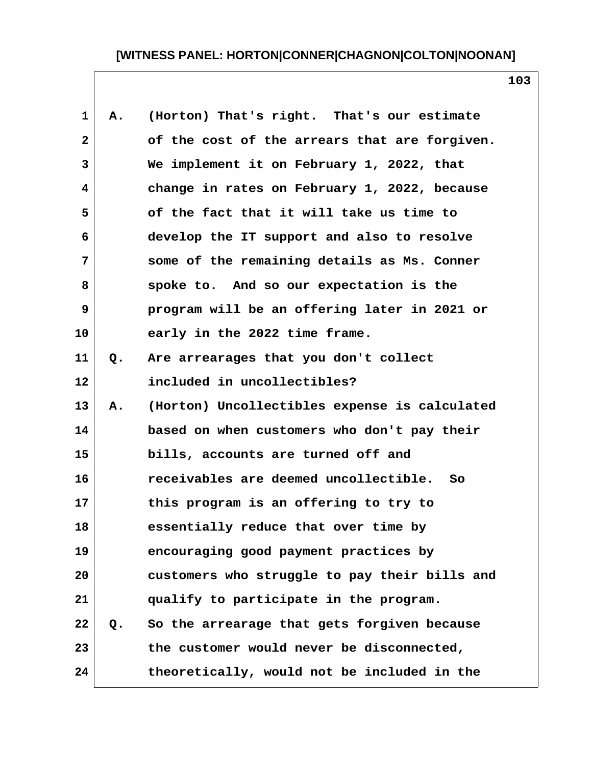A. (Horton) That's right. That's our estimate of the cost of the arrears that are forgiven. We implement it on February 1, 2022, that change in rates on February 1, 2022, because of the fact that it will take us time to develop the IT support and also to resolve some of the remaining details as Ms. Conner spoke to. And so our expectation is the program will be an offering later in 2021 or early in the 2022 time frame.

Q. Are arrearages that you don't collect included in uncollectibles?

A. (Horton) Uncollectibles expense is calculated based on when customers who don't pay their bills, accounts are turned off and receivables are deemed uncollectible. So this program is an offering to try to essentially reduce that over time by encouraging good payment practices by customers who struggle to pay their bills and qualify to participate in the program.

Q. So the arrearage that gets forgiven because the customer would never be disconnected, theoretically, would not be included in the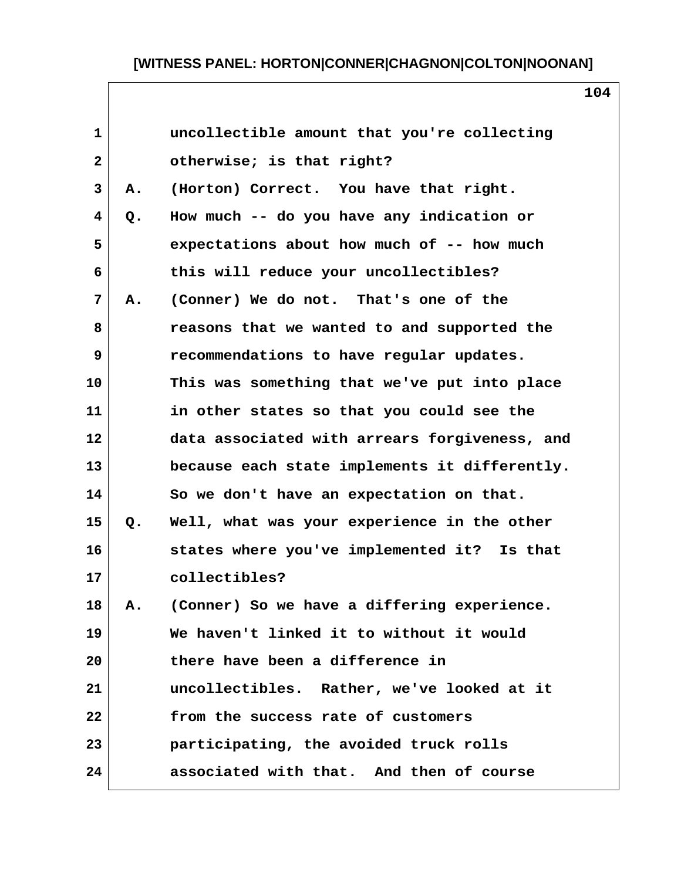uncollectible amount that you're collecting otherwise; is that right?

A. (Horton) Correct. You have that right.

Q. How much -- do you have any indication or expectations about how much of -- how much this will reduce your uncollectibles?

A. (Conner) We do not. That's one of the reasons that we wanted to and supported the recommendations to have regular updates. This was something that we've put into place in other states so that you could see the data associated with arrears forgiveness, and because each state implements it differently. So we don't have an expectation on that.

Q. Well, what was your experience in the other states where you've implemented it? Is that collectibles?

A. (Conner) So we have a differing experience. We haven't linked it to without it would there have been a difference in uncollectibles. Rather, we've looked at it from the success rate of customers participating, the avoided truck rolls associated with that. And then of course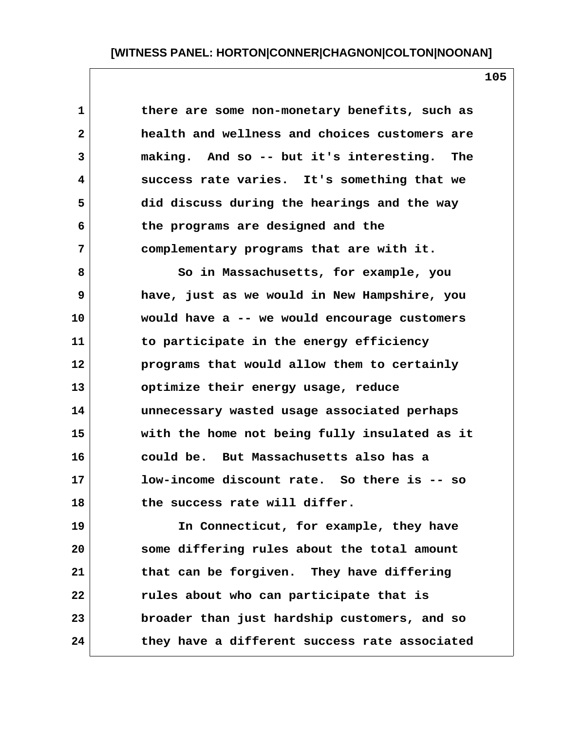there are some non-monetary benefits, such as health and wellness and choices customers are making. And so -- but it's interesting. The success rate varies. It's something that we did discuss during the hearings and the way the programs are designed and the complementary programs that are with it.

So in Massachusetts, for example, you have, just as we would in New Hampshire, you would have a -- we would encourage customers to participate in the energy efficiency programs that would allow them to certainly optimize their energy usage, reduce unnecessary wasted usage associated perhaps with the home not being fully insulated as it could be. But Massachusetts also has a low-income discount rate. So there is -- so the success rate will differ.

In Connecticut, for example, they have some differing rules about the total amount that can be forgiven. They have differing rules about who can participate that is broader than just hardship customers, and so they have a different success rate associated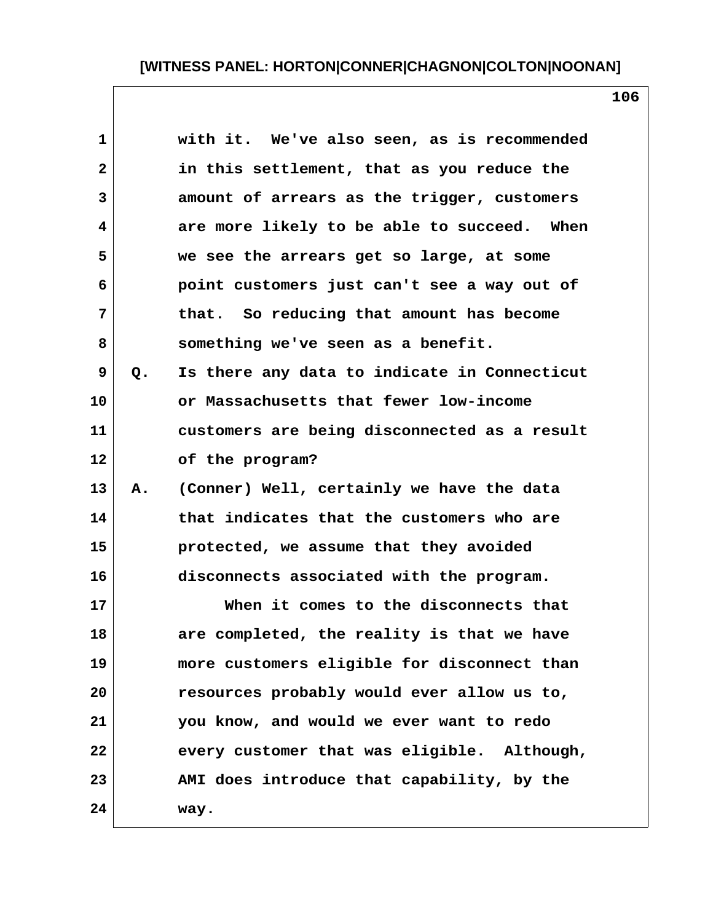with it. We've also seen, as is recommended in this settlement, that as you reduce the amount of arrears as the trigger, customers are more likely to be able to succeed. When we see the arrears get so large, at some point customers just can't see a way out of that. So reducing that amount has become something we've seen as a benefit.

Q. Is there any data to indicate in Connecticut or Massachusetts that fewer low-income customers are being disconnected as a result of the program?

A. (Conner) Well, certainly we have the data that indicates that the customers who are protected, we assume that they avoided disconnects associated with the program.

When it comes to the disconnects that are completed, the reality is that we have more customers eligible for disconnect than resources probably would ever allow us to, you know, and would we ever want to redo every customer that was eligible. Although, AMI does introduce that capability, by the way.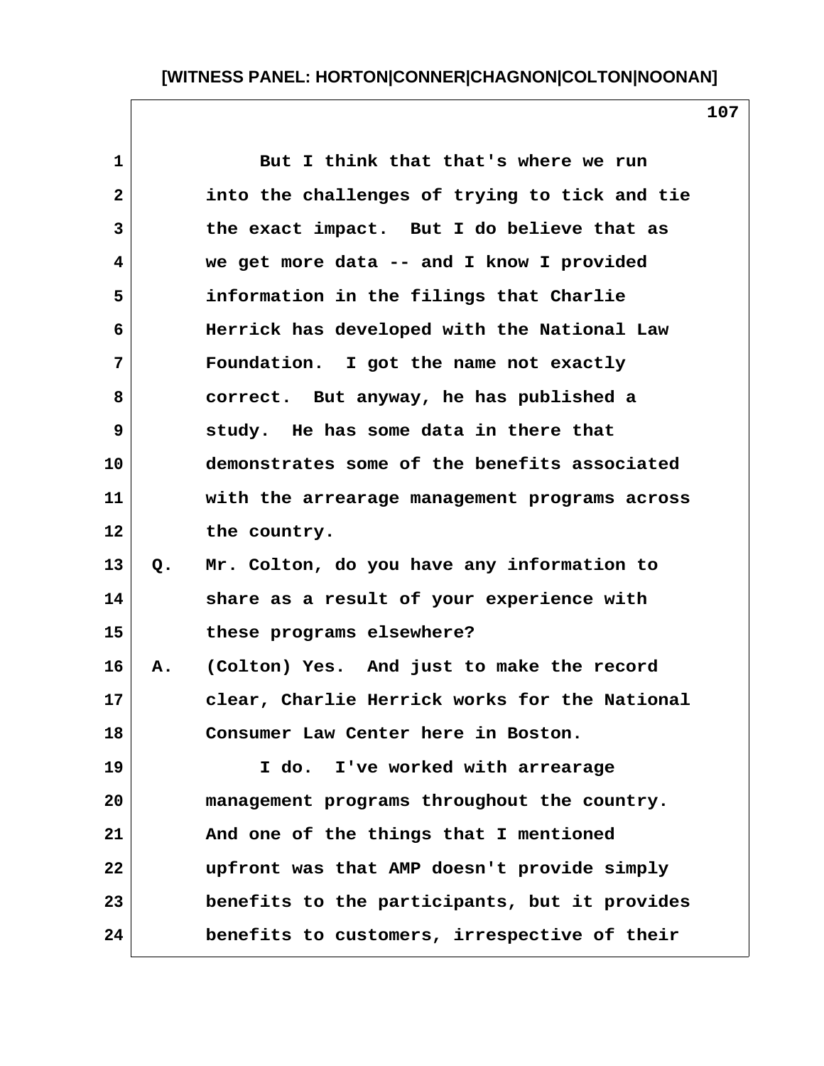But I think that that's where we run into the challenges of trying to tick and tie the exact impact. But I do believe that as we get more data -- and I know I provided information in the filings that Charlie Herrick has developed with the National Law Foundation. I got the name not exactly correct. But anyway, he has published a study. He has some data in there that demonstrates some of the benefits associated with the arrearage management programs across the country.

Q. Mr. Colton, do you have any information to share as a result of your experience with these programs elsewhere?

A. (Colton) Yes. And just to make the record clear, Charlie Herrick works for the National Consumer Law Center here in Boston.

I do. I've worked with arrearage management programs throughout the country. And one of the things that I mentioned upfront was that AMP doesn't provide simply benefits to the participants, but it provides benefits to customers, irrespective of their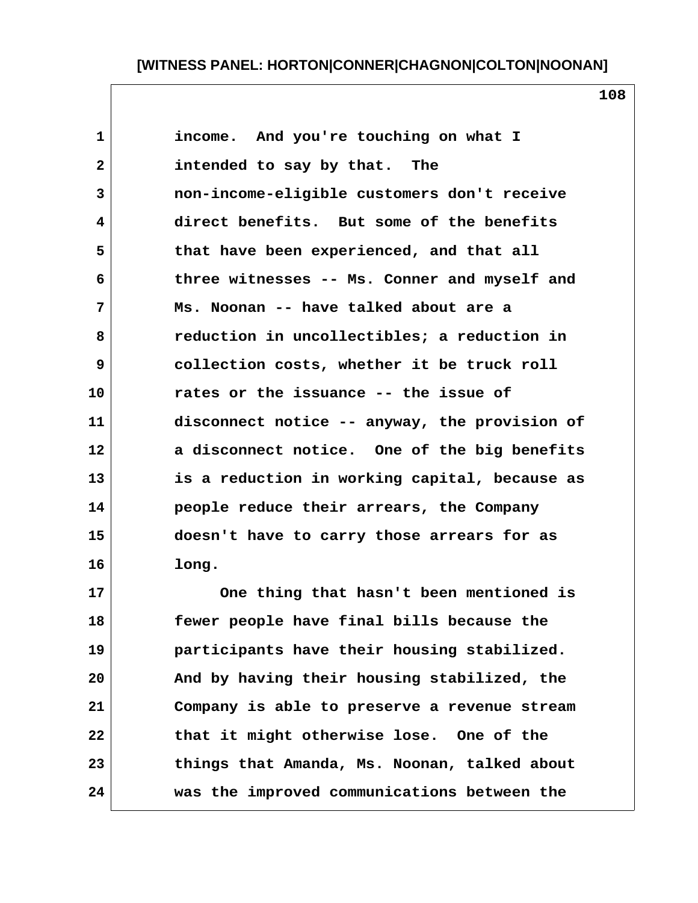income. And you're touching on what I intended to say by that. The non-income-eligible customers don't receive direct benefits. But some of the benefits that have been experienced, and that all three witnesses -- Ms. Conner and myself and Ms. Noonan -- have talked about are a reduction in uncollectibles; a reduction in collection costs, whether it be truck roll rates or the issuance -- the issue of disconnect notice -- anyway, the provision of a disconnect notice. One of the big benefits is a reduction in working capital, because as people reduce their arrears, the Company doesn't have to carry those arrears for as long.

One thing that hasn't been mentioned is fewer people have final bills because the participants have their housing stabilized. And by having their housing stabilized, the Company is able to preserve a revenue stream that it might otherwise lose. One of the things that Amanda, Ms. Noonan, talked about was the improved communications between the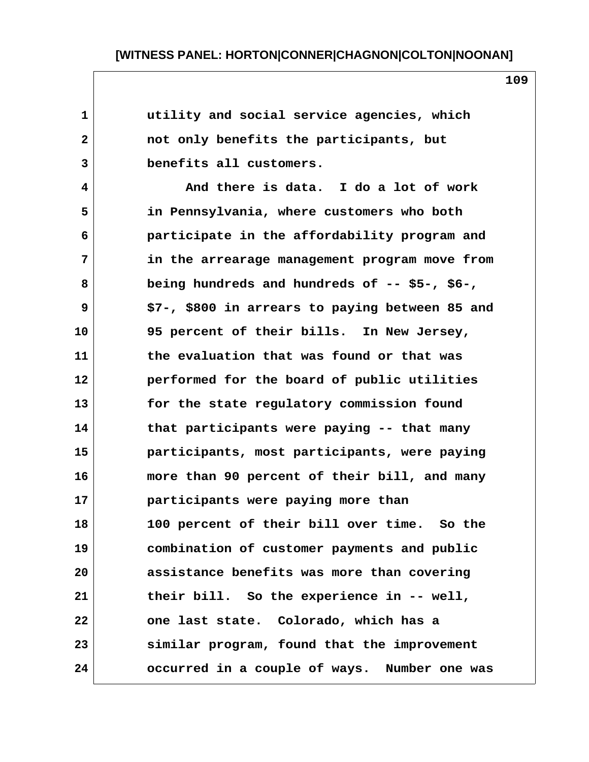utility and social service agencies, which not only benefits the participants, but benefits all customers.

And there is data. I do a lot of work in Pennsylvania, where customers who both participate in the affordability program and in the arrearage management program move from being hundreds and hundreds of -- $5-, $6-, $7-, $800 in arrears to paying between 85 and 95 percent of their bills. In New Jersey, the evaluation that was found or that was performed for the board of public utilities for the state regulatory commission found that participants were paying -- that many participants, most participants, were paying more than 90 percent of their bill, and many participants were paying more than 100 percent of their bill over time. So the combination of customer payments and public assistance benefits was more than covering their bill. So the experience in -- well, one last state. Colorado, which has a similar program, found that the improvement occurred in a couple of ways. Number one was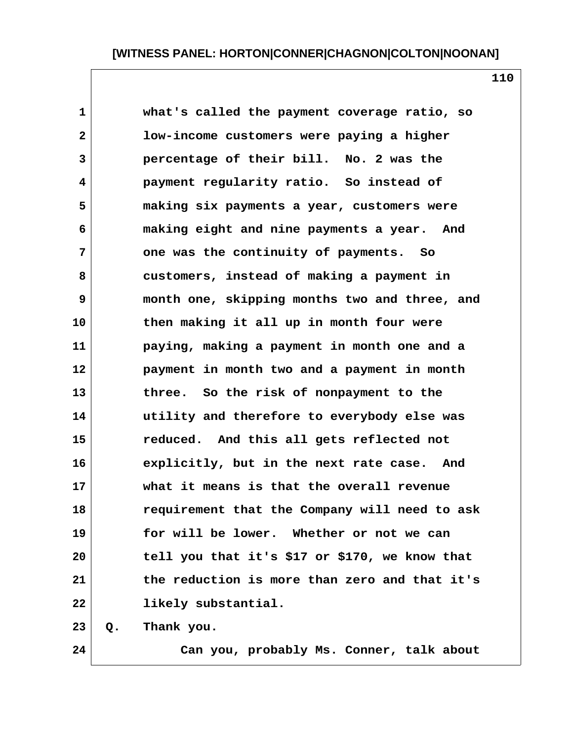what's called the payment coverage ratio, so low-income customers were paying a higher percentage of their bill. No. 2 was the payment regularity ratio. So instead of making six payments a year, customers were making eight and nine payments a year. And one was the continuity of payments. So customers, instead of making a payment in month one, skipping months two and three, and then making it all up in month four were paying, making a payment in month one and a payment in month two and a payment in month three. So the risk of nonpayment to the utility and therefore to everybody else was reduced. And this all gets reflected not explicitly, but in the next rate case. And what it means is that the overall revenue requirement that the Company will need to ask for will be lower. Whether or not we can tell you that it's $17 or $170, we know that the reduction is more than zero and that it's likely substantial.

Q. Thank you.

Can you, probably Ms. Conner, talk about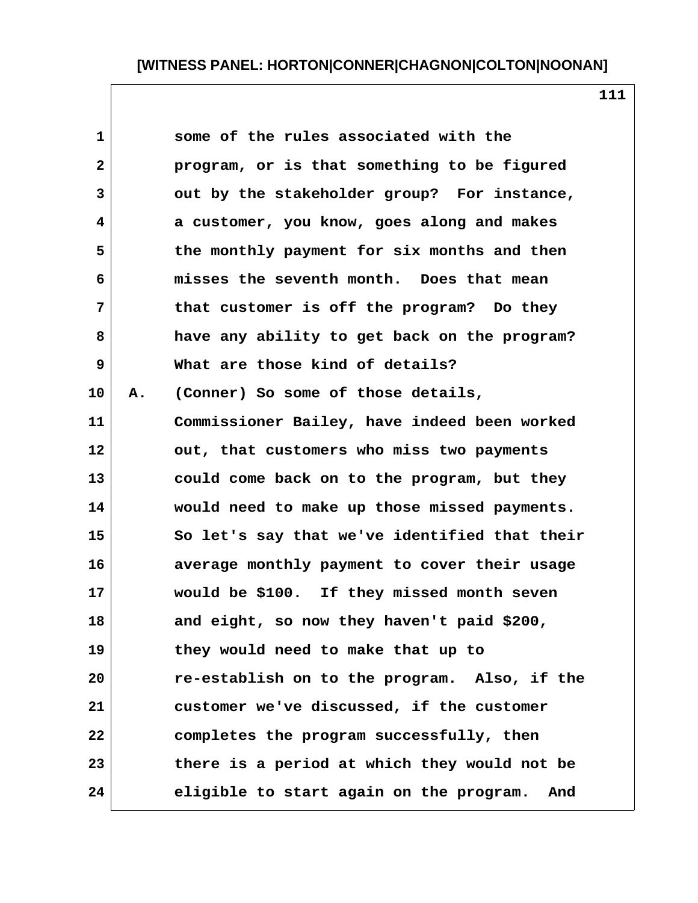some of the rules associated with the program, or is that something to be figured out by the stakeholder group? For instance, a customer, you know, goes along and makes the monthly payment for six months and then misses the seventh month. Does that mean that customer is off the program? Do they have any ability to get back on the program? What are those kind of details?

A. (Conner) So some of those details, Commissioner Bailey, have indeed been worked out, that customers who miss two payments could come back on to the program, but they would need to make up those missed payments. So let's say that we've identified that their average monthly payment to cover their usage would be $100. If they missed month seven and eight, so now they haven't paid $200, they would need to make that up to re-establish on to the program. Also, if the customer we've discussed, if the customer completes the program successfully, then there is a period at which they would not be eligible to start again on the program. And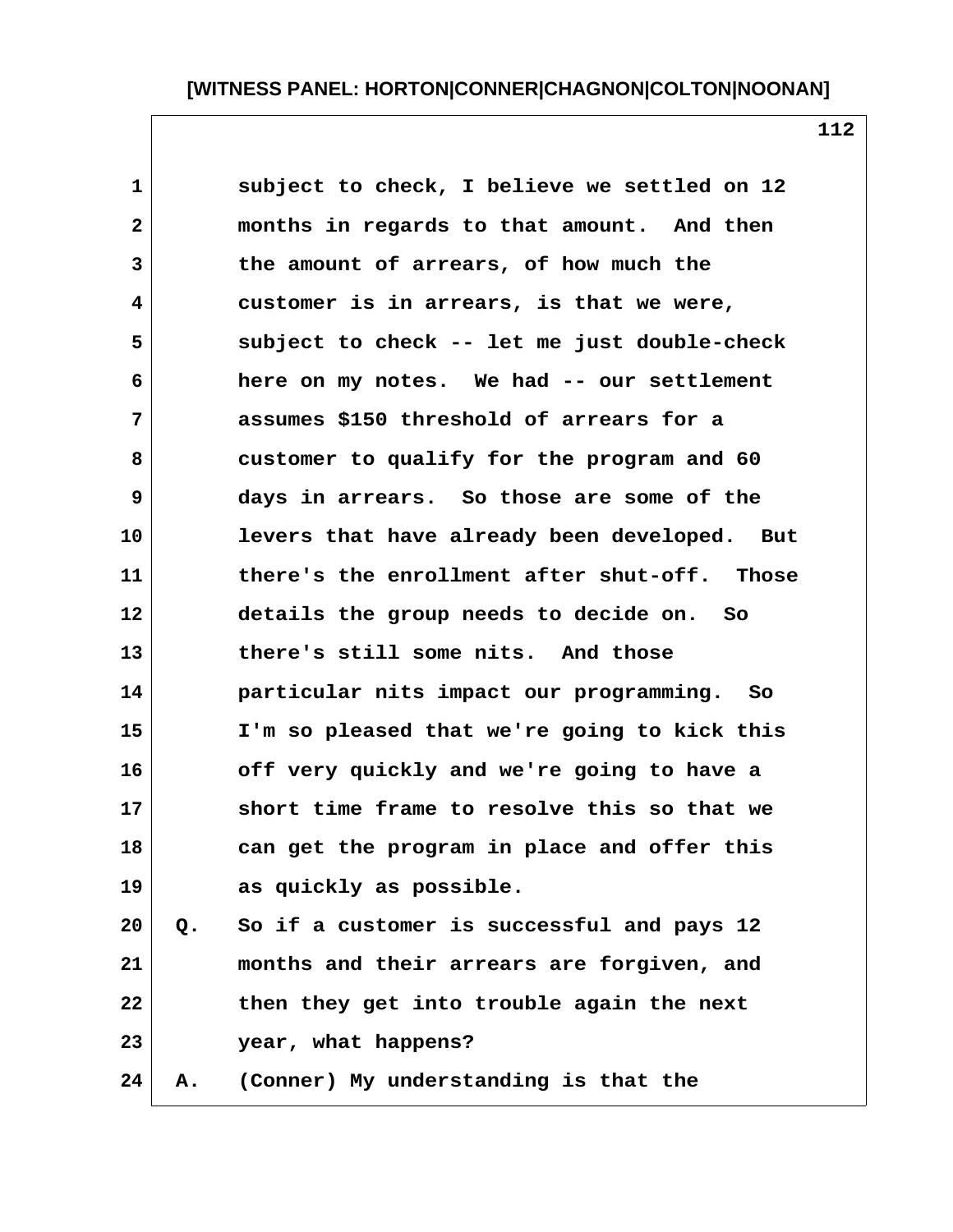subject to check, I believe we settled on 12 months in regards to that amount. And then the amount of arrears, of how much the customer is in arrears, is that we were, subject to check -- let me just double-check here on my notes. We had -- our settlement assumes $150 threshold of arrears for a customer to qualify for the program and 60 days in arrears. So those are some of the levers that have already been developed. But there's the enrollment after shut-off. Those details the group needs to decide on. So there's still some nits. And those particular nits impact our programming. So I'm so pleased that we're going to kick this off very quickly and we're going to have a short time frame to resolve this so that we can get the program in place and offer this as quickly as possible.

Q. So if a customer is successful and pays 12 months and their arrears are forgiven, and then they get into trouble again the next year, what happens?

A. (Conner) My understanding is that the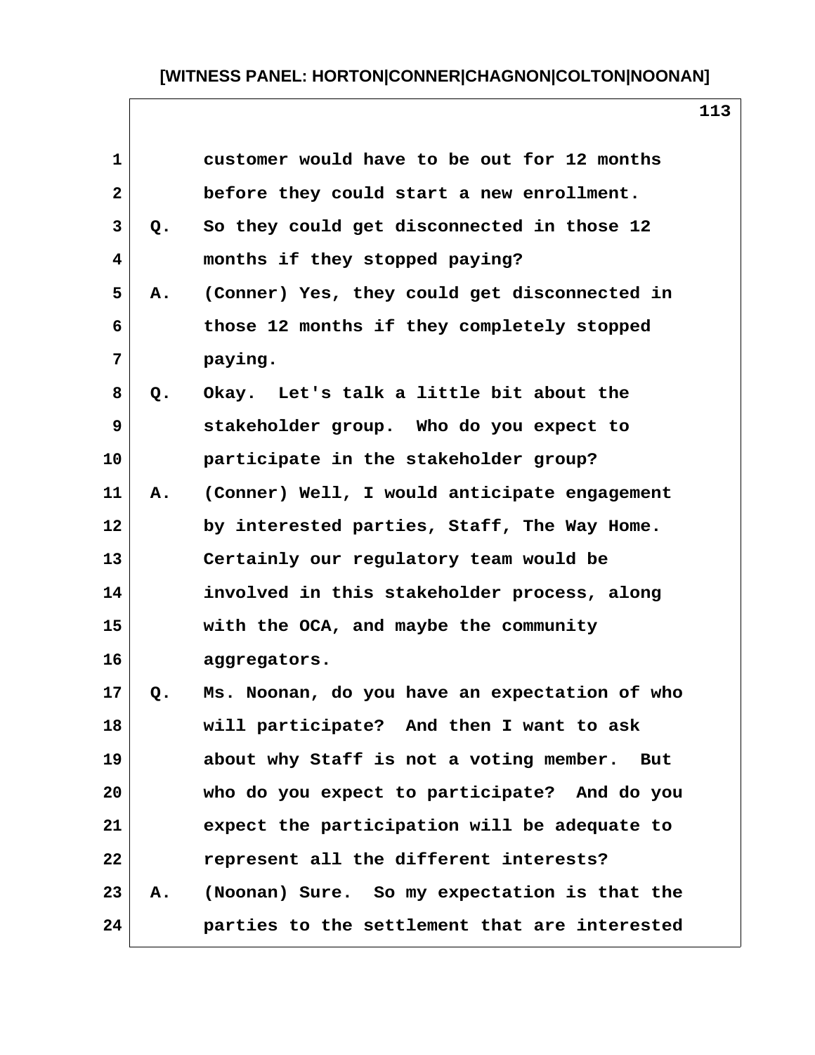customer would have to be out for 12 months before they could start a new enrollment.

Q. So they could get disconnected in those 12 months if they stopped paying?

A. (Conner) Yes, they could get disconnected in those 12 months if they completely stopped paying.

Q. Okay. Let's talk a little bit about the stakeholder group. Who do you expect to participate in the stakeholder group?

A. (Conner) Well, I would anticipate engagement by interested parties, Staff, The Way Home. Certainly our regulatory team would be involved in this stakeholder process, along with the OCA, and maybe the community aggregators.

Q. Ms. Noonan, do you have an expectation of who will participate? And then I want to ask about why Staff is not a voting member. But who do you expect to participate? And do you expect the participation will be adequate to represent all the different interests?

A. (Noonan) Sure. So my expectation is that the parties to the settlement that are interested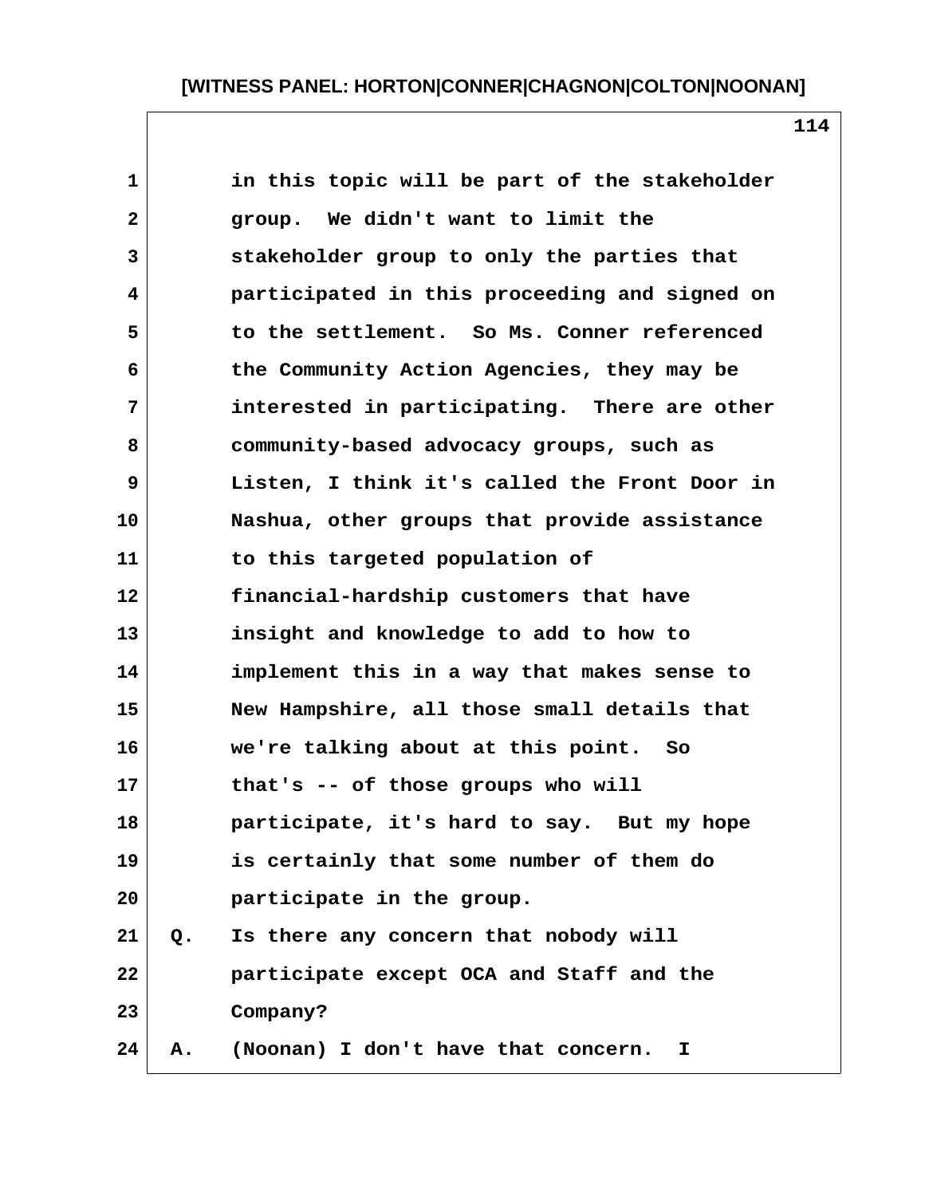in this topic will be part of the stakeholder group. We didn't want to limit the stakeholder group to only the parties that participated in this proceeding and signed on to the settlement. So Ms. Conner referenced the Community Action Agencies, they may be interested in participating. There are other community-based advocacy groups, such as Listen, I think it's called the Front Door in Nashua, other groups that provide assistance to this targeted population of financial-hardship customers that have insight and knowledge to add to how to implement this in a way that makes sense to New Hampshire, all those small details that we're talking about at this point. So that's -- of those groups who will participate, it's hard to say. But my hope is certainly that some number of them do participate in the group.

Q. Is there any concern that nobody will participate except OCA and Staff and the Company?

A. (Noonan) I don't have that concern. I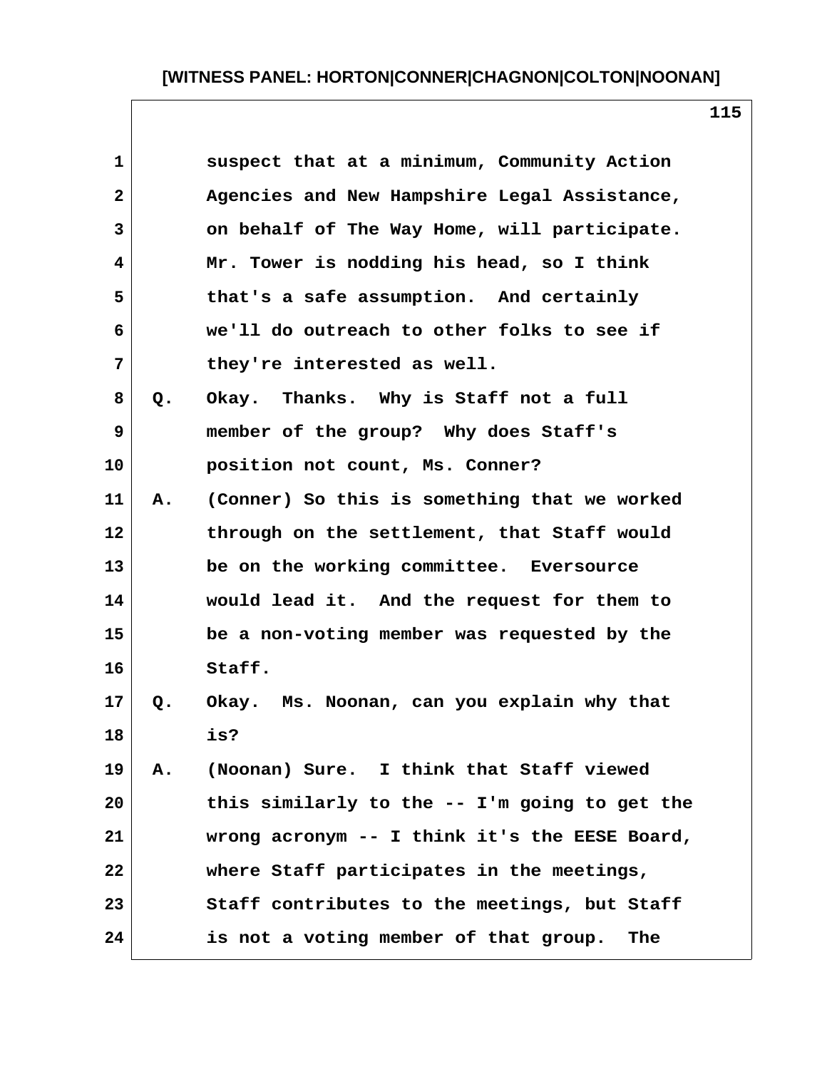suspect that at a minimum, Community Action Agencies and New Hampshire Legal Assistance, on behalf of The Way Home, will participate. Mr. Tower is nodding his head, so I think that's a safe assumption. And certainly we'll do outreach to other folks to see if they're interested as well.

Q. Okay. Thanks. Why is Staff not a full member of the group? Why does Staff's position not count, Ms. Conner?

A. (Conner) So this is something that we worked through on the settlement, that Staff would be on the working committee. Eversource would lead it. And the request for them to be a non-voting member was requested by the Staff.

Q. Okay. Ms. Noonan, can you explain why that is?

A. (Noonan) Sure. I think that Staff viewed this similarly to the -- I'm going to get the wrong acronym -- I think it's the EESE Board, where Staff participates in the meetings, Staff contributes to the meetings, but Staff is not a voting member of that group. The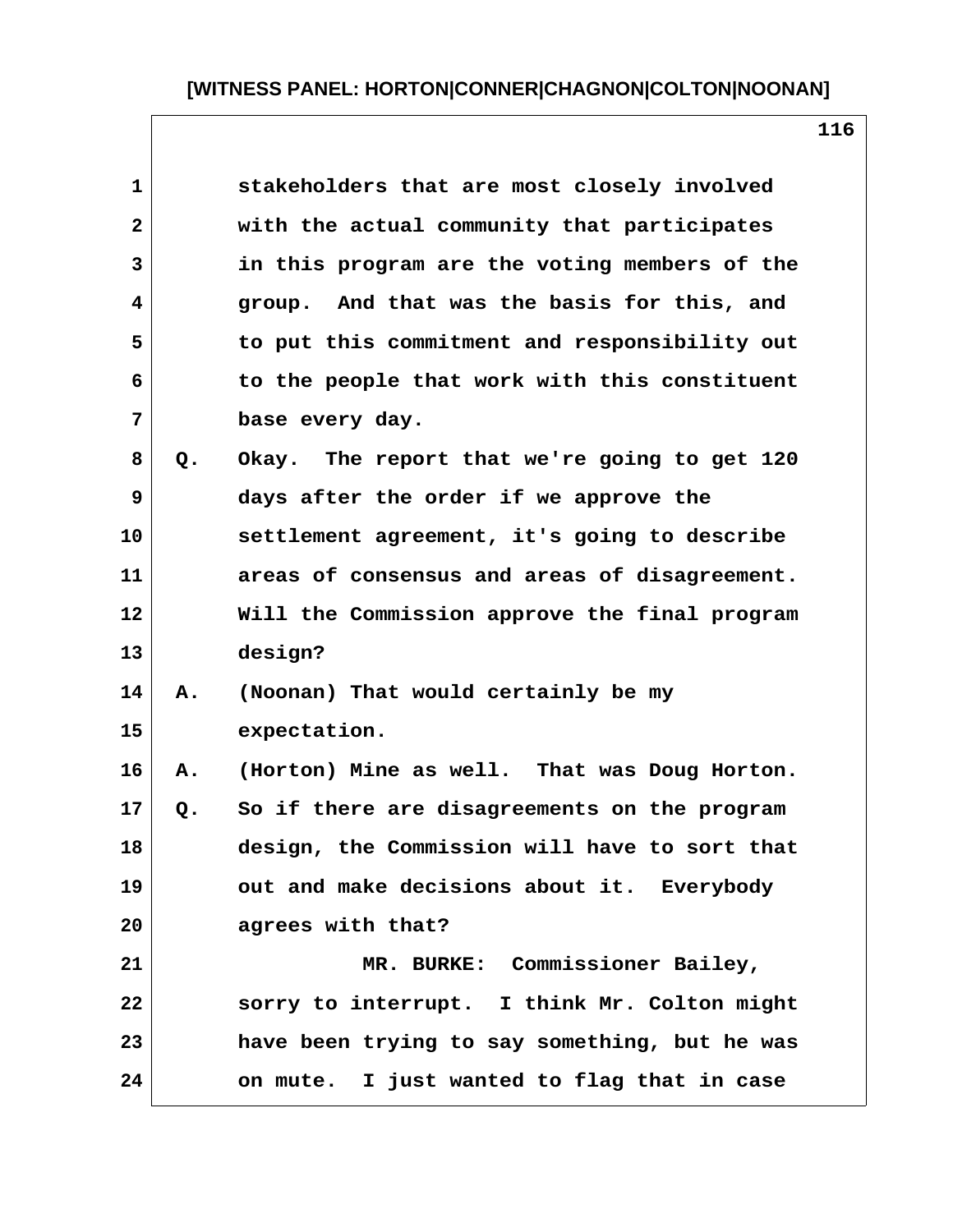stakeholders that are most closely involved with the actual community that participates in this program are the voting members of the group. And that was the basis for this, and to put this commitment and responsibility out to the people that work with this constituent base every day.

Q. Okay. The report that we're going to get 120 days after the order if we approve the settlement agreement, it's going to describe areas of consensus and areas of disagreement. Will the Commission approve the final program design?

A. (Noonan) That would certainly be my expectation.

A. (Horton) Mine as well. That was Doug Horton.

Q. So if there are disagreements on the program design, the Commission will have to sort that out and make decisions about it. Everybody agrees with that?

MR. BURKE: Commissioner Bailey, sorry to interrupt. I think Mr. Colton might have been trying to say something, but he was on mute. I just wanted to flag that in case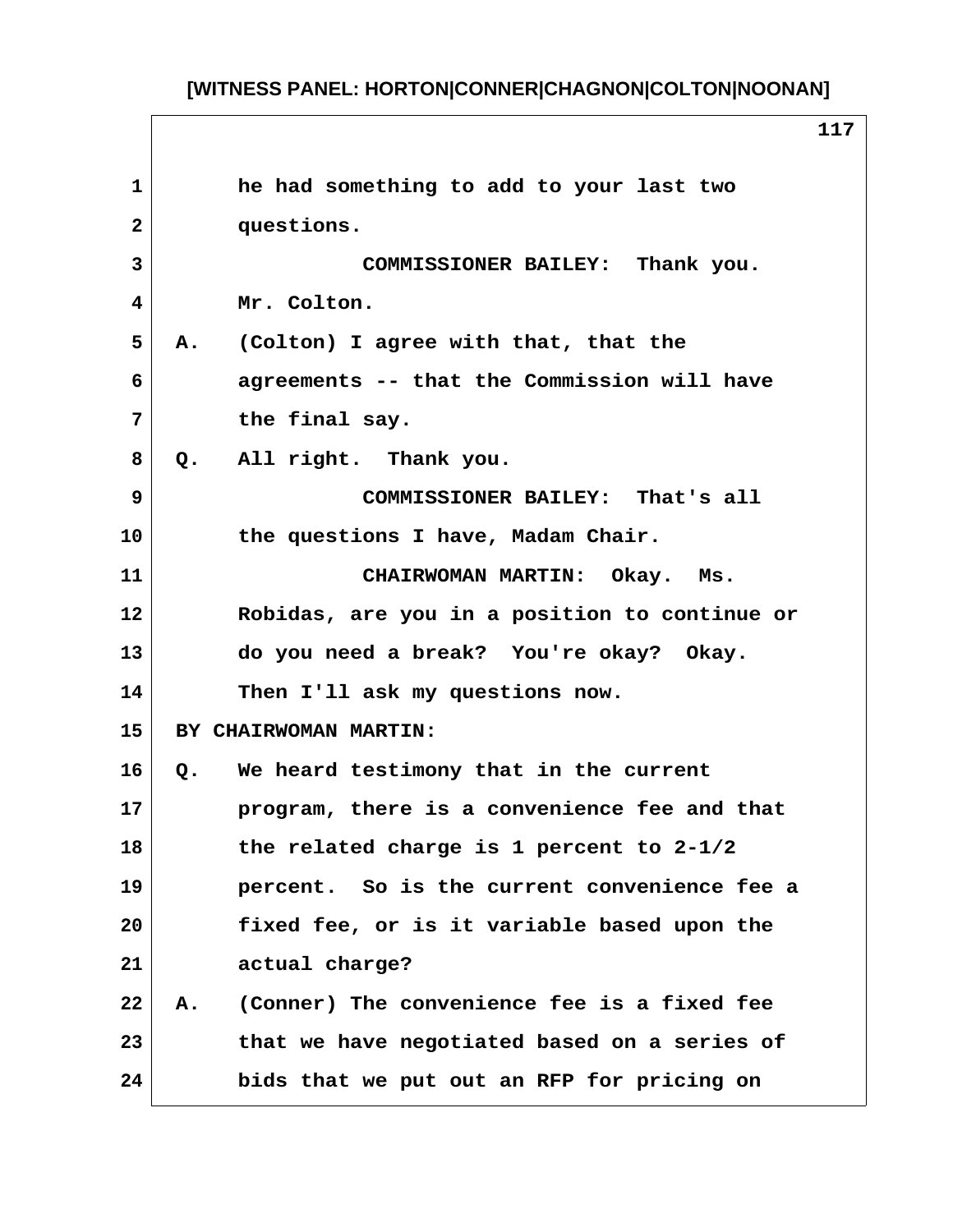he had something to add to your last two questions.

COMMISSIONER BAILEY: Thank you. Mr. Colton.

A. (Colton) I agree with that, that the agreements -- that the Commission will have the final say.

Q. All right. Thank you.

COMMISSIONER BAILEY: That's all the questions I have, Madam Chair.

CHAIRWOMAN MARTIN: Okay. Ms. Robidas, are you in a position to continue or do you need a break? You're okay? Okay. Then I'll ask my questions now.

BY CHAIRWOMAN MARTIN:

Q. We heard testimony that in the current program, there is a convenience fee and that the related charge is 1 percent to 2-1/2 percent. So is the current convenience fee a fixed fee, or is it variable based upon the actual charge?

A. (Conner) The convenience fee is a fixed fee that we have negotiated based on a series of bids that we put out an RFP for pricing on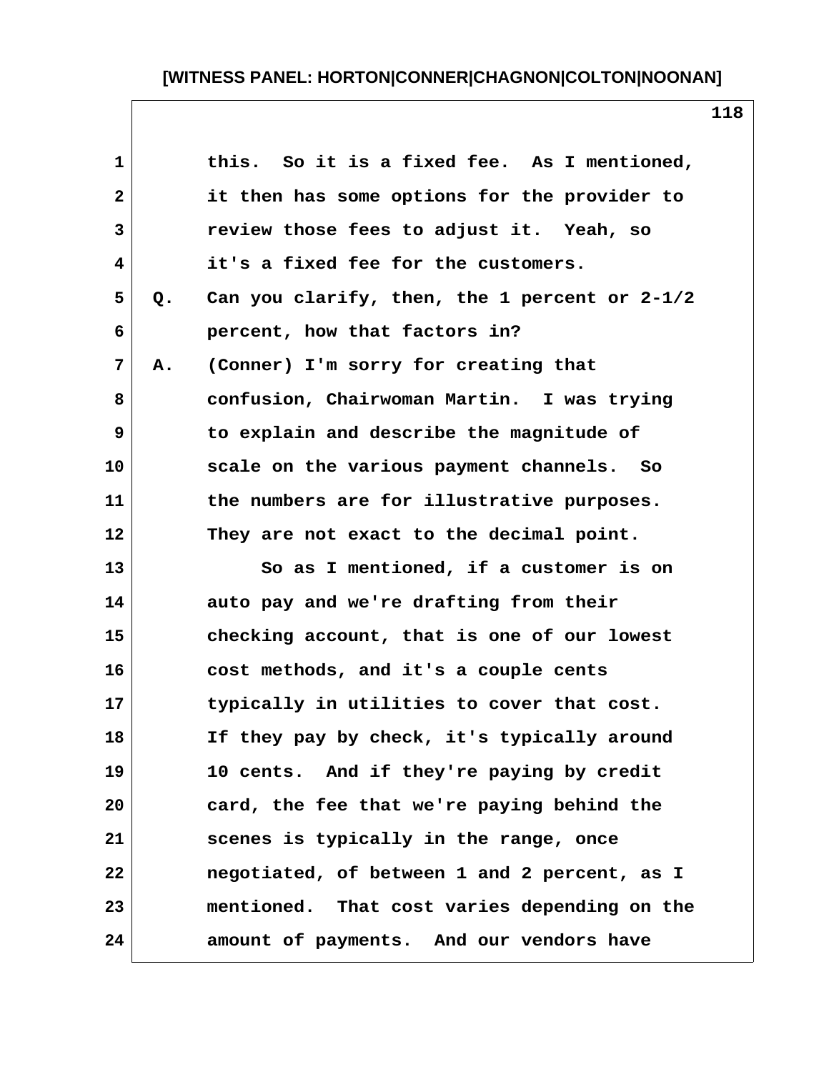this. So it is a fixed fee. As I mentioned, it then has some options for the provider to review those fees to adjust it. Yeah, so it's a fixed fee for the customers.

Q. Can you clarify, then, the 1 percent or 2-1/2 percent, how that factors in?

A. (Conner) I'm sorry for creating that confusion, Chairwoman Martin. I was trying to explain and describe the magnitude of scale on the various payment channels. So the numbers are for illustrative purposes. They are not exact to the decimal point.

So as I mentioned, if a customer is on auto pay and we're drafting from their checking account, that is one of our lowest cost methods, and it's a couple cents typically in utilities to cover that cost. If they pay by check, it's typically around 10 cents. And if they're paying by credit card, the fee that we're paying behind the scenes is typically in the range, once negotiated, of between 1 and 2 percent, as I mentioned. That cost varies depending on the amount of payments. And our vendors have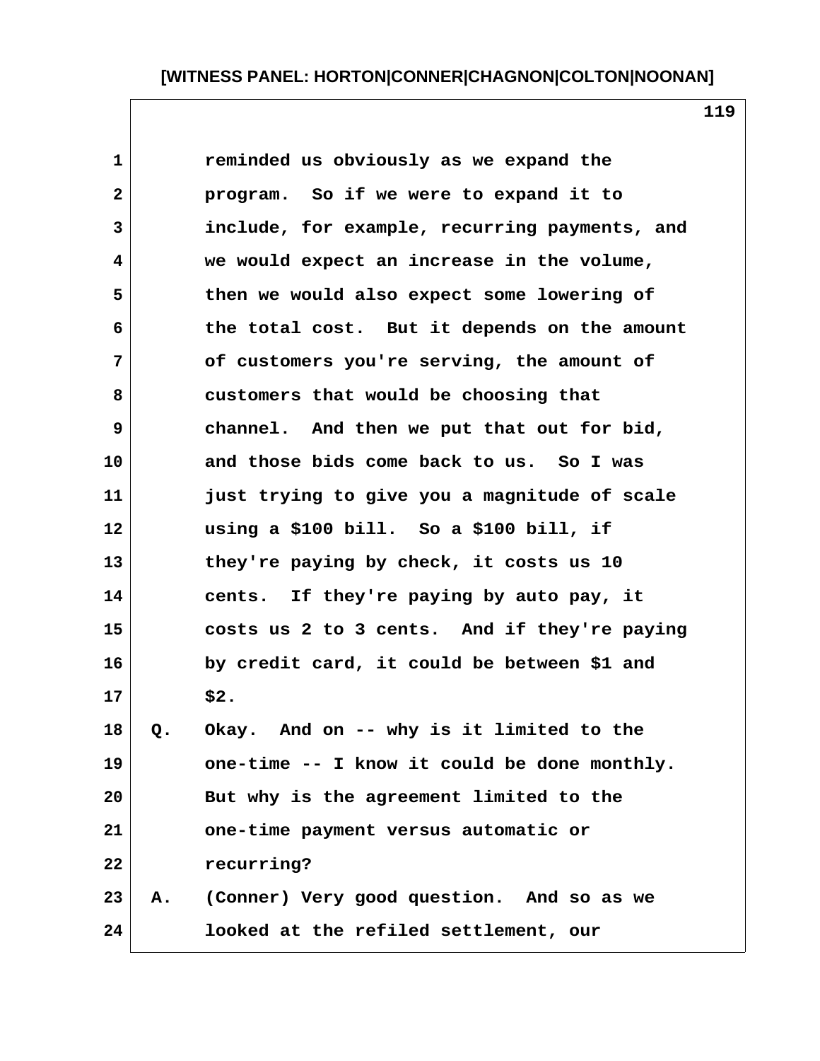reminded us obviously as we expand the program. So if we were to expand it to include, for example, recurring payments, and we would expect an increase in the volume, then we would also expect some lowering of the total cost. But it depends on the amount of customers you're serving, the amount of customers that would be choosing that channel. And then we put that out for bid, and those bids come back to us. So I was just trying to give you a magnitude of scale using a $100 bill. So a $100 bill, if they're paying by check, it costs us 10 cents. If they're paying by auto pay, it costs us 2 to 3 cents. And if they're paying by credit card, it could be between $1 and $2.

Q. Okay. And on -- why is it limited to the one-time -- I know it could be done monthly. But why is the agreement limited to the one-time payment versus automatic or recurring?

A. (Conner) Very good question. And so as we looked at the refiled settlement, our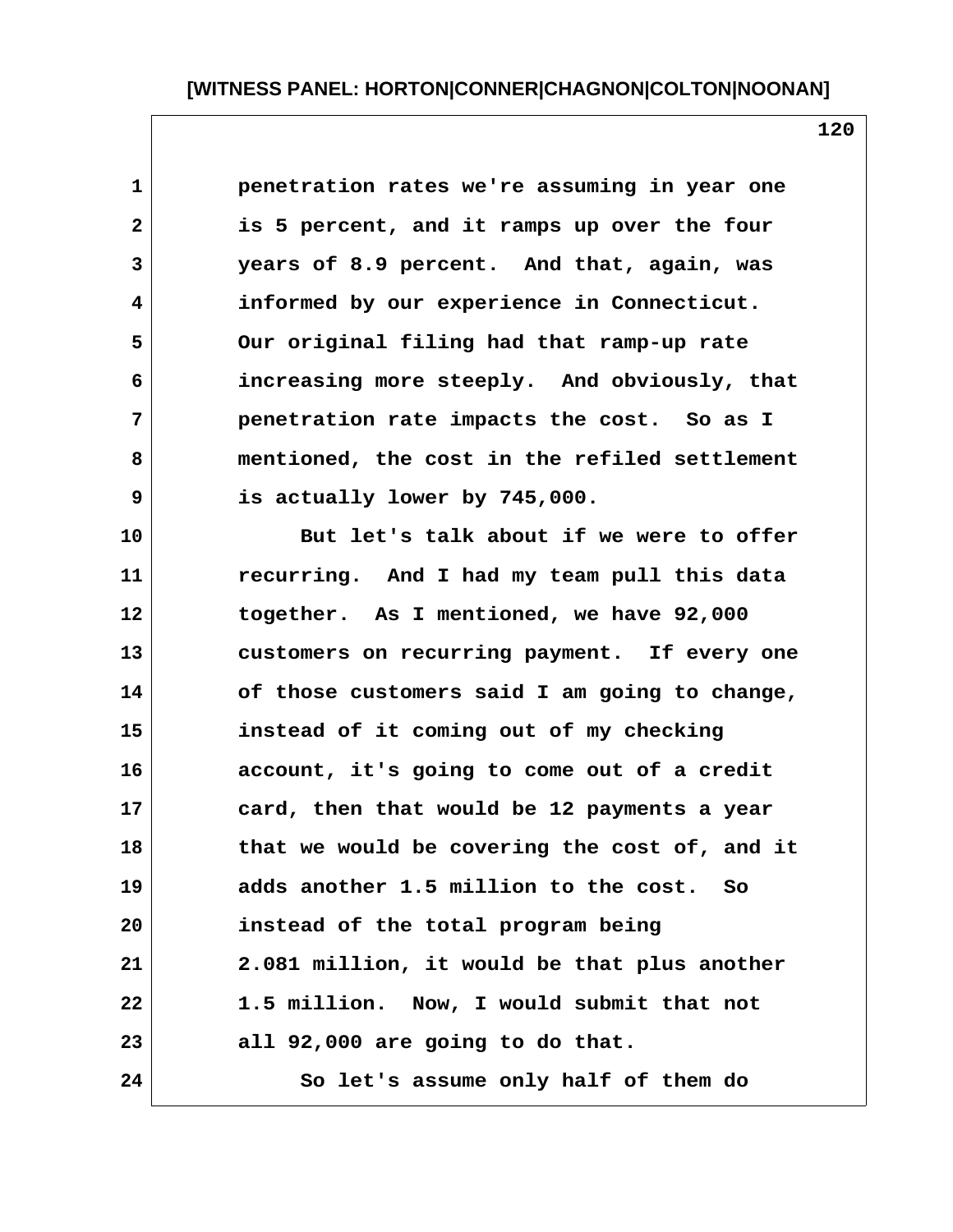penetration rates we're assuming in year one is 5 percent, and it ramps up over the four years of 8.9 percent. And that, again, was informed by our experience in Connecticut. Our original filing had that ramp-up rate increasing more steeply. And obviously, that penetration rate impacts the cost. So as I mentioned, the cost in the refiled settlement is actually lower by 745,000.

But let's talk about if we were to offer recurring. And I had my team pull this data together. As I mentioned, we have 92,000 customers on recurring payment. If every one of those customers said I am going to change, instead of it coming out of my checking account, it's going to come out of a credit card, then that would be 12 payments a year that we would be covering the cost of, and it adds another 1.5 million to the cost. So instead of the total program being 2.081 million, it would be that plus another 1.5 million. Now, I would submit that not all 92,000 are going to do that.

So let's assume only half of them do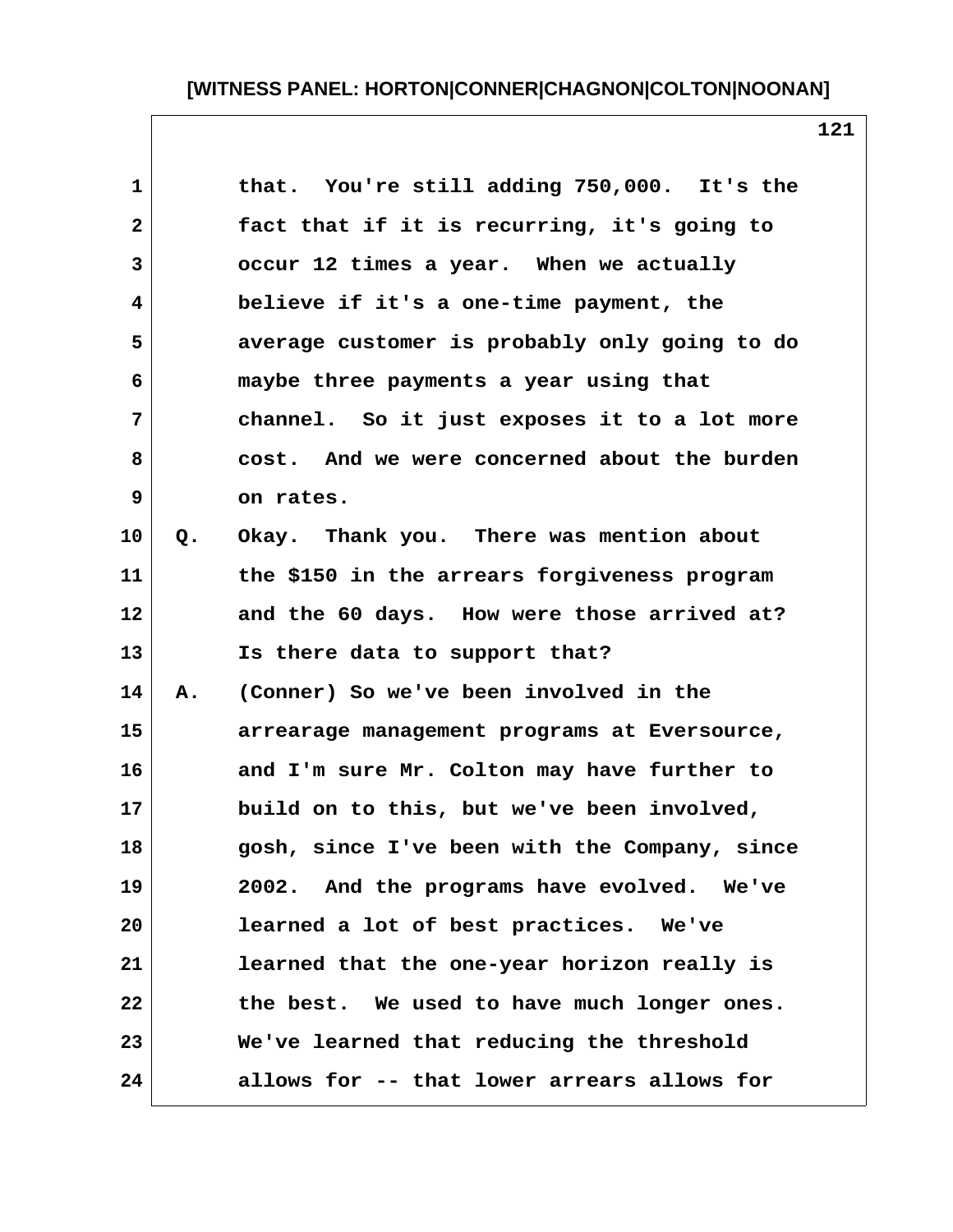that. You're still adding 750,000. It's the fact that if it is recurring, it's going to occur 12 times a year. When we actually believe if it's a one-time payment, the average customer is probably only going to do maybe three payments a year using that channel. So it just exposes it to a lot more cost. And we were concerned about the burden on rates.

Q. Okay. Thank you. There was mention about the $150 in the arrears forgiveness program and the 60 days. How were those arrived at? Is there data to support that?

A. (Conner) So we've been involved in the arrearage management programs at Eversource, and I'm sure Mr. Colton may have further to build on to this, but we've been involved, gosh, since I've been with the Company, since 2002. And the programs have evolved. We've learned a lot of best practices. We've learned that the one-year horizon really is the best. We used to have much longer ones. We've learned that reducing the threshold allows for -- that lower arrears allows for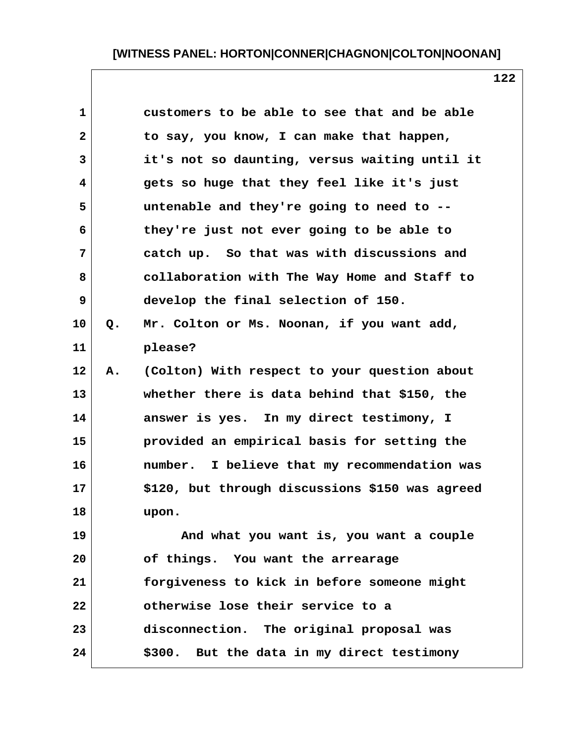customers to be able to see that and be able to say, you know, I can make that happen, it's not so daunting, versus waiting until it gets so huge that they feel like it's just untenable and they're going to need to -- they're just not ever going to be able to catch up. So that was with discussions and collaboration with The Way Home and Staff to develop the final selection of 150.

Q. Mr. Colton or Ms. Noonan, if you want add, please?

A. (Colton) With respect to your question about whether there is data behind that $150, the answer is yes. In my direct testimony, I provided an empirical basis for setting the number. I believe that my recommendation was $120, but through discussions $150 was agreed upon.

And what you want is, you want a couple of things. You want the arrearage forgiveness to kick in before someone might otherwise lose their service to a disconnection. The original proposal was $300. But the data in my direct testimony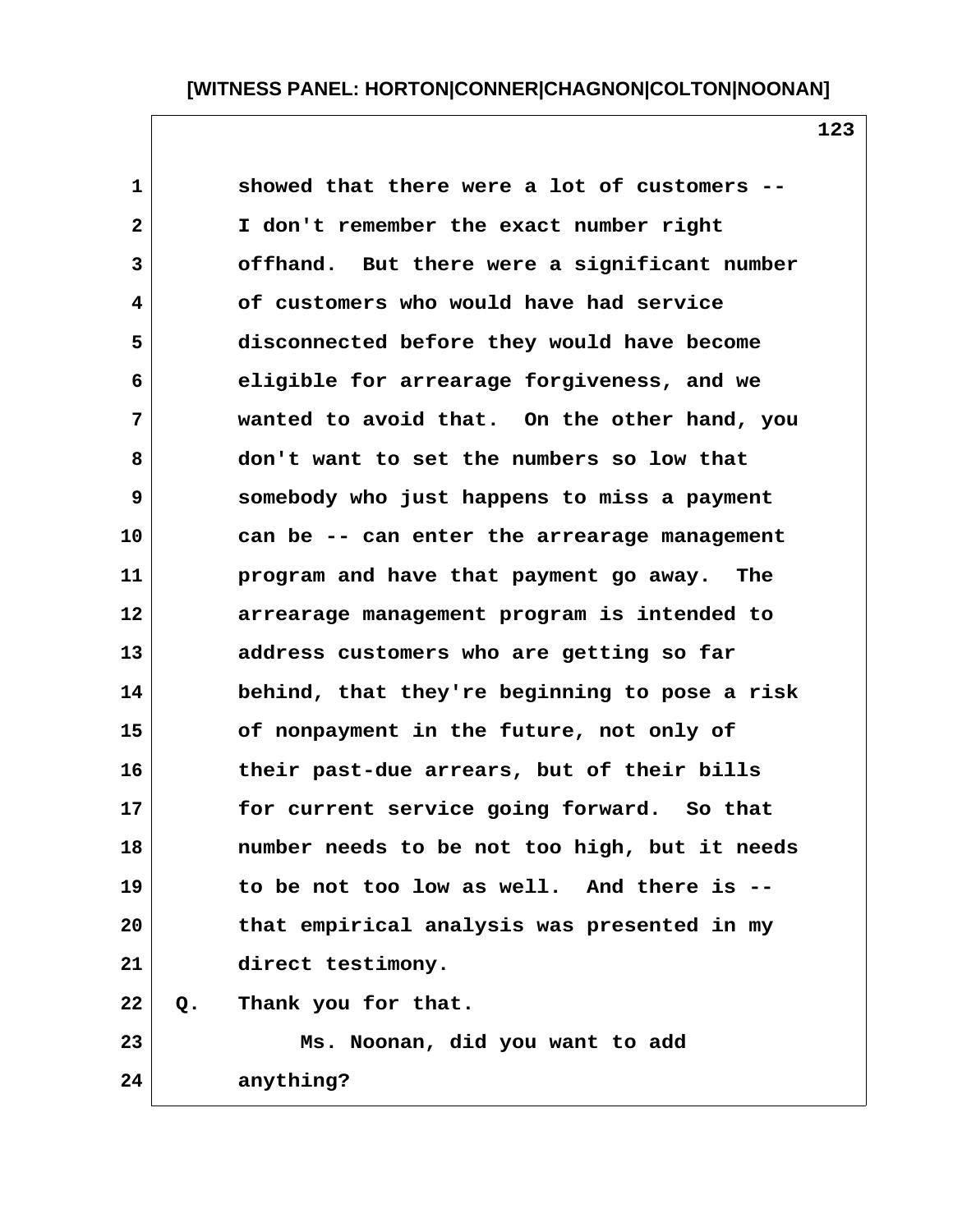showed that there were a lot of customers -- I don't remember the exact number right offhand. But there were a significant number of customers who would have had service disconnected before they would have become eligible for arrearage forgiveness, and we wanted to avoid that. On the other hand, you don't want to set the numbers so low that somebody who just happens to miss a payment can be -- can enter the arrearage management program and have that payment go away. The arrearage management program is intended to address customers who are getting so far behind, that they're beginning to pose a risk of nonpayment in the future, not only of their past-due arrears, but of their bills for current service going forward. So that number needs to be not too high, but it needs to be not too low as well. And there is -- that empirical analysis was presented in my direct testimony.

Q. Thank you for that.

Ms. Noonan, did you want to add anything?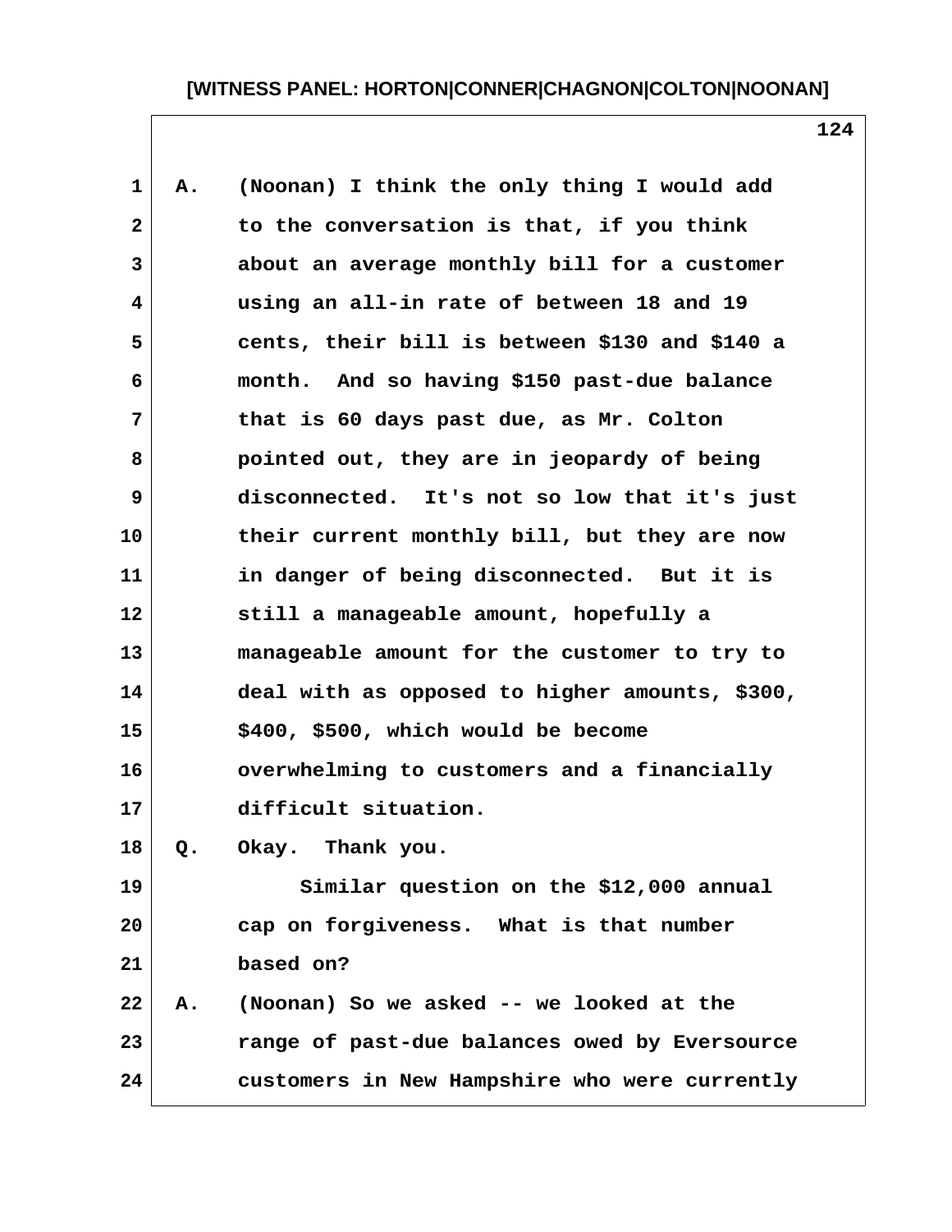A. (Noonan) I think the only thing I would add to the conversation is that, if you think about an average monthly bill for a customer using an all-in rate of between 18 and 19 cents, their bill is between $130 and $140 a month. And so having $150 past-due balance that is 60 days past due, as Mr. Colton pointed out, they are in jeopardy of being disconnected. It's not so low that it's just their current monthly bill, but they are now in danger of being disconnected. But it is still a manageable amount, hopefully a manageable amount for the customer to try to deal with as opposed to higher amounts, $300, $400, $500, which would be become overwhelming to customers and a financially difficult situation.

Q. Okay. Thank you.

Similar question on the $12,000 annual cap on forgiveness. What is that number based on?

A. (Noonan) So we asked -- we looked at the range of past-due balances owed by Eversource customers in New Hampshire who were currently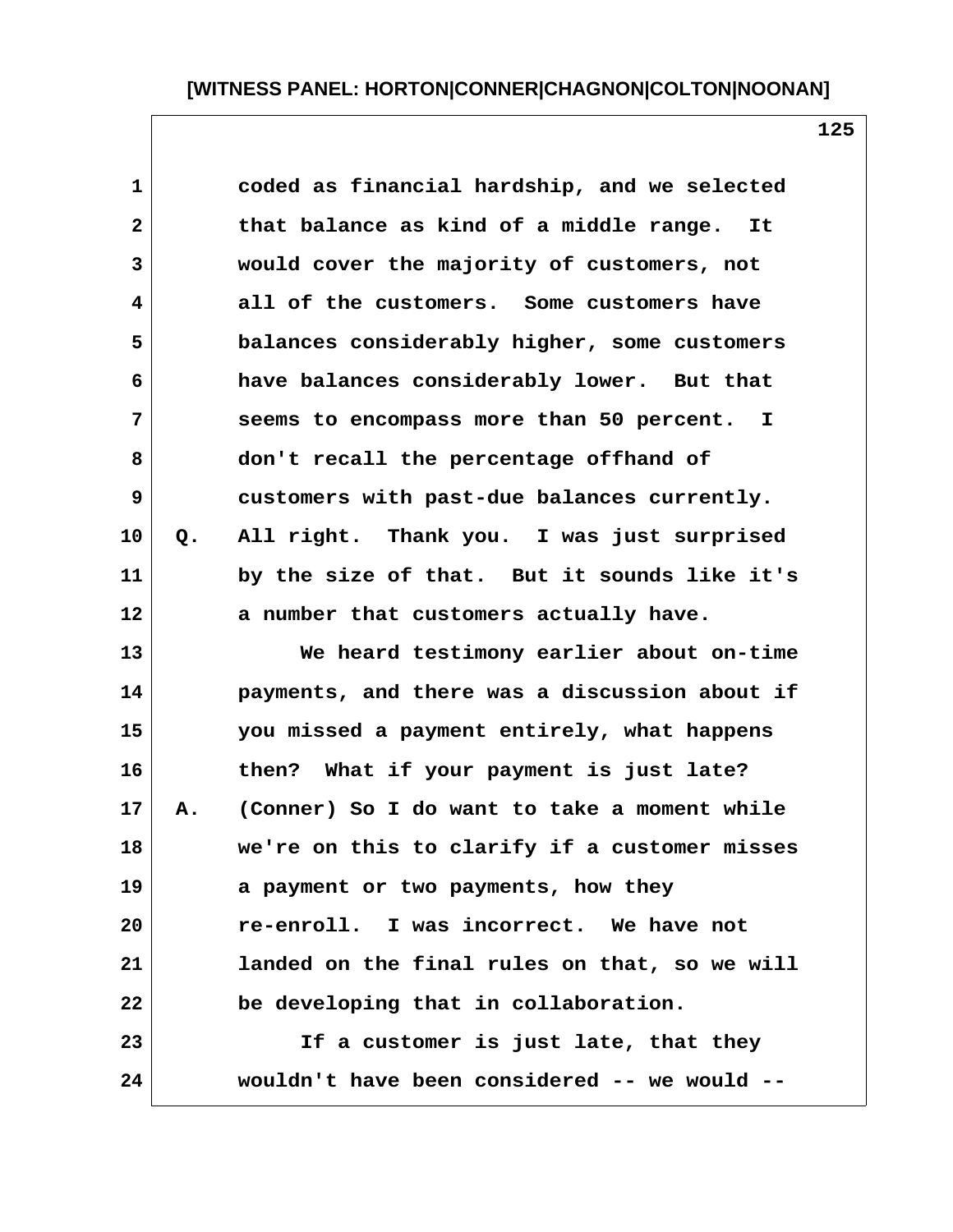coded as financial hardship, and we selected that balance as kind of a middle range. It would cover the majority of customers, not all of the customers. Some customers have balances considerably higher, some customers have balances considerably lower. But that seems to encompass more than 50 percent. I don't recall the percentage offhand of customers with past-due balances currently.

Q. All right. Thank you. I was just surprised by the size of that. But it sounds like it's a number that customers actually have.

We heard testimony earlier about on-time payments, and there was a discussion about if you missed a payment entirely, what happens then? What if your payment is just late?

A. (Conner) So I do want to take a moment while we're on this to clarify if a customer misses a payment or two payments, how they re-enroll. I was incorrect. We have not landed on the final rules on that, so we will be developing that in collaboration.

If a customer is just late, that they wouldn't have been considered -- we would --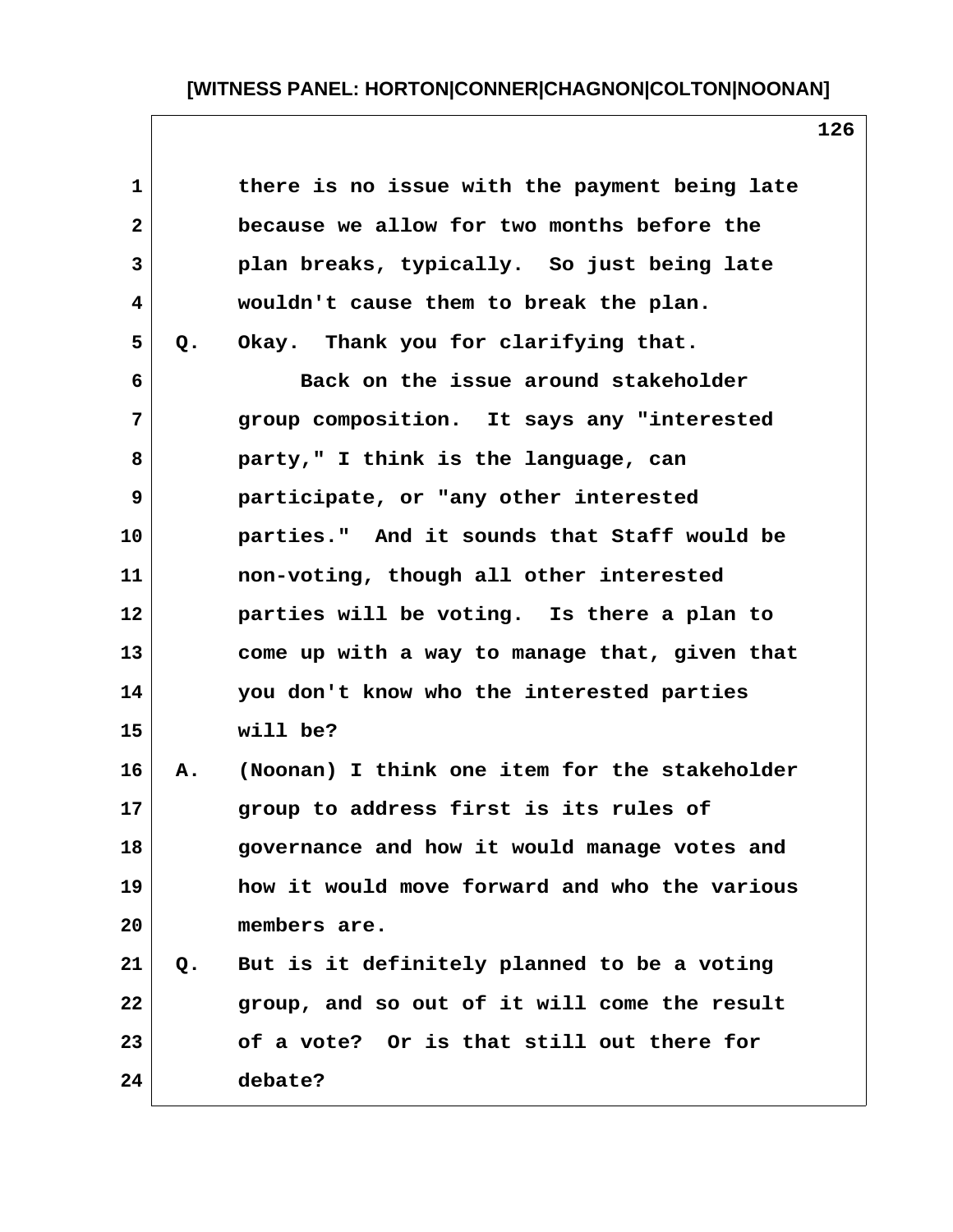there is no issue with the payment being late because we allow for two months before the plan breaks, typically. So just being late wouldn't cause them to break the plan.

Q. Okay. Thank you for clarifying that.

Back on the issue around stakeholder group composition. It says any "interested party," I think is the language, can participate, or "any other interested parties." And it sounds that Staff would be non-voting, though all other interested parties will be voting. Is there a plan to come up with a way to manage that, given that you don't know who the interested parties will be?

A. (Noonan) I think one item for the stakeholder group to address first is its rules of governance and how it would manage votes and how it would move forward and who the various members are.

Q. But is it definitely planned to be a voting group, and so out of it will come the result of a vote? Or is that still out there for debate?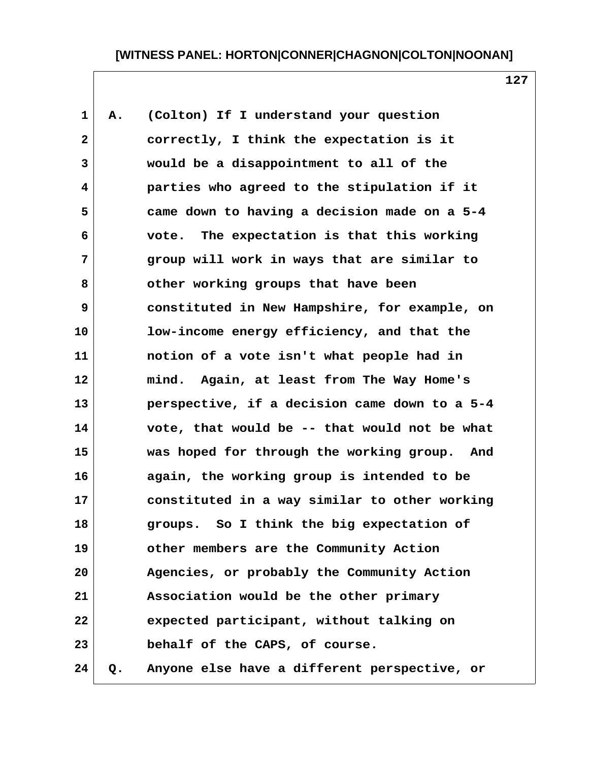A. (Colton) If I understand your question correctly, I think the expectation is it would be a disappointment to all of the parties who agreed to the stipulation if it came down to having a decision made on a 5-4 vote. The expectation is that this working group will work in ways that are similar to other working groups that have been constituted in New Hampshire, for example, on low-income energy efficiency, and that the notion of a vote isn't what people had in mind. Again, at least from The Way Home's perspective, if a decision came down to a 5-4 vote, that would be -- that would not be what was hoped for through the working group. And again, the working group is intended to be constituted in a way similar to other working groups. So I think the big expectation of other members are the Community Action Agencies, or probably the Community Action Association would be the other primary expected participant, without talking on behalf of the CAPS, of course.

Q. Anyone else have a different perspective, or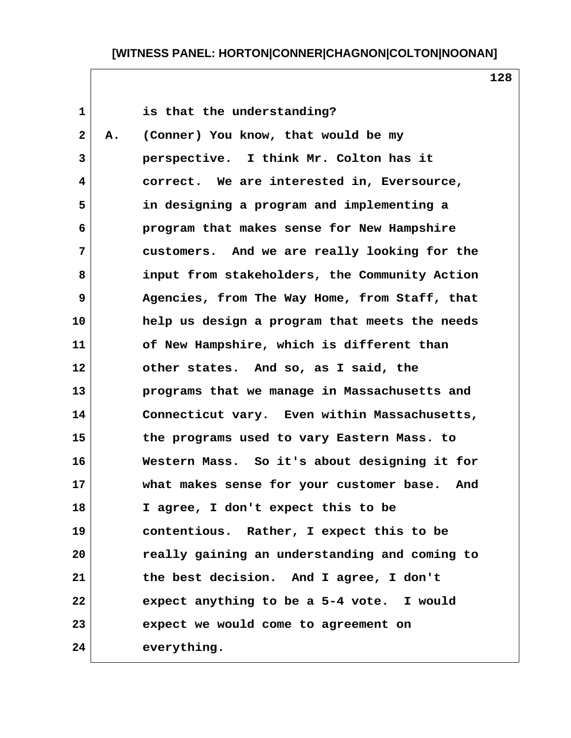is that the understanding?

A. (Conner) You know, that would be my perspective. I think Mr. Colton has it correct. We are interested in, Eversource, in designing a program and implementing a program that makes sense for New Hampshire customers. And we are really looking for the input from stakeholders, the Community Action Agencies, from The Way Home, from Staff, that help us design a program that meets the needs of New Hampshire, which is different than other states. And so, as I said, the programs that we manage in Massachusetts and Connecticut vary. Even within Massachusetts, the programs used to vary Eastern Mass. to Western Mass. So it's about designing it for what makes sense for your customer base. And I agree, I don't expect this to be contentious. Rather, I expect this to be really gaining an understanding and coming to the best decision. And I agree, I don't expect anything to be a 5-4 vote. I would expect we would come to agreement on everything.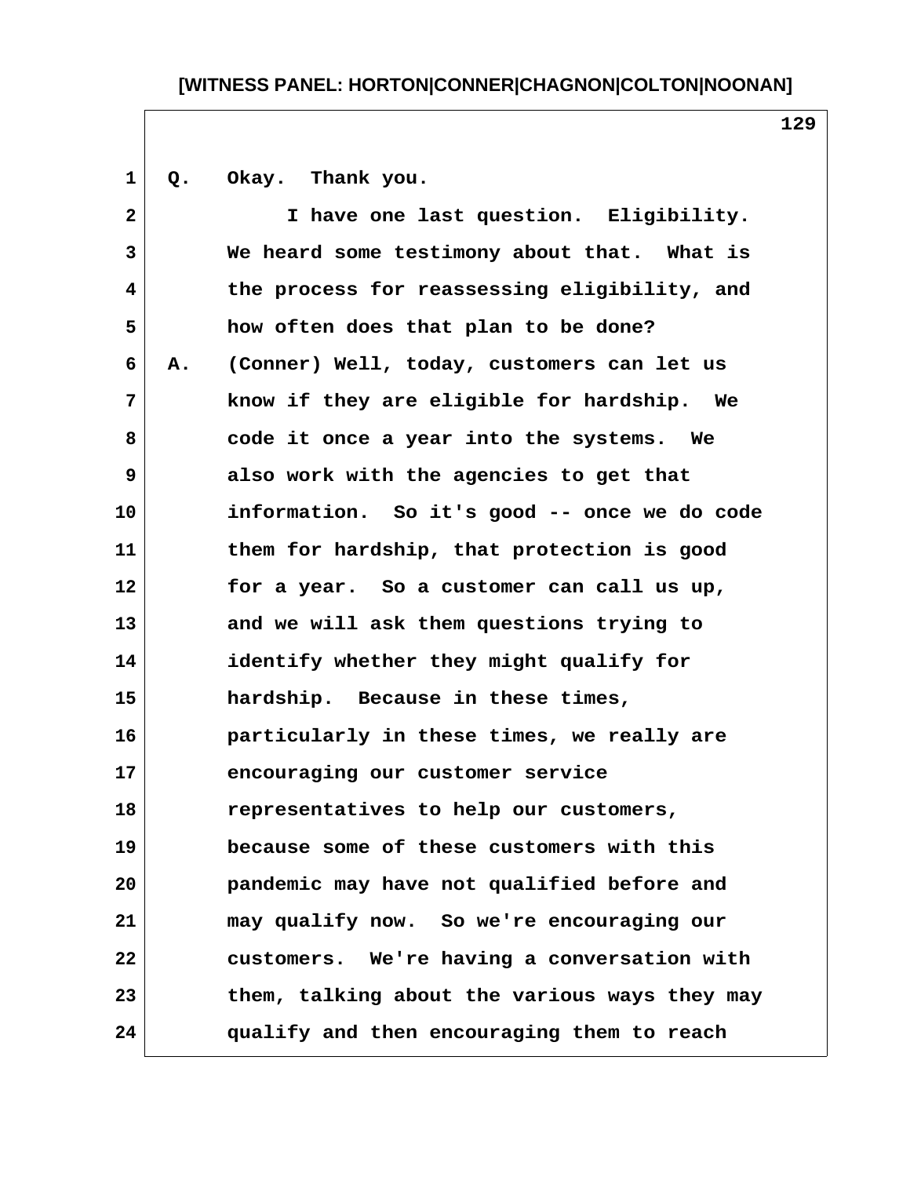Q. Okay. Thank you.

I have one last question. Eligibility. We heard some testimony about that. What is the process for reassessing eligibility, and how often does that plan to be done?

A. (Conner) Well, today, customers can let us know if they are eligible for hardship. We code it once a year into the systems. We also work with the agencies to get that information. So it's good -- once we do code them for hardship, that protection is good for a year. So a customer can call us up, and we will ask them questions trying to identify whether they might qualify for hardship. Because in these times, particularly in these times, we really are encouraging our customer service representatives to help our customers, because some of these customers with this pandemic may have not qualified before and may qualify now. So we're encouraging our customers. We're having a conversation with them, talking about the various ways they may qualify and then encouraging them to reach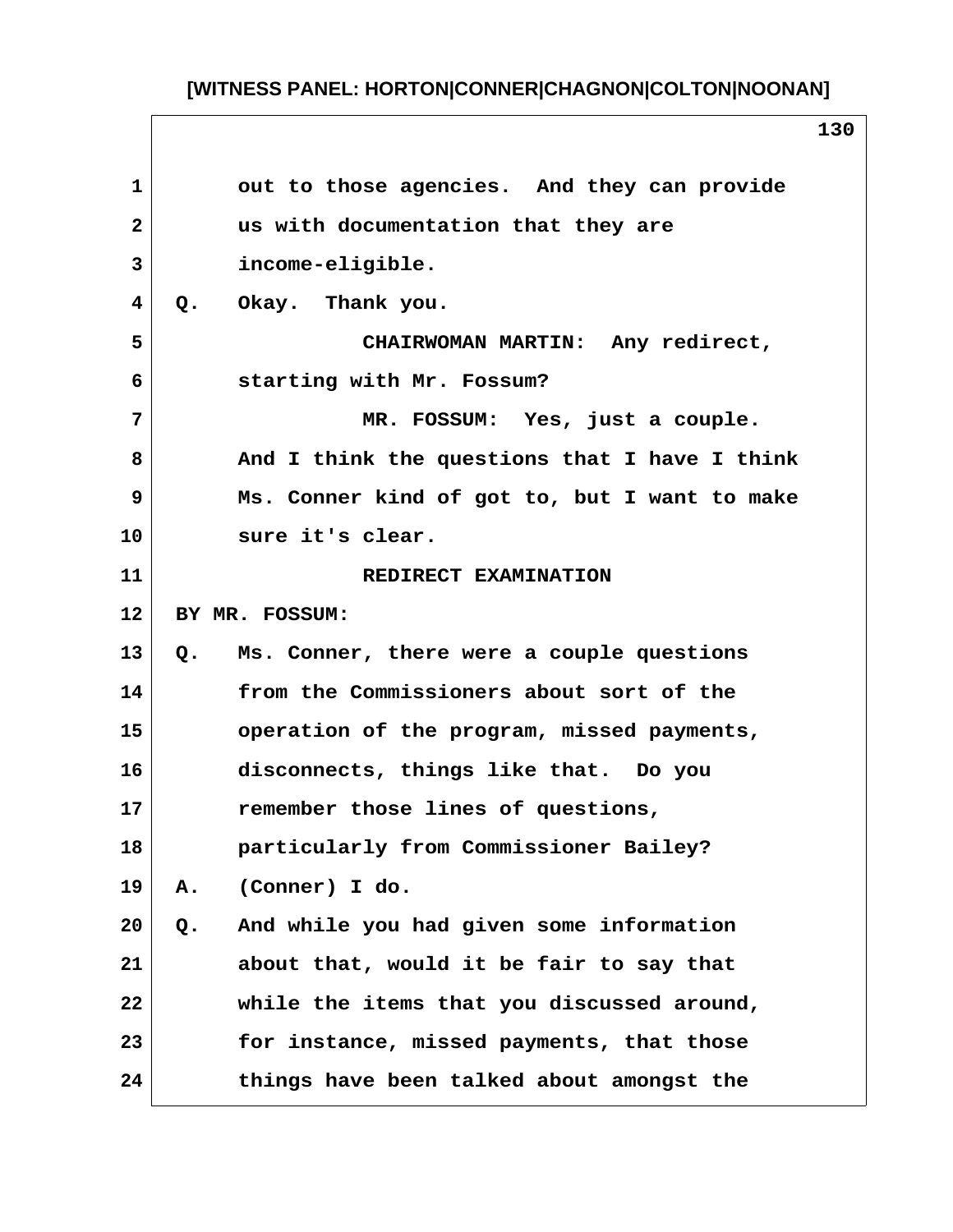out to those agencies. And they can provide us with documentation that they are income-eligible.

Q. Okay. Thank you.

CHAIRWOMAN MARTIN: Any redirect, starting with Mr. Fossum?

MR. FOSSUM: Yes, just a couple. And I think the questions that I have I think Ms. Conner kind of got to, but I want to make sure it's clear.

REDIRECT EXAMINATION

BY MR. FOSSUM:

Q. Ms. Conner, there were a couple questions from the Commissioners about sort of the operation of the program, missed payments, disconnects, things like that. Do you remember those lines of questions, particularly from Commissioner Bailey?

A. (Conner) I do.

Q. And while you had given some information about that, would it be fair to say that while the items that you discussed around, for instance, missed payments, that those things have been talked about amongst the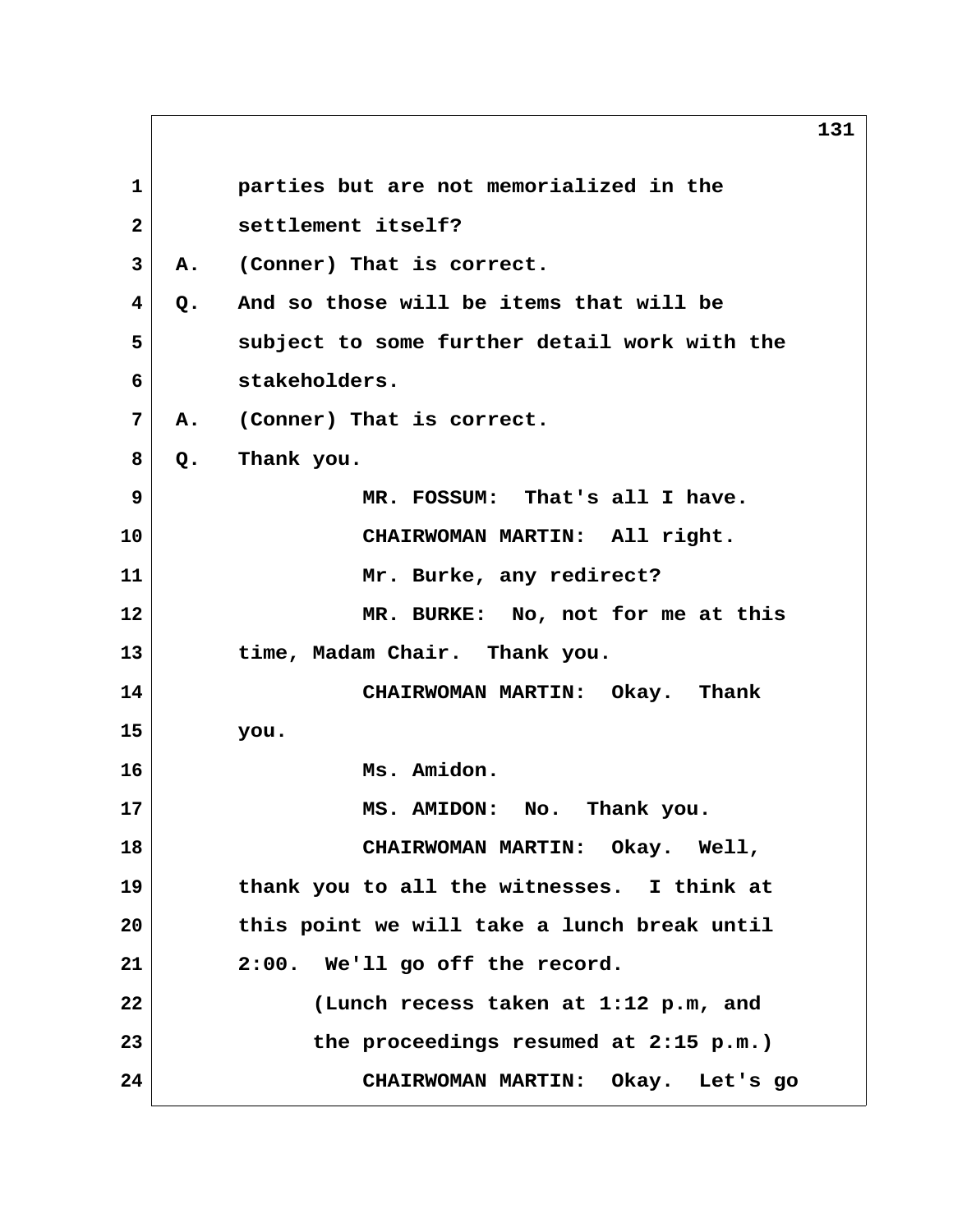parties but are not memorialized in the settlement itself?

A. (Conner) That is correct.

Q. And so those will be items that will be subject to some further detail work with the stakeholders.

A. (Conner) That is correct.

Q. Thank you.

MR. FOSSUM: That's all I have.

CHAIRWOMAN MARTIN: All right.

Mr. Burke, any redirect?

MR. BURKE: No, not for me at this time, Madam Chair. Thank you.

CHAIRWOMAN MARTIN: Okay. Thank you.

Ms. Amidon.

MS. AMIDON: No. Thank you.

CHAIRWOMAN MARTIN: Okay. Well, thank you to all the witnesses. I think at this point we will take a lunch break until 2:00. We'll go off the record.

(Lunch recess taken at 1:12 p.m, and the proceedings resumed at 2:15 p.m.)

CHAIRWOMAN MARTIN: Okay. Let's go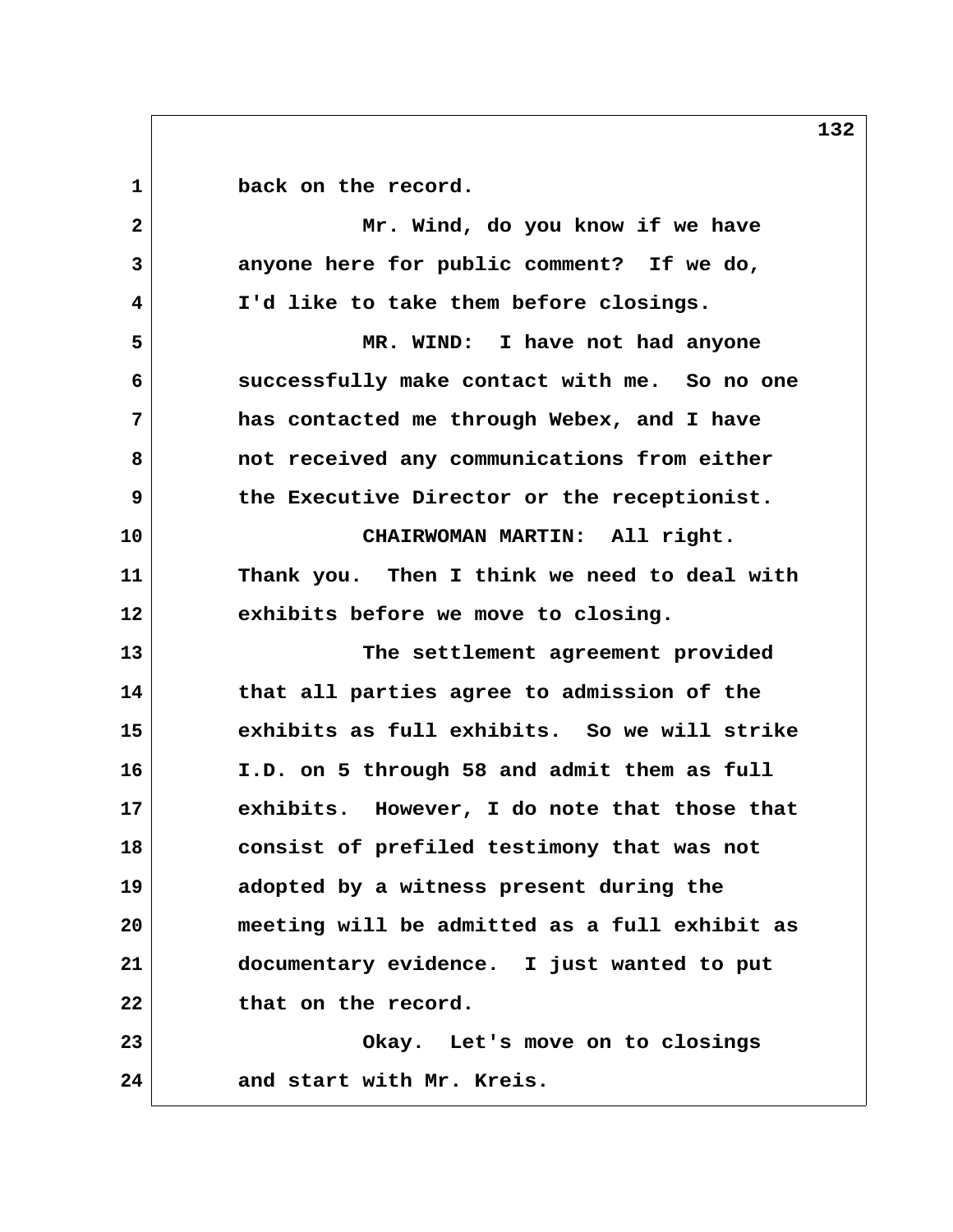back on the record.

Mr. Wind, do you know if we have anyone here for public comment? If we do, I'd like to take them before closings.

MR. WIND: I have not had anyone successfully make contact with me. So no one has contacted me through Webex, and I have not received any communications from either the Executive Director or the receptionist.

CHAIRWOMAN MARTIN: All right. Thank you. Then I think we need to deal with exhibits before we move to closing.

The settlement agreement provided that all parties agree to admission of the exhibits as full exhibits. So we will strike I.D. on 5 through 58 and admit them as full exhibits. However, I do note that those that consist of prefiled testimony that was not adopted by a witness present during the meeting will be admitted as a full exhibit as documentary evidence. I just wanted to put that on the record.

Okay. Let's move on to closings and start with Mr. Kreis.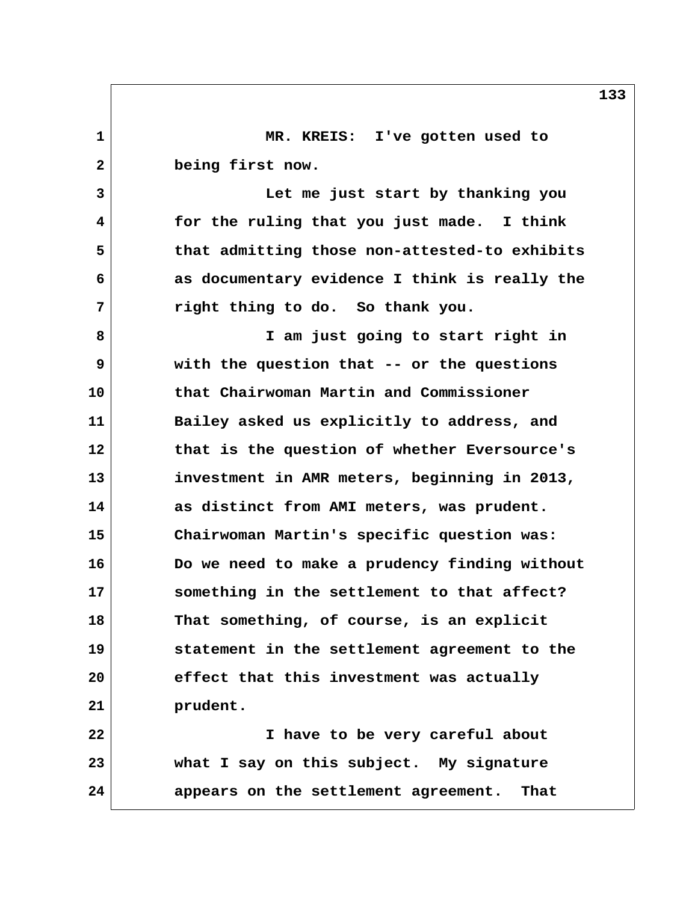MR. KREIS: I've gotten used to being first now.

Let me just start by thanking you for the ruling that you just made. I think that admitting those non-attested-to exhibits as documentary evidence I think is really the right thing to do. So thank you.

I am just going to start right in with the question that -- or the questions that Chairwoman Martin and Commissioner Bailey asked us explicitly to address, and that is the question of whether Eversource's investment in AMR meters, beginning in 2013, as distinct from AMI meters, was prudent. Chairwoman Martin's specific question was: Do we need to make a prudency finding without something in the settlement to that affect? That something, of course, is an explicit statement in the settlement agreement to the effect that this investment was actually prudent.

I have to be very careful about what I say on this subject. My signature appears on the settlement agreement. That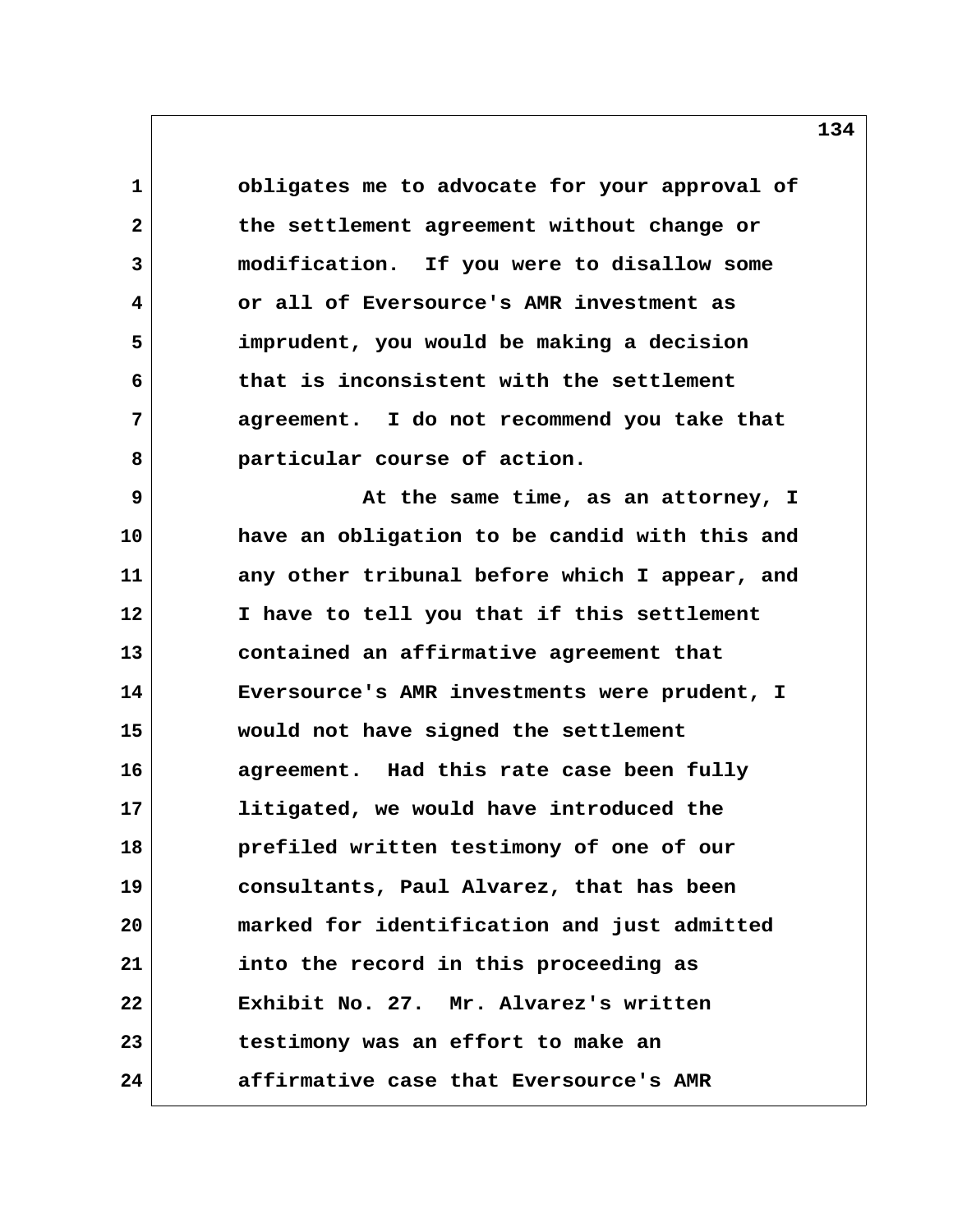obligates me to advocate for your approval of the settlement agreement without change or modification. If you were to disallow some or all of Eversource's AMR investment as imprudent, you would be making a decision that is inconsistent with the settlement agreement. I do not recommend you take that particular course of action.

At the same time, as an attorney, I have an obligation to be candid with this and any other tribunal before which I appear, and I have to tell you that if this settlement contained an affirmative agreement that Eversource's AMR investments were prudent, I would not have signed the settlement agreement. Had this rate case been fully litigated, we would have introduced the prefiled written testimony of one of our consultants, Paul Alvarez, that has been marked for identification and just admitted into the record in this proceeding as Exhibit No. 27. Mr. Alvarez's written testimony was an effort to make an affirmative case that Eversource's AMR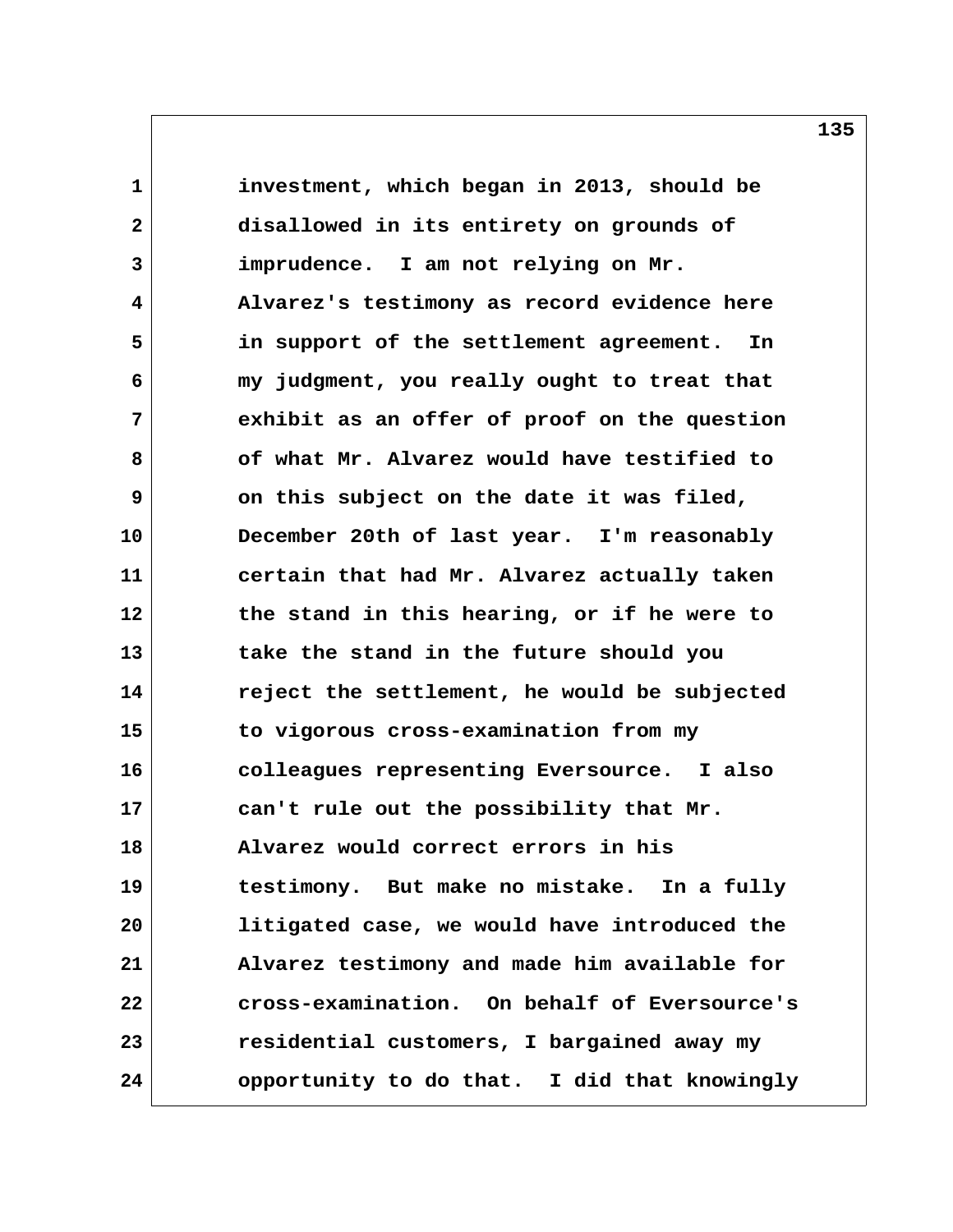investment, which began in 2013, should be disallowed in its entirety on grounds of imprudence. I am not relying on Mr. Alvarez's testimony as record evidence here in support of the settlement agreement. In my judgment, you really ought to treat that exhibit as an offer of proof on the question of what Mr. Alvarez would have testified to on this subject on the date it was filed, December 20th of last year. I'm reasonably certain that had Mr. Alvarez actually taken the stand in this hearing, or if he were to take the stand in the future should you reject the settlement, he would be subjected to vigorous cross-examination from my colleagues representing Eversource. I also can't rule out the possibility that Mr. Alvarez would correct errors in his testimony. But make no mistake. In a fully litigated case, we would have introduced the Alvarez testimony and made him available for cross-examination. On behalf of Eversource's residential customers, I bargained away my opportunity to do that. I did that knowingly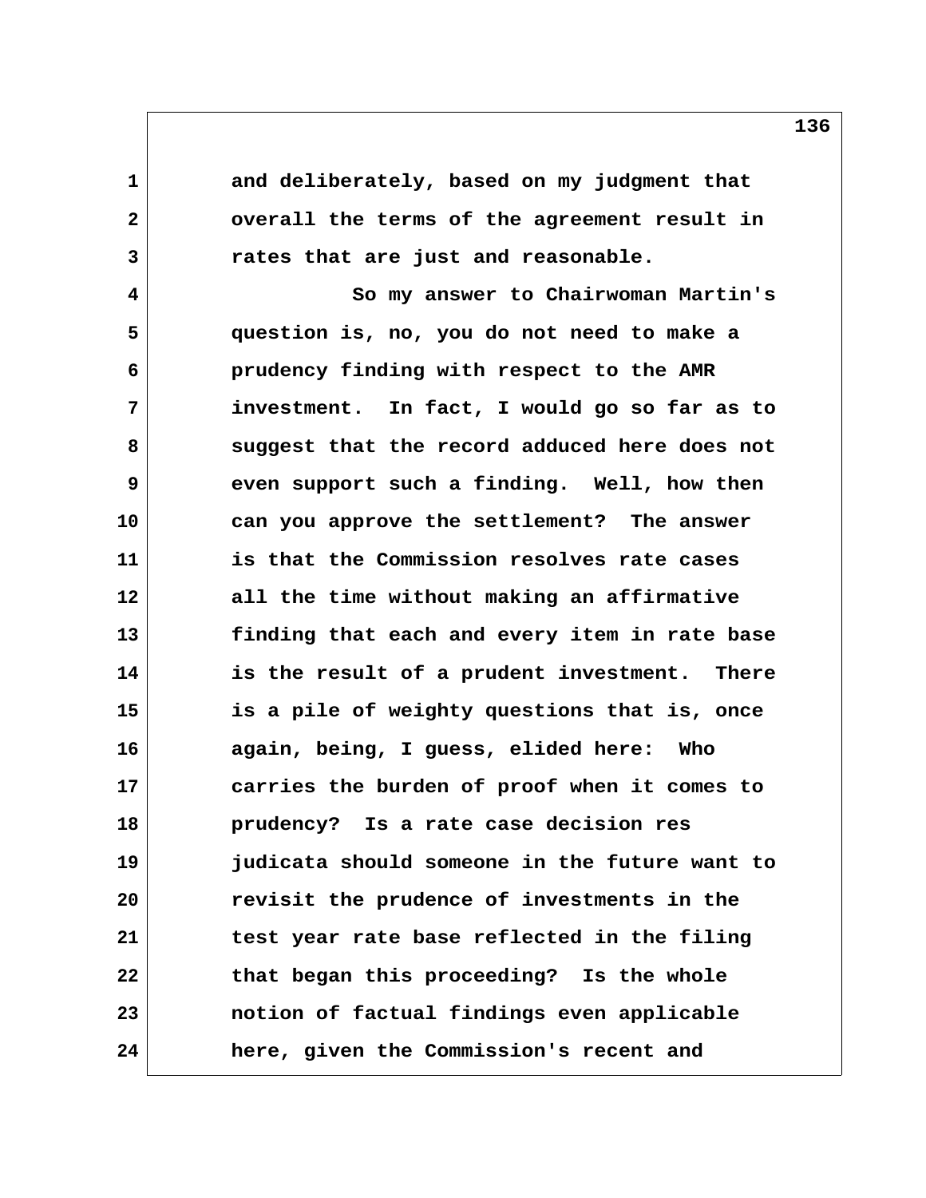and deliberately, based on my judgment that overall the terms of the agreement result in rates that are just and reasonable.

So my answer to Chairwoman Martin's question is, no, you do not need to make a prudency finding with respect to the AMR investment. In fact, I would go so far as to suggest that the record adduced here does not even support such a finding. Well, how then can you approve the settlement? The answer is that the Commission resolves rate cases all the time without making an affirmative finding that each and every item in rate base is the result of a prudent investment. There is a pile of weighty questions that is, once again, being, I guess, elided here: Who carries the burden of proof when it comes to prudency? Is a rate case decision res judicata should someone in the future want to revisit the prudence of investments in the test year rate base reflected in the filing that began this proceeding? Is the whole notion of factual findings even applicable here, given the Commission's recent and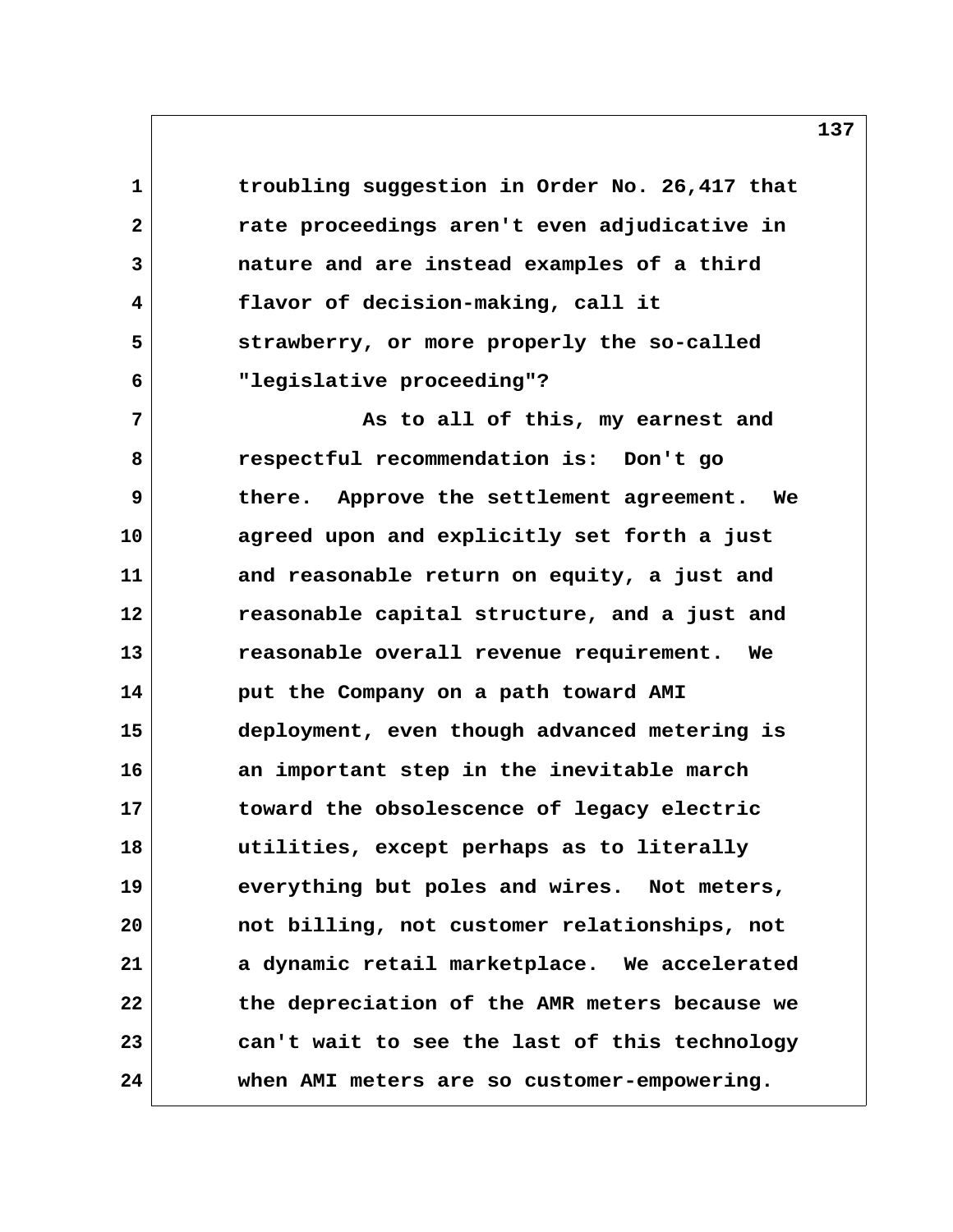troubling suggestion in Order No. 26,417 that rate proceedings aren't even adjudicative in nature and are instead examples of a third flavor of decision-making, call it strawberry, or more properly the so-called "legislative proceeding"?

As to all of this, my earnest and respectful recommendation is: Don't go there. Approve the settlement agreement. We agreed upon and explicitly set forth a just and reasonable return on equity, a just and reasonable capital structure, and a just and reasonable overall revenue requirement. We put the Company on a path toward AMI deployment, even though advanced metering is an important step in the inevitable march toward the obsolescence of legacy electric utilities, except perhaps as to literally everything but poles and wires. Not meters, not billing, not customer relationships, not a dynamic retail marketplace. We accelerated the depreciation of the AMR meters because we can't wait to see the last of this technology when AMI meters are so customer-empowering.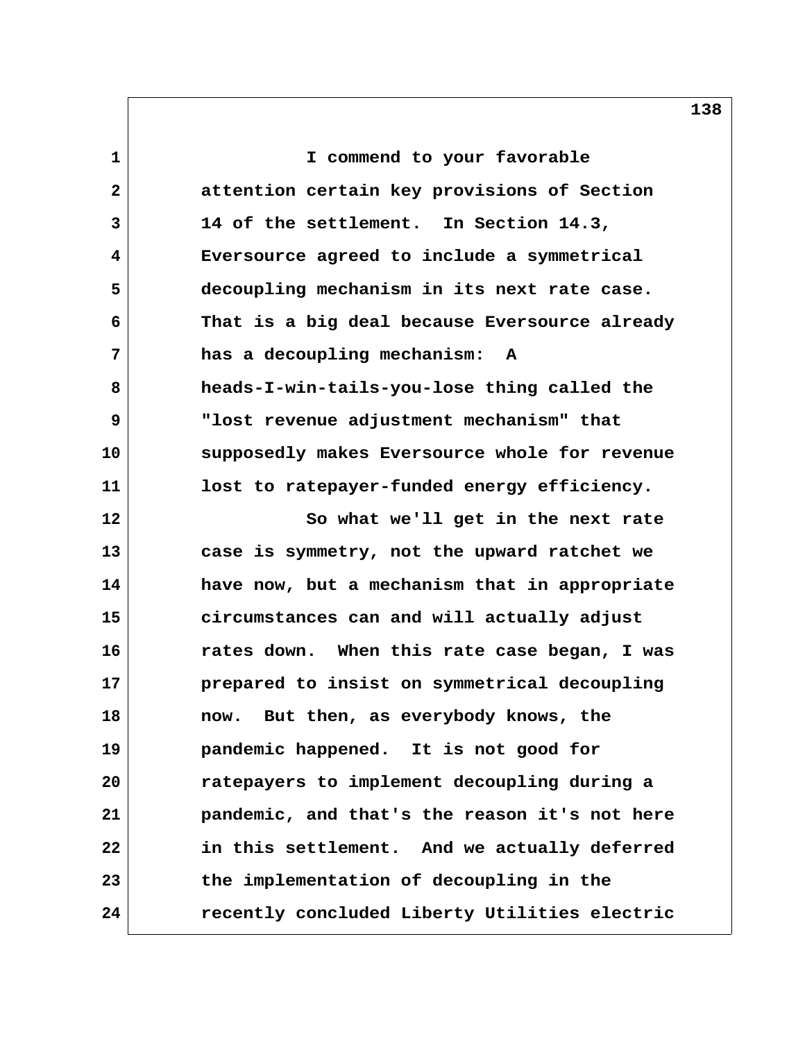I commend to your favorable attention certain key provisions of Section 14 of the settlement. In Section 14.3, Eversource agreed to include a symmetrical decoupling mechanism in its next rate case. That is a big deal because Eversource already has a decoupling mechanism: A heads-I-win-tails-you-lose thing called the "lost revenue adjustment mechanism" that supposedly makes Eversource whole for revenue lost to ratepayer-funded energy efficiency.

So what we'll get in the next rate case is symmetry, not the upward ratchet we have now, but a mechanism that in appropriate circumstances can and will actually adjust rates down. When this rate case began, I was prepared to insist on symmetrical decoupling now. But then, as everybody knows, the pandemic happened. It is not good for ratepayers to implement decoupling during a pandemic, and that's the reason it's not here in this settlement. And we actually deferred the implementation of decoupling in the recently concluded Liberty Utilities electric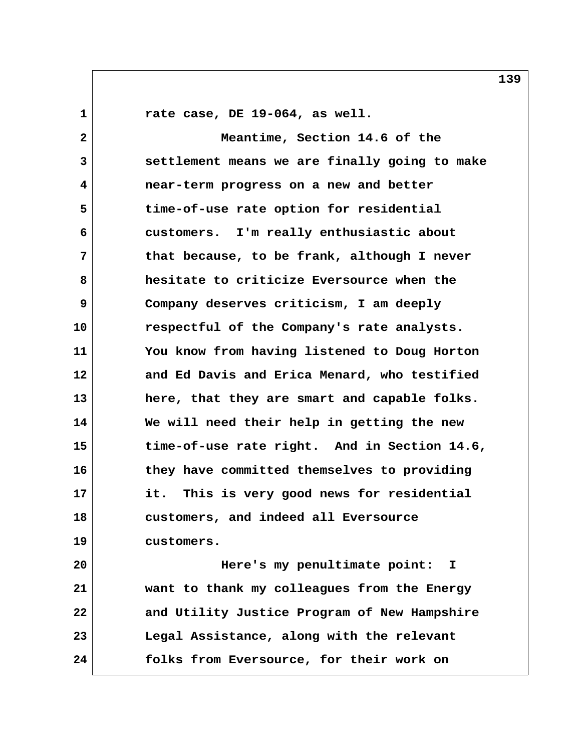rate case, DE 19-064, as well.

Meantime, Section 14.6 of the settlement means we are finally going to make near-term progress on a new and better time-of-use rate option for residential customers. I'm really enthusiastic about that because, to be frank, although I never hesitate to criticize Eversource when the Company deserves criticism, I am deeply respectful of the Company's rate analysts. You know from having listened to Doug Horton and Ed Davis and Erica Menard, who testified here, that they are smart and capable folks. We will need their help in getting the new time-of-use rate right. And in Section 14.6, they have committed themselves to providing it. This is very good news for residential customers, and indeed all Eversource customers.

Here's my penultimate point: I want to thank my colleagues from the Energy and Utility Justice Program of New Hampshire Legal Assistance, along with the relevant folks from Eversource, for their work on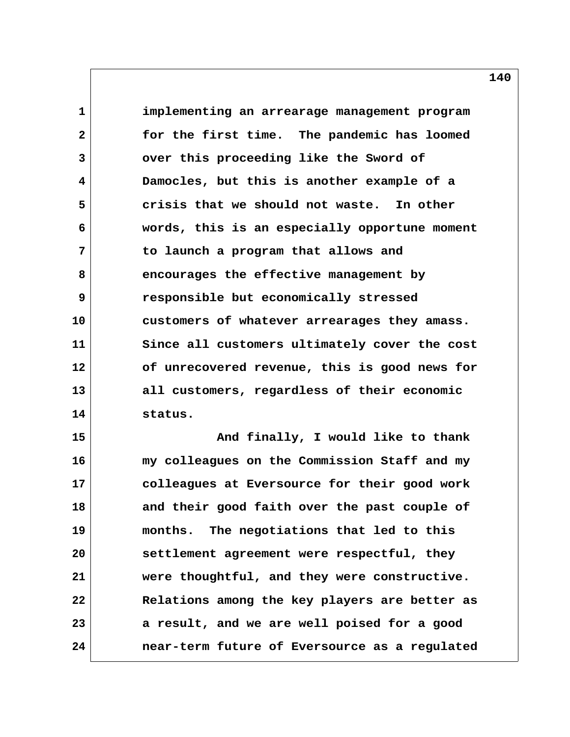implementing an arrearage management program for the first time. The pandemic has loomed over this proceeding like the Sword of Damocles, but this is another example of a crisis that we should not waste. In other words, this is an especially opportune moment to launch a program that allows and encourages the effective management by responsible but economically stressed customers of whatever arrearages they amass. Since all customers ultimately cover the cost of unrecovered revenue, this is good news for all customers, regardless of their economic status.

And finally, I would like to thank my colleagues on the Commission Staff and my colleagues at Eversource for their good work and their good faith over the past couple of months. The negotiations that led to this settlement agreement were respectful, they were thoughtful, and they were constructive. Relations among the key players are better as a result, and we are well poised for a good near-term future of Eversource as a regulated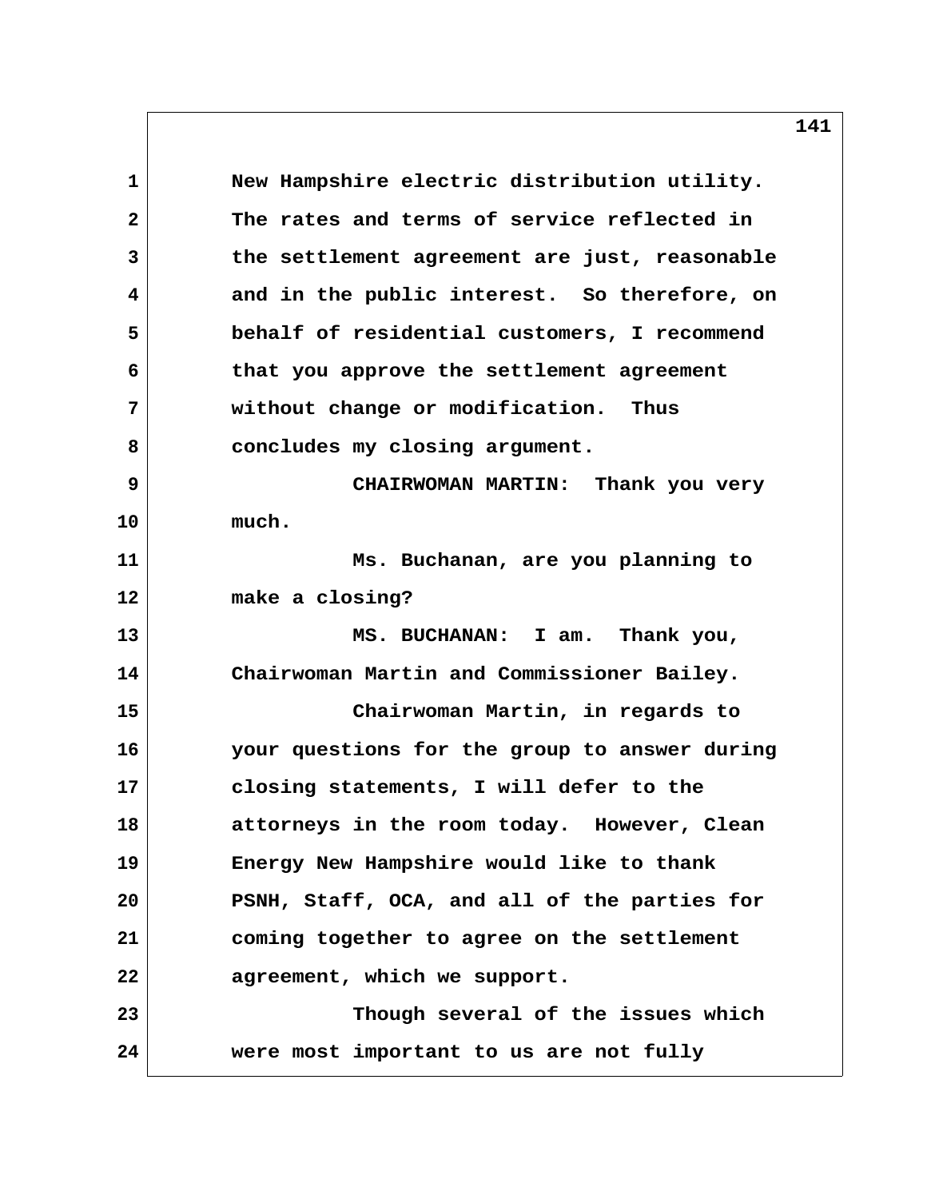New Hampshire electric distribution utility. The rates and terms of service reflected in the settlement agreement are just, reasonable and in the public interest. So therefore, on behalf of residential customers, I recommend that you approve the settlement agreement without change or modification. Thus concludes my closing argument.

CHAIRWOMAN MARTIN: Thank you very much.

Ms. Buchanan, are you planning to make a closing?

MS. BUCHANAN: I am. Thank you, Chairwoman Martin and Commissioner Bailey.

Chairwoman Martin, in regards to your questions for the group to answer during closing statements, I will defer to the attorneys in the room today. However, Clean Energy New Hampshire would like to thank PSNH, Staff, OCA, and all of the parties for coming together to agree on the settlement agreement, which we support.

Though several of the issues which were most important to us are not fully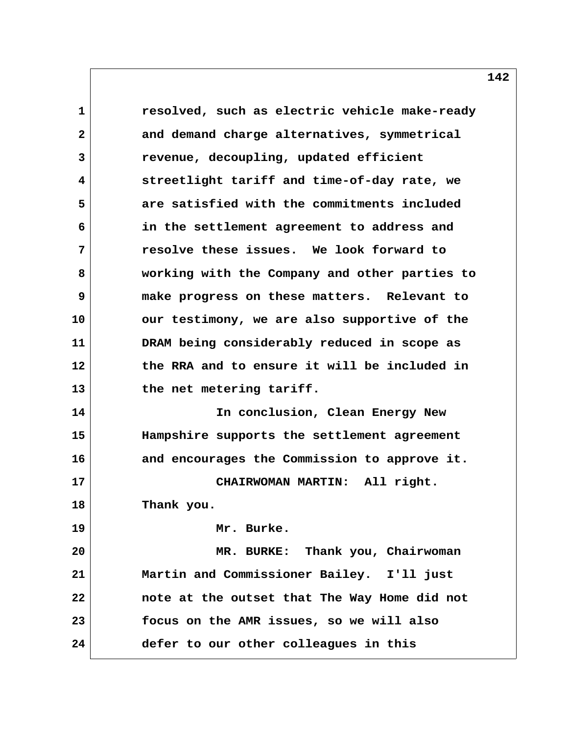resolved, such as electric vehicle make-ready and demand charge alternatives, symmetrical revenue, decoupling, updated efficient streetlight tariff and time-of-day rate, we are satisfied with the commitments included in the settlement agreement to address and resolve these issues. We look forward to working with the Company and other parties to make progress on these matters. Relevant to our testimony, we are also supportive of the DRAM being considerably reduced in scope as the RRA and to ensure it will be included in the net metering tariff.

In conclusion, Clean Energy New Hampshire supports the settlement agreement and encourages the Commission to approve it.

CHAIRWOMAN MARTIN: All right. Thank you.

Mr. Burke.

MR. BURKE: Thank you, Chairwoman Martin and Commissioner Bailey. I'll just note at the outset that The Way Home did not focus on the AMR issues, so we will also defer to our other colleagues in this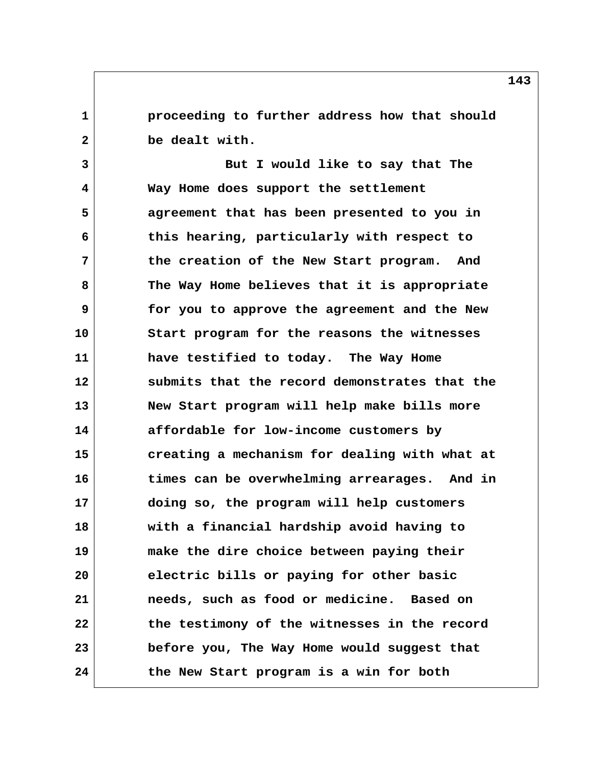proceeding to further address how that should be dealt with.

But I would like to say that The Way Home does support the settlement agreement that has been presented to you in this hearing, particularly with respect to the creation of the New Start program. And The Way Home believes that it is appropriate for you to approve the agreement and the New Start program for the reasons the witnesses have testified to today. The Way Home submits that the record demonstrates that the New Start program will help make bills more affordable for low-income customers by creating a mechanism for dealing with what at times can be overwhelming arrearages. And in doing so, the program will help customers with a financial hardship avoid having to make the dire choice between paying their electric bills or paying for other basic needs, such as food or medicine. Based on the testimony of the witnesses in the record before you, The Way Home would suggest that the New Start program is a win for both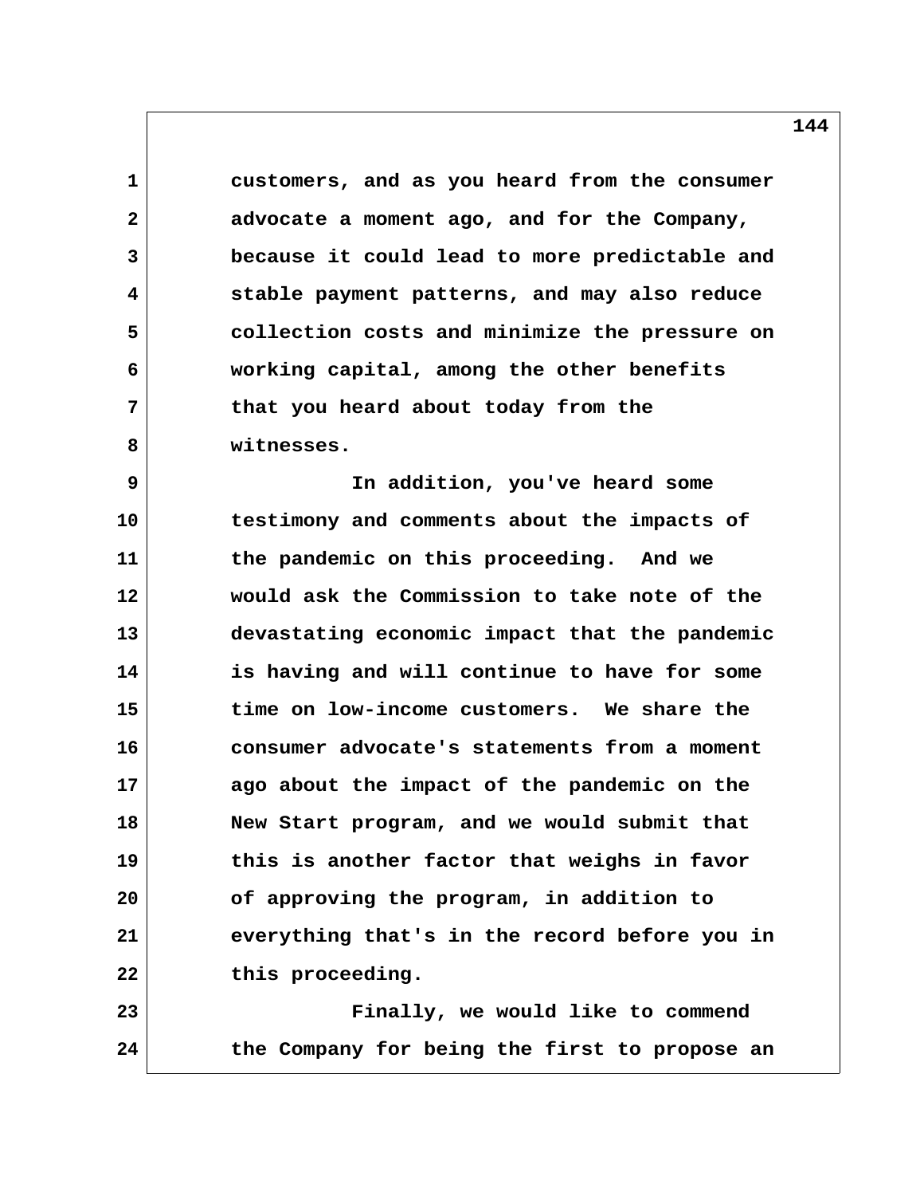customers, and as you heard from the consumer advocate a moment ago, and for the Company, because it could lead to more predictable and stable payment patterns, and may also reduce collection costs and minimize the pressure on working capital, among the other benefits that you heard about today from the witnesses.

In addition, you've heard some testimony and comments about the impacts of the pandemic on this proceeding. And we would ask the Commission to take note of the devastating economic impact that the pandemic is having and will continue to have for some time on low-income customers. We share the consumer advocate's statements from a moment ago about the impact of the pandemic on the New Start program, and we would submit that this is another factor that weighs in favor of approving the program, in addition to everything that's in the record before you in this proceeding.

Finally, we would like to commend the Company for being the first to propose an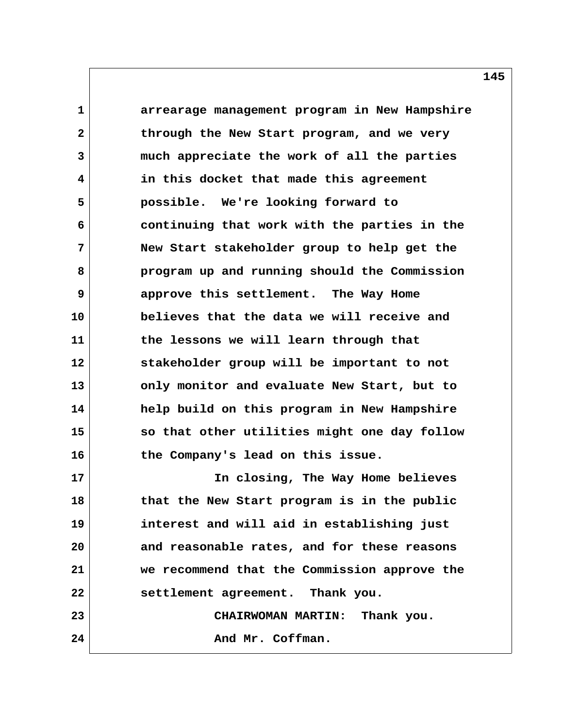arrearage management program in New Hampshire through the New Start program, and we very much appreciate the work of all the parties in this docket that made this agreement possible. We're looking forward to continuing that work with the parties in the New Start stakeholder group to help get the program up and running should the Commission approve this settlement. The Way Home believes that the data we will receive and the lessons we will learn through that stakeholder group will be important to not only monitor and evaluate New Start, but to help build on this program in New Hampshire so that other utilities might one day follow the Company's lead on this issue.

In closing, The Way Home believes that the New Start program is in the public interest and will aid in establishing just and reasonable rates, and for these reasons we recommend that the Commission approve the settlement agreement. Thank you.

CHAIRWOMAN MARTIN: Thank you.

And Mr. Coffman.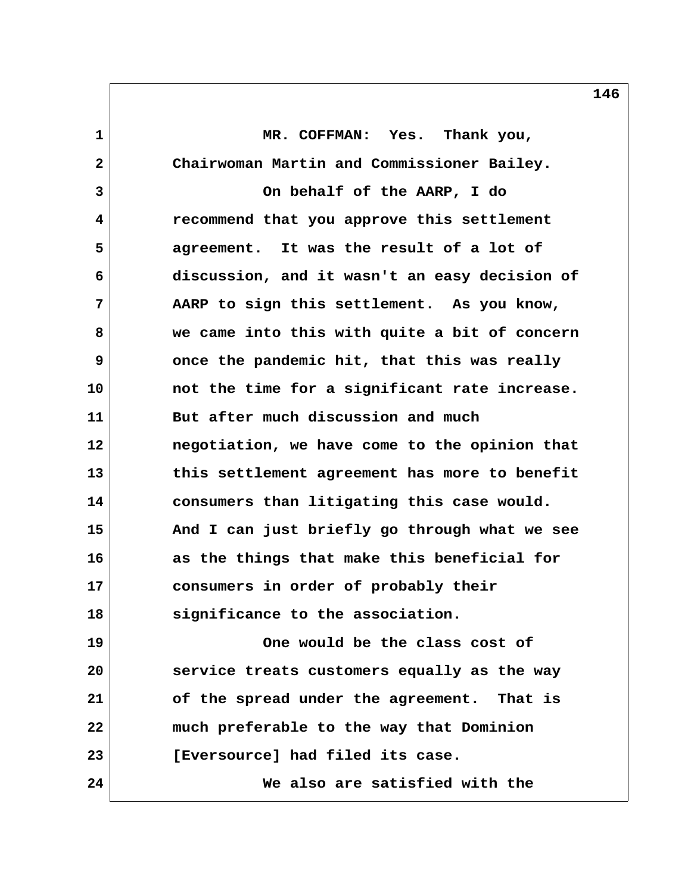MR. COFFMAN: Yes. Thank you, Chairwoman Martin and Commissioner Bailey.

On behalf of the AARP, I do recommend that you approve this settlement agreement. It was the result of a lot of discussion, and it wasn't an easy decision of AARP to sign this settlement. As you know, we came into this with quite a bit of concern once the pandemic hit, that this was really not the time for a significant rate increase. But after much discussion and much negotiation, we have come to the opinion that this settlement agreement has more to benefit consumers than litigating this case would. And I can just briefly go through what we see as the things that make this beneficial for consumers in order of probably their significance to the association.

One would be the class cost of service treats customers equally as the way of the spread under the agreement. That is much preferable to the way that Dominion [Eversource] had filed its case.

We also are satisfied with the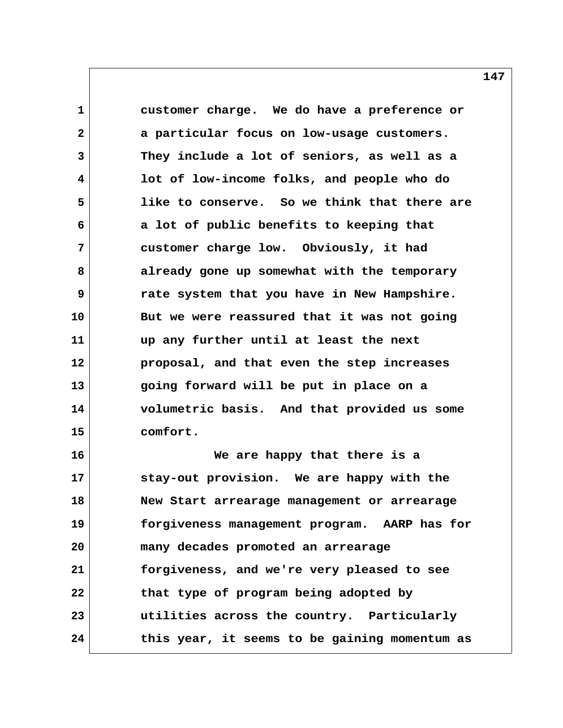customer charge. We do have a preference or a particular focus on low-usage customers. They include a lot of seniors, as well as a lot of low-income folks, and people who do like to conserve. So we think that there are a lot of public benefits to keeping that customer charge low. Obviously, it had already gone up somewhat with the temporary rate system that you have in New Hampshire. But we were reassured that it was not going up any further until at least the next proposal, and that even the step increases going forward will be put in place on a volumetric basis. And that provided us some comfort.

We are happy that there is a stay-out provision. We are happy with the New Start arrearage management or arrearage forgiveness management program. AARP has for many decades promoted an arrearage forgiveness, and we're very pleased to see that type of program being adopted by utilities across the country. Particularly this year, it seems to be gaining momentum as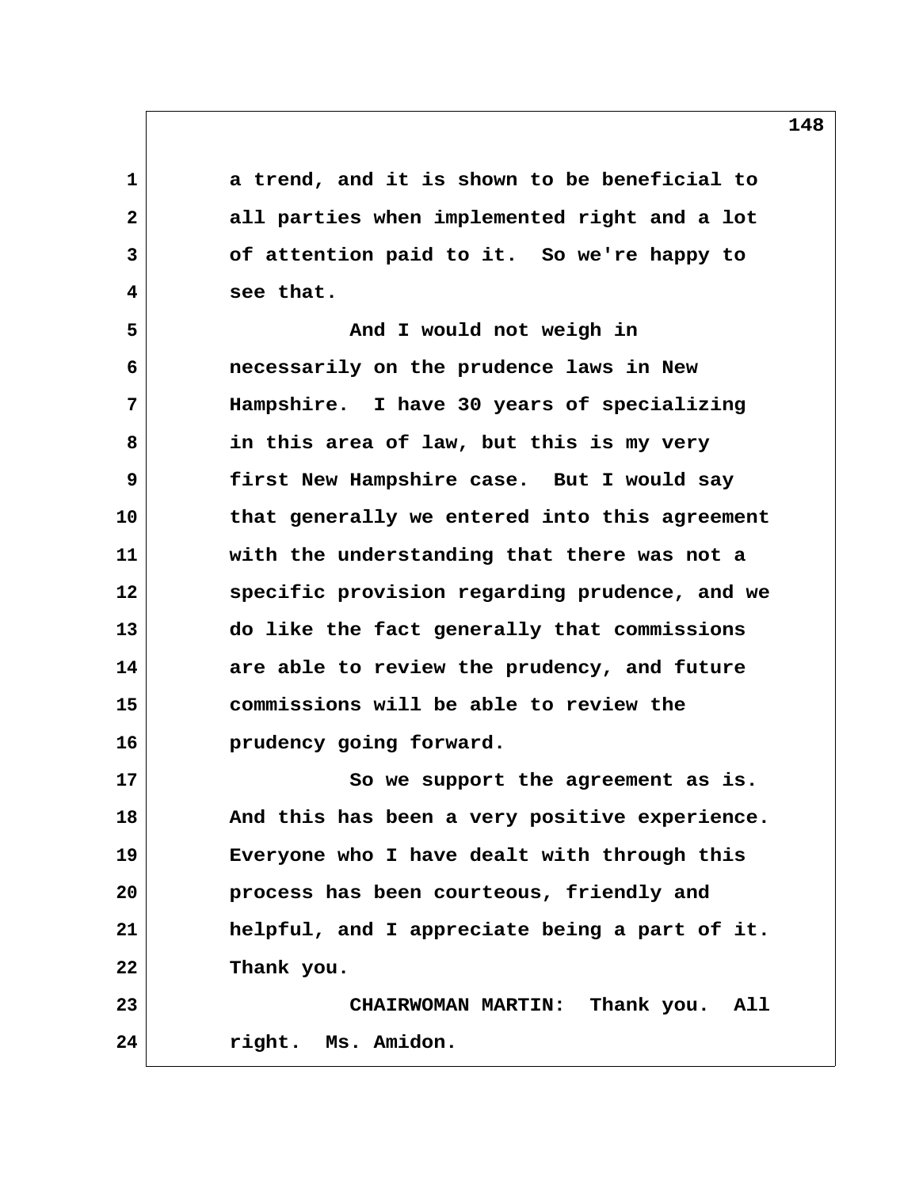a trend, and it is shown to be beneficial to all parties when implemented right and a lot of attention paid to it. So we're happy to see that.

And I would not weigh in necessarily on the prudence laws in New Hampshire. I have 30 years of specializing in this area of law, but this is my very first New Hampshire case. But I would say that generally we entered into this agreement with the understanding that there was not a specific provision regarding prudence, and we do like the fact generally that commissions are able to review the prudency, and future commissions will be able to review the prudency going forward.

So we support the agreement as is. And this has been a very positive experience. Everyone who I have dealt with through this process has been courteous, friendly and helpful, and I appreciate being a part of it. Thank you.

CHAIRWOMAN MARTIN: Thank you. All right. Ms. Amidon.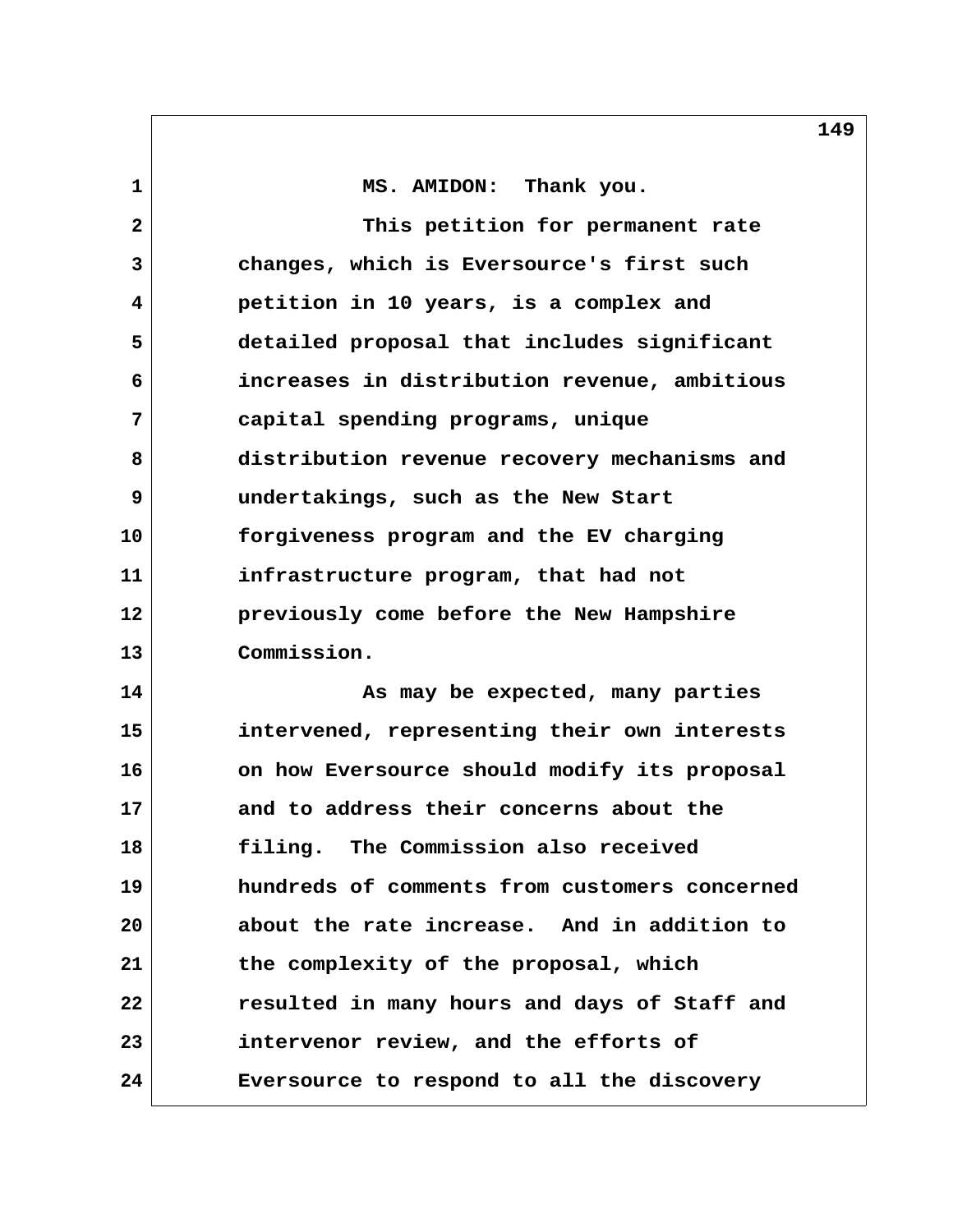MS. AMIDON: Thank you.

This petition for permanent rate changes, which is Eversource's first such petition in 10 years, is a complex and detailed proposal that includes significant increases in distribution revenue, ambitious capital spending programs, unique distribution revenue recovery mechanisms and undertakings, such as the New Start forgiveness program and the EV charging infrastructure program, that had not previously come before the New Hampshire Commission.

As may be expected, many parties intervened, representing their own interests on how Eversource should modify its proposal and to address their concerns about the filing. The Commission also received hundreds of comments from customers concerned about the rate increase. And in addition to the complexity of the proposal, which resulted in many hours and days of Staff and intervenor review, and the efforts of Eversource to respond to all the discovery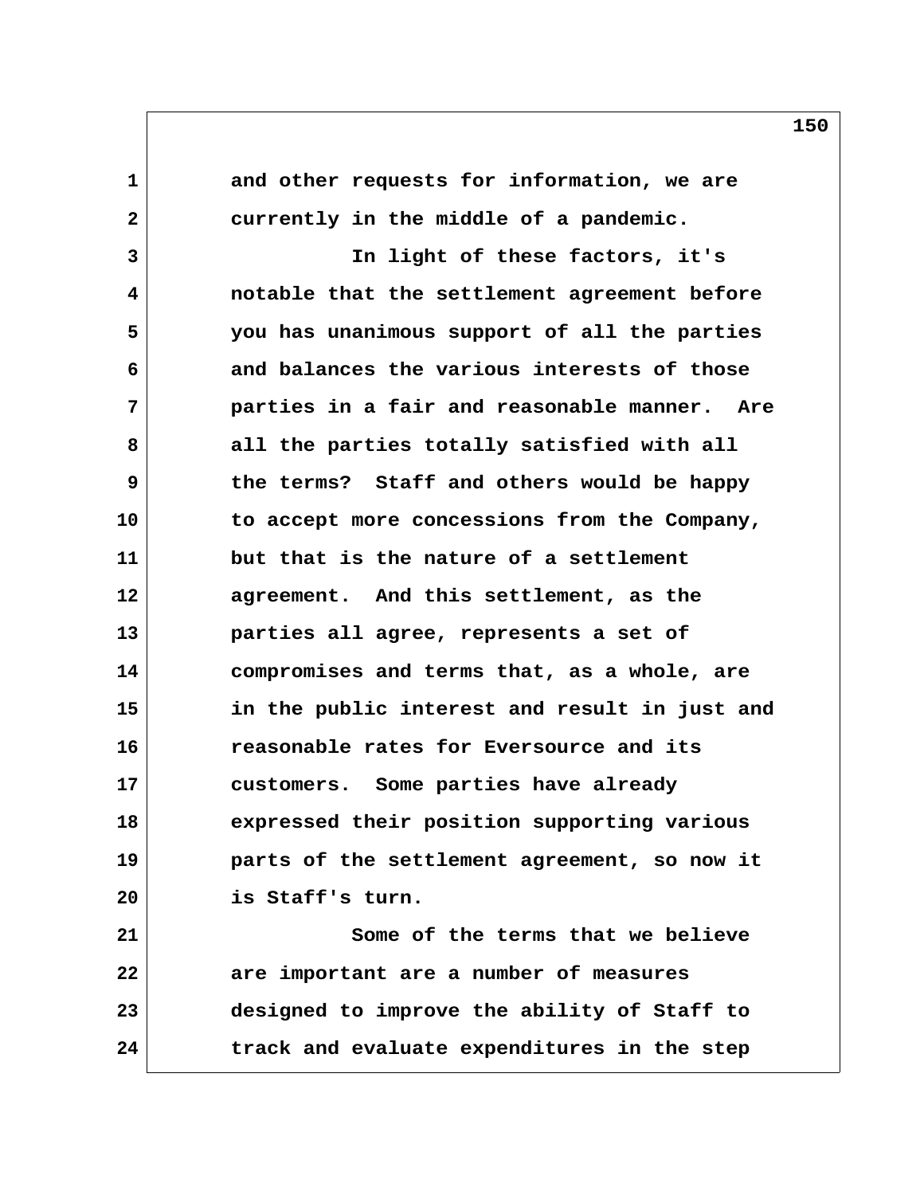and other requests for information, we are currently in the middle of a pandemic.

In light of these factors, it's notable that the settlement agreement before you has unanimous support of all the parties and balances the various interests of those parties in a fair and reasonable manner. Are all the parties totally satisfied with all the terms? Staff and others would be happy to accept more concessions from the Company, but that is the nature of a settlement agreement. And this settlement, as the parties all agree, represents a set of compromises and terms that, as a whole, are in the public interest and result in just and reasonable rates for Eversource and its customers. Some parties have already expressed their position supporting various parts of the settlement agreement, so now it is Staff's turn.

Some of the terms that we believe are important are a number of measures designed to improve the ability of Staff to track and evaluate expenditures in the step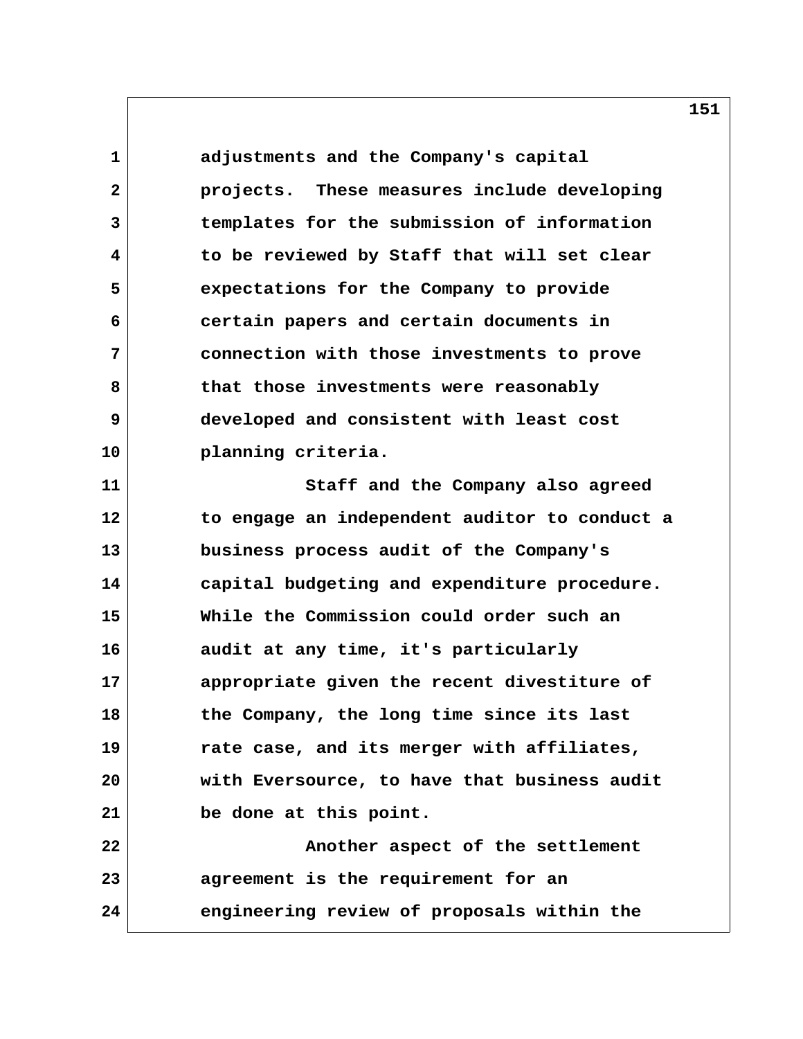adjustments and the Company's capital projects. These measures include developing templates for the submission of information to be reviewed by Staff that will set clear expectations for the Company to provide certain papers and certain documents in connection with those investments to prove that those investments were reasonably developed and consistent with least cost planning criteria.

Staff and the Company also agreed to engage an independent auditor to conduct a business process audit of the Company's capital budgeting and expenditure procedure. While the Commission could order such an audit at any time, it's particularly appropriate given the recent divestiture of the Company, the long time since its last rate case, and its merger with affiliates, with Eversource, to have that business audit be done at this point.

Another aspect of the settlement agreement is the requirement for an engineering review of proposals within the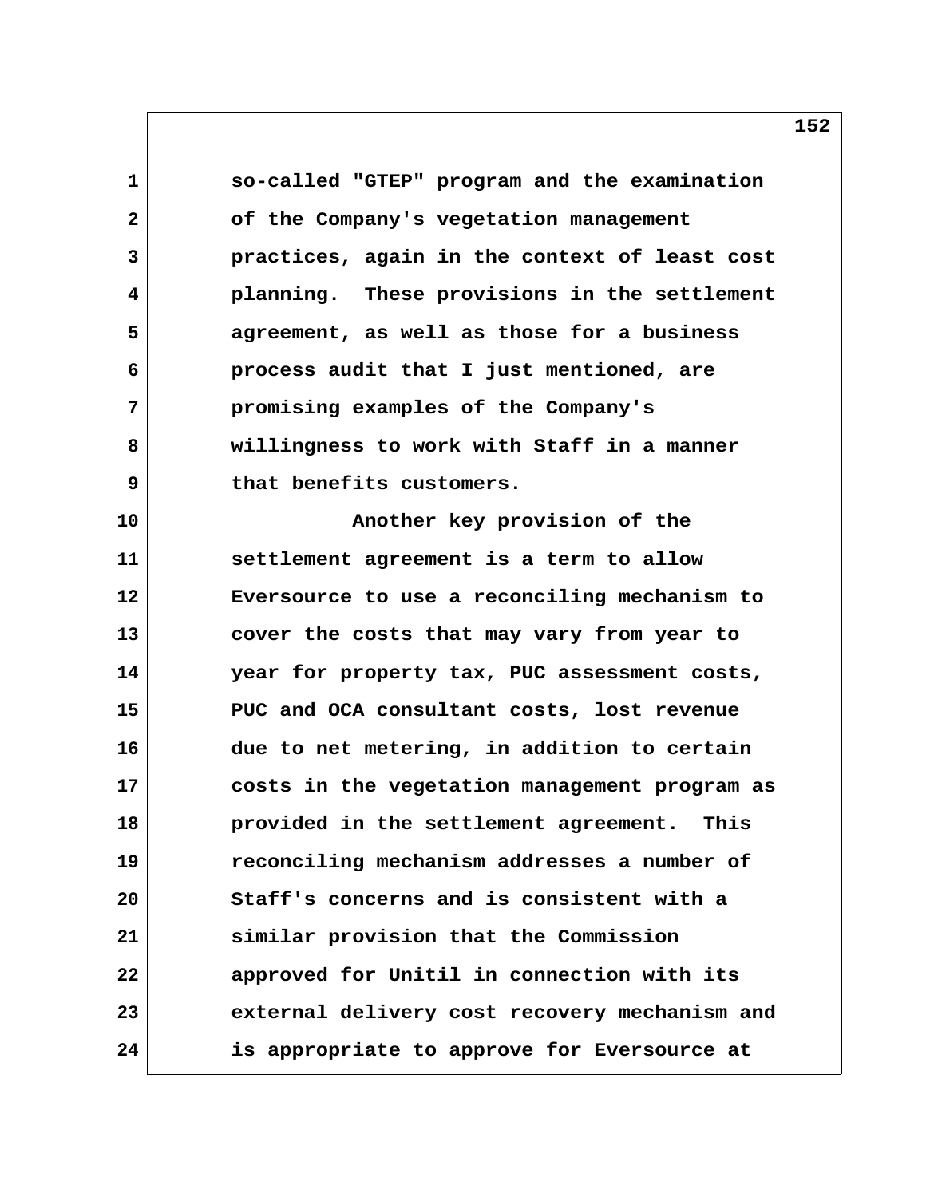so-called "GTEP" program and the examination of the Company's vegetation management practices, again in the context of least cost planning. These provisions in the settlement agreement, as well as those for a business process audit that I just mentioned, are promising examples of the Company's willingness to work with Staff in a manner that benefits customers.

Another key provision of the settlement agreement is a term to allow Eversource to use a reconciling mechanism to cover the costs that may vary from year to year for property tax, PUC assessment costs, PUC and OCA consultant costs, lost revenue due to net metering, in addition to certain costs in the vegetation management program as provided in the settlement agreement. This reconciling mechanism addresses a number of Staff's concerns and is consistent with a similar provision that the Commission approved for Unitil in connection with its external delivery cost recovery mechanism and is appropriate to approve for Eversource at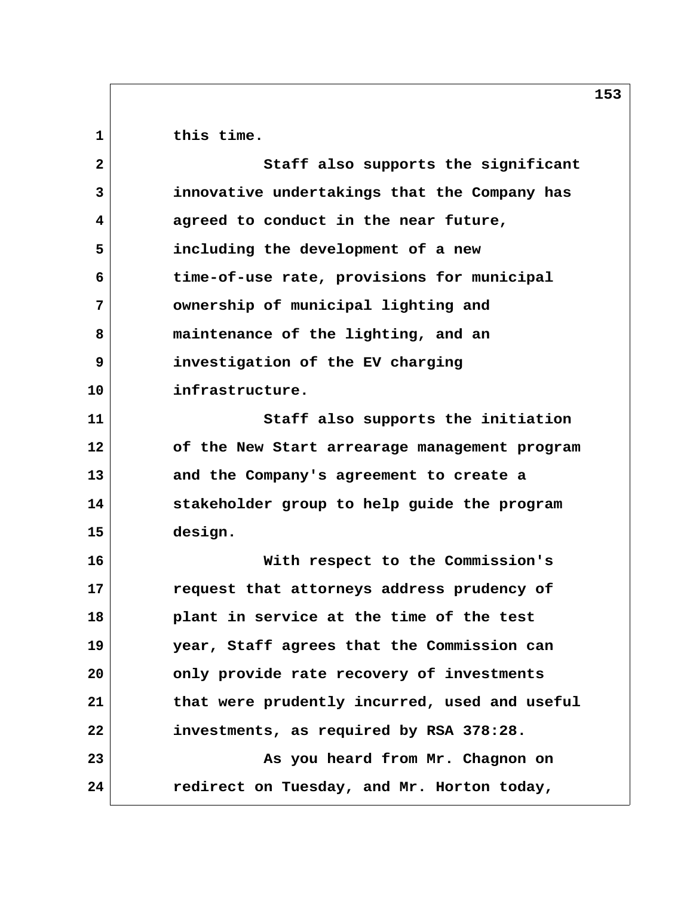this time.

Staff also supports the significant innovative undertakings that the Company has agreed to conduct in the near future, including the development of a new time-of-use rate, provisions for municipal ownership of municipal lighting and maintenance of the lighting, and an investigation of the EV charging infrastructure.

Staff also supports the initiation of the New Start arrearage management program and the Company's agreement to create a stakeholder group to help guide the program design.

With respect to the Commission's request that attorneys address prudency of plant in service at the time of the test year, Staff agrees that the Commission can only provide rate recovery of investments that were prudently incurred, used and useful investments, as required by RSA 378:28.

As you heard from Mr. Chagnon on redirect on Tuesday, and Mr. Horton today,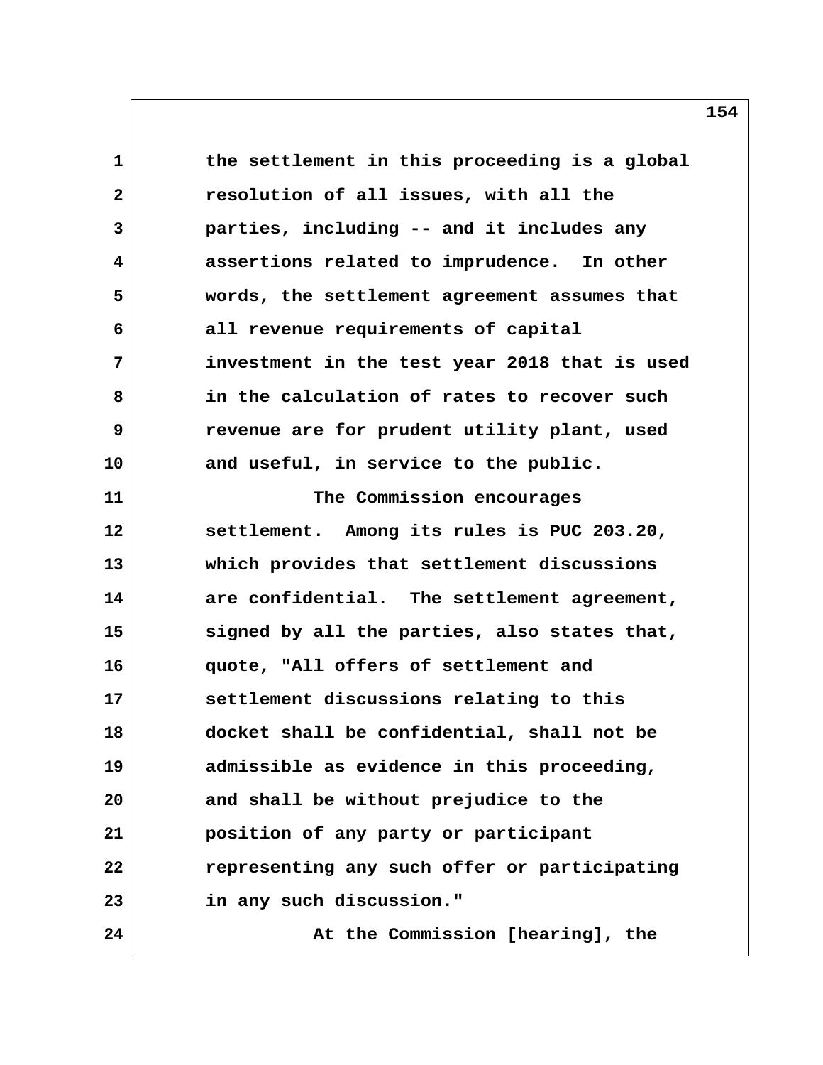the settlement in this proceeding is a global resolution of all issues, with all the parties, including -- and it includes any assertions related to imprudence. In other words, the settlement agreement assumes that all revenue requirements of capital investment in the test year 2018 that is used in the calculation of rates to recover such revenue are for prudent utility plant, used and useful, in service to the public.

The Commission encourages settlement. Among its rules is PUC 203.20, which provides that settlement discussions are confidential. The settlement agreement, signed by all the parties, also states that, quote, "All offers of settlement and settlement discussions relating to this docket shall be confidential, shall not be admissible as evidence in this proceeding, and shall be without prejudice to the position of any party or participant representing any such offer or participating in any such discussion."

At the Commission [hearing], the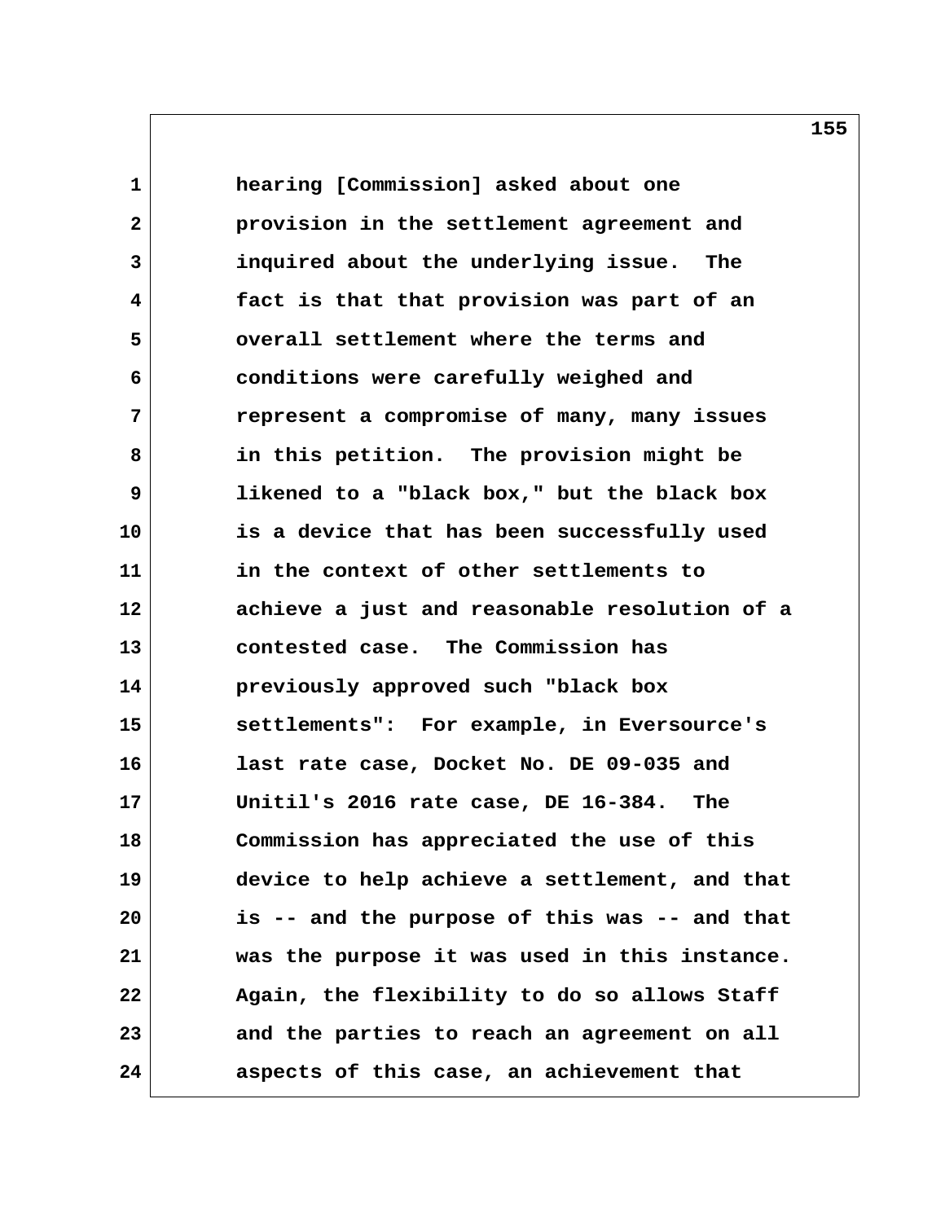hearing [Commission] asked about one provision in the settlement agreement and inquired about the underlying issue. The fact is that that provision was part of an overall settlement where the terms and conditions were carefully weighed and represent a compromise of many, many issues in this petition. The provision might be likened to a "black box," but the black box is a device that has been successfully used in the context of other settlements to achieve a just and reasonable resolution of a contested case. The Commission has previously approved such "black box settlements": For example, in Eversource's last rate case, Docket No. DE 09-035 and Unitil's 2016 rate case, DE 16-384. The Commission has appreciated the use of this device to help achieve a settlement, and that is -- and the purpose of this was -- and that was the purpose it was used in this instance. Again, the flexibility to do so allows Staff and the parties to reach an agreement on all aspects of this case, an achievement that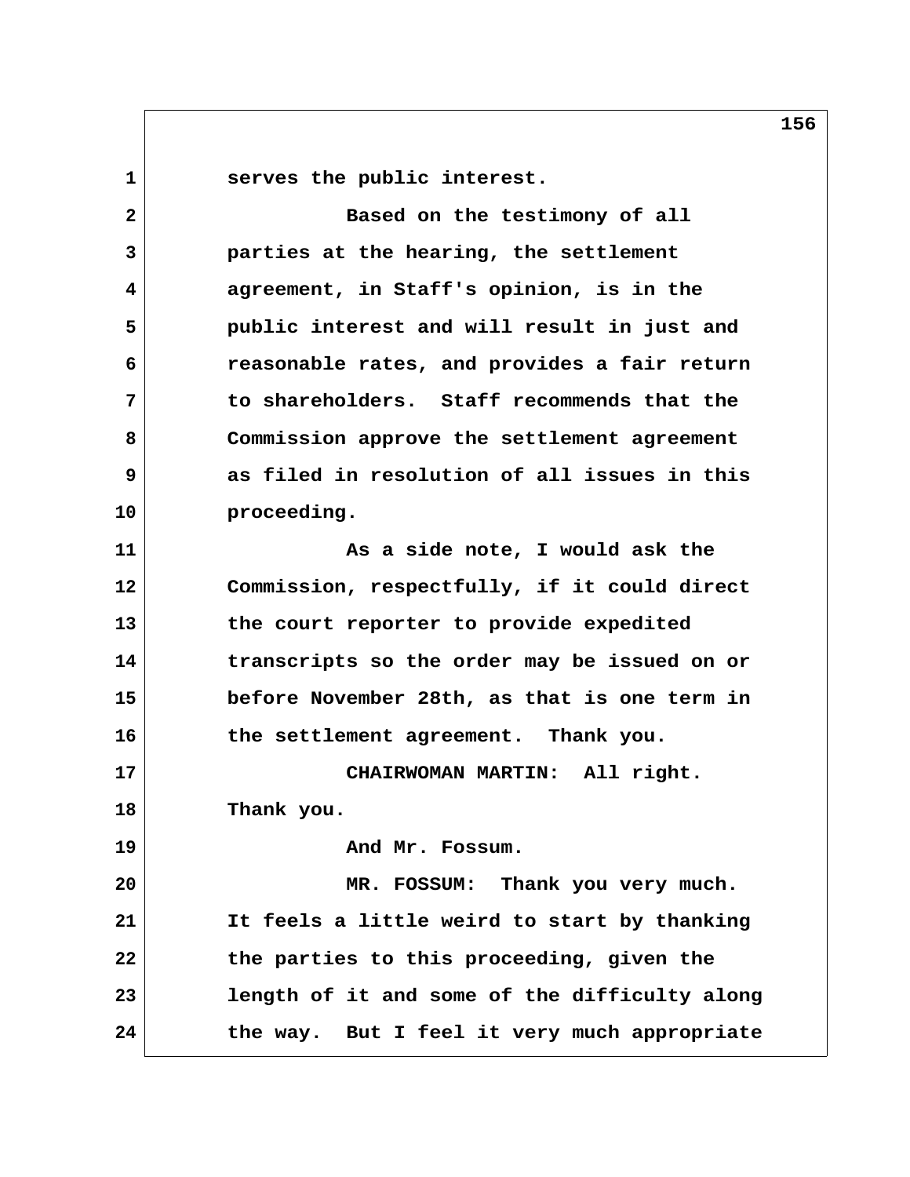serves the public interest.

Based on the testimony of all parties at the hearing, the settlement agreement, in Staff's opinion, is in the public interest and will result in just and reasonable rates, and provides a fair return to shareholders. Staff recommends that the Commission approve the settlement agreement as filed in resolution of all issues in this proceeding.

As a side note, I would ask the Commission, respectfully, if it could direct the court reporter to provide expedited transcripts so the order may be issued on or before November 28th, as that is one term in the settlement agreement. Thank you.

CHAIRWOMAN MARTIN: All right. Thank you.

And Mr. Fossum.

MR. FOSSUM: Thank you very much. It feels a little weird to start by thanking the parties to this proceeding, given the length of it and some of the difficulty along the way. But I feel it very much appropriate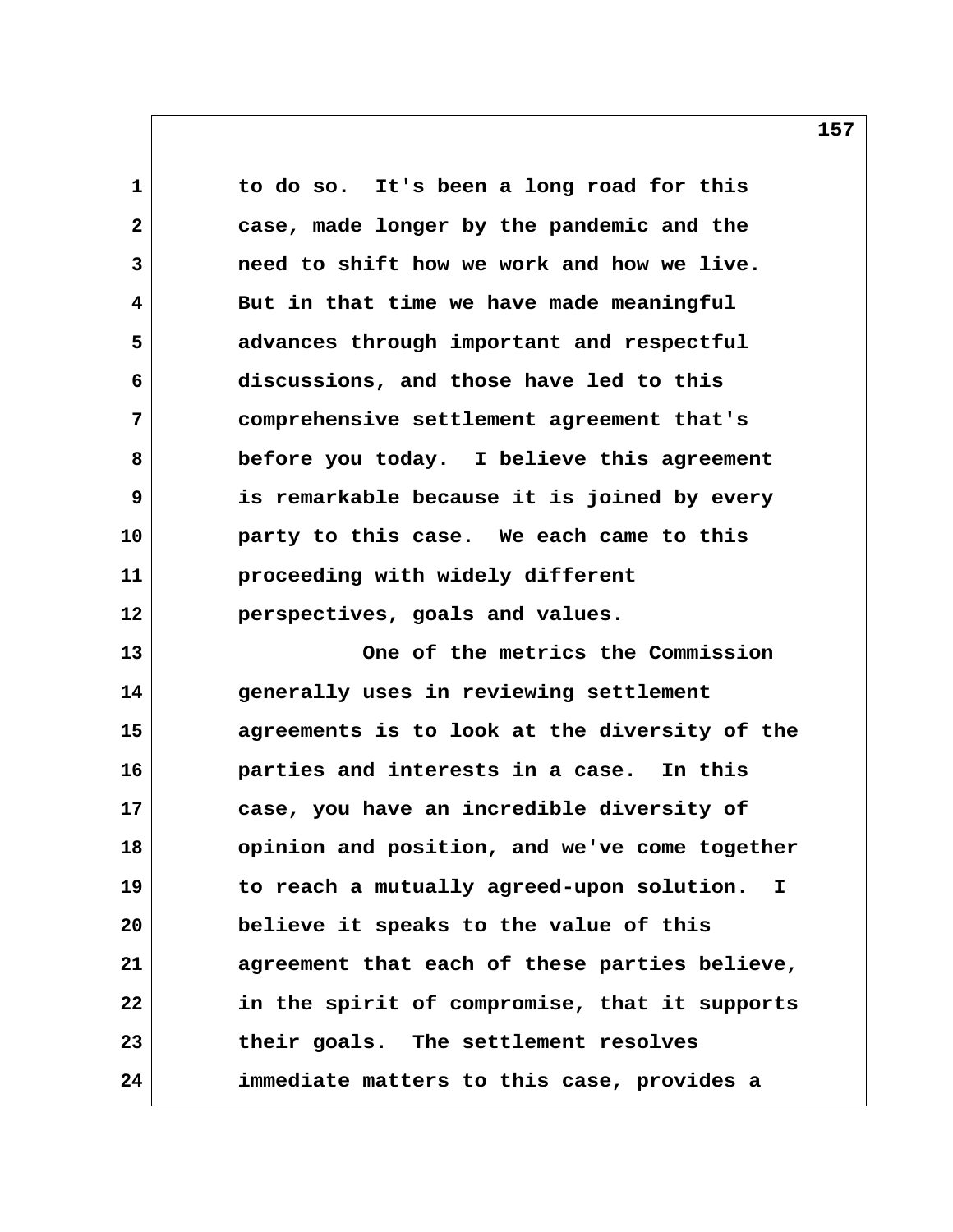to do so. It's been a long road for this case, made longer by the pandemic and the need to shift how we work and how we live. But in that time we have made meaningful advances through important and respectful discussions, and those have led to this comprehensive settlement agreement that's before you today. I believe this agreement is remarkable because it is joined by every party to this case. We each came to this proceeding with widely different perspectives, goals and values.

One of the metrics the Commission generally uses in reviewing settlement agreements is to look at the diversity of the parties and interests in a case. In this case, you have an incredible diversity of opinion and position, and we've come together to reach a mutually agreed-upon solution. I believe it speaks to the value of this agreement that each of these parties believe, in the spirit of compromise, that it supports their goals. The settlement resolves immediate matters to this case, provides a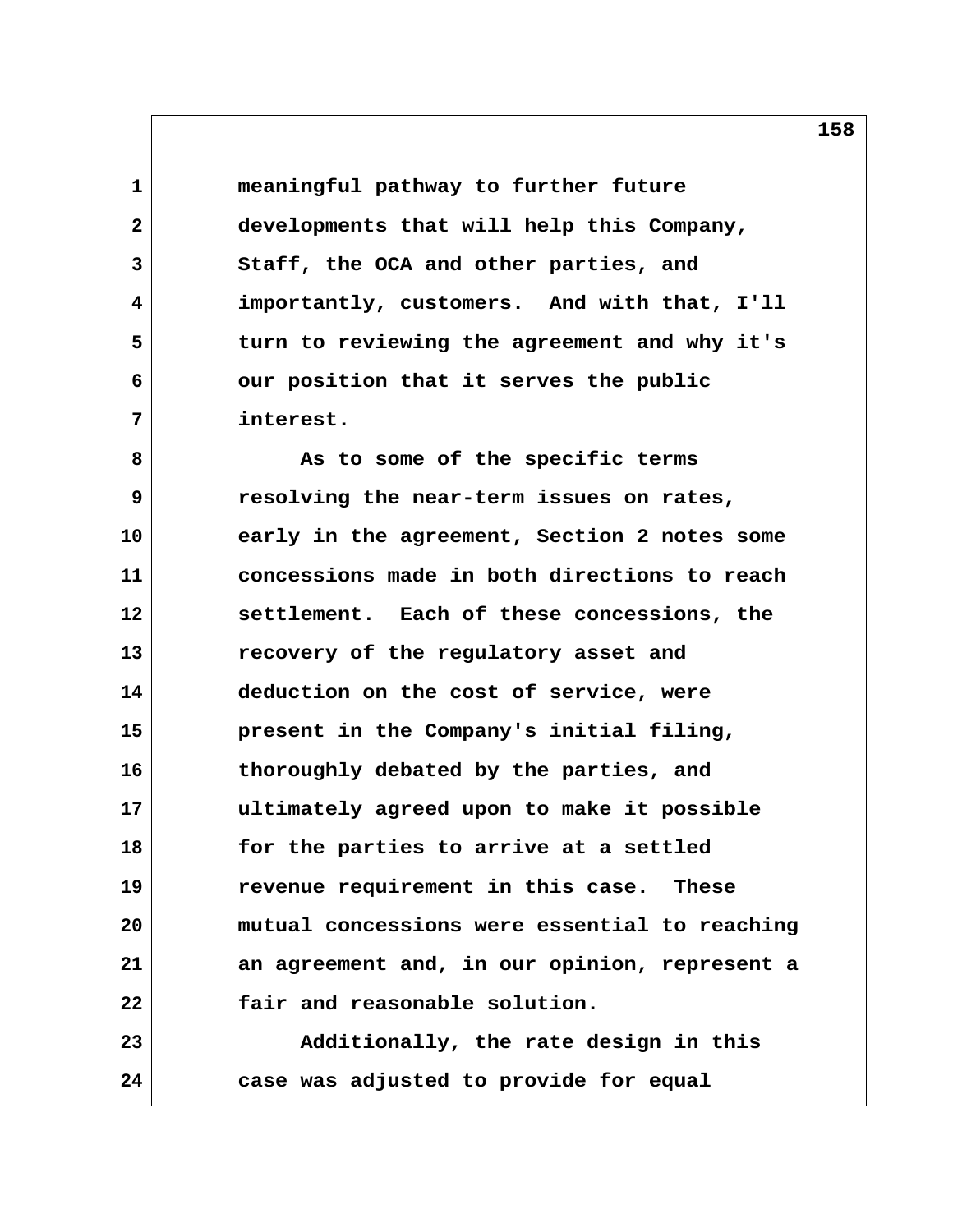meaningful pathway to further future developments that will help this Company, Staff, the OCA and other parties, and importantly, customers. And with that, I'll turn to reviewing the agreement and why it's our position that it serves the public interest.

As to some of the specific terms resolving the near-term issues on rates, early in the agreement, Section 2 notes some concessions made in both directions to reach settlement. Each of these concessions, the recovery of the regulatory asset and deduction on the cost of service, were present in the Company's initial filing, thoroughly debated by the parties, and ultimately agreed upon to make it possible for the parties to arrive at a settled revenue requirement in this case. These mutual concessions were essential to reaching an agreement and, in our opinion, represent a fair and reasonable solution.

Additionally, the rate design in this case was adjusted to provide for equal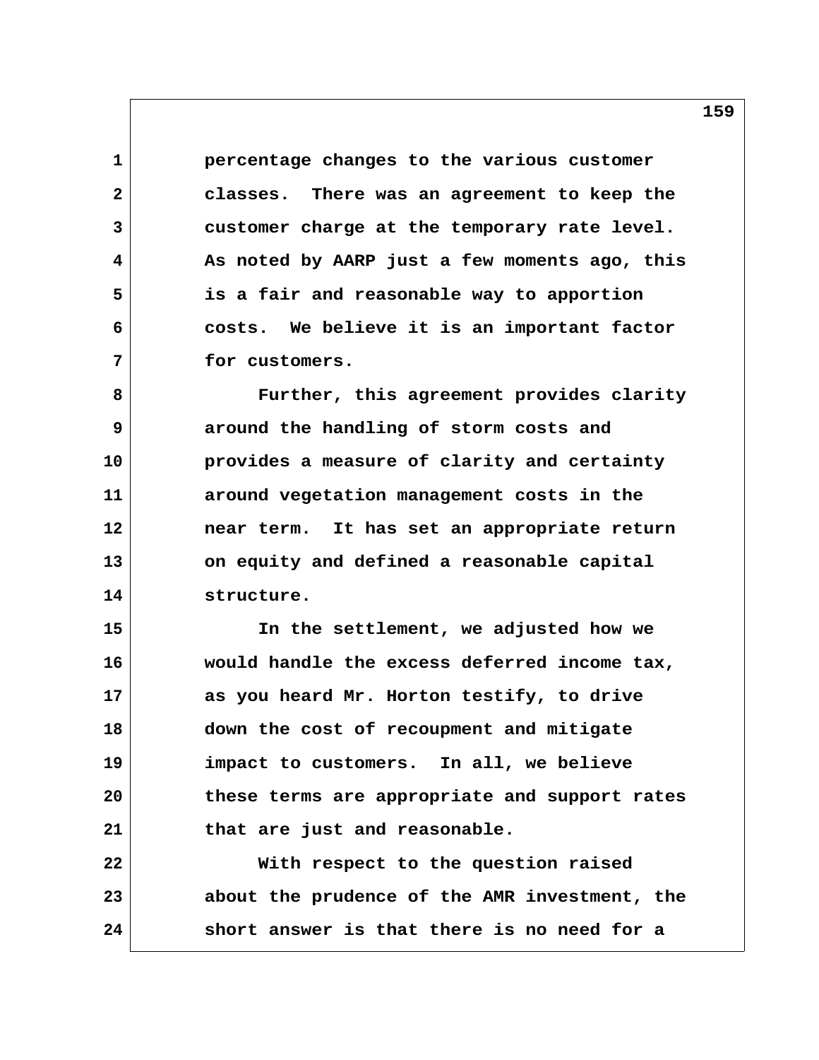percentage changes to the various customer classes. There was an agreement to keep the customer charge at the temporary rate level. As noted by AARP just a few moments ago, this is a fair and reasonable way to apportion costs. We believe it is an important factor for customers.

Further, this agreement provides clarity around the handling of storm costs and provides a measure of clarity and certainty around vegetation management costs in the near term. It has set an appropriate return on equity and defined a reasonable capital structure.

In the settlement, we adjusted how we would handle the excess deferred income tax, as you heard Mr. Horton testify, to drive down the cost of recoupment and mitigate impact to customers. In all, we believe these terms are appropriate and support rates that are just and reasonable.

With respect to the question raised about the prudence of the AMR investment, the short answer is that there is no need for a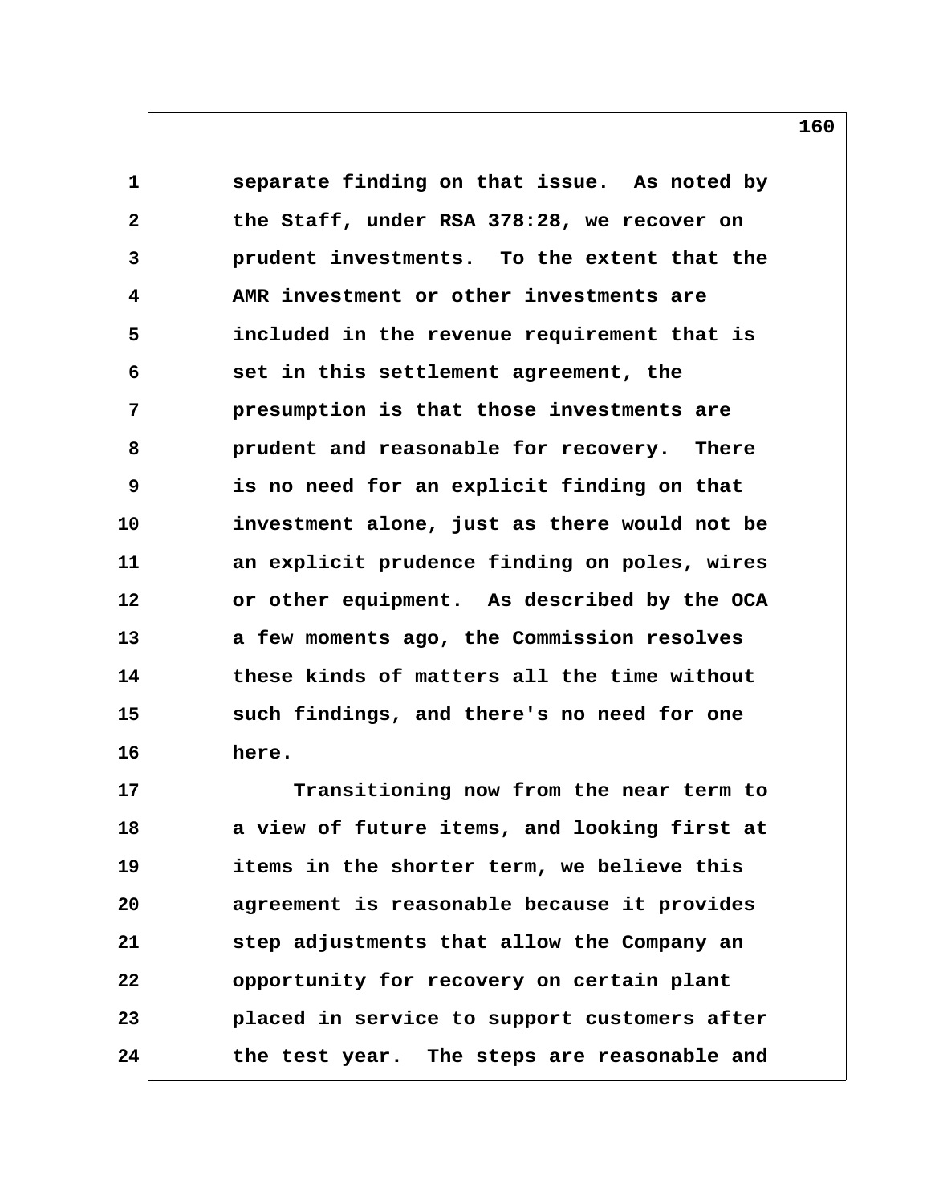separate finding on that issue. As noted by the Staff, under RSA 378:28, we recover on prudent investments. To the extent that the AMR investment or other investments are included in the revenue requirement that is set in this settlement agreement, the presumption is that those investments are prudent and reasonable for recovery. There is no need for an explicit finding on that investment alone, just as there would not be an explicit prudence finding on poles, wires or other equipment. As described by the OCA a few moments ago, the Commission resolves these kinds of matters all the time without such findings, and there's no need for one here.

Transitioning now from the near term to a view of future items, and looking first at items in the shorter term, we believe this agreement is reasonable because it provides step adjustments that allow the Company an opportunity for recovery on certain plant placed in service to support customers after the test year. The steps are reasonable and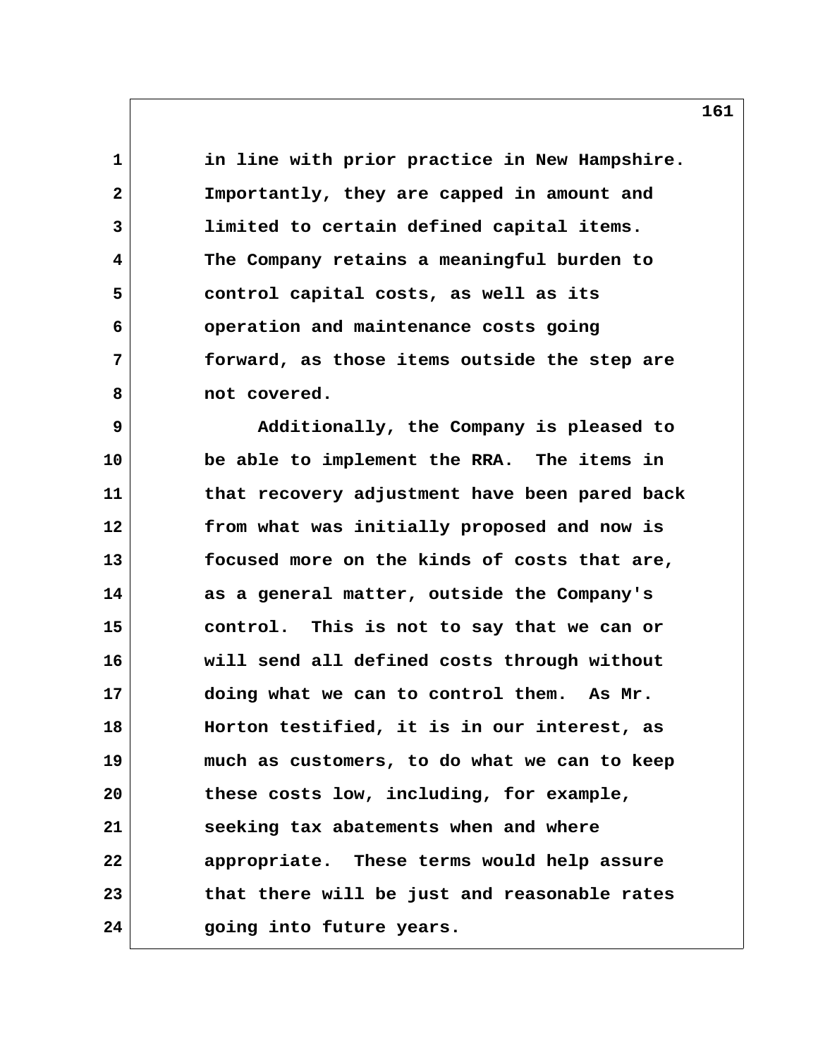in line with prior practice in New Hampshire. Importantly, they are capped in amount and limited to certain defined capital items. The Company retains a meaningful burden to control capital costs, as well as its operation and maintenance costs going forward, as those items outside the step are not covered.

Additionally, the Company is pleased to be able to implement the RRA. The items in that recovery adjustment have been pared back from what was initially proposed and now is focused more on the kinds of costs that are, as a general matter, outside the Company's control. This is not to say that we can or will send all defined costs through without doing what we can to control them. As Mr. Horton testified, it is in our interest, as much as customers, to do what we can to keep these costs low, including, for example, seeking tax abatements when and where appropriate. These terms would help assure that there will be just and reasonable rates going into future years.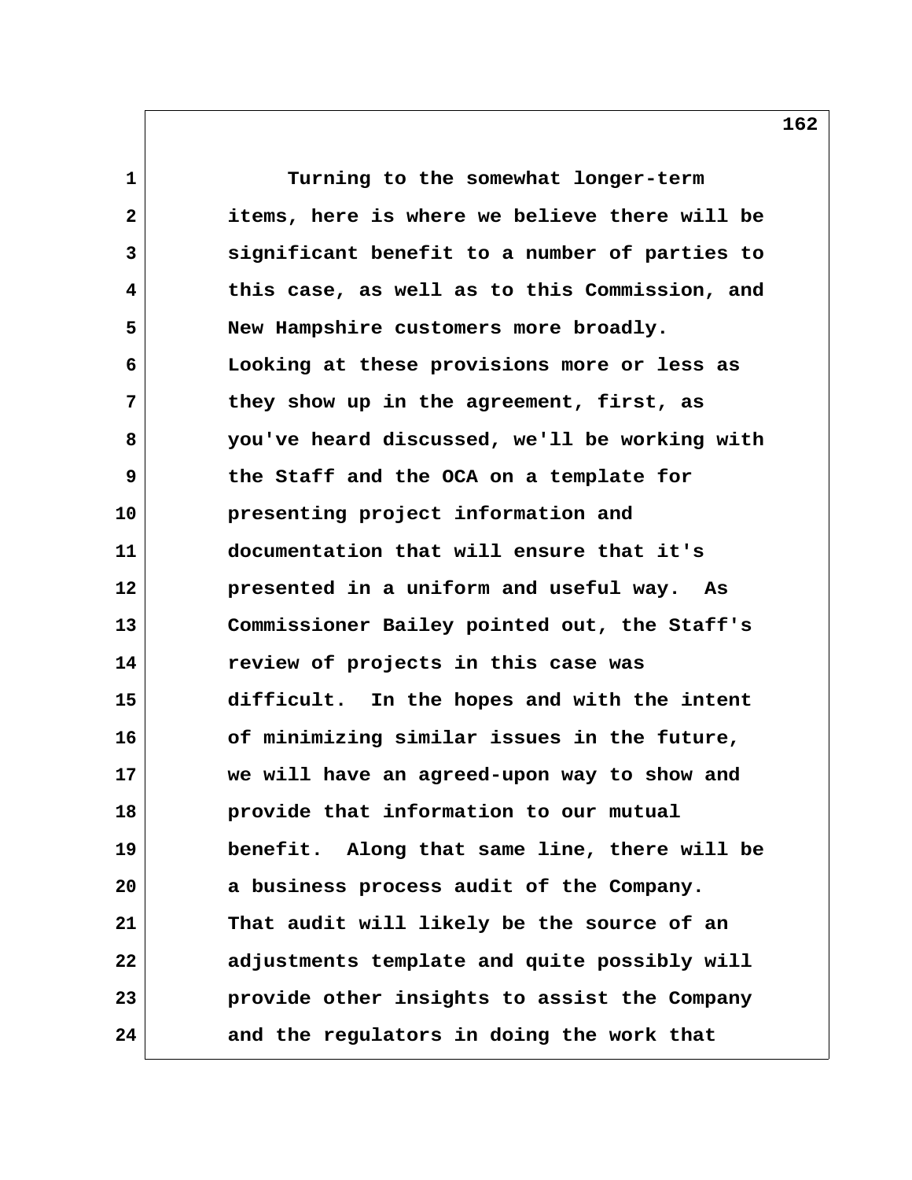Turning to the somewhat longer-term items, here is where we believe there will be significant benefit to a number of parties to this case, as well as to this Commission, and New Hampshire customers more broadly. Looking at these provisions more or less as they show up in the agreement, first, as you've heard discussed, we'll be working with the Staff and the OCA on a template for presenting project information and documentation that will ensure that it's presented in a uniform and useful way. As Commissioner Bailey pointed out, the Staff's review of projects in this case was difficult. In the hopes and with the intent of minimizing similar issues in the future, we will have an agreed-upon way to show and provide that information to our mutual benefit. Along that same line, there will be a business process audit of the Company. That audit will likely be the source of an adjustments template and quite possibly will provide other insights to assist the Company and the regulators in doing the work that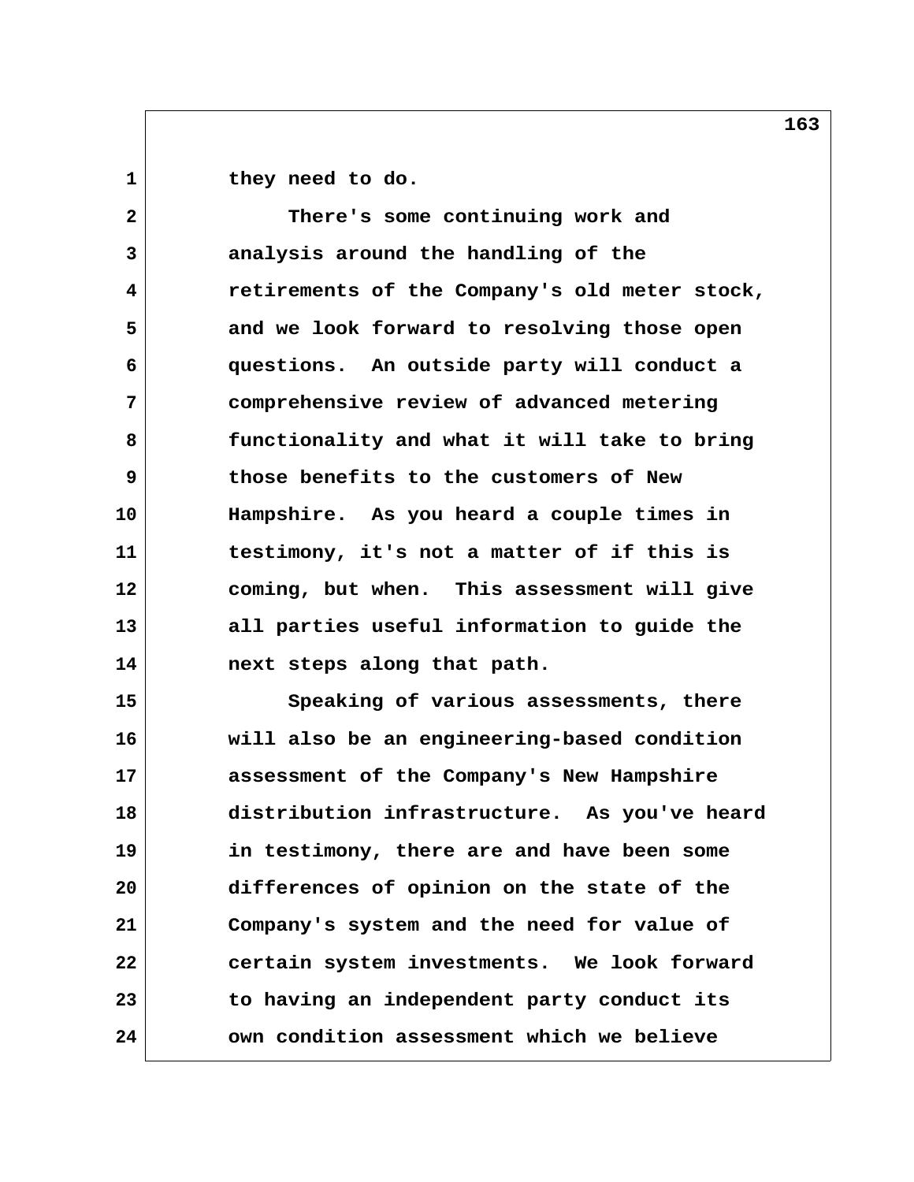they need to do.

There's some continuing work and analysis around the handling of the retirements of the Company's old meter stock, and we look forward to resolving those open questions. An outside party will conduct a comprehensive review of advanced metering functionality and what it will take to bring those benefits to the customers of New Hampshire. As you heard a couple times in testimony, it's not a matter of if this is coming, but when. This assessment will give all parties useful information to guide the next steps along that path.

Speaking of various assessments, there will also be an engineering-based condition assessment of the Company's New Hampshire distribution infrastructure. As you've heard in testimony, there are and have been some differences of opinion on the state of the Company's system and the need for value of certain system investments. We look forward to having an independent party conduct its own condition assessment which we believe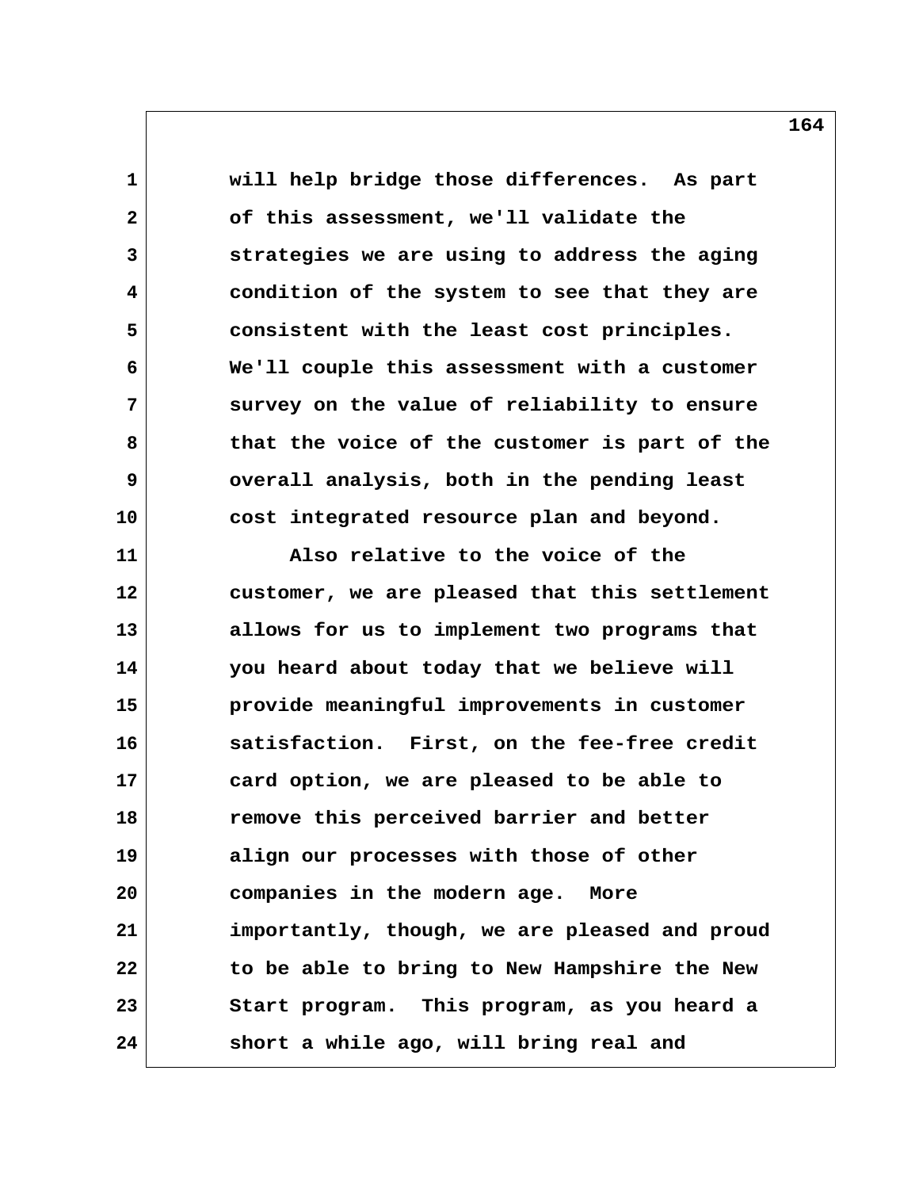will help bridge those differences. As part of this assessment, we'll validate the strategies we are using to address the aging condition of the system to see that they are consistent with the least cost principles. We'll couple this assessment with a customer survey on the value of reliability to ensure that the voice of the customer is part of the overall analysis, both in the pending least cost integrated resource plan and beyond.

Also relative to the voice of the customer, we are pleased that this settlement allows for us to implement two programs that you heard about today that we believe will provide meaningful improvements in customer satisfaction. First, on the fee-free credit card option, we are pleased to be able to remove this perceived barrier and better align our processes with those of other companies in the modern age. More importantly, though, we are pleased and proud to be able to bring to New Hampshire the New Start program. This program, as you heard a short a while ago, will bring real and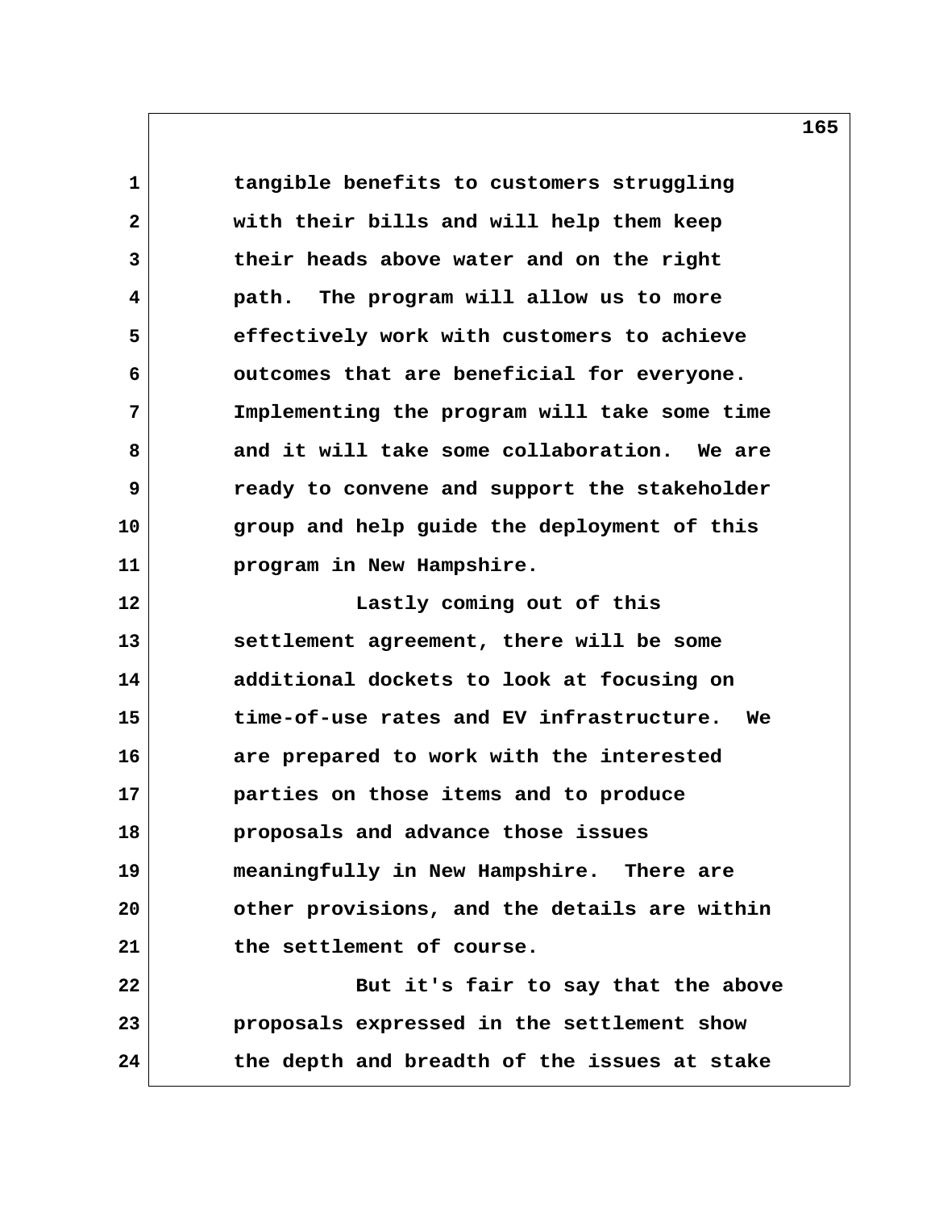tangible benefits to customers struggling with their bills and will help them keep their heads above water and on the right path. The program will allow us to more effectively work with customers to achieve outcomes that are beneficial for everyone. Implementing the program will take some time and it will take some collaboration. We are ready to convene and support the stakeholder group and help guide the deployment of this program in New Hampshire.

Lastly coming out of this settlement agreement, there will be some additional dockets to look at focusing on time-of-use rates and EV infrastructure. We are prepared to work with the interested parties on those items and to produce proposals and advance those issues meaningfully in New Hampshire. There are other provisions, and the details are within the settlement of course.

But it's fair to say that the above proposals expressed in the settlement show the depth and breadth of the issues at stake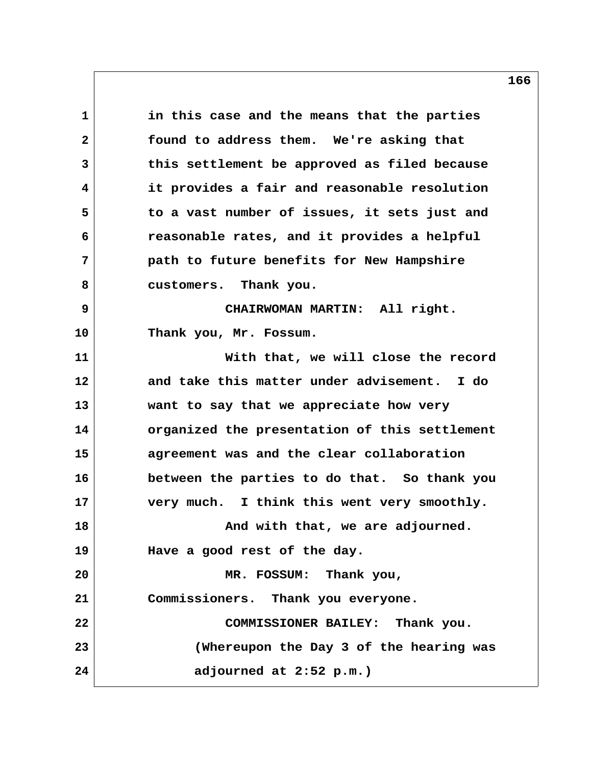in this case and the means that the parties found to address them. We're asking that this settlement be approved as filed because it provides a fair and reasonable resolution to a vast number of issues, it sets just and reasonable rates, and it provides a helpful path to future benefits for New Hampshire customers. Thank you.

CHAIRWOMAN MARTIN: All right. Thank you, Mr. Fossum.

With that, we will close the record and take this matter under advisement. I do want to say that we appreciate how very organized the presentation of this settlement agreement was and the clear collaboration between the parties to do that. So thank you very much. I think this went very smoothly.

And with that, we are adjourned. Have a good rest of the day.

MR. FOSSUM: Thank you, Commissioners. Thank you everyone.

COMMISSIONER BAILEY: Thank you.

(Whereupon the Day 3 of the hearing was adjourned at 2:52 p.m.)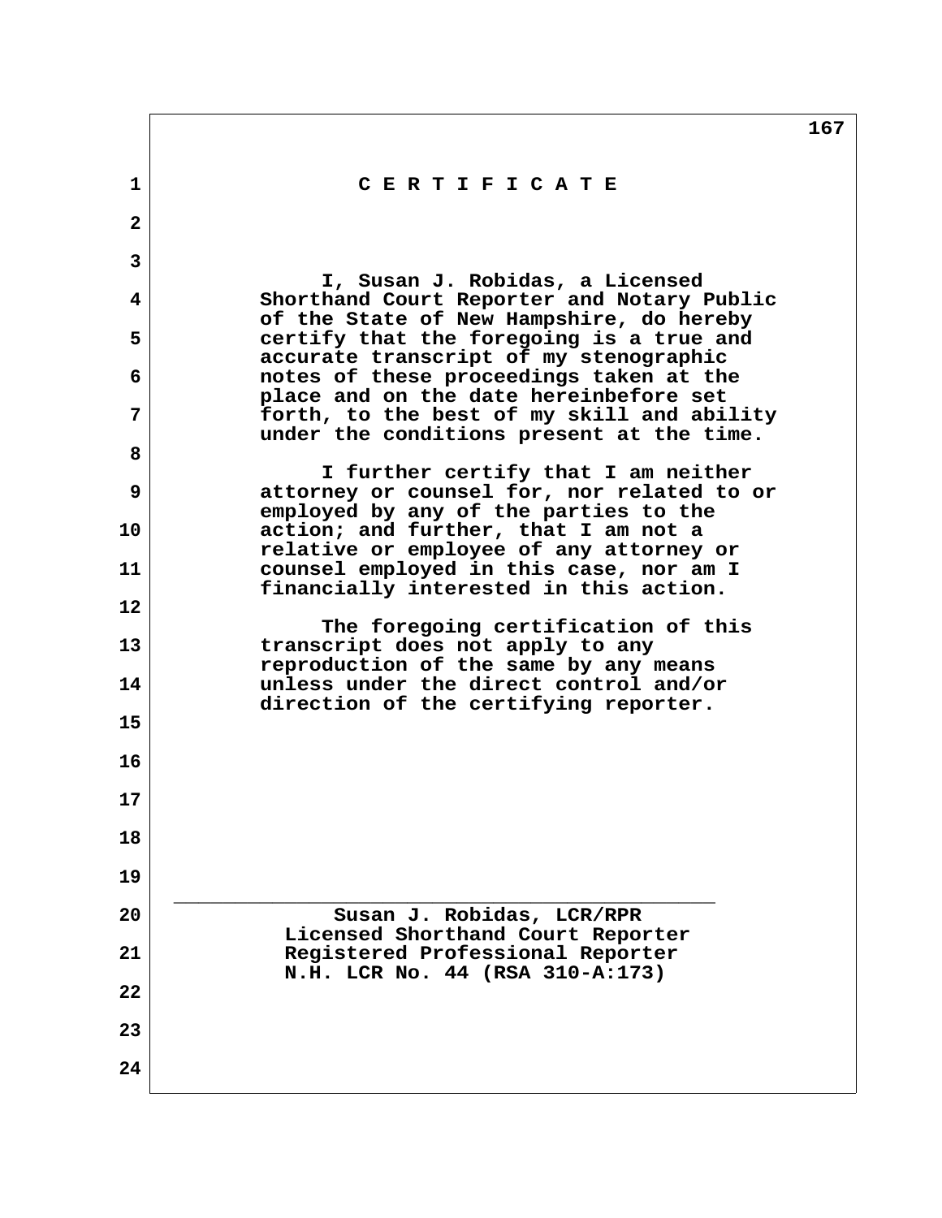# C E R T I F I C A T E

I, Susan J. Robidas, a Licensed Shorthand Court Reporter and Notary Public of the State of New Hampshire, do hereby certify that the foregoing is a true and accurate transcript of my stenographic notes of these proceedings taken at the place and on the date hereinbefore set forth, to the best of my skill and ability under the conditions present at the time.

I further certify that I am neither attorney or counsel for, nor related to or employed by any of the parties to the action; and further, that I am not a relative or employee of any attorney or counsel employed in this case, nor am I financially interested in this action.

The foregoing certification of this transcript does not apply to any reproduction of the same by any means unless under the direct control and/or direction of the certifying reporter.

\_\_\_\_\_\_\_\_\_\_\_\_\_\_\_\_\_\_\_\_\_\_\_\_\_\_\_\_\_\_\_\_\_\_\_\_\_\_\_\_\_\_\_\_

Susan J. Robidas, LCR/RPR
Licensed Shorthand Court Reporter
Registered Professional Reporter
N.H. LCR No. 44 (RSA 310-A:173)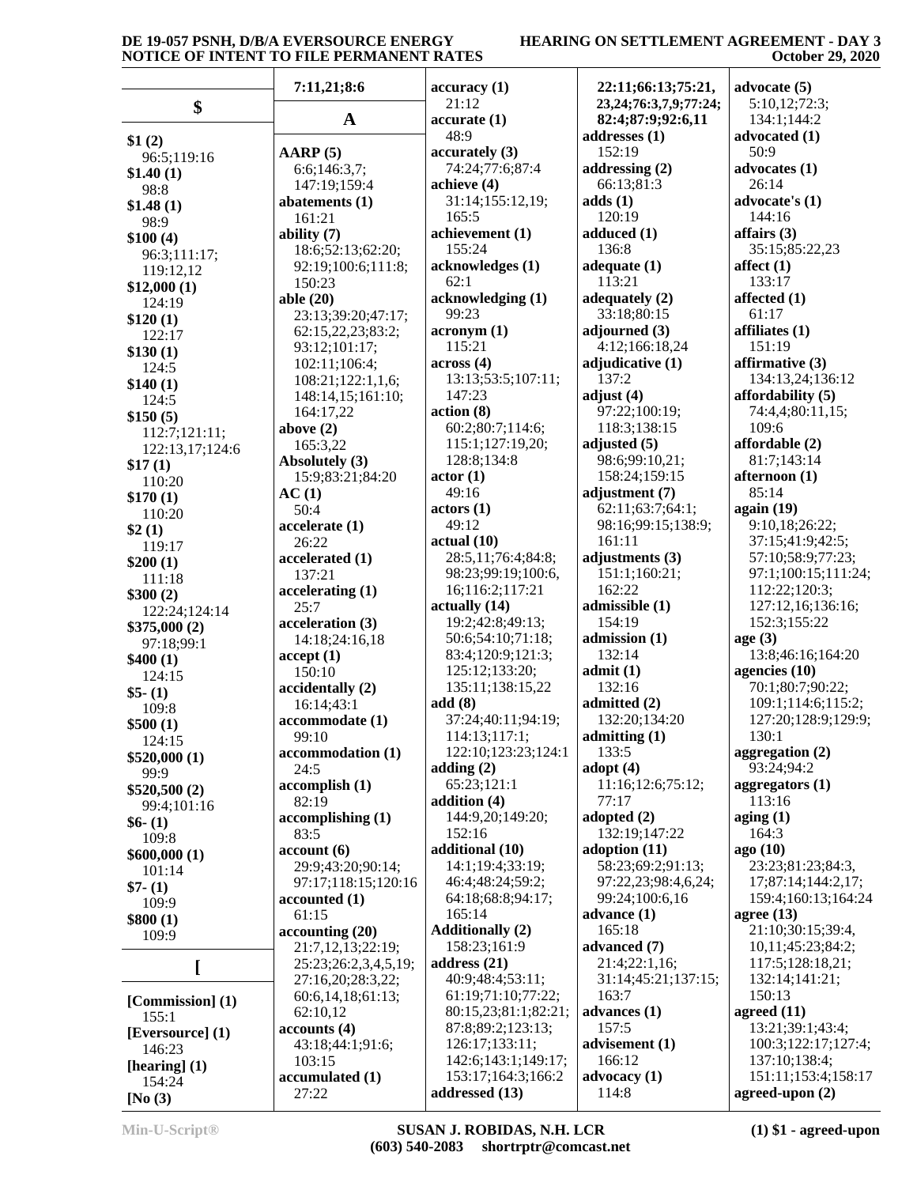**$**

**$1 (2)**
96:5;119:16
**$1.40 (1)**
98:8
**$1.48 (1)**
98:9
**$100 (4)**
96:3;111:17;
119:12,12
**$12,000 (1)**
124:19
**$120 (1)**
122:17
**$130 (1)**
124:5
**$140 (1)**
124:5
**$150 (5)**
112:7;121:11;
122:13,17;124:6
**$17 (1)**
110:20
**$170 (1)**
110:20
**$2 (1)**
119:17
**$200 (1)**
111:18
**$300 (2)**
122:24;124:14
**$375,000 (2)**
97:18;99:1
**$400 (1)**
124:15
**$5- (1)**
109:8
**$500 (1)**
124:15
**$520,000 (1)**
99:9
**$520,500 (2)**
99:4;101:16
**$6- (1)**
109:8
**$600,000 (1)**
101:14
**$7- (1)**
109:9
**$800 (1)**
109:9

**[**

**[Commission] (1)**
155:1
**[Eversource] (1)**
146:23
**[hearing] (1)**
154:24
**[No (3)**
7:11,21;8:6

**A**

**AARP (5)**
6:6;146:3,7;
147:19;159:4
**abatements (1)**
161:21
**ability (7)**
18:6;52:13;62:20;
92:19;100:6;111:8;
150:23
**able (20)**
23:13;39:20;47:17;
62:15,22,23;83:2;
93:12;101:17;
102:11;106:4;
108:21;122:1,1,6;
148:14,15;161:10;
164:17,22
**above (2)**
165:3,22
**Absolutely (3)**
15:9;83:21;84:20
**AC (1)**
50:4
**accelerate (1)**
26:22
**accelerated (1)**
137:21
**accelerating (1)**
25:7
**acceleration (3)**
14:18;24:16,18
**accept (1)**
150:10
**accidentally (2)**
16:14;43:1
**accommodate (1)**
99:10
**accommodation (1)**
24:5
**accomplish (1)**
82:19
**accomplishing (1)**
83:5
**account (6)**
29:9;43:20;90:14;
97:17;118:15;120:16
**accounted (1)**
61:15
**accounting (20)**
21:7,12,13;22:19;
25:23;26:2,3,4,5,19;
27:16,20;28:3,22;
60:6,14,18;61:13;
62:10,12
**accounts (4)**
43:18;44:1;91:6;
103:15
**accumulated (1)**
27:22
**accuracy (1)**
21:12
**accurate (1)**
48:9
**accurately (3)**
74:24;77:6;87:4
**achieve (4)**
31:14;155:12,19;
165:5
**achievement (1)**
155:24
**acknowledges (1)**
62:1
**acknowledging (1)**
99:23
**acronym (1)**
115:21
**across (4)**
13:13;53:5;107:11;
147:23
**action (8)**
60:2;80:7;114:6;
115:1;127:19,20;
128:8;134:8
**actor (1)**
49:16
**actors (1)**
49:12
**actual (10)**
28:5,11;76:4;84:8;
98:23;99:19;100:6,
16;116:2;117:21
**actually (14)**
19:2;42:8;49:13;
50:6;54:10;71:18;
83:4;120:9;121:3;
125:12;133:20;
135:11;138:15,22
**add (8)**
37:24;40:11;94:19;
114:13;117:1;
122:10;123:23;124:1
**adding (2)**
65:23;121:1
**addition (4)**
144:9,20;149:20;
152:16
**additional (10)**
14:1;19:4;33:19;
46:4;48:24;59:2;
64:18;68:8;94:17;
165:14
**Additionally (2)**
158:23;161:9
**address (21)**
40:9;48:4;53:11;
61:19;71:10;77:22;
80:15,23;81:1;82:21;
87:8;89:2;123:13;
126:17;133:11;
142:6;143:1;149:17;
153:17;164:3;166:2
**addressed (13)**
22:11;66:13;75:21,
23,24;76:3,7,9;77:24;
82:4;87:9;92:6,11
**addresses (1)**
152:19
**addressing (2)**
66:13;81:3
**adds (1)**
120:19
**adduced (1)**
136:8
**adequate (1)**
113:21
**adequately (2)**
33:18;80:15
**adjourned (3)**
4:12;166:18,24
**adjudicative (1)**
137:2
**adjust (4)**
97:22;100:19;
118:3;138:15
**adjusted (5)**
98:6;99:10,21;
158:24;159:15
**adjustment (7)**
62:11;63:7;64:1;
98:16;99:15;138:9;
161:11
**adjustments (3)**
151:1;160:21;
162:22
**admissible (1)**
154:19
**admission (1)**
132:14
**admit (1)**
132:16
**admitted (2)**
132:20;134:20
**admitting (1)**
133:5
**adopt (4)**
11:16;12:6;75:12;
77:17
**adopted (2)**
132:19;147:22
**adoption (11)**
58:23;69:2;91:13;
97:22,23;98:4,6,24;
99:24;100:6,16
**advance (1)**
165:18
**advanced (7)**
21:4;22:1,16;
31:14;45:21;137:15;
163:7
**advances (1)**
157:5
**advisement (1)**
166:12
**advocacy (1)**
114:8
**advocate (5)**
5:10,12;72:3;
134:1;144:2
**advocated (1)**
50:9
**advocates (1)**
26:14
**advocate's (1)**
144:16
**affairs (3)**
35:15;85:22,23
**affect (1)**
133:17
**affected (1)**
61:17
**affiliates (1)**
151:19
**affirmative (3)**
134:13,24;136:12
**affordability (5)**
74:4,4;80:11,15;
109:6
**affordable (2)**
81:7;143:14
**afternoon (1)**
85:14
**again (19)**
9:10,18;26:22;
37:15;41:9;42:5;
57:10;58:9;77:23;
97:1;100:15;111:24;
112:22;120:3;
127:12,16;136:16;
152:3;155:22
**age (3)**
13:8;46:16;164:20
**agencies (10)**
70:1;80:7;90:22;
109:1;114:6;115:2;
127:20;128:9;129:9;
130:1
**aggregation (2)**
93:24;94:2
**aggregators (1)**
113:16
**aging (1)**
164:3
**ago (10)**
23:23;81:23;84:3,
17;87:14;144:2,17;
159:4;160:13;164:24
**agree (13)**
21:10;30:15;39:4,
10,11;45:23;84:2;
117:5;128:18,21;
132:14;141:21;
150:13
**agreed (11)**
13:21;39:1;43:4;
100:3;122:17;127:4;
137:10;138:4;
151:11;153:4;158:17
**agreed-upon (2)**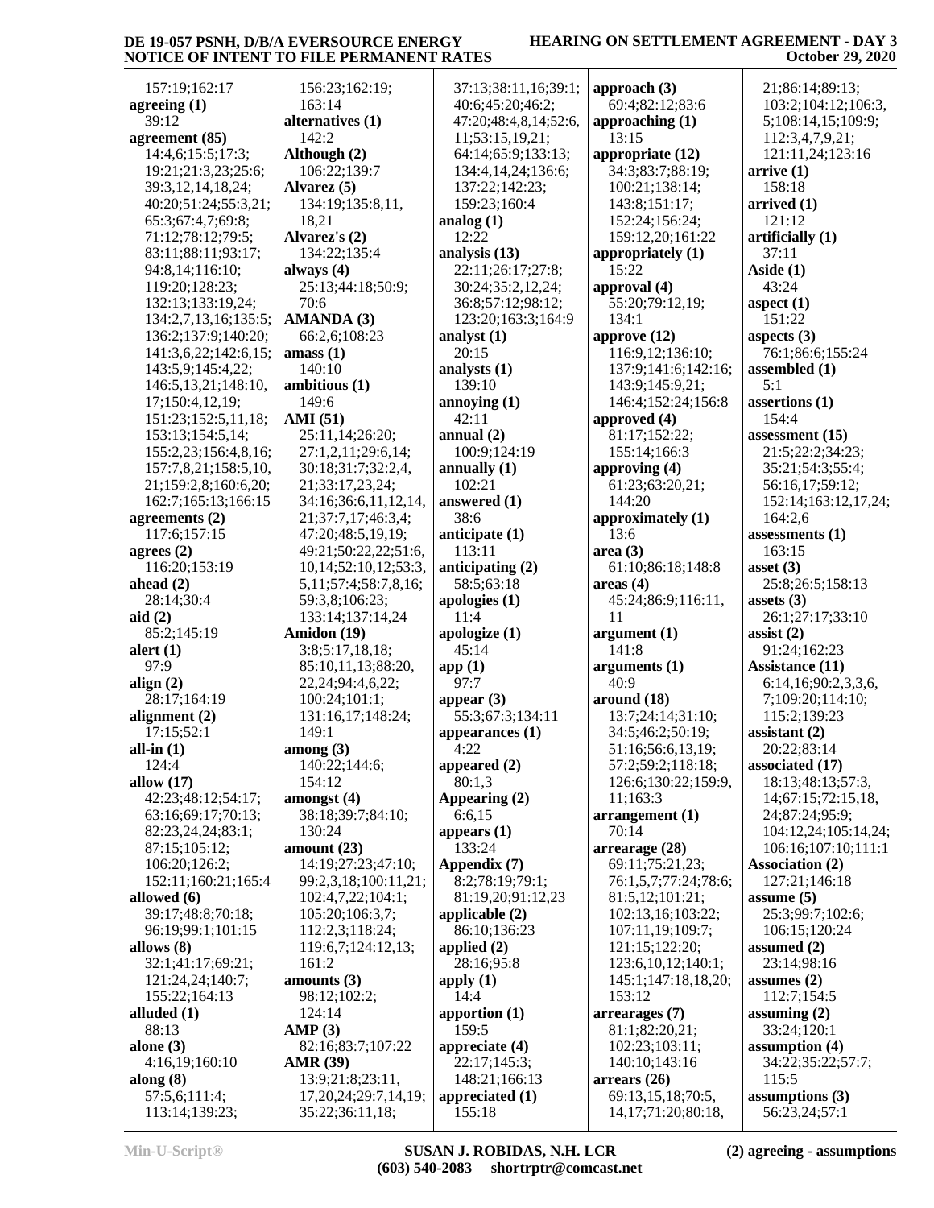157:19;162:17
**agreeing (1)**
39:12
**agreement (85)**
14:4,6;15:5;17:3;
19:21;21:3,23;25:6;
39:3,12,14,18,24;
40:20;51:24;55:3,21;
65:3;67:4,7;69:8;
71:12;78:12;79:5;
83:11;88:11;93:17;
94:8,14;116:10;
119:20;128:23;
132:13;133:19,24;
134:2,7,13,16;135:5;
136:2;137:9;140:20;
141:3,6,22;142:6,15;
143:5,9;145:4,22;
146:5,13,21;148:10,
17;150:4,12,19;
151:23;152:5,11,18;
153:13;154:5,14;
155:2,23;156:4,8,16;
157:7,8,21;158:5,10,
21;159:2,8;160:6,20;
162:7;165:13;166:15
**agreements (2)**
117:6;157:15
**agrees (2)**
116:20;153:19
**ahead (2)**
28:14;30:4
**aid (2)**
85:2;145:19
**alert (1)**
97:9
**align (2)**
28:17;164:19
**alignment (2)**
17:15;52:1
**all-in (1)**
124:4
**allow (17)**
42:23;48:12;54:17;
63:16;69:17;70:13;
82:23,24,24;83:1;
87:15;105:12;
106:20;126:2;
152:11;160:21;165:4
**allowed (6)**
39:17;48:8;70:18;
96:19;99:1;101:15
**allows (8)**
32:1;41:17;69:21;
121:24,24;140:7;
155:22;164:13
**alluded (1)**
88:13
**alone (3)**
4:16,19;160:10
**along (8)**
57:5,6;111:4;
113:14;139:23;
156:23;162:19;
163:14
**alternatives (1)**
142:2
**Although (2)**
106:22;139:7
**Alvarez (5)**
134:19;135:8,11,
18,21
**Alvarez's (2)**
134:22;135:4
**always (4)**
25:13;44:18;50:9;
70:6
**AMANDA (3)**
66:2,6;108:23
**amass (1)**
140:10
**ambitious (1)**
149:6
**AMI (51)**
25:11,14;26:20;
27:1,2,11;29:6,14;
30:18;31:7;32:2,4,
21;33:17,23,24;
34:16;36:6,11,12,14,
21;37:7,17;46:3,4;
47:20;48:5,19,19;
49:21;50:22,22;51:6,
10,14;52:10,12;53:3,
5,11;57:4;58:7,8,16;
59:3,8;106:23;
133:14;137:14,24
**Amidon (19)**
3:8;5:17,18,18;
85:10,11,13;88:20,
22,24;94:4,6,22;
100:24;101:1;
131:16,17;148:24;
149:1
**among (3)**
140:22;144:6;
154:12
**amongst (4)**
38:18;39:7;84:10;
130:24
**amount (23)**
14:19;27:23;47:10;
99:2,3,18;100:11,21;
102:4,7,22;104:1;
105:20;106:3,7;
112:2,3;118:24;
119:6,7;124:12,13;
161:2
**amounts (3)**
98:12;102:2;
124:14
**AMP (3)**
82:16;83:7;107:22
**AMR (39)**
13:9;21:8;23:11,
17,20,24;29:7,14,19;
35:22;36:11,18;
37:13;38:11,16;39:1;
40:6;45:20;46:2;
47:20;48:4,8,14;52:6,
11;53:15,19,21;
64:14;65:9;133:13;
134:4,14,24;136:6;
137:22;142:23;
159:23;160:4
**analog (1)**
12:22
**analysis (13)**
22:11;26:17;27:8;
30:24;35:2,12,24;
36:8;57:12;98:12;
123:20;163:3;164:9
**analyst (1)**
20:15
**analysts (1)**
139:10
**annoying (1)**
42:11
**annual (2)**
100:9;124:19
**annually (1)**
102:21
**answered (1)**
38:6
**anticipate (1)**
113:11
**anticipating (2)**
58:5;63:18
**apologies (1)**
11:4
**apologize (1)**
45:14
**app (1)**
97:7
**appear (3)**
55:3;67:3;134:11
**appearances (1)**
4:22
**appeared (2)**
80:1,3
**Appearing (2)**
6:6,15
**appears (1)**
133:24
**Appendix (7)**
8:2;78:19;79:1;
81:19,20;91:12,23
**applicable (2)**
86:10;136:23
**applied (2)**
28:16;95:8
**apply (1)**
14:4
**apportion (1)**
159:5
**appreciate (4)**
22:17;145:3;
148:21;166:13
**appreciated (1)**
155:18
**approach (3)**
69:4;82:12;83:6
**approaching (1)**
13:15
**appropriate (12)**
34:3;83:7;88:19;
100:21;138:14;
143:8;151:17;
152:24;156:24;
159:12,20;161:22
**appropriately (1)**
15:22
**approval (4)**
55:20;79:12,19;
134:1
**approve (12)**
116:9,12;136:10;
137:9;141:6;142:16;
143:9;145:9,21;
146:4;152:24;156:8
**approved (4)**
81:17;152:22;
155:14;166:3
**approving (4)**
61:23;63:20,21;
144:20
**approximately (1)**
13:6
**area (3)**
61:10;86:18;148:8
**areas (4)**
45:24;86:9;116:11,
11
**argument (1)**
141:8
**arguments (1)**
40:9
**around (18)**
13:7;24:14;31:10;
34:5;46:2;50:19;
51:16;56:6,13,19;
57:2;59:2;118:18;
126:6;130:22;159:9,
11;163:3
**arrangement (1)**
70:14
**arrearage (28)**
69:11;75:21,23;
76:1,5,7;77:24;78:6;
81:5,12;101:21;
102:13,16;103:22;
107:11,19;109:7;
121:15;122:20;
123:6,10,12;140:1;
145:1;147:18,18,20;
153:12
**arrearages (7)**
81:1;82:20,21;
102:23;103:11;
140:10;143:16
**arrears (26)**
69:13,15,18;70:5,
14,17;71:20;80:18,
21;86:14;89:13;
103:2;104:12;106:3,
5;108:14,15;109:9;
112:3,4,7,9,21;
121:11,24;123:16
**arrive (1)**
158:18
**arrived (1)**
121:12
**artificially (1)**
37:11
**Aside (1)**
43:24
**aspect (1)**
151:22
**aspects (3)**
76:1;86:6;155:24
**assembled (1)**
5:1
**assertions (1)**
154:4
**assessment (15)**
21:5;22:2;34:23;
35:21;54:3;55:4;
56:16,17;59:12;
152:14;163:12,17,24;
164:2,6
**assessments (1)**
163:15
**asset (3)**
25:8;26:5;158:13
**assets (3)**
26:1;27:17;33:10
**assist (2)**
91:24;162:23
**Assistance (11)**
6:14,16;90:2,3,3,6,
7;109:20;114:10;
115:2;139:23
**assistant (2)**
20:22;83:14
**associated (17)**
18:13;48:13;57:3,
14;67:15;72:15,18,
24;87:24;95:9;
104:12,24;105:14,24;
106:16;107:10;111:1
**Association (2)**
127:21;146:18
**assume (5)**
25:3;99:7;102:6;
106:15;120:24
**assumed (2)**
23:14;98:16
**assumes (2)**
112:7;154:5
**assuming (2)**
33:24;120:1
**assumption (4)**
34:22;35:22;57:7;
115:5
**assumptions (3)**
56:23,24;57:1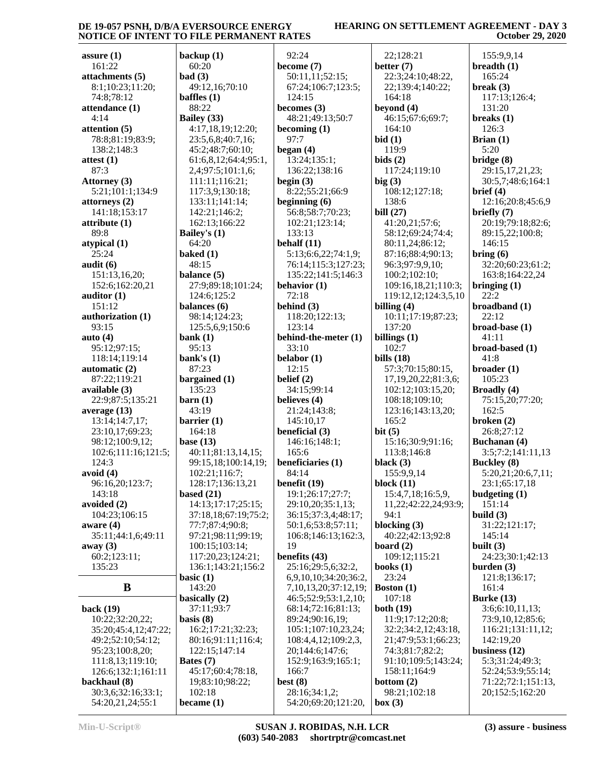**assure (1)**
161:22
**attachments (5)**
8:1;10:23;11:20;
74:8;78:12
**attendance (1)**
4:14
**attention (5)**
78:8;81:19;83:9;
138:2;148:3
**attest (1)**
87:3
**Attorney (3)**
5:21;101:1;134:9
**attorneys (2)**
141:18;153:17
**attribute (1)**
89:8
**atypical (1)**
25:24
**audit (6)**
151:13,16,20;
152:6;162:20,21
**auditor (1)**
151:12
**authorization (1)**
93:15
**auto (4)**
95:12;97:15;
118:14;119:14
**automatic (2)**
87:22;119:21
**available (3)**
22:9;87:5;135:21
**average (13)**
13:14;14:7,17;
23:10,17;69:23;
98:12;100:9,12;
102:6;111:16;121:5;
124:3
**avoid (4)**
96:16,20;123:7;
143:18
**avoided (2)**
104:23;106:15
**aware (4)**
35:11;44:1,6;49:11
**away (3)**
60:2;123:11;
135:23

## B

**back (19)**
10:22;32:20,22;
35:20;45:4,12;47:22;
49:2;52:10;54:12;
95:23;100:8,20;
111:8,13;119:10;
126:6;132:1;161:11
**backhaul (8)**
30:3,6;32:16;33:1;
54:20,21,24;55:1
**backup (1)**
60:20
**bad (3)**
49:12,16;70:10
**baffles (1)**
88:22
**Bailey (33)**
4:17,18,19;12:20;
23:5,6,8;40:7,16;
45:2;48:7;60:10;
61:6,8,12;64:4;95:1,
2,4;97:5;101:1,6;
111:11;116:21;
117:3,9;130:18;
133:11;141:14;
142:21;146:2;
162:13;166:22
**Bailey's (1)**
64:20
**baked (1)**
48:15
**balance (5)**
27:9;89:18;101:24;
124:6;125:2
**balances (6)**
98:14;124:23;
125:5,6,9;150:6
**bank (1)**
95:13
**bank's (1)**
87:23
**bargained (1)**
135:23
**barn (1)**
43:19
**barrier (1)**
164:18
**base (13)**
40:11;81:13,14,15;
99:15,18;100:14,19;
102:21;116:7;
128:17;136:13,21
**based (21)**
14:13;17:17;25:15;
37:18,18;67:19;75:2;
77:7;87:4;90:8;
97:21;98:11;99:19;
100:15;103:14;
117:20,23;124:21;
136:1;143:21;156:2
**basic (1)**
143:20
**basically (2)**
37:11;93:7
**basis (8)**
16:2;17:21;32:23;
80:16;91:11;116:4;
122:15;147:14
**Bates (7)**
45:17;60:4;78:18,
19;83:10;98:22;
102:18
**became (1)**
92:24
**become (7)**
50:11,11;52:15;
67:24;106:7;123:5;
124:15
**becomes (3)**
48:21;49:13;50:7
**becoming (1)**
97:7
**began (4)**
13:24;135:1;
136:22;138:16
**begin (3)**
8:22;55:21;66:9
**beginning (6)**
56:8;58:7;70:23;
102:21;123:14;
133:13
**behalf (11)**
5:13;6:6,22;74:1,9;
76:14;115:3;127:23;
135:22;141:5;146:3
**behavior (1)**
72:18
**behind (3)**
118:20;122:13;
123:14
**behind-the-meter (1)**
33:10
**belabor (1)**
12:15
**belief (2)**
34:15;99:14
**believes (4)**
21:24;143:8;
145:10,17
**beneficial (3)**
146:16;148:1;
165:6
**beneficiaries (1)**
84:14
**benefit (19)**
19:1;26:17;27:7;
29:10,20;35:1,13;
36:15;37:3,4;48:17;
50:1,6;53:8;57:11;
106:8;146:13;162:3,
19
**benefits (43)**
25:16;29:5,6;32:2,
6,9,10,10;34:20;36:2,
7,10,13,20;37:12,19;
46:5;52:9;53:1,2,10;
68:14;72:16;81:13;
89:24;90:16,19;
105:1;107:10,23,24;
108:4,4,12;109:2,3,
20;144:6;147:6;
152:9;163:9;165:1;
166:7
**best (8)**
28:16;34:1,2;
54:20;69:20;121:20,
22;128:21
**better (7)**
22:3;24:10;48:22,
22;139:4;140:22;
164:18
**beyond (4)**
46:15;67:6;69:7;
164:10
**bid (1)**
119:9
**bids (2)**
117:24;119:10
**big (3)**
108:12;127:18;
138:6
**bill (27)**
41:20,21;57:6;
58:12;69:24;74:4;
80:11,24;86:12;
87:16;88:4;90:13;
96:3;97:9,9,10;
100:2;102:10;
109:16,18,21;110:3;
119:12,12;124:3,5,10
**billing (4)**
10:11;17:19;87:23;
137:20
**billings (1)**
102:7
**bills (18)**
57:3;70:15;80:15,
17,19,20,22;81:3,6;
102:12;103:15,20;
108:18;109:10;
123:16;143:13,20;
165:2
**bit (5)**
15:16;30:9;91:16;
113:8;146:8
**black (3)**
155:9,9,14
**block (11)**
15:4,7,18;16:5,9,
11,22;42:22,24;93:9;
94:1
**blocking (3)**
40:22;42:13;92:8
**board (2)**
109:12;115:21
**books (1)**
23:24
**Boston (1)**
107:18
**both (19)**
11:9;17:12;20:8;
32:2;34:2,12;43:18,
21;47:9;53:1;66:23;
74:3;81:7;82:2;
91:10;109:5;143:24;
158:11;164:9
**bottom (2)**
98:21;102:18
**box (3)**
155:9,9,14
**breadth (1)**
165:24
**break (3)**
117:13;126:4;
131:20
**breaks (1)**
126:3
**Brian (1)**
5:20
**bridge (8)**
29:15,17,21,23;
30:5,7;48:6;164:1
**brief (4)**
12:16;20:8;45:6,9
**briefly (7)**
20:19;79:18;82:6;
89:15,22;100:8;
146:15
**bring (6)**
32:20;60:23;61:2;
163:8;164:22,24
**bringing (1)**
22:2
**broadband (1)**
22:12
**broad-base (1)**
41:11
**broad-based (1)**
41:8
**broader (1)**
105:23
**Broadly (4)**
75:15,20;77:20;
162:5
**broken (2)**
26:8;27:12
**Buchanan (4)**
3:5;7:2;141:11,13
**Buckley (8)**
5:20,21;20:6,7,11;
23:1;65:17,18
**budgeting (1)**
151:14
**build (3)**
31:22;121:17;
145:14
**built (3)**
24:23;30:1;42:13
**burden (3)**
121:8;136:17;
161:4
**Burke (13)**
3:6;6:10,11,13;
73:9,10,12;85:6;
116:21;131:11,12;
142:19,20
**business (12)**
5:3;31:24;49:3;
52:24;53:9;55:14;
71:22;72:1;151:13,
20;152:5;162:20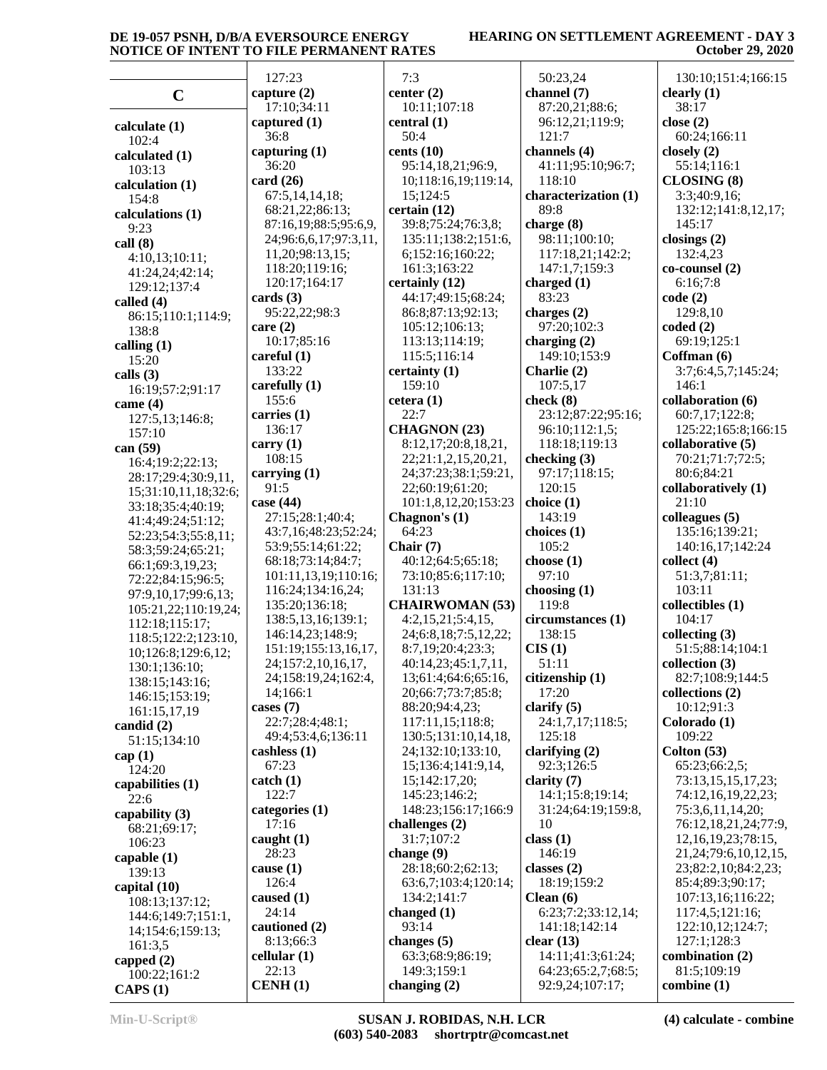## C

**calculate (1)**
102:4
**calculated (1)**
103:13
**calculation (1)**
154:8
**calculations (1)**
9:23
**call (8)**
4:10,13;10:11;
41:24,24;42:14;
129:12;137:4
**called (4)**
86:15;110:1;114:9;
138:8
**calling (1)**
15:20
**calls (3)**
16:19;57:2;91:17
**came (4)**
127:5,13;146:8;
157:10
**can (59)**
16:4;19:2;22:13;
28:17;29:4;30:9,11,
15;31:10,11,18;32:6;
33:18;35:4;40:19;
41:4;49:24;51:12;
52:23;54:3;55:8,11;
58:3;59:24;65:21;
66:1;69:3,19,23;
72:22;84:15;96:5;
97:9,10,17;99:6,13;
105:21,22;110:19,24;
112:18;115:17;
118:5;122:2;123:10,
10;126:8;129:6,12;
130:1;136:10;
138:15;143:16;
146:15;153:19;
161:15,17,19
**candid (2)**
51:15;134:10
**cap (1)**
124:20
**capabilities (1)**
22:6
**capability (3)**
68:21;69:17;
106:23
**capable (1)**
139:13
**capital (10)**
108:13;137:12;
144:6;149:7;151:1,
14;154:6;159:13;
161:3,5
**capped (2)**
100:22;161:2
**CAPS (1)**
127:23
**capture (2)**
17:10;34:11
**captured (1)**
36:8
**capturing (1)**
36:20
**card (26)**
67:5,14,14,18;
68:21,22;86:13;
87:16,19;88:5;95:6,9,
24;96:6,6,17;97:3,11,
11,20;98:13,15;
118:20;119:16;
120:17;164:17
**cards (3)**
95:22,22;98:3
**care (2)**
10:17;85:16
**careful (1)**
133:22
**carefully (1)**
155:6
**carries (1)**
136:17
**carry (1)**
108:15
**carrying (1)**
91:5
**case (44)**
27:15;28:1;40:4;
43:7,16;48:23;52:24;
53:9;55:14;61:22;
68:18;73:14;84:7;
101:11,13,19;110:16;
116:24;134:16,24;
135:20;136:18;
138:5,13,16;139:1;
146:14,23;148:9;
151:19;155:13,16,17,
24;157:2,10,16,17,
24;158:19,24;162:4,
14;166:1
**cases (7)**
22:7;28:4;48:1;
49:4;53:4,6;136:11
**cashless (1)**
67:23
**catch (1)**
122:7
**categories (1)**
17:16
**caught (1)**
28:23
**cause (1)**
126:4
**caused (1)**
24:14
**cautioned (2)**
8:13;66:3
**cellular (1)**
22:13
**CENH (1)**
7:3
**center (2)**
10:11;107:18
**central (1)**
50:4
**cents (10)**
95:14,18,21;96:9,
10;118:16,19;119:14,
15;124:5
**certain (12)**
39:8;75:24;76:3,8;
135:11;138:2;151:6,
6;152:16;160:22;
161:3;163:22
**certainly (12)**
44:17;49:15;68:24;
86:8;87:13;92:13;
105:12;106:13;
113:13;114:19;
115:5;116:14
**certainty (1)**
159:10
**cetera (1)**
22:7
**CHAGNON (23)**
8:12,17;20:8,18,21,
22;21:1,2,15,20,21,
24;37:23;38:1;59:21,
22;60:19;61:20;
101:1,8,12,20;153:23
**Chagnon's (1)**
64:23
**Chair (7)**
40:12;64:5;65:18;
73:10;85:6;117:10;
131:13
**CHAIRWOMAN (53)**
4:2,15,21;5:4,15,
24;6:8,18;7:5,12,22;
8:7,19;20:4;23:3;
40:14,23;45:1,7,11,
13;61:4;64:6;65:16,
20;66:7;73:7;85:8;
88:20;94:4,23;
117:11,15;118:8;
130:5;131:10,14,18,
24;132:10;133:10,
15;136:4;141:9,14,
15;142:17,20;
145:23;146:2;
148:23;156:17;166:9
**challenges (2)**
31:7;107:2
**change (9)**
28:18;60:2;62:13;
63:6,7;103:4;120:14;
134:2;141:7
**changed (1)**
93:14
**changes (5)**
63:3;68:9;86:19;
149:3;159:1
**changing (2)**
50:23,24
**channel (7)**
87:20,21;88:6;
96:12,21;119:9;
121:7
**channels (4)**
41:11;95:10;96:7;
118:10
**characterization (1)**
89:8
**charge (8)**
98:11;100:10;
117:18,21;142:2;
147:1,7;159:3
**charged (1)**
83:23
**charges (2)**
97:20;102:3
**charging (2)**
149:10;153:9
**Charlie (2)**
107:5,17
**check (8)**
23:12;87:22;95:16;
96:10;112:1,5;
118:18;119:13
**checking (3)**
97:17;118:15;
120:15
**choice (1)**
143:19
**choices (1)**
105:2
**choose (1)**
97:10
**choosing (1)**
119:8
**circumstances (1)**
138:15
**CIS (1)**
51:11
**citizenship (1)**
17:20
**clarify (5)**
24:1,7,17;118:5;
125:18
**clarifying (2)**
92:3;126:5
**clarity (7)**
14:1;15:8;19:14;
31:24;64:19;159:8,
10
**class (1)**
146:19
**classes (2)**
18:19;159:2
**Clean (6)**
6:23;7:2;33:12,14;
141:18;142:14
**clear (13)**
14:11;41:3;61:24;
64:23;65:2,7;68:5;
92:9,24;107:17;
130:10;151:4;166:15
**clearly (1)**
38:17
**close (2)**
60:24;166:11
**closely (2)**
55:14;116:1
**CLOSING (8)**
3:3;40:9,16;
132:12;141:8,12,17;
145:17
**closings (2)**
132:4,23
**co-counsel (2)**
6:16;7:8
**code (2)**
129:8,10
**coded (2)**
69:19;125:1
**Coffman (6)**
3:7;6:4,5,7;145:24;
146:1
**collaboration (6)**
60:7,17;122:8;
125:22;165:8;166:15
**collaborative (5)**
70:21;71:7;72:5;
80:6;84:21
**collaboratively (1)**
21:10
**colleagues (5)**
135:16;139:21;
140:16,17;142:24
**collect (4)**
51:3,7;81:11;
103:11
**collectibles (1)**
104:17
**collecting (3)**
51:5;88:14;104:1
**collection (3)**
82:7;108:9;144:5
**collections (2)**
10:12;91:3
**Colorado (1)**
109:22
**Colton (53)**
65:23;66:2,5;
73:13,15,15,17,23;
74:12,16,19,22,23;
75:3,6,11,14,20;
76:12,18,21,24;77:9,
12,16,19,23;78:15,
21,24;79:6,10,12,15,
23;82:2,10;84:2,23;
85:4;89:3;90:17;
107:13,16;116:22;
117:4,5;121:16;
122:10,12;124:7;
127:1;128:3
**combination (2)**
81:5;109:19
**combine (1)**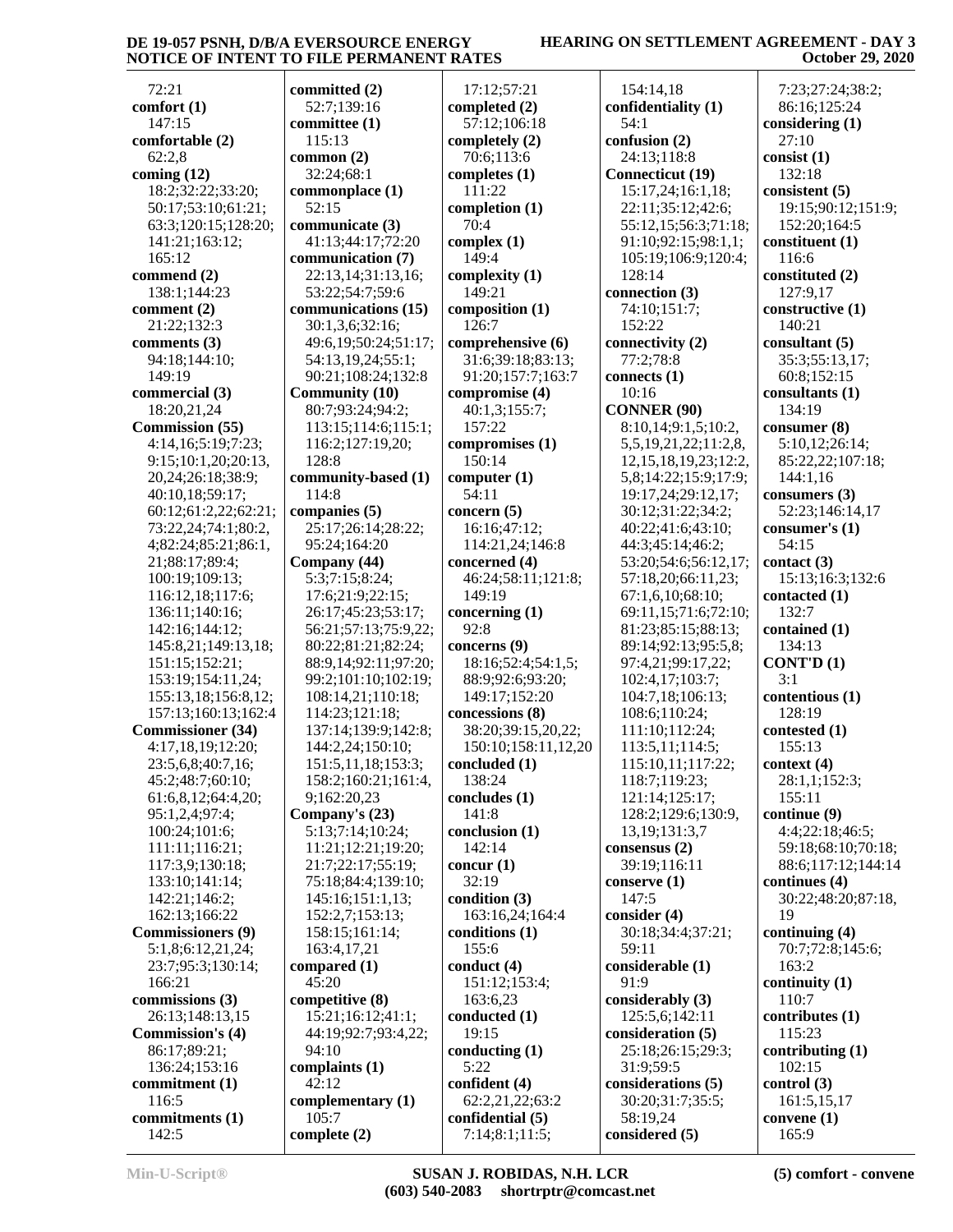72:21
**comfort (1)**
147:15
**comfortable (2)**
62:2,8
**coming (12)**
18:2;32:22;33:20;
50:17;53:10;61:21;
63:3;120:15;128:20;
141:21;163:12;
165:12
**commend (2)**
138:1;144:23
**comment (2)**
21:22;132:3
**comments (3)**
94:18;144:10;
149:19
**commercial (3)**
18:20,21,24
**Commission (55)**
4:14,16;5:19;7:23;
9:15;10:1,20;20:13,
20,24;26:18;38:9;
40:10,18;59:17;
60:12;61:2,22;62:21;
73:22,24;74:1;80:2,
4;82:24;85:21;86:1,
21;88:17;89:4;
100:19;109:13;
116:12,18;117:6;
136:11;140:16;
142:16;144:12;
145:8,21;149:13,18;
151:15;152:21;
153:19;154:11,24;
155:13,18;156:8,12;
157:13;160:13;162:4
**Commissioner (34)**
4:17,18,19;12:20;
23:5,6,8;40:7,16;
45:2;48:7;60:10;
61:6,8,12;64:4,20;
95:1,2,4;97:4;
100:24;101:6;
111:11;116:21;
117:3,9;130:18;
133:10;141:14;
142:21;146:2;
162:13;166:22
**Commissioners (9)**
5:1,8;6:12,21,24;
23:7;95:3;130:14;
166:21
**commissions (3)**
26:13;148:13,15
**Commission's (4)**
86:17;89:21;
136:24;153:16
**commitment (1)**
116:5
**commitments (1)**
142:5
**committed (2)**
52:7;139:16
**committee (1)**
115:13
**common (2)**
32:24;68:1
**commonplace (1)**
52:15
**communicate (3)**
41:13;44:17;72:20
**communication (7)**
22:13,14;31:13,16;
53:22;54:7;59:6
**communications (15)**
30:1,3,6;32:16;
49:6,19;50:24;51:17;
54:13,19,24;55:1;
90:21;108:24;132:8
**Community (10)**
80:7;93:24;94:2;
113:15;114:6;115:1;
116:2;127:19,20;
128:8
**community-based (1)**
114:8
**companies (5)**
25:17;26:14;28:22;
95:24;164:20
**Company (44)**
5:3;7:15;8:24;
17:6;21:9;22:15;
26:17;45:23;53:17;
56:21;57:13;75:9,22;
80:22;81:21;82:24;
88:9,14;92:11;97:20;
99:2;101:10;102:19;
108:14,21;110:18;
114:23;121:18;
137:14;139:9;142:8;
144:2,24;150:10;
151:5,11,18;153:3;
158:2;160:21;161:4,
9;162:20,23
**Company's (23)**
5:13;7:14;10:24;
11:21;12:21;19:20;
21:7;22:17;55:19;
75:18;84:4;139:10;
145:16;151:1,13;
152:2,7;153:13;
158:15;161:14;
163:4,17,21
**compared (1)**
45:20
**competitive (8)**
15:21;16:12;41:1;
44:19;92:7;93:4,22;
94:10
**complaints (1)**
42:12
**complementary (1)**
105:7
**complete (2)**
17:12;57:21
**completed (2)**
57:12;106:18
**completely (2)**
70:6;113:6
**completes (1)**
111:22
**completion (1)**
70:4
**complex (1)**
149:4
**complexity (1)**
149:21
**composition (1)**
126:7
**comprehensive (6)**
31:6;39:18;83:13;
91:20;157:7;163:7
**compromise (4)**
40:1,3;155:7;
157:22
**compromises (1)**
150:14
**computer (1)**
54:11
**concern (5)**
16:16;47:12;
114:21,24;146:8
**concerned (4)**
46:24;58:11;121:8;
149:19
**concerning (1)**
92:8
**concerns (9)**
18:16;52:4;54:1,5;
88:9;92:6;93:20;
149:17;152:20
**concessions (8)**
38:20;39:15,20,22;
150:10;158:11,12,20
**concluded (1)**
138:24
**concludes (1)**
141:8
**conclusion (1)**
142:14
**concur (1)**
32:19
**condition (3)**
163:16,24;164:4
**conditions (1)**
155:6
**conduct (4)**
151:12;153:4;
163:6,23
**conducted (1)**
19:15
**conducting (1)**
5:22
**confident (4)**
62:2,21,22;63:2
**confidential (5)**
7:14;8:1;11:5;
154:14,18
**confidentiality (1)**
54:1
**confusion (2)**
24:13;118:8
**Connecticut (19)**
15:17,24;16:1,18;
22:11;35:12;42:6;
55:12,15;56:3;71:18;
91:10;92:15;98:1,1;
105:19;106:9;120:4;
128:14
**connection (3)**
74:10;151:7;
152:22
**connectivity (2)**
77:2;78:8
**connects (1)**
10:16
**CONNER (90)**
8:10,14;9:1,5;10:2,
5,5,19,21,22;11:2,8,
12,15,18,19,23;12:2,
5,8;14:22;15:9;17:9;
19:17,24;29:12,17;
30:12;31:22;34:2;
40:22;41:6;43:10;
44:3;45:14;46:2;
53:20;54:6;56:12,17;
57:18,20;66:11,23;
67:1,6,10;68:10;
69:11,15;71:6;72:10;
81:23;85:15;88:13;
89:14;92:13;95:5,8;
97:4,21;99:17,22;
102:4,17;103:7;
104:7,18;106:13;
108:6;110:24;
111:10;112:24;
113:5,11;114:5;
115:10,11;117:22;
118:7;119:23;
121:14;125:17;
128:2;129:6;130:9,
13,19;131:3,7
**consensus (2)**
39:19;116:11
**conserve (1)**
147:5
**consider (4)**
30:18;34:4;37:21;
59:11
**considerable (1)**
91:9
**considerably (3)**
125:5,6;142:11
**consideration (5)**
25:18;26:15;29:3;
31:9;59:5
**considerations (5)**
30:20;31:7;35:5;
58:19,24
**considered (5)**
7:23;27:24;38:2;
86:16;125:24
**considering (1)**
27:10
**consist (1)**
132:18
**consistent (5)**
19:15;90:12;151:9;
152:20;164:5
**constituent (1)**
116:6
**constituted (2)**
127:9,17
**constructive (1)**
140:21
**consultant (5)**
35:3;55:13,17;
60:8;152:15
**consultants (1)**
134:19
**consumer (8)**
5:10,12;26:14;
85:22,22;107:18;
144:1,16
**consumers (3)**
52:23;146:14,17
**consumer's (1)**
54:15
**contact (3)**
15:13;16:3;132:6
**contacted (1)**
132:7
**contained (1)**
134:13
**CONT'D (1)**
3:1
**contentious (1)**
128:19
**contested (1)**
155:13
**context (4)**
28:1,1;152:3;
155:11
**continue (9)**
4:4;22:18;46:5;
59:18;68:10;70:18;
88:6;117:12;144:14
**continues (4)**
30:22;48:20;87:18,
19
**continuing (4)**
70:7;72:8;145:6;
163:2
**continuity (1)**
110:7
**contributes (1)**
115:23
**contributing (1)**
102:15
**control (3)**
161:5,15,17
**convene (1)**
165:9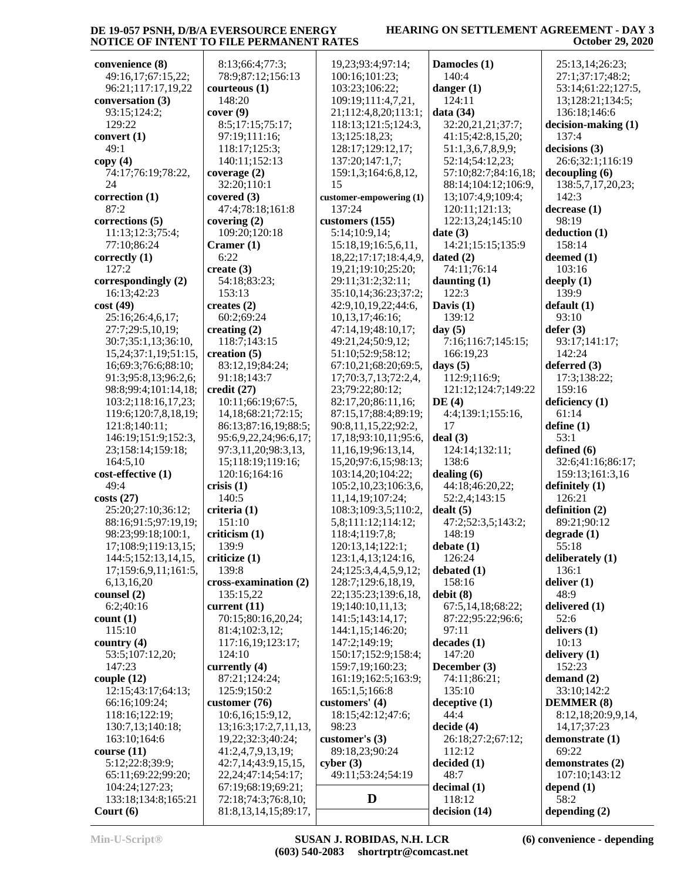**convenience (8)**
49:16,17;67:15,22;96:21;117:17,19,22
**conversation (3)**
93:15;124:2;129:22
**convert (1)**
49:1
**copy (4)**
74:17;76:19;78:22,24
**correction (1)**
87:2
**corrections (5)**
11:13;12:3;75:4;77:10;86:24
**correctly (1)**
127:2
**correspondingly (2)**
16:13;42:23
**cost (49)**
25:16;26:4,6,17;27:7;29:5,10,19;30:7;35:1,13;36:10,15,24;37:1,19;51:15,16;69:3;76:6;88:10;91:3;95:8,13;96:2,6;98:8;99:4;101:14,18;103:2;118:16,17,23;119:6;120:7,8,18,19;121:8;140:11;146:19;151:9;152:3,23;158:14;159:18;164:5,10
**cost-effective (1)**
49:4
**costs (27)**
25:20;27:10;36:12;88:16;91:5;97:19,19;98:23;99:18;100:1,17;108:9;119:13,15;144:5;152:13,14,15,17;159:6,9,11;161:5,6,13,16,20
**counsel (2)**
6:2;40:16
**count (1)**
115:10
**country (4)**
53:5;107:12,20;147:23
**couple (12)**
12:15;43:17;64:13;66:16;109:24;118:16;122:19;130:7,13;140:18;163:10;164:6
**course (11)**
5:12;22:8;39:9;65:11;69:22;99:20;104:24;127:23;133:18;134:8;165:21
**Court (6)**
8:13;66:4;77:3;78:9;87:12;156:13
**courteous (1)**
148:20
**cover (9)**
8:5;17:15;75:17;97:19;111:16;118:17;125:3;140:11;152:13
**coverage (2)**
32:20;110:1
**covered (3)**
47:4;78:18;161:8
**covering (2)**
109:20;120:18
**Cramer (1)**
6:22
**create (3)**
54:18;83:23;153:13
**creates (2)**
60:2;69:24
**creating (2)**
118:7;143:15
**creation (5)**
83:12,19;84:24;91:18;143:7
**credit (27)**
10:11;66:19;67:5,14,18;68:21;72:15;86:13;87:16,19;88:5;95:6,9,22,24;96:6,17;97:3,11,20;98:3,13,15;118:19;119:16;120:16;164:16
**crisis (1)**
140:5
**criteria (1)**
151:10
**criticism (1)**
139:9
**criticize (1)**
139:8
**cross-examination (2)**
135:15,22
**current (11)**
70:15;80:16,20,24;81:4;102:3,12;117:16,19;123:17;124:10
**currently (4)**
87:21;124:24;125:9;150:2
**customer (76)**
10:6,16;15:9,12,13;16:3;17:2,7,11,13,19,22;32:3;40:24;41:2,4,7,9,13,19;42:7,14;43:9,15,15,22,24;47:14;54:17;67:19;68:19;69:21;72:18;74:3;76:8,10;81:8,13,14,15;89:17,19,23;93:4;97:14;100:16;101:23;103:23;106:22;109:19;111:4,7,21,21;112:4,8,20;113:1;118:13;121:5;124:3,13;125:18,23;128:17;129:12,17;137:20;147:1,7;159:1,3;164:6,8,12,15
**customer-empowering (1)**
137:24
**customers (155)**
5:14;10:9,14;15:18,19;16:5,6,11,18,22;17:17;18:4,4,9,19,21;19:10;25:20;29:11;31:2;32:11;35:10,14;36:23;37:2;42:9,10,19,22;44:6,10,13,17;46:16;47:14,19;48:10,17;49:21,24;50:9,12;51:10;52:9;58:12;67:10,21;68:20;69:5,17;70:3,7,13;72:2,4,23;79:22;80:12;82:17,20;86:11,16;87:15,17;88:4;89:19;90:8,11,15,22;92:2,17,18;93:10,11;95:6,11,16;96:13,14,15,20;97:6,15;98:13;103:14,20;104:22;105:2,10,23;106:3,6,11,14,19;107:24;108:3;109:3,5;110:2,5,8;111:12;114:12;118:4;119:7,8;120:13,14;122:1;123:1,4,13;124:16,24;125:3,4,4,5,9,12;128:7;129:6,18,19,22;135:23;139:6,18,19;140:10,11,13;141:5;143:14,17;144:1,15;146:20;147:2;149:19;150:17;152:9;158:4;159:7,19;160:23;161:19;162:5;163:9;165:1,5;166:8
**customers' (4)**
18:15;42:12;47:6;98:23
**customer's (3)**
89:18,23;90:24
**cyber (3)**
49:11;53:24;54:19

## D

**Damocles (1)**
140:4
**danger (1)**
124:11
**data (34)**
32:20,21,21;37:7;41:15;42:8,15,20;51:1,3,6,7,8,9,9;52:14;54:12,23;57:10;82:7;84:16,18;88:14;104:12;106:9,13;107:4,9;109:4;120:11;121:13;122:13,24;145:10
**date (3)**
14:21;15:15;135:9
**dated (2)**
74:11;76:14
**daunting (1)**
122:3
**Davis (1)**
139:12
**day (5)**
7:16;116:7;145:15;166:19,23
**days (5)**
112:9;116:9;121:12;124:7;149:22
**DE (4)**
4:4;139:1;155:16,17
**deal (3)**
124:14;132:11;138:6
**dealing (6)**
44:18;46:20,22;52:2,4;143:15
**dealt (5)**
47:2;52:3,5;143:2;148:19
**debate (1)**
126:24
**debated (1)**
158:16
**debit (8)**
67:5,14,18;68:22;87:22;95:22;96:6;97:11
**decades (1)**
147:20
**December (3)**
74:11;86:21;135:10
**deceptive (1)**
44:4
**decide (4)**
26:18;27:2;67:12;112:12
**decided (1)**
48:7
**decimal (1)**
118:12
**decision (14)**
25:13,14;26:23;27:1;37:17;48:2;53:14;61:22;127:5,13;128:21;134:5;136:18;146:6
**decision-making (1)**
137:4
**decisions (3)**
26:6;32:1;116:19
**decoupling (6)**
138:5,7,17,20,23;142:3
**decrease (1)**
98:19
**deduction (1)**
158:14
**deemed (1)**
103:16
**deeply (1)**
139:9
**default (1)**
93:10
**defer (3)**
93:17;141:17;142:24
**deferred (3)**
17:3;138:22;159:16
**deficiency (1)**
61:14
**define (1)**
53:1
**defined (6)**
32:6;41:16;86:17;159:13;161:3,16
**definitely (1)**
126:21
**definition (2)**
89:21;90:12
**degrade (1)**
55:18
**deliberately (1)**
136:1
**deliver (1)**
48:9
**delivered (1)**
52:6
**delivers (1)**
10:13
**delivery (1)**
152:23
**demand (2)**
33:10;142:2
**DEMMER (8)**
8:12,18;20:9,9,14,14,17;37:23
**demonstrate (1)**
69:22
**demonstrates (2)**
107:10;143:12
**depend (1)**
58:2
**depending (2)**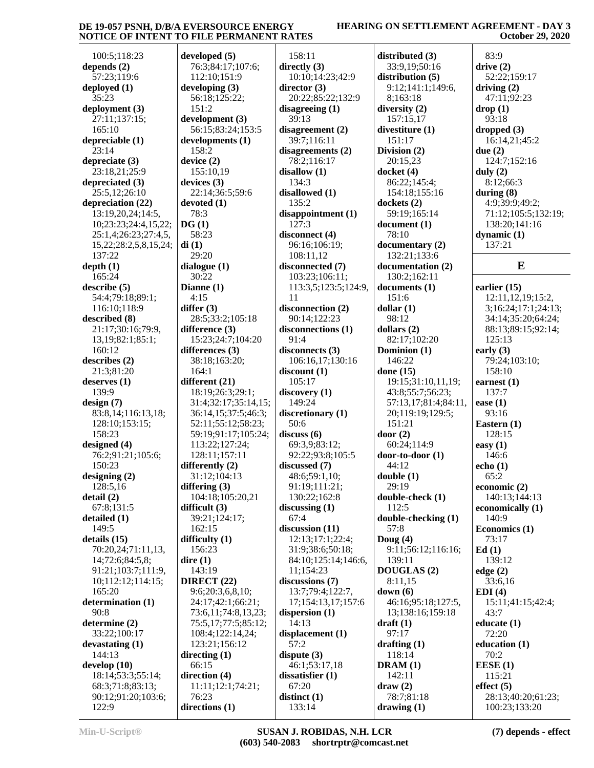100:5;118:23
**depends (2)**
57:23;119:6
**deployed (1)**
35:23
**deployment (3)**
27:11;137:15;
165:10
**depreciable (1)**
23:14
**depreciate (3)**
23:18,21;25:9
**depreciated (3)**
25:5,12;26:10
**depreciation (22)**
13:19,20,24;14:5,
10;23:23;24:4,15,22;
25:1,4;26:23;27:4,5,
15,22;28:2,5,8,15,24;
137:22
**depth (1)**
165:24
**describe (5)**
54:4;79:18;89:1;
116:10;118:9
**described (8)**
21:17;30:16;79:9,
13,19;82:1;85:1;
160:12
**describes (2)**
21:3;81:20
**deserves (1)**
139:9
**design (7)**
83:8,14;116:13,18;
128:10;153:15;
158:23
**designed (4)**
76:2;91:21;105:6;
150:23
**designing (2)**
128:5,16
**detail (2)**
67:8;131:5
**detailed (1)**
149:5
**details (15)**
70:20,24;71:11,13,
14;72:6;84:5,8;
91:21;103:7;111:9,
10;112:12;114:15;
165:20
**determination (1)**
90:8
**determine (2)**
33:22;100:17
**devastating (1)**
144:13
**develop (10)**
18:14;53:3;55:14;
68:3;71:8;83:13;
90:12;91:20;103:6;
122:9
**developed (5)**
76:3;84:17;107:6;
112:10;151:9
**developing (3)**
56:18;125:22;
151:2
**development (3)**
56:15;83:24;153:5
**developments (1)**
158:2
**device (2)**
155:10,19
**devices (3)**
22:14;36:5;59:6
**devoted (1)**
78:3
**DG (1)**
58:23
**di (1)**
29:20
**dialogue (1)**
30:22
**Dianne (1)**
4:15
**differ (3)**
28:5;33:2;105:18
**difference (3)**
15:23;24:7;104:20
**differences (3)**
38:18;163:20;
164:1
**different (21)**
18:19;26:3;29:1;
31:4;32:17;35:14,15;
36:14,15;37:5;46:3;
52:11;55:12;58:23;
59:19;91:17;105:24;
113:22;127:24;
128:11;157:11
**differently (2)**
31:12;104:13
**differing (3)**
104:18;105:20,21
**difficult (3)**
39:21;124:17;
162:15
**difficulty (1)**
156:23
**dire (1)**
143:19
**DIRECT (22)**
9:6;20:3,6,8,10;
24:17;42:1;66:21;
73:6,11;74:8,13,23;
75:5,17;77:5;85:12;
108:4;122:14,24;
123:21;156:12
**directing (1)**
66:15
**direction (4)**
11:11;12:1;74:21;
76:23
**directions (1)**
158:11
**directly (3)**
10:10;14:23;42:9
**director (3)**
20:22;85:22;132:9
**disagreeing (1)**
39:13
**disagreement (2)**
39:7;116:11
**disagreements (2)**
78:2;116:17
**disallow (1)**
134:3
**disallowed (1)**
135:2
**disappointment (1)**
127:3
**disconnect (4)**
96:16;106:19;
108:11,12
**disconnected (7)**
103:23;106:11;
113:3,5;123:5;124:9,
11
**disconnection (2)**
90:14;122:23
**disconnections (1)**
91:4
**disconnects (3)**
106:16,17;130:16
**discount (1)**
105:17
**discovery (1)**
149:24
**discretionary (1)**
50:6
**discuss (6)**
69:3,9;83:12;
92:22;93:8;105:5
**discussed (7)**
48:6;59:1,10;
91:19;111:21;
130:22;162:8
**discussing (1)**
67:4
**discussion (11)**
12:13;17:1;22:4;
31:9;38:6;50:18;
84:10;125:14;146:6,
11;154:23
**discussions (7)**
13:7;79:4;122:7,
17;154:13,17;157:6
**dispersion (1)**
14:13
**displacement (1)**
57:2
**dispute (3)**
46:1;53:17,18
**dissatisfier (1)**
67:20
**distinct (1)**
133:14
**distributed (3)**
33:9,19;50:16
**distribution (5)**
9:12;141:1;149:6,
8;163:18
**diversity (2)**
157:15,17
**divestiture (1)**
151:17
**Division (2)**
20:15,23
**docket (4)**
86:22;145:4;
154:18;155:16
**dockets (2)**
59:19;165:14
**document (1)**
78:10
**documentary (2)**
132:21;133:6
**documentation (2)**
130:2;162:11
**documents (1)**
151:6
**dollar (1)**
98:12
**dollars (2)**
82:17;102:20
**Dominion (1)**
146:22
**done (15)**
19:15;31:10,11,19;
43:8;55:7;56:23;
57:13,17;81:4;84:11,
20;119:19;129:5;
151:21
**door (2)**
60:24;114:9
**door-to-door (1)**
44:12
**double (1)**
29:19
**double-check (1)**
112:5
**double-checking (1)**
57:8
**Doug (4)**
9:11;56:12;116:16;
139:11
**DOUGLAS (2)**
8:11,15
**down (6)**
46:16;95:18;127:5,
13;138:16;159:18
**draft (1)**
97:17
**drafting (1)**
118:14
**DRAM (1)**
142:11
**draw (2)**
78:7;81:18
**drawing (1)**
83:9
**drive (2)**
52:22;159:17
**driving (2)**
47:11;92:23
**drop (1)**
93:18
**dropped (3)**
16:14,21;45:2
**due (2)**
124:7;152:16
**duly (2)**
8:12;66:3
**during (8)**
4:9;39:9;49:2;
71:12;105:5;132:19;
138:20;141:16
**dynamic (1)**
137:21

## E

**earlier (15)**
12:11,12,19;15:2,
3;16:24;17:1;24:13;
34:14;35:20;64:24;
88:13;89:15;92:14;
125:13
**early (3)**
79:24;103:10;
158:10
**earnest (1)**
137:7
**ease (1)**
93:16
**Eastern (1)**
128:15
**easy (1)**
146:6
**echo (1)**
65:2
**economic (2)**
140:13;144:13
**economically (1)**
140:9
**Economics (1)**
73:17
**Ed (1)**
139:12
**edge (2)**
33:6,16
**EDI (4)**
15:11;41:15;42:4;
43:7
**educate (1)**
72:20
**education (1)**
70:2
**EESE (1)**
115:21
**effect (5)**
28:13;40:20;61:23;
100:23;133:20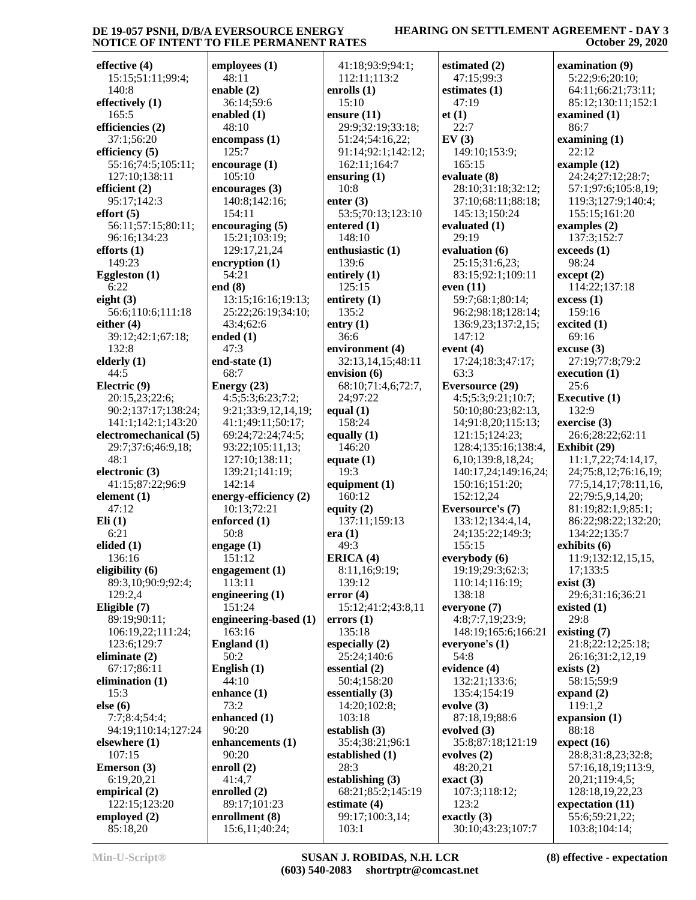**effective (4)**
15:15;51:11;99:4; 140:8
**effectively (1)**
165:5
**efficiencies (2)**
37:1;56:20
**efficiency (5)**
55:16;74:5;105:11; 127:10;138:11
**efficient (2)**
95:17;142:3
**effort (5)**
56:11;57:15;80:11; 96:16;134:23
**efforts (1)**
149:23
**Eggleston (1)**
6:22
**eight (3)**
56:6;110:6;111:18
**either (4)**
39:12;42:1;67:18; 132:8
**elderly (1)**
44:5
**Electric (9)**
20:15,23;22:6; 90:2;137:17;138:24; 141:1;142:1;143:20
**electromechanical (5)**
29:7;37:6;46:9,18; 48:1
**electronic (3)**
41:15;87:22;96:9
**element (1)**
47:12
**Eli (1)**
6:21
**elided (1)**
136:16
**eligibility (6)**
89:3,10;90:9;92:4; 129:2,4
**Eligible (7)**
89:19;90:11; 106:19,22;111:24; 123:6;129:7
**eliminate (2)**
67:17;86:11
**elimination (1)**
15:3
**else (6)**
7:7;8:4;54:4; 94:19;110:14;127:24
**elsewhere (1)**
107:15
**Emerson (3)**
6:19,20,21
**empirical (2)**
122:15;123:20
**employed (2)**
85:18,20
**employees (1)**
48:11
**enable (2)**
36:14;59:6
**enabled (1)**
48:10
**encompass (1)**
125:7
**encourage (1)**
105:10
**encourages (3)**
140:8;142:16; 154:11
**encouraging (5)**
15:21;103:19; 129:17,21,24
**encryption (1)**
54:21
**end (8)**
13:15;16:16;19:13; 25:22;26:19;34:10; 43:4;62:6
**ended (1)**
47:3
**end-state (1)**
68:7
**Energy (23)**
4:5;5:3;6:23;7:2; 9:21;33:9,12,14,19; 41:1;49:11;50:17; 69:24;72:24;74:5; 93:22;105:11,13; 127:10;138:11; 139:21;141:19; 142:14
**energy-efficiency (2)**
10:13;72:21
**enforced (1)**
50:8
**engage (1)**
151:12
**engagement (1)**
113:11
**engineering (1)**
151:24
**engineering-based (1)**
163:16
**England (1)**
50:2
**English (1)**
44:10
**enhance (1)**
73:2
**enhanced (1)**
90:20
**enhancements (1)**
90:20
**enroll (2)**
41:4,7
**enrolled (2)**
89:17;101:23
**enrollment (8)**
15:6,11;40:24; 41:18;93:9;94:1; 112:11;113:2
**enrolls (1)**
15:10
**ensure (11)**
29:9;32:19;33:18; 51:24;54:16,22; 91:14;92:1;142:12; 162:11;164:7
**ensuring (1)**
10:8
**enter (3)**
53:5;70:13;123:10
**entered (1)**
148:10
**enthusiastic (1)**
139:6
**entirely (1)**
125:15
**entirety (1)**
135:2
**entry (1)**
36:6
**environment (4)**
32:13,14,15;48:11
**envision (6)**
68:10;71:4,6;72:7, 24;97:22
**equal (1)**
158:24
**equally (1)**
146:20
**equate (1)**
19:3
**equipment (1)**
160:12
**equity (2)**
137:11;159:13
**era (1)**
49:3
**ERICA (4)**
8:11,16;9:19; 139:12
**error (4)**
15:12;41:2;43:8,11
**errors (1)**
135:18
**especially (2)**
25:24;140:6
**essential (2)**
50:4;158:20
**essentially (3)**
14:20;102:8; 103:18
**establish (3)**
35:4;38:21;96:1
**established (1)**
28:3
**establishing (3)**
68:21;85:2;145:19
**estimate (4)**
99:17;100:3,14; 103:1
**estimated (2)**
47:15;99:3
**estimates (1)**
47:19
**et (1)**
22:7
**EV (3)**
149:10;153:9; 165:15
**evaluate (8)**
28:10;31:18;32:12; 37:10;68:11;88:18; 145:13;150:24
**evaluated (1)**
29:19
**evaluation (6)**
25:15;31:6,23; 83:15;92:1;109:11
**even (11)**
59:7;68:1;80:14; 96:2;98:18;128:14; 136:9,23;137:2,15; 147:12
**event (4)**
17:24;18:3;47:17; 63:3
**Eversource (29)**
4:5;5:3;9:21;10:7; 50:10;80:23;82:13, 14;91:8,20;115:13; 121:15;124:23; 128:4;135:16;138:4, 6,10;139:8,18,24; 140:17,24;149:16,24; 150:16;151:20; 152:12,24
**Eversource's (7)**
133:12;134:4,14, 24;135:22;149:3; 155:15
**everybody (6)**
19:19;29:3;62:3; 110:14;116:19; 138:18
**everyone (7)**
4:8;7:7,19;23:9; 148:19;165:6;166:21
**everyone's (1)**
54:8
**evidence (4)**
132:21;133:6; 135:4;154:19
**evolve (3)**
87:18,19;88:6
**evolved (3)**
35:8;87:18;121:19
**evolves (2)**
48:20,21
**exact (3)**
107:3;118:12; 123:2
**exactly (3)**
30:10;43:23;107:7
**examination (9)**
5:22;9:6;20:10; 64:11;66:21;73:11; 85:12;130:11;152:1
**examined (1)**
86:7
**examining (1)**
22:12
**example (12)**
24:24;27:12;28:7; 57:1;97:6;105:8,19; 119:3;127:9;140:4; 155:15;161:20
**examples (2)**
137:3;152:7
**exceeds (1)**
98:24
**except (2)**
114:22;137:18
**excess (1)**
159:16
**excited (1)**
69:16
**excuse (3)**
27:19;77:8;79:2
**execution (1)**
25:6
**Executive (1)**
132:9
**exercise (3)**
26:6;28:22;62:11
**Exhibit (29)**
11:1,7,22;74:14,17, 24;75:8,12;76:16,19; 77:5,14,17;78:11,16, 22;79:5,9,14,20; 81:19;82:1,9;85:1; 86:22;98:22;132:20; 134:22;135:7
**exhibits (6)**
11:9;132:12,15,15, 17;133:5
**exist (3)**
29:6;31:16;36:21
**existed (1)**
29:8
**existing (7)**
21:8;22:12;25:18; 26:16;31:2,12,19
**exists (2)**
58:15;59:9
**expand (2)**
119:1,2
**expansion (1)**
88:18
**expect (16)**
28:8;31:8,23;32:8; 57:16,18,19;113:9, 20,21;119:4,5; 128:18,19,22,23
**expectation (11)**
55:6;59:21,22; 103:8;104:14;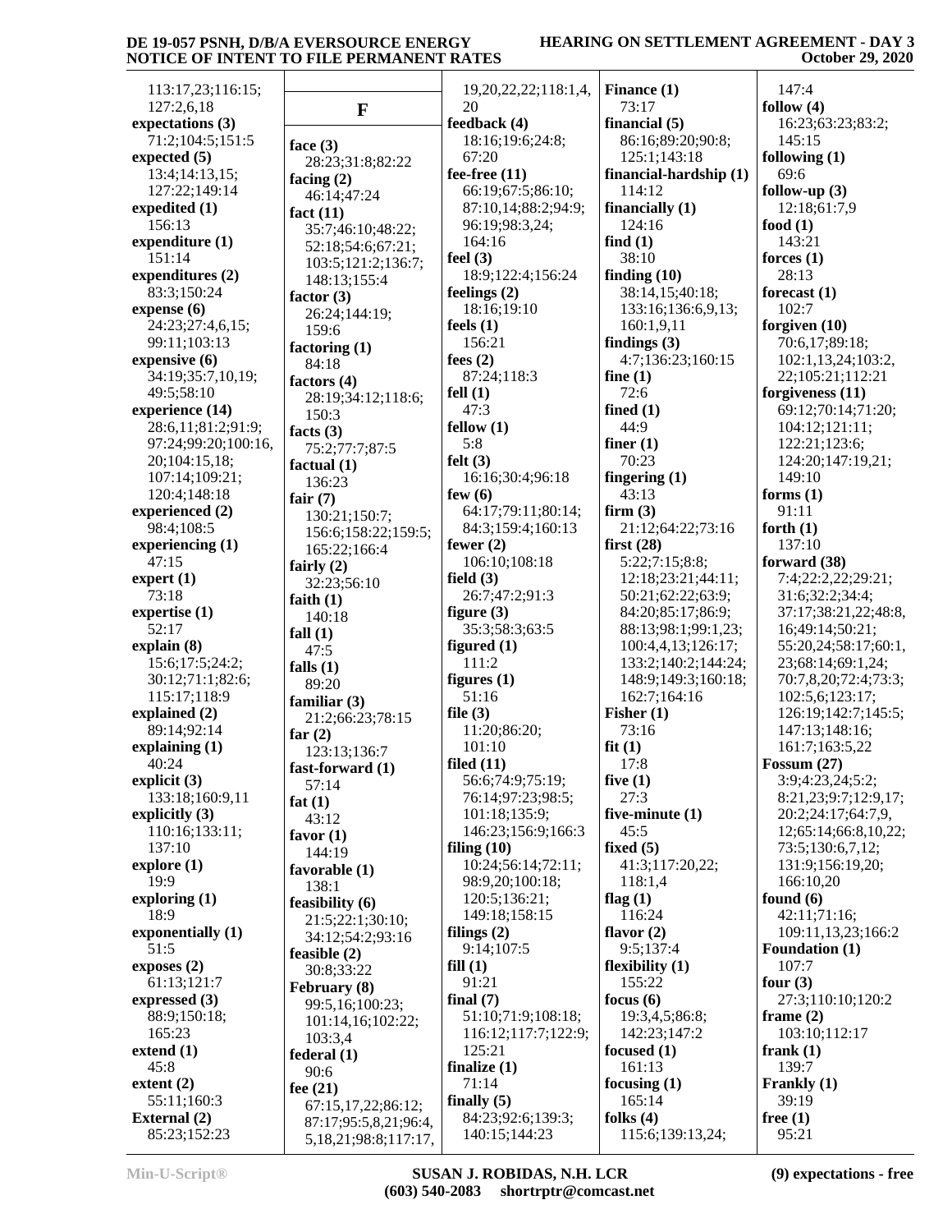113:17,23;116:15;
127:2,6,18
**expectations (3)**
71:2;104:5;151:5
**expected (5)**
13:4;14:13,15;
127:22;149:14
**expedited (1)**
156:13
**expenditure (1)**
151:14
**expenditures (2)**
83:3;150:24
**expense (6)**
24:23;27:4,6,15;
99:11;103:13
**expensive (6)**
34:19;35:7,10,19;
49:5;58:10
**experience (14)**
28:6,11;81:2;91:9;
97:24;99:20;100:16,
20;104:15,18;
107:14;109:21;
120:4;148:18
**experienced (2)**
98:4;108:5
**experiencing (1)**
47:15
**expert (1)**
73:18
**expertise (1)**
52:17
**explain (8)**
15:6;17:5;24:2;
30:12;71:1;82:6;
115:17;118:9
**explained (2)**
89:14;92:14
**explaining (1)**
40:24
**explicit (3)**
133:18;160:9,11
**explicitly (3)**
110:16;133:11;
137:10
**explore (1)**
19:9
**exploring (1)**
18:9
**exponentially (1)**
51:5
**exposes (2)**
61:13;121:7
**expressed (3)**
88:9;150:18;
165:23
**extend (1)**
45:8
**extent (2)**
55:11;160:3
**External (2)**
85:23;152:23

## F

**face (3)**
28:23;31:8;82:22
**facing (2)**
46:14;47:24
**fact (11)**
35:7;46:10;48:22;
52:18;54:6;67:21;
103:5;121:2;136:7;
148:13;155:4
**factor (3)**
26:24;144:19;
159:6
**factoring (1)**
84:18
**factors (4)**
28:19;34:12;118:6;
150:3
**facts (3)**
75:2;77:7;87:5
**factual (1)**
136:23
**fair (7)**
130:21;150:7;
156:6;158:22;159:5;
165:22;166:4
**fairly (2)**
32:23;56:10
**faith (1)**
140:18
**fall (1)**
47:5
**falls (1)**
89:20
**familiar (3)**
21:2;66:23;78:15
**far (2)**
123:13;136:7
**fast-forward (1)**
57:14
**fat (1)**
43:12
**favor (1)**
144:19
**favorable (1)**
138:1
**feasibility (6)**
21:5;22:1;30:10;
34:12;54:2;93:16
**feasible (2)**
30:8;33:22
**February (8)**
99:5,16;100:23;
101:14,16;102:22;
103:3,4
**federal (1)**
90:6
**fee (21)**
67:15,17,22;86:12;
87:17;95:5,8,21;96:4,
5,18,21;98:8;117:17,
19,20,22,22;118:1,4,
20
**feedback (4)**
18:16;19:6;24:8;
67:20
**fee-free (11)**
66:19;67:5;86:10;
87:10,14;88:2;94:9;
96:19;98:3,24;
164:16
**feel (3)**
18:9;122:4;156:24
**feelings (2)**
18:16;19:10
**feels (1)**
156:21
**fees (2)**
87:24;118:3
**fell (1)**
47:3
**fellow (1)**
5:8
**felt (3)**
16:16;30:4;96:18
**few (6)**
64:17;79:11;80:14;
84:3;159:4;160:13
**fewer (2)**
106:10;108:18
**field (3)**
26:7;47:2;91:3
**figure (3)**
35:3;58:3;63:5
**figured (1)**
111:2
**figures (1)**
51:16
**file (3)**
11:20;86:20;
101:10
**filed (11)**
56:6;74:9;75:19;
76:14;97:23;98:5;
101:18;135:9;
146:23;156:9;166:3
**filing (10)**
10:24;56:14;72:11;
98:9,20;100:18;
120:5;136:21;
149:18;158:15
**filings (2)**
9:14;107:5
**fill (1)**
91:21
**final (7)**
51:10;71:9;108:18;
116:12;117:7;122:9;
125:21
**finalize (1)**
71:14
**finally (5)**
84:23;92:6;139:3;
140:15;144:23
**Finance (1)**
73:17
**financial (5)**
86:16;89:20;90:8;
125:1;143:18
**financial-hardship (1)**
114:12
**financially (1)**
124:16
**find (1)**
38:10
**finding (10)**
38:14,15;40:18;
133:16;136:6,9,13;
160:1,9,11
**findings (3)**
4:7;136:23;160:15
**fine (1)**
72:6
**fined (1)**
44:9
**finer (1)**
70:23
**fingering (1)**
43:13
**firm (3)**
21:12;64:22;73:16
**first (28)**
5:22;7:15;8:8;
12:18;23:21;44:11;
50:21;62:22;63:9;
84:20;85:17;86:9;
88:13;98:1;99:1,23;
100:4,4,13;126:17;
133:2;140:2;144:24;
148:9;149:3;160:18;
162:7;164:16
**Fisher (1)**
73:16
**fit (1)**
17:8
**five (1)**
27:3
**five-minute (1)**
45:5
**fixed (5)**
41:3;117:20,22;
118:1,4
**flag (1)**
116:24
**flavor (2)**
9:5;137:4
**flexibility (1)**
155:22
**focus (6)**
19:3,4,5;86:8;
142:23;147:2
**focused (1)**
161:13
**focusing (1)**
165:14
**folks (4)**
115:6;139:13,24;
147:4
**follow (4)**
16:23;63:23;83:2;
145:15
**following (1)**
69:6
**follow-up (3)**
12:18;61:7,9
**food (1)**
143:21
**forces (1)**
28:13
**forecast (1)**
102:7
**forgiven (10)**
70:6,17;89:18;
102:1,13,24;103:2,
22;105:21;112:21
**forgiveness (11)**
69:12;70:14;71:20;
104:12;121:11;
122:21;123:6;
124:20;147:19,21;
149:10
**forms (1)**
91:11
**forth (1)**
137:10
**forward (38)**
7:4;22:2,22;29:21;
31:6;32:2;34:4;
37:17;38:21,22;48:8,
16;49:14;50:21;
55:20,24;58:17;60:1,
23;68:14;69:1,24;
70:7,8,20;72:4;73:3;
102:5,6;123:17;
126:19;142:7;145:5;
147:13;148:16;
161:7;163:5,22
**Fossum (27)**
3:9;4:23,24;5:2;
8:21,23;9:7;12:9,17;
20:2;24:17;64:7,9,
12;65:14;66:8,10,22;
73:5;130:6,7,12;
131:9;156:19,20;
166:10,20
**found (6)**
42:11;71:16;
109:11,13,23;166:2
**Foundation (1)**
107:7
**four (3)**
27:3;110:10;120:2
**frame (2)**
103:10;112:17
**frank (1)**
139:7
**Frankly (1)**
39:19
**free (1)**
95:21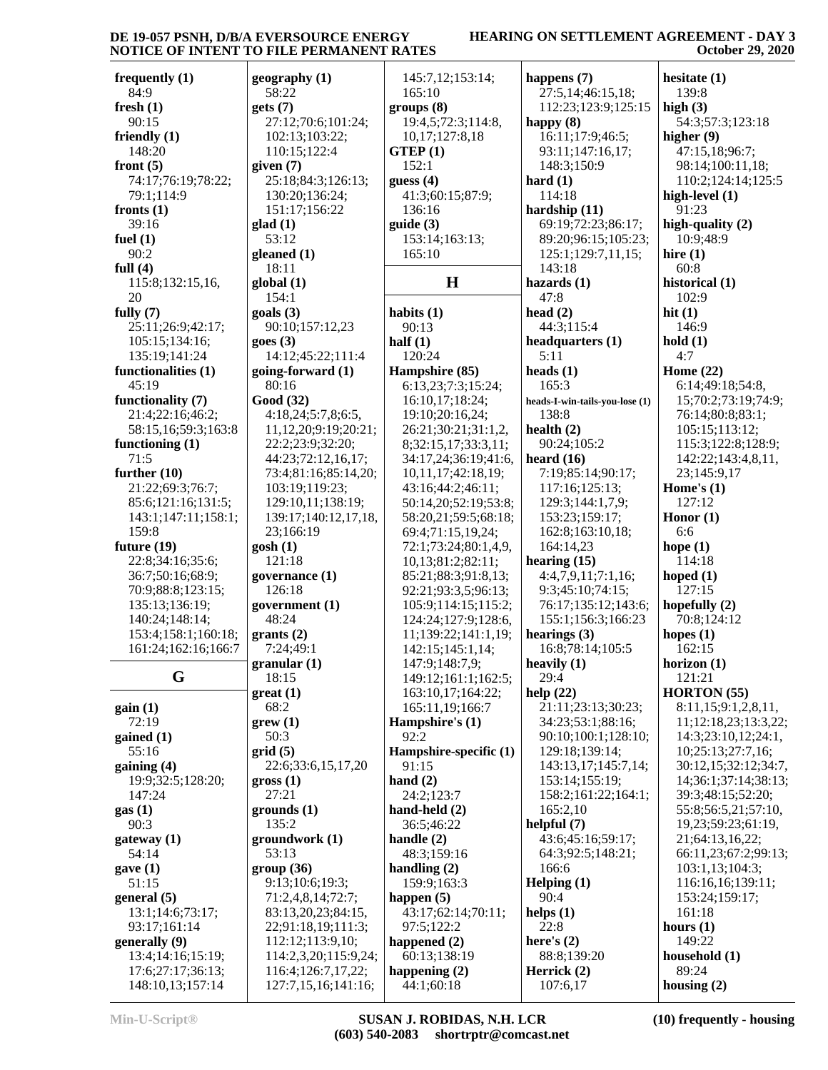**frequently (1)**
84:9
**fresh (1)**
90:15
**friendly (1)**
148:20
**front (5)**
74:17;76:19;78:22;
79:1;114:9
**fronts (1)**
39:16
**fuel (1)**
90:2
**full (4)**
115:8;132:15,16,
20
**fully (7)**
25:11;26:9;42:17;
105:15;134:16;
135:19;141:24
**functionalities (1)**
45:19
**functionality (7)**
21:4;22:16;46:2;
58:15,16;59:3;163:8
**functioning (1)**
71:5
**further (10)**
21:22;69:3;76:7;
85:6;121:16;131:5;
143:1;147:11;158:1;
159:8
**future (19)**
22:8;34:16;35:6;
36:7;50:16;68:9;
70:9;88:8;123:15;
135:13;136:19;
140:24;148:14;
153:4;158:1;160:18;
161:24;162:16;166:7

## G

**gain (1)**
72:19
**gained (1)**
55:16
**gaining (4)**
19:9;32:5;128:20;
147:24
**gas (1)**
90:3
**gateway (1)**
54:14
**gave (1)**
51:15
**general (5)**
13:1;14:6;73:17;
93:17;161:14
**generally (9)**
13:4;14:16;15:19;
17:6;27:17;36:13;
148:10,13;157:14

**geography (1)**
58:22
**gets (7)**
27:12;70:6;101:24;
102:13;103:22;
110:15;122:4
**given (7)**
25:18;84:3;126:13;
130:20;136:24;
151:17;156:22
**glad (1)**
53:12
**gleaned (1)**
18:11
**global (1)**
154:1
**goals (3)**
90:10;157:12,23
**goes (3)**
14:12;45:22;111:4
**going-forward (1)**
80:16
**Good (32)**
4:18,24;5:7,8;6:5,
11,12,20;9:19;20:21;
22:2;23:9;32:20;
44:23;72:12,16,17;
73:4;81:16;85:14,20;
103:19;119:23;
129:10,11;138:19;
139:17;140:12,17,18,
23;166:19
**gosh (1)**
121:18
**governance (1)**
126:18
**government (1)**
48:24
**grants (2)**
7:24;49:1
**granular (1)**
18:15
**great (1)**
68:2
**grew (1)**
50:3
**grid (5)**
22:6;33:6,15,17,20
**gross (1)**
27:21
**grounds (1)**
135:2
**groundwork (1)**
53:13
**group (36)**
9:13;10:6;19:3;
71:2,4,8,14;72:7;
83:13,20,23;84:15,
22;91:18,19;111:3;
112:12;113:9,10;
114:2,3,20;115:9,24;
116:4;126:7,17,22;
127:7,15,16;141:16;

145:7,12;153:14;
165:10
**groups (8)**
19:4,5;72:3;114:8,
10,17;127:8,18
**GTEP (1)**
152:1
**guess (4)**
41:3;60:15;87:9;
136:16
**guide (3)**
153:14;163:13;
165:10

## H

**habits (1)**
90:13
**half (1)**
120:24
**Hampshire (85)**
6:13,23;7:3;15:24;
16:10,17;18:24;
19:10;20:16,24;
26:21;30:21;31:1,2,
8;32:15,17;33:3,11;
34:17,24;36:19;41:6,
10,11,17;42:18,19;
43:16;44:2;46:11;
50:14,20;52:19;53:8;
58:20,21;59:5;68:18;
69:4;71:15,19,24;
72:1;73:24;80:1,4,9,
10,13;81:2;82:11;
85:21;88:3;91:8,13;
92:21;93:3,5;96:13;
105:9;114:15;115:2;
124:24;127:9;128:6,
11;139:22;141:1,19;
142:15;145:1,14;
147:9;148:7,9;
149:12;161:1;162:5;
163:10,17;164:22;
165:11,19;166:7
**Hampshire's (1)**
92:2
**Hampshire-specific (1)**
91:15
**hand (2)**
24:2;123:7
**hand-held (2)**
36:5;46:22
**handle (2)**
48:3;159:16
**handling (2)**
159:9;163:3
**happen (5)**
43:17;62:14;70:11;
97:5;122:2
**happened (2)**
60:13;138:19
**happening (2)**
44:1;60:18

**happens (7)**
27:5,14;46:15,18;
112:23;123:9;125:15
**happy (8)**
16:11;17:9;46:5;
93:11;147:16,17;
148:3;150:9
**hard (1)**
114:18
**hardship (11)**
69:19;72:23;86:17;
89:20;96:15;105:23;
125:1;129:7,11,15;
143:18
**hazards (1)**
47:8
**head (2)**
44:3;115:4
**headquarters (1)**
5:11
**heads (1)**
165:3
**heads-I-win-tails-you-lose (1)**
138:8
**health (2)**
90:24;105:2
**heard (16)**
7:19;85:14;90:17;
117:16;125:13;
129:3;144:1,7,9;
153:23;159:17;
162:8;163:10,18;
164:14,23
**hearing (15)**
4:4,7,9,11;7:1,16;
9:3;45:10;74:15;
76:17;135:12;143:6;
155:1;156:3;166:23
**hearings (3)**
16:8;78:14;105:5
**heavily (1)**
29:4
**help (22)**
21:11;23:13;30:23;
34:23;53:1;88:16;
90:10;100:1;128:10;
129:18;139:14;
143:13,17;145:7,14;
153:14;155:19;
158:2;161:22;164:1;
165:2,10
**helpful (7)**
43:6;45:16;59:17;
64:3;92:5;148:21;
166:6
**Helping (1)**
90:4
**helps (1)**
22:8
**here's (2)**
88:8;139:20
**Herrick (2)**
107:6,17

**hesitate (1)**
139:8
**high (3)**
54:3;57:3;123:18
**higher (9)**
47:15,18;96:7;
98:14;100:11,18;
110:2;124:14;125:5
**high-level (1)**
91:23
**high-quality (2)**
10:9;48:9
**hire (1)**
60:8
**historical (1)**
102:9
**hit (1)**
146:9
**hold (1)**
4:7
**Home (22)**
6:14;49:18;54:8,
15;70:2;73:19;74:9;
76:14;80:8;83:1;
105:15;113:12;
115:3;122:8;128:9;
142:22;143:4,8,11,
23;145:9,17
**Home's (1)**
127:12
**Honor (1)**
6:6
**hope (1)**
114:18
**hoped (1)**
127:15
**hopefully (2)**
70:8;124:12
**hopes (1)**
162:15
**horizon (1)**
121:21
**HORTON (55)**
8:11,15;9:1,2,8,11,
11;12:18,23;13:3,22;
14:3;23:10,12;24:1,
10;25:13;27:7,16;
30:12,15;32:12;34:7,
14;36:1;37:14;38:13;
39:3;48:15;52:20;
55:8;56:5,21;57:10,
19,23;59:23;61:19,
21;64:13,16,22;
66:11,23;67:2;99:13;
103:1,13;104:3;
116:16,16;139:11;
153:24;159:17;
161:18
**hours (1)**
149:22
**household (1)**
89:24
**housing (2)**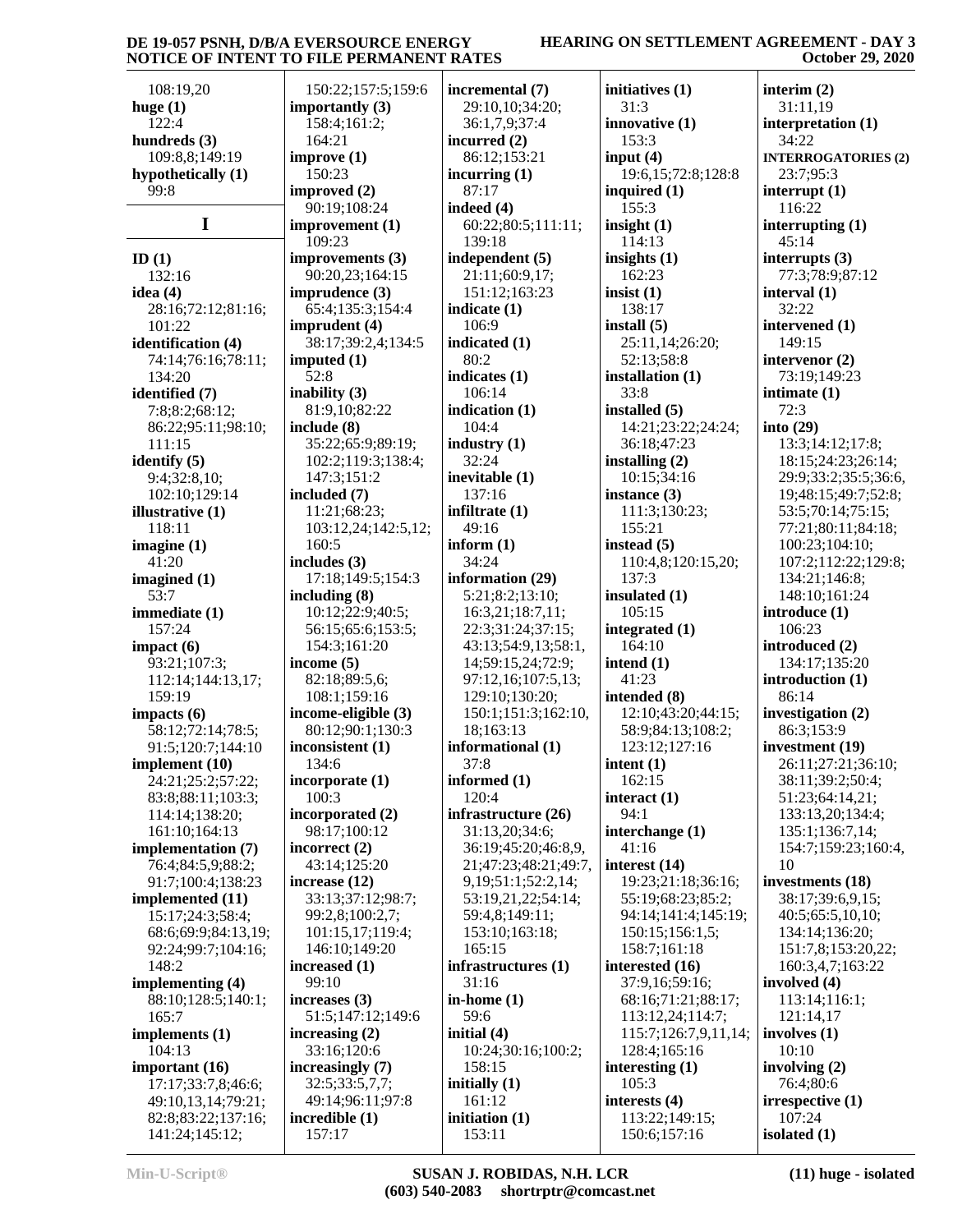108:19,20
**huge (1)**
122:4
**hundreds (3)**
109:8,8;149:19
**hypothetically (1)**
99:8

# I

**ID (1)**
132:16
**idea (4)**
28:16;72:12;81:16;
101:22
**identification (4)**
74:14;76:16;78:11;
134:20
**identified (7)**
7:8;8:2;68:12;
86:22;95:11;98:10;
111:15
**identify (5)**
9:4;32:8,10;
102:10;129:14
**illustrative (1)**
118:11
**imagine (1)**
41:20
**imagined (1)**
53:7
**immediate (1)**
157:24
**impact (6)**
93:21;107:3;
112:14;144:13,17;
159:19
**impacts (6)**
58:12;72:14;78:5;
91:5;120:7;144:10
**implement (10)**
24:21;25:2;57:22;
83:8;88:11;103:3;
114:14;138:20;
161:10;164:13
**implementation (7)**
76:4;84:5,9;88:2;
91:7;100:4;138:23
**implemented (11)**
15:17;24:3;58:4;
68:6;69:9;84:13,19;
92:24;99:7;104:16;
148:2
**implementing (4)**
88:10;128:5;140:1;
165:7
**implements (1)**
104:13
**important (16)**
17:17;33:7,8;46:6;
49:10,13,14;79:21;
82:8;83:22;137:16;
141:24;145:12;
150:22;157:5;159:6
**importantly (3)**
158:4;161:2;
164:21
**improve (1)**
150:23
**improved (2)**
90:19;108:24
**improvement (1)**
109:23
**improvements (3)**
90:20,23;164:15
**imprudence (3)**
65:4;135:3;154:4
**imprudent (4)**
38:17;39:2,4;134:5
**imputed (1)**
52:8
**inability (3)**
81:9,10;82:22
**include (8)**
35:22;65:9;89:19;
102:2;119:3;138:4;
147:3;151:2
**included (7)**
11:21;68:23;
103:12,24;142:5,12;
160:5
**includes (3)**
17:18;149:5;154:3
**including (8)**
10:12;22:9;40:5;
56:15;65:6;153:5;
154:3;161:20
**income (5)**
82:18;89:5,6;
108:1;159:16
**income-eligible (3)**
80:12;90:1;130:3
**inconsistent (1)**
134:6
**incorporate (1)**
100:3
**incorporated (2)**
98:17;100:12
**incorrect (2)**
43:14;125:20
**increase (12)**
33:13;37:12;98:7;
99:2,8;100:2,7;
101:15,17;119:4;
146:10;149:20
**increased (1)**
99:10
**increases (3)**
51:5;147:12;149:6
**increasing (2)**
33:16;120:6
**increasingly (7)**
32:5;33:5,7,7;
49:14;96:11;97:8
**incredible (1)**
157:17
**incremental (7)**
29:10,10;34:20;
36:1,7,9;37:4
**incurred (2)**
86:12;153:21
**incurring (1)**
87:17
**indeed (4)**
60:22;80:5;111:11;
139:18
**independent (5)**
21:11;60:9,17;
151:12;163:23
**indicate (1)**
106:9
**indicated (1)**
80:2
**indicates (1)**
106:14
**indication (1)**
104:4
**industry (1)**
32:24
**inevitable (1)**
137:16
**infiltrate (1)**
49:16
**inform (1)**
34:24
**information (29)**
5:21;8:2;13:10;
16:3,21;18:7,11;
22:3;31:24;37:15;
43:13;54:9,13;58:1,
14;59:15,24;72:9;
97:12,16;107:5,13;
129:10;130:20;
150:1;151:3;162:10,
18;163:13
**informational (1)**
37:8
**informed (1)**
120:4
**infrastructure (26)**
31:13,20;34:6;
36:19;45:20;46:8,9,
21;47:23;48:21;49:7,
9,19;51:1;52:2,14;
53:19,21,22;54:14;
59:4,8;149:11;
153:10;163:18;
165:15
**infrastructures (1)**
31:16
**in-home (1)**
59:6
**initial (4)**
10:24;30:16;100:2;
158:15
**initially (1)**
161:12
**initiation (1)**
153:11
**initiatives (1)**
31:3
**innovative (1)**
153:3
**input (4)**
19:6,15;72:8;128:8
**inquired (1)**
155:3
**insight (1)**
114:13
**insights (1)**
162:23
**insist (1)**
138:17
**install (5)**
25:11,14;26:20;
52:13;58:8
**installation (1)**
33:8
**installed (5)**
14:21;23:22;24:24;
36:18;47:23
**installing (2)**
10:15;34:16
**instance (3)**
111:3;130:23;
155:21
**instead (5)**
110:4,8;120:15,20;
137:3
**insulated (1)**
105:15
**integrated (1)**
164:10
**intend (1)**
41:23
**intended (8)**
12:10;43:20;44:15;
58:9;84:13;108:2;
123:12;127:16
**intent (1)**
162:15
**interact (1)**
94:1
**interchange (1)**
41:16
**interest (14)**
19:23;21:18;36:16;
55:19;68:23;85:2;
94:14;141:4;145:19;
150:15;156:1,5;
158:7;161:18
**interested (16)**
37:9,16;59:16;
68:16;71:21;88:17;
113:12,24;114:7;
115:7;126:7,9,11,14;
128:4;165:16
**interesting (1)**
105:3
**interests (4)**
113:22;149:15;
150:6;157:16
**interim (2)**
31:11,19
**interpretation (1)**
34:22
**INTERROGATORIES (2)**
23:7;95:3
**interrupt (1)**
116:22
**interrupting (1)**
45:14
**interrupts (3)**
77:3;78:9;87:12
**interval (1)**
32:22
**intervened (1)**
149:15
**intervenor (2)**
73:19;149:23
**intimate (1)**
72:3
**into (29)**
13:3;14:12;17:8;
18:15;24:23;26:14;
29:9;33:2;35:5;36:6,
19;48:15;49:7;52:8;
53:5;70:14;75:15;
77:21;80:11;84:18;
100:23;104:10;
107:2;112:22;129:8;
134:21;146:8;
148:10;161:24
**introduce (1)**
106:23
**introduced (2)**
134:17;135:20
**introduction (1)**
86:14
**investigation (2)**
86:3;153:9
**investment (19)**
26:11;27:21;36:10;
38:11;39:2;50:4;
51:23;64:14,21;
133:13,20;134:4;
135:1;136:7,14;
154:7;159:23;160:4,
10
**investments (18)**
38:17;39:6,9,15;
40:5;65:5,10,10;
134:14;136:20;
151:7,8;153:20,22;
160:3,4,7;163:22
**involved (4)**
113:14;116:1;
121:14,17
**involves (1)**
10:10
**involving (2)**
76:4;80:6
**irrespective (1)**
107:24
**isolated (1)**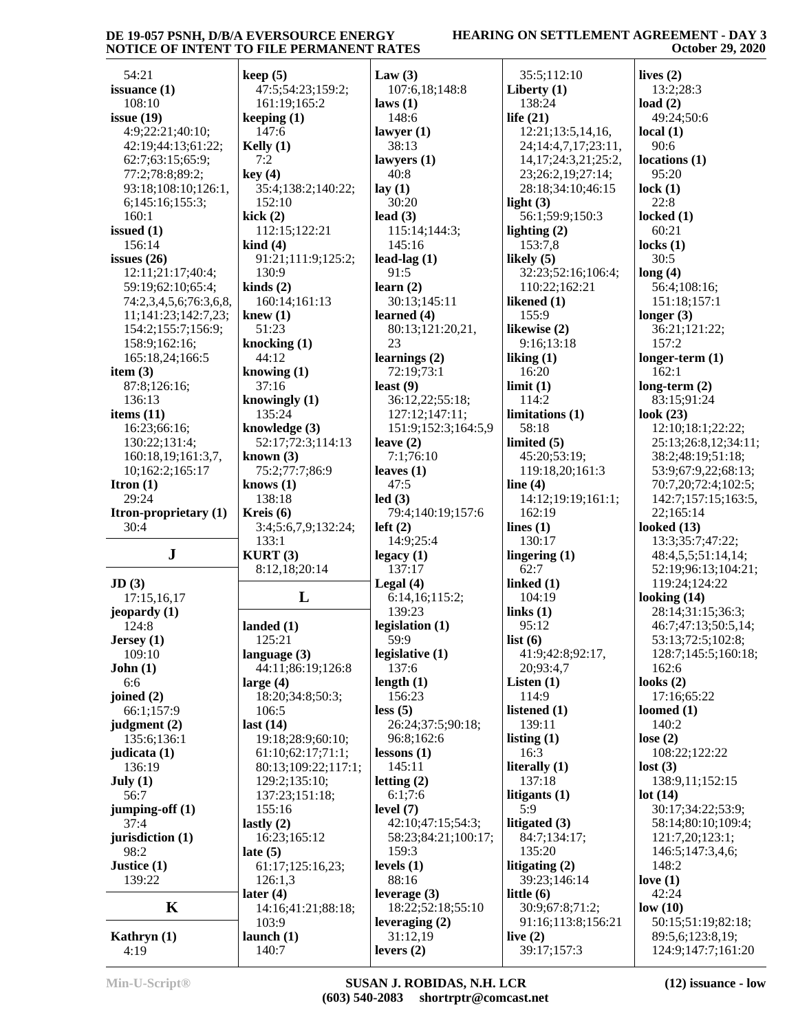54:21
**issuance (1)**
108:10
**issue (19)**
4:9;22:21;40:10;
42:19;44:13;61:22;
62:7;63:15;65:9;
77:2;78:8;89:2;
93:18;108:10;126:1,
6;145:16;155:3;
160:1
**issued (1)**
156:14
**issues (26)**
12:11;21:17;40:4;
59:19;62:10;65:4;
74:2,3,4,5,6;76:3,6,8,
11;141:23;142:7,23;
154:2;155:7;156:9;
158:9;162:16;
165:18,24;166:5
**item (3)**
87:8;126:16;
136:13
**items (11)**
16:23;66:16;
130:22;131:4;
160:18,19;161:3,7,
10;162:2;165:17
**Itron (1)**
29:24
**Itron-proprietary (1)**
30:4

## J

**JD (3)**
17:15,16,17
**jeopardy (1)**
124:8
**Jersey (1)**
109:10
**John (1)**
6:6
**joined (2)**
66:1;157:9
**judgment (2)**
135:6;136:1
**judicata (1)**
136:19
**July (1)**
56:7
**jumping-off (1)**
37:4
**jurisdiction (1)**
98:2
**Justice (1)**
139:22

## K

**Kathryn (1)**
4:19
**keep (5)**
47:5;54:23;159:2;
161:19;165:2
**keeping (1)**
147:6
**Kelly (1)**
7:2
**key (4)**
35:4;138:2;140:22;
152:10
**kick (2)**
112:15;122:21
**kind (4)**
91:21;111:9;125:2;
130:9
**kinds (2)**
160:14;161:13
**knew (1)**
51:23
**knocking (1)**
44:12
**knowing (1)**
37:16
**knowingly (1)**
135:24
**knowledge (3)**
52:17;72:3;114:13
**known (3)**
75:2;77:7;86:9
**knows (1)**
138:18
**Kreis (6)**
3:4;5:6,7,9;132:24;
133:1
**KURT (3)**
8:12,18;20:14

## L

**landed (1)**
125:21
**language (3)**
44:11;86:19;126:8
**large (4)**
18:20;34:8;50:3;
106:5
**last (14)**
19:18;28:9;60:10;
61:10;62:17;71:1;
80:13;109:22;117:1;
129:2;135:10;
137:23;151:18;
155:16
**lastly (2)**
16:23;165:12
**late (5)**
61:17;125:16,23;
126:1,3
**later (4)**
14:16;41:21;88:18;
103:9
**launch (1)**
140:7
**Law (3)**
107:6,18;148:8
**laws (1)**
148:6
**lawyer (1)**
38:13
**lawyers (1)**
40:8
**lay (1)**
30:20
**lead (3)**
115:14;144:3;
145:16
**lead-lag (1)**
91:5
**learn (2)**
30:13;145:11
**learned (4)**
80:13;121:20,21,
23
**learnings (2)**
72:19;73:1
**least (9)**
36:12,22;55:18;
127:12;147:11;
151:9;152:3;164:5,9
**leave (2)**
7:1;76:10
**leaves (1)**
47:5
**led (3)**
79:4;140:19;157:6
**left (2)**
14:9;25:4
**legacy (1)**
137:17
**Legal (4)**
6:14,16;115:2;
139:23
**legislation (1)**
59:9
**legislative (1)**
137:6
**length (1)**
156:23
**less (5)**
26:24;37:5;90:18;
96:8;162:6
**lessons (1)**
145:11
**letting (2)**
6:1;7:6
**level (7)**
42:10;47:15;54:3;
58:23;84:21;100:17;
159:3
**levels (1)**
88:16
**leverage (3)**
18:22;52:18;55:10
**leveraging (2)**
31:12,19
**levers (2)**
35:5;112:10
**Liberty (1)**
138:24
**life (21)**
12:21;13:5,14,16,
24;14:4,7,17;23:11,
14,17;24:3,21;25:2,
23;26:2,19;27:14;
28:18;34:10;46:15
**light (3)**
56:1;59:9;150:3
**lighting (2)**
153:7,8
**likely (5)**
32:23;52:16;106:4;
110:22;162:21
**likened (1)**
155:9
**likewise (2)**
9:16;13:18
**liking (1)**
16:20
**limit (1)**
114:2
**limitations (1)**
58:18
**limited (5)**
45:20;53:19;
119:18,20;161:3
**line (4)**
14:12;19:19;161:1;
162:19
**lines (1)**
130:17
**lingering (1)**
62:7
**linked (1)**
104:19
**links (1)**
95:12
**list (6)**
41:9;42:8;92:17,
20;93:4,7
**Listen (1)**
114:9
**listened (1)**
139:11
**listing (1)**
16:3
**literally (1)**
137:18
**litigants (1)**
5:9
**litigated (3)**
84:7;134:17;
135:20
**litigating (2)**
39:23;146:14
**little (6)**
30:9;67:8;71:2;
91:16;113:8;156:21
**live (2)**
39:17;157:3
**lives (2)**
13:2;28:3
**load (2)**
49:24;50:6
**local (1)**
90:6
**locations (1)**
95:20
**lock (1)**
22:8
**locked (1)**
60:21
**locks (1)**
30:5
**long (4)**
56:4;108:16;
151:18;157:1
**longer (3)**
36:21;121:22;
157:2
**longer-term (1)**
162:1
**long-term (2)**
83:15;91:24
**look (23)**
12:10;18:1;22:22;
25:13;26:8,12;34:11;
38:2;48:19;51:18;
53:9;67:9,22;68:13;
70:7,20;72:4;102:5;
142:7;157:15;163:5,
22;165:14
**looked (13)**
13:3;35:7;47:22;
48:4,5,5;51:14,14;
52:19;96:13;104:21;
119:24;124:22
**looking (14)**
28:14;31:15;36:3;
46:7;47:13;50:5,14;
53:13;72:5;102:8;
128:7;145:5;160:18;
162:6
**looks (2)**
17:16;65:22
**loomed (1)**
140:2
**lose (2)**
108:22;122:22
**lost (3)**
138:9,11;152:15
**lot (14)**
30:17;34:22;53:9;
58:14;80:10;109:4;
121:7,20;123:1;
146:5;147:3,4,6;
148:2
**love (1)**
42:24
**low (10)**
50:15;51:19;82:18;
89:5,6;123:8,19;
124:9;147:7;161:20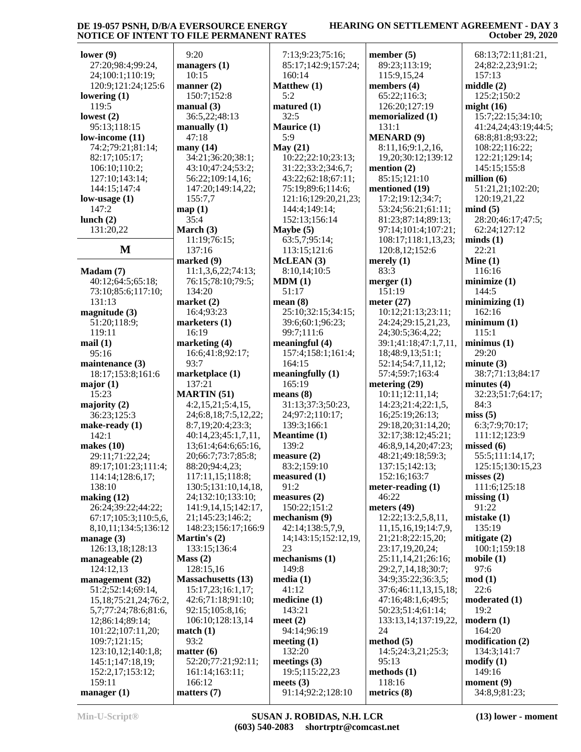**lower (9)**
27:20;98:4;99:24,
24;100:1;110:19;
120:9;121:24;125:6

**lowering (1)**
119:5

**lowest (2)**
95:13;118:15

**low-income (11)**
74:2;79:21;81:14;
82:17;105:17;
106:10;110:2;
127:10;143:14;
144:15;147:4

**low-usage (1)**
147:2

**lunch (2)**
131:20,22

## M

**Madam (7)**
40:12;64:5;65:18;
73:10;85:6;117:10;
131:13

**magnitude (3)**
51:20;118:9;
119:11

**mail (1)**
95:16

**maintenance (3)**
18:17;153:8;161:6

**major (1)**
15:23

**majority (2)**
36:23;125:3

**make-ready (1)**
142:1

**makes (10)**
29:11;71:22,24;
89:17;101:23;111:4;
114:14;128:6,17;
138:10

**making (12)**
26:24;39:22;44:22;
67:17;105:3;110:5,6,
8,10,11;134:5;136:12

**manage (3)**
126:13,18;128:13

**manageable (2)**
124:12,13

**management (32)**
51:2;52:14;69:14,
15,18;75:21,24;76:2,
5,7;77:24;78:6;81:6,
12;86:14;89:14;
101:22;107:11,20;
109:7;121:15;
123:10,12;140:1,8;
145:1;147:18,19;
152:2,17;153:12;
159:11

**manager (1)**
9:20

**managers (1)**
10:15

**manner (2)**
150:7;152:8

**manual (3)**
36:5,22;48:13

**manually (1)**
47:18

**many (14)**
34:21;36:20;38:1;
43:10;47:24;53:2;
56:22;109:14,16;
147:20;149:14,22;
155:7,7

**map (1)**
35:4

**March (3)**
11:19;76:15;
137:16

**marked (9)**
11:1,3,6,22;74:13;
76:15;78:10;79:5;
134:20

**market (2)**
16:4;93:23

**marketers (1)**
16:19

**marketing (4)**
16:6;41:8;92:17;
93:7

**marketplace (1)**
137:21

**MARTIN (51)**
4:2,15,21;5:4,15,
24;6:8,18;7:5,12,22;
8:7,19;20:4;23:3;
40:14,23;45:1,7,11,
13;61:4;64:6;65:16,
20;66:7;73:7;85:8;
88:20;94:4,23;
117:11,15;118:8;
130:5;131:10,14,18,
24;132:10;133:10;
141:9,14,15;142:17,
21;145:23;146:2;
148:23;156:17;166:9

**Martin's (2)**
133:15;136:4

**Mass (2)**
128:15,16

**Massachusetts (13)**
15:17,23;16:1,17;
42:6;71:18;91:10;
92:15;105:8,16;
106:10;128:13,14

**match (1)**
93:2

**matter (6)**
52:20;77:21;92:11;
161:14;163:11;
166:12

**matters (7)**
7:13;9:23;75:16;
85:17;142:9;157:24;
160:14

**Matthew (1)**
5:2

**matured (1)**
32:5

**Maurice (1)**
5:9

**May (21)**
10:22;22:10;23:13;
31:22;33:2;34:6,7;
43:22;62:18;67:11;
75:19;89:6;114:6;
121:16;129:20,21,23;
144:4;149:14;
152:13;156:14

**Maybe (5)**
63:5,7;95:14;
113:15;121:6

**McLEAN (3)**
8:10,14;10:5

**MDM (1)**
51:17

**mean (8)**
25:10;32:15;34:15;
39:6;60:1;96:23;
99:7;111:6

**meaningful (4)**
157:4;158:1;161:4;
164:15

**meaningfully (1)**
165:19

**means (8)**
31:13;37:3;50:23,
24;97:2;110:17;
139:3;166:1

**Meantime (1)**
139:2

**measure (2)**
83:2;159:10

**measured (1)**
91:2

**measures (2)**
150:22;151:2

**mechanism (9)**
42:14;138:5,7,9,
14;143:15;152:12,19,
23

**mechanisms (1)**
149:8

**media (1)**
41:12

**medicine (1)**
143:21

**meet (2)**
94:14;96:19

**meeting (1)**
132:20

**meetings (3)**
19:5;115:22,23

**meets (3)**
91:14;92:2;128:10

**member (5)**
89:23;113:19;
115:9,15,24

**members (4)**
65:22;116:3;
126:20;127:19

**memorialized (1)**
131:1

**MENARD (9)**
8:11,16;9:1,2,16,
19,20;30:12;139:12

**mention (2)**
85:15;121:10

**mentioned (19)**
17:2;19:12;34:7;
53:24;56:21;61:11;
81:23;87:14;89:13;
97:14;101:4;107:21;
108:17;118:1,13,23;
120:8,12;152:6

**merely (1)**
83:3

**merger (1)**
151:19

**meter (27)**
10:12;21:13;23:11;
24:24;29:15,21,23,
24;30:5;36:4,22;
39:1;41:18;47:1,7,11,
18;48:9,13;51:1;
52:14;54:7,11,12;
57:4;59:7;163:4

**metering (29)**
10:11;12:11,14;
14:23;21:4;22:1,5,
16;25:19;26:13;
29:18,20;31:14,20;
32:17;38:12;45:21;
46:8,9,14,20;47:23;
48:21;49:18;59:3;
137:15;142:13;
152:16;163:7

**meter-reading (1)**
46:22

**meters (49)**
12:22;13:2,5,8,11,
11,15,16,19;14:7,9,
21;21:8;22:15,20;
23:17,19,20,24;
25:11,14,21;26:16;
29:2,7,14,18;30:7,
34:9;35:22;36:3,5;
37:6;46:11,13,15,18;
47:16;48:1,6;49:5;
50:23;51:4;61:14;
133:13,14;137:19,22,
24

**method (5)**
14:5;24:3,21;25:3;
95:13

**methods (1)**
118:16

**metrics (8)**
68:13;72:11;81:21,
24;82:2,23;91:2;
157:13

**middle (2)**
125:2;150:2

**might (16)**
15:7;22:15;34:10;
41:24,24;43:19;44:5;
68:8;81:8;93:22;
108:22;116:22;
122:21;129:14;
145:15;155:8

**million (6)**
51:21,21;102:20;
120:19,21,22

**mind (5)**
28:20;46:17;47:5;
62:24;127:12

**minds (1)**
22:21

**Mine (1)**
116:16

**minimize (1)**
144:5

**minimizing (1)**
162:16

**minimum (1)**
115:1

**minimus (1)**
29:20

**minute (3)**
38:7;71:13;84:17

**minutes (4)**
32:23;51:7;64:17;
84:3

**miss (5)**
6:3;7:9;70:17;
111:12;123:9

**missed (6)**
55:5;111:14,17;
125:15;130:15,23

**misses (2)**
111:6;125:18

**missing (1)**
91:22

**mistake (1)**
135:19

**mitigate (2)**
100:1;159:18

**mobile (1)**
97:6

**mod (1)**
22:6

**moderated (1)**
19:2

**modern (1)**
164:20

**modification (2)**
134:3;141:7

**modify (1)**
149:16

**moment (9)**
34:8,9;81:23;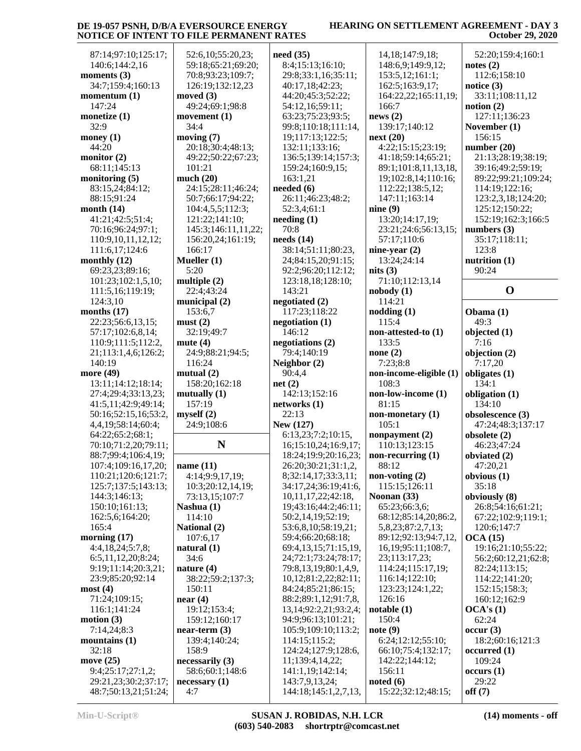87:14;97:10;125:17;
140:6;144:2,16

**moments (3)**
34:7;159:4;160:13

**momentum (1)**
147:24

**monetize (1)**
32:9

**money (1)**
44:20

**monitor (2)**
68:11;145:13

**monitoring (5)**
83:15,24;84:12;
88:15;91:24

**month (14)**
41:21;42:5;51:4;
70:16;96:24;97:1;
110:9,10,11,12,12;
111:6,17;124:6

**monthly (12)**
69:23,23;89:16;
101:23;102:1,5,10;
111:5,16;119:19;
124:3,10

**months (17)**
22:23;56:6,13,15;
57:17;102:6,8,14;
110:9;111:5;112:2,
21;113:1,4,6;126:2;
140:19

**more (49)**
13:11;14:12;18:14;
27:4;29:4;33:13,23;
41:5,11;42:9;49:14;
50:16;52:15,16;53:2,
4,4,19;58:14;60:4;
64:22;65:2;68:1;
70:10;71:2,20;79:11;
88:7;99:4;106:4,19;
107:4;109:16,17,20;
110:21;120:6;121:7;
125:7;137:5;143:13;
144:3;146:13;
150:10;161:13;
162:5,6;164:20;
165:4

**morning (17)**
4:4,18,24;5:7,8;
6:5,11,12,20;8:24;
9:19;11:14;20:3,21;
23:9;85:20;92:14

**most (4)**
71:24;109:15;
116:1;141:24

**motion (3)**
7:14,24;8:3

**mountains (1)**
32:18

**move (25)**
9:4;25:17;27:1,2;
29:21,23;30:2;37:17;
48:7;50:13,21;51:24;
52:6,10;55:20,23;
59:18;65:21;69:20;
70:8;93:23;109:7;
126:19;132:12,23

**moved (3)**
49:24;69:1;98:8

**movement (1)**
34:4

**moving (7)**
20:18;30:4;48:13;
49:22;50:22;67:23;
101:21

**much (20)**
24:15;28:11;46:24;
50:7;66:17;94:22;
104:4,5,5;112:3;
121:22;141:10;
145:3;146:11,11,22;
156:20,24;161:19;
166:17

**Mueller (1)**
5:20

**multiple (2)**
22:4;43:24

**municipal (2)**
153:6,7

**must (2)**
32:19;49:7

**mute (4)**
24:9;88:21;94:5;
116:24

**mutual (2)**
158:20;162:18

**mutually (1)**
157:19

**myself (2)**
24:9;108:6

## N

**name (11)**
4:14;9:9,17,19;
10:3;20:12,14,19;
73:13,15;107:7

**Nashua (1)**
114:10

**National (2)**
107:6,17

**natural (1)**
34:6

**nature (4)**
38:22;59:2;137:3;
150:11

**near (4)**
19:12;153:4;
159:12;160:17

**near-term (3)**
139:4;140:24;
158:9

**necessarily (3)**
58:6;60:1;148:6

**necessary (1)**
4:7

**need (35)**
8:4;15:13;16:10;
29:8;33:1,16;35:11;
40:17,18;42:23;
44:20;45:3;52:22;
54:12,16;59:11;
63:23;75:23;93:5;
99:8;110:18;111:14,
19;117:13;122:5;
132:11;133:16;
136:5;139:14;157:3;
159:24;160:9,15;
163:1,21

**needed (6)**
26:11;46:23;48:2;
52:3,4;61:1

**needing (1)**
70:8

**needs (14)**
38:14;51:11;80:23,
24;84:15,20;91:15;
92:2;96:20;112:12;
123:18,18;128:10;
143:21

**negotiated (2)**
117:23;118:22

**negotiation (1)**
146:12

**negotiations (2)**
79:4;140:19

**Neighbor (2)**
90:4,4

**net (2)**
142:13;152:16

**networks (1)**
22:13

**New (127)**
6:13,23;7:2;10:15,
16;15:10,24;16:9,17;
18:24;19:9;20:16,23;
26:20;30:21;31:1,2,
8;32:14,17;33:3,11;
34:17,24;36:19;41:6,
10,11,17,22;42:18,
19;43:16;44:2;46:11;
50:2,14,19;52:19;
53:6,8,10;58:19,21;
59:4;66:20;68:18;
69:4,13,15;71:15,19,
24;72:1;73:24;78:17;
79:8,13,19;80:1,4,9,
10,12;81:2,22;82:11;
84:24;85:21;86:15;
88:2;89:1,12;91:7,8,
13,14;92:2,21;93:2,4;
94:9;96:13;101:21;
105:9;109:10;113:2;
114:15;115:2;
124:24;127:9;128:6,
11;139:4,14,22;
141:1,19;142:14;
143:7,9,13,24;
144:18;145:1,2,7,13,
14,18;147:9,18;
148:6,9;149:9,12;
153:5,12;161:1;
162:5;163:9,17;
164:22,22;165:11,19;
166:7

**news (2)**
139:17;140:12

**next (20)**
4:22;15:15;23:19;
41:18;59:14;65:21;
89:1;101:8,11,13,18,
19;102:8,14;110:16;
112:22;138:5,12;
147:11;163:14

**nine (9)**
13:20;14:17,19;
23:21;24:6;56:13,15;
57:17;110:6

**nine-year (2)**
13:24;24:14

**nits (3)**
71:10;112:13,14

**nobody (1)**
114:21

**nodding (1)**
115:4

**non-attested-to (1)**
133:5

**none (2)**
7:23;8:8

**non-income-eligible (1)**
108:3

**non-low-income (1)**
81:15

**non-monetary (1)**
105:1

**nonpayment (2)**
110:13;123:15

**non-recurring (1)**
88:12

**non-voting (2)**
115:15;126:11

**Noonan (33)**
65:23;66:3,6;
68:12;85:14,20;86:2,
5,8,23;87:2,7,13;
89:12;92:13;94:7,12,
16,19;95:11;108:7,
23;113:17,23;
114:24;115:17,19;
116:14;122:10;
123:23;124:1,22;
126:16

**notable (1)**
150:4

**note (9)**
6:24;12:12;55:10;
66:10;75:4;132:17;
142:22;144:12;
156:11

**noted (6)**
15:22;32:12;48:15;
52:20;159:4;160:1

**notes (2)**
112:6;158:10

**notice (3)**
33:11;108:11,12

**notion (2)**
127:11;136:23

**November (1)**
156:15

**number (20)**
21:13;28:19;38:19;
39:16;49:2;59:19;
89:22;99:21;109:24;
114:19;122:16;
123:2,3,18;124:20;
125:12;150:22;
152:19;162:3;166:5

**numbers (3)**
35:17;118:11;
123:8

**nutrition (1)**
90:24

## O

**Obama (1)**
49:3

**objected (1)**
7:16

**objection (2)**
7:17,20

**obligates (1)**
134:1

**obligation (1)**
134:10

**obsolescence (3)**
47:24;48:3;137:17

**obsolete (2)**
46:23;47:24

**obviated (2)**
47:20,21

**obvious (1)**
35:18

**obviously (8)**
26:8;54:16;61:21;
67:22;102:9;119:1;
120:6;147:7

**OCA (15)**
19:16;21:10;55:22;
56:2;60:12,21;62:8;
82:24;113:15;
114:22;141:20;
152:15;158:3;
160:12;162:9

**OCA's (1)**
62:24

**occur (3)**
18:2;60:16;121:3

**occurred (1)**
109:24

**occurs (1)**
29:22

**off (7)**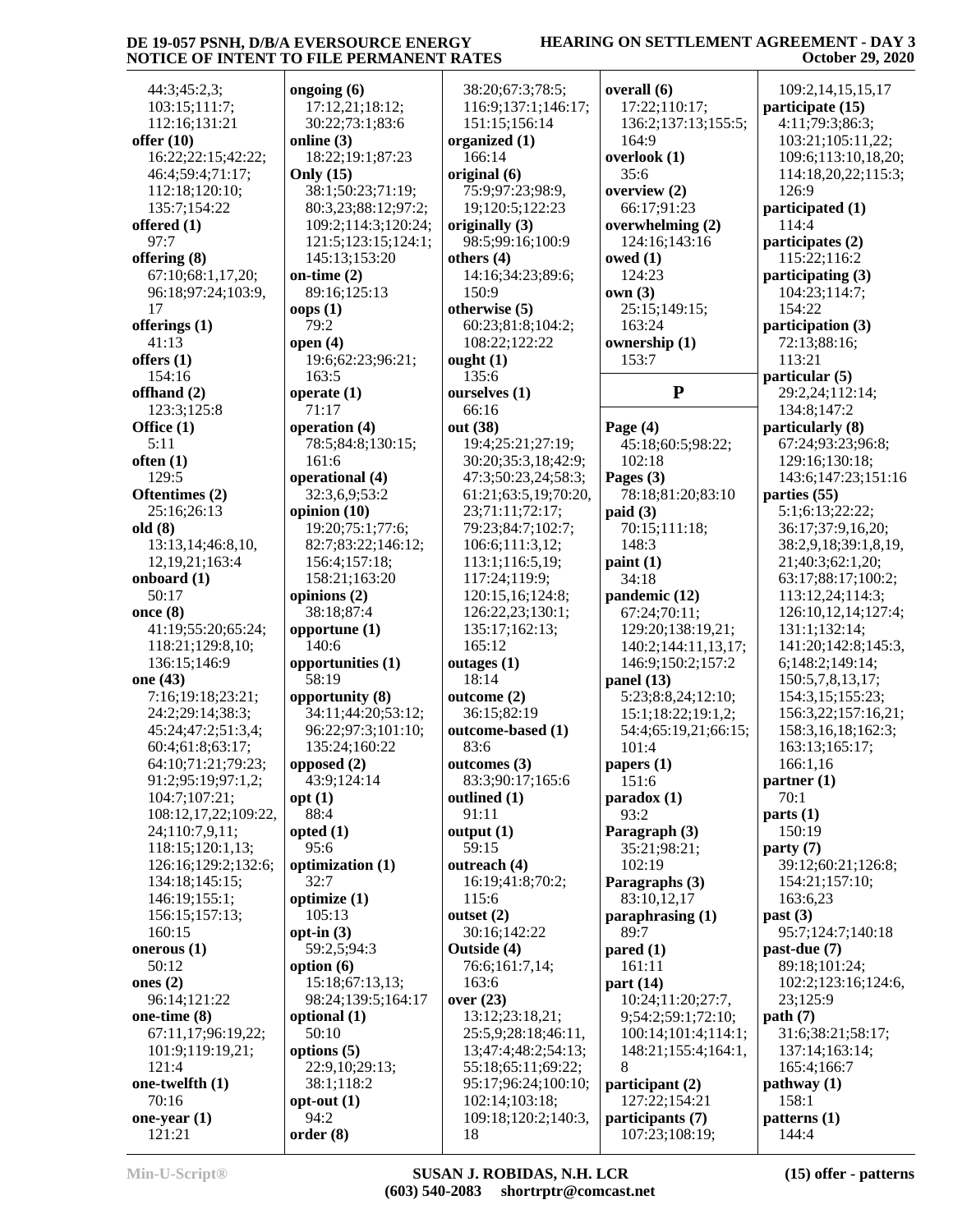44:3;45:2,3;
103:15;111:7;
112:16;131:21

**offer (10)**
16:22;22:15;42:22;
46:4;59:4;71:17;
112:18;120:10;
135:7;154:22

**offered (1)**
97:7

**offering (8)**
67:10;68:1,17,20;
96:18;97:24;103:9,
17

**offerings (1)**
41:13

**offers (1)**
154:16

**offhand (2)**
123:3;125:8

**Office (1)**
5:11

**often (1)**
129:5

**Oftentimes (2)**
25:16;26:13

**old (8)**
13:13,14;46:8,10,
12,19,21;163:4

**onboard (1)**
50:17

**once (8)**
41:19;55:20;65:24;
118:21;129:8,10;
136:15;146:9

**one (43)**
7:16;19:18;23:21;
24:2;29:14;38:3;
45:24;47:2;51:3,4;
60:4;61:8;63:17;
64:10;71:21;79:23;
91:2;95:19;97:1,2;
104:7;107:21;
108:12,17,22;109:22,
24;110:7,9,11;
118:15;120:1,13;
126:16;129:2;132:6;
134:18;145:15;
146:19;155:1;
156:15;157:13;
160:15

**onerous (1)**
50:12

**ones (2)**
96:14;121:22

**one-time (8)**
67:11,17;96:19,22;
101:9;119:19,21;
121:4

**one-twelfth (1)**
70:16

**one-year (1)**
121:21

**ongoing (6)**
17:12,21;18:12;
30:22;73:1;83:6

**online (3)**
18:22;19:1;87:23

**Only (15)**
38:1;50:23;71:19;
80:3,23;88:12;97:2;
109:2;114:3;120:24;
121:5;123:15;124:1;
145:13;153:20

**on-time (2)**
89:16;125:13

**oops (1)**
79:2

**open (4)**
19:6;62:23;96:21;
163:5

**operate (1)**
71:17

**operation (4)**
78:5;84:8;130:15;
161:6

**operational (4)**
32:3,6,9;53:2

**opinion (10)**
19:20;75:1;77:6;
82:7;83:22;146:12;
156:4;157:18;
158:21;163:20

**opinions (2)**
38:18;87:4

**opportune (1)**
140:6

**opportunities (1)**
58:19

**opportunity (8)**
34:11;44:20;53:12;
96:22;97:3;101:10;
135:24;160:22

**opposed (2)**
43:9;124:14

**opt (1)**
88:4

**opted (1)**
95:6

**optimization (1)**
32:7

**optimize (1)**
105:13

**opt-in (3)**
59:2,5;94:3

**option (6)**
15:18;67:13,13;
98:24;139:5;164:17

**optional (1)**
50:10

**options (5)**
22:9,10;29:13;
38:1;118:2

**opt-out (1)**
94:2

**order (8)**
38:20;67:3;78:5;
116:9;137:1;146:17;
151:15;156:14

**organized (1)**
166:14

**original (6)**
75:9;97:23;98:9,
19;120:5;122:23

**originally (3)**
98:5;99:16;100:9

**others (4)**
14:16;34:23;89:6;
150:9

**otherwise (5)**
60:23;81:8;104:2;
108:22;122:22

**ought (1)**
135:6

**ourselves (1)**
66:16

**out (38)**
19:4;25:21;27:19;
30:20;35:3,18;42:9;
47:3;50:23,24;58:3;
61:21;63:5,19;70:20,
23;71:11;72:17;
79:23;84:7;102:7;
106:6;111:3,12;
113:1;116:5,19;
117:24;119:9;
120:15,16;124:8;
126:22,23;130:1;
135:17;162:13;
165:12

**outages (1)**
18:14

**outcome (2)**
36:15;82:19

**outcome-based (1)**
83:6

**outcomes (3)**
83:3;90:17;165:6

**outlined (1)**
91:11

**output (1)**
59:15

**outreach (4)**
16:19;41:8;70:2;
115:6

**outset (2)**
30:16;142:22

**Outside (4)**
76:6;161:7,14;
163:6

**over (23)**
13:12;23:18,21;
25:5,9;28:18;46:11,
13;47:4;48:2;54:13;
55:18;65:11;69:22;
95:17;96:24;100:10;
102:14;103:18;
109:18;120:2;140:3,
18

**overall (6)**
17:22;110:17;
136:2;137:13;155:5;
164:9

**overlook (1)**
35:6

**overview (2)**
66:17;91:23

**overwhelming (2)**
124:16;143:16

**owed (1)**
124:23

**own (3)**
25:15;149:15;
163:24

**ownership (1)**
153:7

## P

**Page (4)**
45:18;60:5;98:22;
102:18

**Pages (3)**
78:18;81:20;83:10

**paid (3)**
70:15;111:18;
148:3

**paint (1)**
34:18

**pandemic (12)**
67:24;70:11;
129:20;138:19,21;
140:2;144:11,13,17;
146:9;150:2;157:2

**panel (13)**
5:23;8:8,24;12:10;
15:1;18:22;19:1,2;
54:4;65:19,21;66:15;
101:4

**papers (1)**
151:6

**paradox (1)**
93:2

**Paragraph (3)**
35:21;98:21;
102:19

**Paragraphs (3)**
83:10,12,17

**paraphrasing (1)**
89:7

**pared (1)**
161:11

**part (14)**
10:24;11:20;27:7,
9;54:2;59:1;72:10;
100:14;101:4;114:1;
148:21;155:4;164:1,
8

**participant (2)**
127:22;154:21

**participants (7)**
107:23;108:19;
109:2,14,15,15,17

**participate (15)**
4:11;79:3;86:3;
103:21;105:11,22;
109:6;113:10,18,20;
114:18,20,22;115:3;
126:9

**participated (1)**
114:4

**participates (2)**
115:22;116:2

**participating (3)**
104:23;114:7;
154:22

**participation (3)**
72:13;88:16;
113:21

**particular (5)**
29:2,24;112:14;
134:8;147:2

**particularly (8)**
67:24;93:23;96:8;
129:16;130:18;
143:6;147:23;151:16

**parties (55)**
5:1;6:13;22:22;
36:17;37:9,16,20;
38:2,9,18;39:1,8,19,
21;40:3;62:1,20;
63:17;88:17;100:2;
113:12,24;114:3;
126:10,12,14;127:4;
131:1;132:14;
141:20;142:8;145:3,
6;148:2;149:14;
150:5,7,8,13,17;
154:3,15;155:23;
156:3,22;157:16,21;
158:3,16,18;162:3;
163:13;165:17;
166:1,16

**partner (1)**
70:1

**parts (1)**
150:19

**party (7)**
39:12;60:21;126:8;
154:21;157:10;
163:6,23

**past (3)**
95:7;124:7;140:18

**past-due (7)**
89:18;101:24;
102:2;123:16;124:6,
23;125:9

**path (7)**
31:6;38:21;58:17;
137:14;163:14;
165:4;166:7

**pathway (1)**
158:1

**patterns (1)**
144:4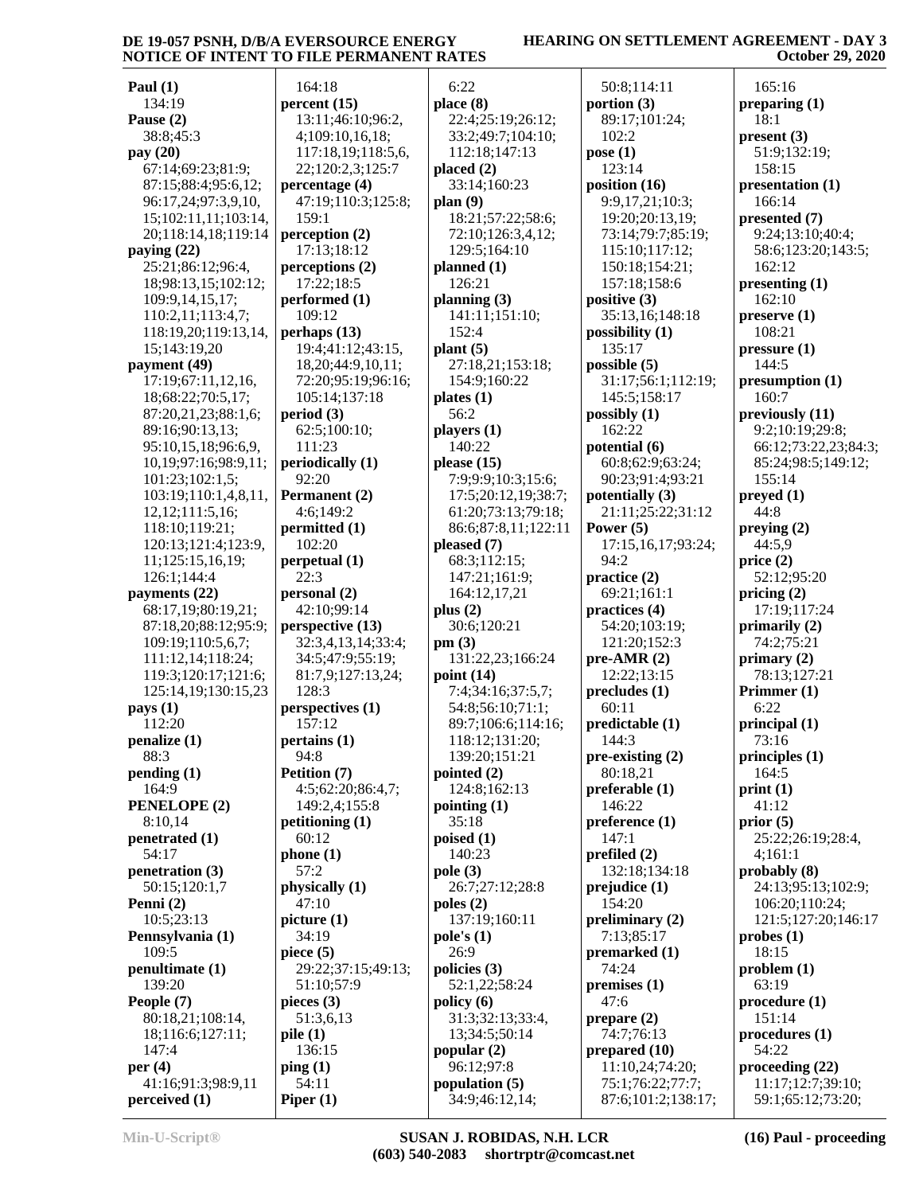**Paul (1)**
134:19
**Pause (2)**
38:8;45:3
**pay (20)**
67:14;69:23;81:9;87:15;88:4;95:6,12;96:17,24;97:3,9,10,15;102:11,11;103:14,20;118:14,18;119:14
**paying (22)**
25:21;86:12;96:4,18;98:13,15;102:12;109:9,14,15,17;110:2,11;113:4,7;118:19,20;119:13,14,15;143:19,20
**payment (49)**
17:19;67:11,12,16,18;68:22;70:5,17;87:20,21,23;88:1,6;89:16;90:13,13;95:10,15,18;96:6,9,10,19;97:16;98:9,11;101:23;102:1,5;103:19;110:1,4,8,11,12,12;111:5,16;118:10;119:21;120:13;121:4;123:9,11;125:15,16,19;126:1;144:4
**payments (22)**
68:17,19;80:19,21;87:18,20;88:12;95:9;109:19;110:5,6,7;111:12,14;118:24;119:3;120:17;121:6;125:14,19;130:15,23
**pays (1)**
112:20
**penalize (1)**
88:3
**pending (1)**
164:9
**PENELOPE (2)**
8:10,14
**penetrated (1)**
54:17
**penetration (3)**
50:15;120:1,7
**Penni (2)**
10:5;23:13
**Pennsylvania (1)**
109:5
**penultimate (1)**
139:20
**People (7)**
80:18,21;108:14,18;116:6;127:11;147:4
**per (4)**
41:16;91:3;98:9,11
**perceived (1)**
164:18
**percent (15)**
13:11;46:10;96:2,4;109:10,16,18;117:18,19;118:5,6,22;120:2,3;125:7
**percentage (4)**
47:19;110:3;125:8;159:1
**perception (2)**
17:13;18:12
**perceptions (2)**
17:22;18:5
**performed (1)**
109:12
**perhaps (13)**
19:4;41:12;43:15,18,20;44:9,10,11;72:20;95:19;96:16;105:14;137:18
**period (3)**
62:5;100:10;111:23
**periodically (1)**
92:20
**Permanent (2)**
4:6;149:2
**permitted (1)**
102:20
**perpetual (1)**
22:3
**personal (2)**
42:10;99:14
**perspective (13)**
32:3,4,13,14;33:4;34:5;47:9;55:19;81:7,9;127:13,24;128:3
**perspectives (1)**
157:12
**pertains (1)**
94:8
**Petition (7)**
4:5;62:20;86:4,7;149:2,4;155:8
**petitioning (1)**
60:12
**phone (1)**
57:2
**physically (1)**
47:10
**picture (1)**
34:19
**piece (5)**
29:22;37:15;49:13;51:10;57:9
**pieces (3)**
51:3,6,13
**pile (1)**
136:15
**ping (1)**
54:11
**Piper (1)**
6:22
**place (8)**
22:4;25:19;26:12;33:2;49:7;104:10;112:18;147:13
**placed (2)**
33:14;160:23
**plan (9)**
18:21;57:22;58:6;72:10;126:3,4,12;129:5;164:10
**planned (1)**
126:21
**planning (3)**
141:11;151:10;152:4
**plant (5)**
27:18,21;153:18;154:9;160:22
**plates (1)**
56:2
**players (1)**
140:22
**please (15)**
7:9;9:9;10:3;15:6;17:5;20:12,19;38:7;61:20;73:13;79:18;86:6;87:8,11;122:11
**pleased (7)**
68:3;112:15;147:21;161:9;164:12,17,21
**plus (2)**
30:6;120:21
**pm (3)**
131:22,23;166:24
**point (14)**
7:4;34:16;37:5,7;54:8;56:10;71:1;89:7;106:6;114:16;118:12;131:20;139:20;151:21
**pointed (2)**
124:8;162:13
**pointing (1)**
35:18
**poised (1)**
140:23
**pole (3)**
26:7;27:12;28:8
**poles (2)**
137:19;160:11
**pole's (1)**
26:9
**policies (3)**
52:1,22;58:24
**policy (6)**
31:3;32:13;33:4,13;34:5;50:14
**popular (2)**
96:12;97:8
**population (5)**
34:9;46:12,14;50:8;114:11
**portion (3)**
89:17;101:24;102:2
**pose (1)**
123:14
**position (16)**
9:9,17,21;10:3;19:20;20:13,19;73:14;79:7;85:19;115:10;117:12;150:18;154:21;157:18;158:6
**positive (3)**
35:13,16;148:18
**possibility (1)**
135:17
**possible (5)**
31:17;56:1;112:19;145:5;158:17
**possibly (1)**
162:22
**potential (6)**
60:8;62:9;63:24;90:23;91:4;93:21
**potentially (3)**
21:11;25:22;31:12
**Power (5)**
17:15,16,17;93:24;94:2
**practice (2)**
69:21;161:1
**practices (4)**
54:20;103:19;121:20;152:3
**pre-AMR (2)**
12:22;13:15
**precludes (1)**
60:11
**predictable (1)**
144:3
**pre-existing (2)**
80:18,21
**preferable (1)**
146:22
**preference (1)**
147:1
**prefiled (2)**
132:18;134:18
**prejudice (1)**
154:20
**preliminary (2)**
7:13;85:17
**premarked (1)**
74:24
**premises (1)**
47:6
**prepare (2)**
74:7;76:13
**prepared (10)**
11:10,24;74:20;75:1;76:22;77:7;87:6;101:2;138:17;165:16
**preparing (1)**
18:1
**present (3)**
51:9;132:19;158:15
**presentation (1)**
166:14
**presented (7)**
9:24;13:10;40:4;58:6;123:20;143:5;162:12
**presenting (1)**
162:10
**preserve (1)**
108:21
**pressure (1)**
144:5
**presumption (1)**
160:7
**previously (11)**
9:2;10:19;29:8;66:12;73:22,23;84:3;85:24;98:5;149:12;155:14
**preyed (1)**
44:8
**preying (2)**
44:5,9
**price (2)**
52:12;95:20
**pricing (2)**
17:19;117:24
**primarily (2)**
74:2;75:21
**primary (2)**
78:13;127:21
**Primmer (1)**
6:22
**principal (1)**
73:16
**principles (1)**
164:5
**print (1)**
41:12
**prior (5)**
25:22;26:19;28:4,4;161:1
**probably (8)**
24:13;95:13;102:9;106:20;110:24;121:5;127:20;146:17
**probes (1)**
18:15
**problem (1)**
63:19
**procedure (1)**
151:14
**procedures (1)**
54:22
**proceeding (22)**
11:17;12:7;39:10;59:1;65:12;73:20;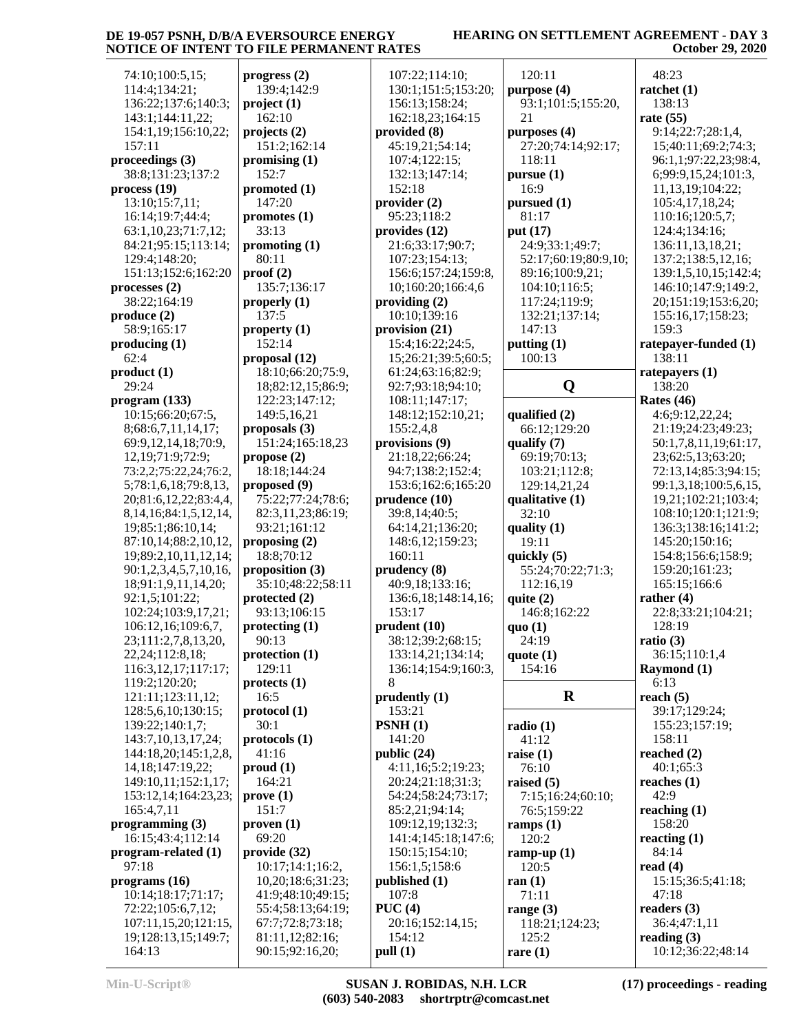74:10;100:5,15;
114:4;134:21;
136:22;137:6;140:3;
143:1;144:11,22;
154:1,19;156:10,22;
157:11

**proceedings (3)**
38:8;131:23;137:2

**process (19)**
13:10;15:7,11;
16:14;19:7;44:4;
63:1,10,23;71:7,12;
84:21;95:15;113:14;
129:4;148:20;
151:13;152:6;162:20

**processes (2)**
38:22;164:19

**produce (2)**
58:9;165:17

**producing (1)**
62:4

**product (1)**
29:24

**program (133)**
10:15;66:20;67:5,
8;68:6,7,11,14,17;
69:9,12,14,18;70:9,
12,19;71:9;72:9;
73:2,2;75:22,24;76:2,
5;78:1,6,18;79:8,13,
20;81:6,12,22;83:4,4,
8,14,16;84:1,5,12,14,
19;85:1;86:10,14;
87:10,14;88:2,10,12,
19;89:2,10,11,12,14;
90:1,2,3,4,5,7,10,16,
18;91:1,9,11,14,20;
92:1,5;101:22;
102:24;103:9,17,21;
106:12,16;109:6,7,
23;111:2,7,8,13,20,
22,24;112:8,18;
116:3,12,17;117:17;
119:2;120:20;
121:11;123:11,12;
128:5,6,10;130:15;
139:22;140:1,7;
143:7,10,13,17,24;
144:18,20;145:1,2,8,
14,18;147:19,22;
149:10,11;152:1,17;
153:12,14;164:23,23;
165:4,7,11

**programming (3)**
16:15;43:4;112:14

**program-related (1)**
97:18

**programs (16)**
10:14;18:17;71:17;
72:22;105:6,7,12;
107:11,15,20;121:15,
19;128:13,15;149:7;
164:13

**progress (2)**
139:4;142:9

**project (1)**
162:10

**projects (2)**
151:2;162:14

**promising (1)**
152:7

**promoted (1)**
147:20

**promotes (1)**
33:13

**promoting (1)**
80:11

**proof (2)**
135:7;136:17

**properly (1)**
137:5

**property (1)**
152:14

**proposal (12)**
18:10;66:20;75:9,
18;82:12,15;86:9;
122:23;147:12;
149:5,16,21

**proposals (3)**
151:24;165:18,23

**propose (2)**
18:18;144:24

**proposed (9)**
75:22;77:24;78:6;
82:3,11,23;86:19;
93:21;161:12

**proposing (2)**
18:8;70:12

**proposition (3)**
35:10;48:22;58:11

**protected (2)**
93:13;106:15

**protecting (1)**
90:13

**protection (1)**
129:11

**protects (1)**
16:5

**protocol (1)**
30:1

**protocols (1)**
41:16

**proud (1)**
164:21

**prove (1)**
151:7

**proven (1)**
69:20

**provide (32)**
10:17;14:1;16:2,
10,20;18:6;31:23;
41:9;48:10;49:15;
55:4;58:13;64:19;
67:7;72:8;73:18;
81:11,12;82:16;
90:15;92:16,20;
107:22;114:10;
130:1;151:5;153:20;
156:13;158:24;
162:18,23;164:15

**provided (8)**
45:19,21;54:14;
107:4;122:15;
132:13;147:14;
152:18

**provider (2)**
95:23;118:2

**provides (12)**
21:6;33:17;90:7;
107:23;154:13;
156:6;157:24;159:8,
10;160:20;166:4,6

**providing (2)**
10:10;139:16

**provision (21)**
15:4;16:22;24:5,
15;26:21;39:5;60:5;
61:24;63:16;82:9;
92:7;93:18;94:10;
108:11;147:17;
148:12;152:10,21;
155:2,4,8

**provisions (9)**
21:18,22;66:24;
94:7;138:2;152:4;
153:6;162:6;165:20

**prudence (10)**
39:8,14;40:5;
64:14,21;136:20;
148:6,12;159:23;
160:11

**prudency (8)**
40:9,18;133:16;
136:6,18;148:14,16;
153:17

**prudent (10)**
38:12;39:2;68:15;
133:14,21;134:14;
136:14;154:9;160:3,
8

**prudently (1)**
153:21

**PSNH (1)**
141:20

**public (24)**
4:11,16;5:2;19:23;
20:24;21:18;31:3;
54:24;58:24;73:17;
85:2,21;94:14;
109:12,19;132:3;
141:4;145:18;147:6;
150:15;154:10;
156:1,5;158:6

**published (1)**
107:8

**PUC (4)**
20:16;152:14,15;
154:12

**pull (1)**
120:11

**purpose (4)**
93:1;101:5;155:20,
21

**purposes (4)**
27:20;74:14;92:17;
118:11

**pursue (1)**
16:9

**pursued (1)**
81:17

**put (17)**
24:9;33:1;49:7;
52:17;60:19;80:9,10;
89:16;100:9,21;
104:10;116:5;
117:24;119:9;
132:21;137:14;
147:13

**putting (1)**
100:13

## Q

**qualified (2)**
66:12;129:20

**qualify (7)**
69:19;70:13;
103:21;112:8;
129:14,21,24

**qualitative (1)**
32:10

**quality (1)**
19:11

**quickly (5)**
55:24;70:22;71:3;
112:16,19

**quite (2)**
146:8;162:22

**quo (1)**
24:19

**quote (1)**
154:16

## R

**radio (1)**
41:12

**raise (1)**
76:10

**raised (5)**
7:15;16:24;60:10;
76:5;159:22

**ramps (1)**
120:2

**ramp-up (1)**
120:5

**ran (1)**
71:11

**range (3)**
118:21;124:23;
125:2

**rare (1)**
48:23

**ratchet (1)**
138:13

**rate (55)**
9:14;22:7;28:1,4,
15;40:11;69:2;74:3;
96:1,1;97:22,23;98:4,
6;99:9,15,24;101:3,
11,13,19;104:22;
105:4,17,18,24;
110:16;120:5,7;
124:4;134:16;
136:11,13,18,21;
137:2;138:5,12,16;
139:1,5,10,15;142:4;
146:10;147:9;149:2,
20;151:19;153:6,20;
155:16,17;158:23;
159:3

**ratepayer-funded (1)**
138:11

**ratepayers (1)**
138:20

**Rates (46)**
4:6;9:12,22,24;
21:19;24:23;49:23;
50:1,7,8,11,19;61:17,
23;62:5,13;63:20;
72:13,14;85:3;94:15;
99:1,3,18;100:5,6,15,
19,21;102:21;103:4;
108:10;120:1;121:9;
136:3;138:16;141:2;
145:20;150:16;
154:8;156:6;158:9;
159:20;161:23;
165:15;166:6

**rather (4)**
22:8;33:21;104:21;
128:19

**ratio (3)**
36:15;110:1,4

**Raymond (1)**
6:13

**reach (5)**
39:17;129:24;
155:23;157:19;
158:11

**reached (2)**
40:1;65:3

**reaches (1)**
42:9

**reaching (1)**
158:20

**reacting (1)**
84:14

**read (4)**
15:15;36:5;41:18;
47:18

**readers (3)**
36:4;47:1,11

**reading (3)**
10:12;36:22;48:14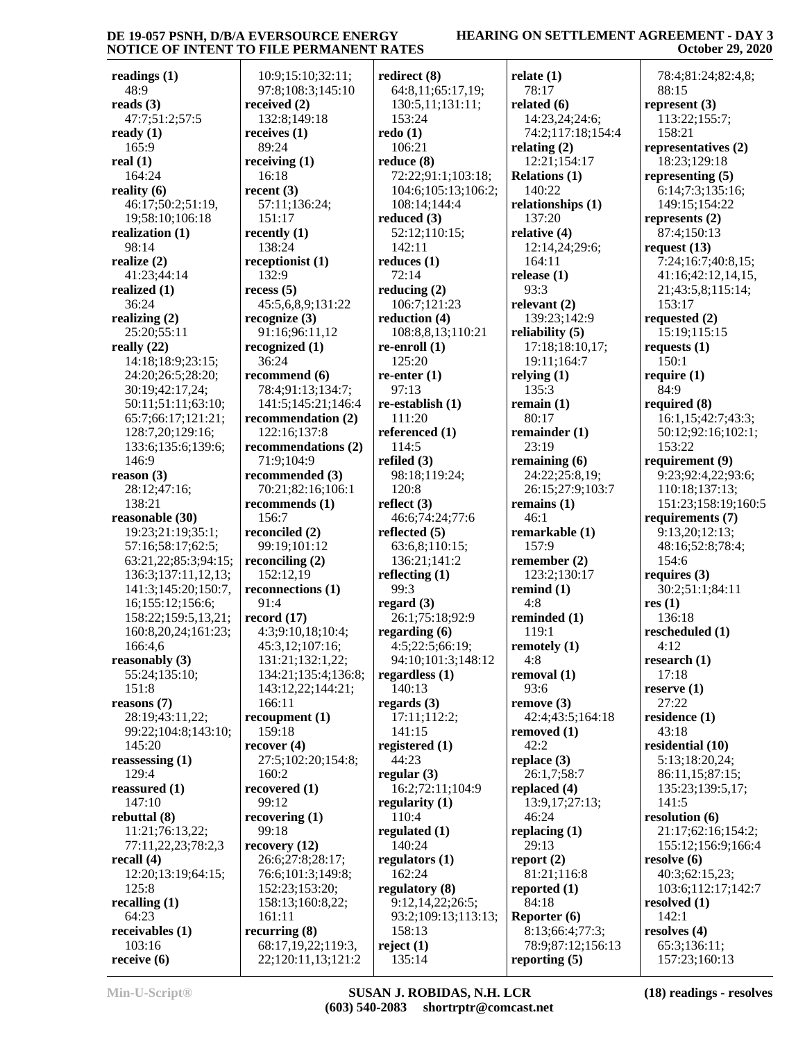**readings (1)**
48:9
**reads (3)**
47:7;51:2;57:5
**ready (1)**
165:9
**real (1)**
164:24
**reality (6)**
46:17;50:2;51:19, 19;58:10;106:18
**realization (1)**
98:14
**realize (2)**
41:23;44:14
**realized (1)**
36:24
**realizing (2)**
25:20;55:11
**really (22)**
14:18;18:9;23:15; 24:20;26:5;28:20; 30:19;42:17,24; 50:11;51:11;63:10; 65:7;66:17;121:21; 128:7,20;129:16; 133:6;135:6;139:6; 146:9
**reason (3)**
28:12;47:16; 138:21
**reasonable (30)**
19:23;21:19;35:1; 57:16;58:17;62:5; 63:21,22;85:3;94:15; 136:3;137:11,12,13; 141:3;145:20;150:7, 16;155:12;156:6; 158:22;159:5,13,21; 160:8,20,24;161:23; 166:4,6
**reasonably (3)**
55:24;135:10; 151:8
**reasons (7)**
28:19;43:11,22; 99:22;104:8;143:10; 145:20
**reassessing (1)**
129:4
**reassured (1)**
147:10
**rebuttal (8)**
11:21;76:13,22; 77:11,22,23;78:2,3
**recall (4)**
12:20;13:19;64:15; 125:8
**recalling (1)**
64:23
**receivables (1)**
103:16
**receive (6)**
10:9;15:10;32:11; 97:8;108:3;145:10
**received (2)**
132:8;149:18
**receives (1)**
89:24
**receiving (1)**
16:18
**recent (3)**
57:11;136:24; 151:17
**recently (1)**
138:24
**receptionist (1)**
132:9
**recess (5)**
45:5,6,8,9;131:22
**recognize (3)**
91:16;96:11,12
**recognized (1)**
36:24
**recommend (6)**
78:4;91:13;134:7; 141:5;145:21;146:4
**recommendation (2)**
122:16;137:8
**recommendations (2)**
71:9;104:9
**recommended (3)**
70:21;82:16;106:1
**recommends (1)**
156:7
**reconciled (2)**
99:19;101:12
**reconciling (2)**
152:12,19
**reconnections (1)**
91:4
**record (17)**
4:3;9:10,18;10:4; 45:3,12;107:16; 131:21;132:1,22; 134:21;135:4;136:8; 143:12,22;144:21; 166:11
**recoupment (1)**
159:18
**recover (4)**
27:5;102:20;154:8; 160:2
**recovered (1)**
99:12
**recovering (1)**
99:18
**recovery (12)**
26:6;27:8;28:17; 76:6;101:3;149:8; 152:23;153:20; 158:13;160:8,22; 161:11
**recurring (8)**
68:17,19,22;119:3, 22;120:11,13;121:2
**redirect (8)**
64:8,11;65:17,19; 130:5,11;131:11; 153:24
**redo (1)**
106:21
**reduce (8)**
72:22;91:1;103:18; 104:6;105:13;106:2; 108:14;144:4
**reduced (3)**
52:12;110:15; 142:11
**reduces (1)**
72:14
**reducing (2)**
106:7;121:23
**reduction (4)**
108:8,8,13;110:21
**re-enroll (1)**
125:20
**re-enter (1)**
97:13
**re-establish (1)**
111:20
**referenced (1)**
114:5
**refiled (3)**
98:18;119:24; 120:8
**reflect (3)**
46:6;74:24;77:6
**reflected (5)**
63:6,8;110:15; 136:21;141:2
**reflecting (1)**
99:3
**regard (3)**
26:1;75:18;92:9
**regarding (6)**
4:5;22:5;66:19; 94:10;101:3;148:12
**regardless (1)**
140:13
**regards (3)**
17:11;112:2; 141:15
**registered (1)**
44:23
**regular (3)**
16:2;72:11;104:9
**regularity (1)**
110:4
**regulated (1)**
140:24
**regulators (1)**
162:24
**regulatory (8)**
9:12,14,22;26:5; 93:2;109:13;113:13; 158:13
**reject (1)**
135:14
**relate (1)**
78:17
**related (6)**
14:23,24;24:6; 74:2;117:18;154:4
**relating (2)**
12:21;154:17
**Relations (1)**
140:22
**relationships (1)**
137:20
**relative (4)**
12:14,24;29:6; 164:11
**release (1)**
93:3
**relevant (2)**
139:23;142:9
**reliability (5)**
17:18;18:10,17; 19:11;164:7
**relying (1)**
135:3
**remain (1)**
80:17
**remainder (1)**
23:19
**remaining (6)**
24:22;25:8,19; 26:15;27:9;103:7
**remains (1)**
46:1
**remarkable (1)**
157:9
**remember (2)**
123:2;130:17
**remind (1)**
4:8
**reminded (1)**
119:1
**remotely (1)**
4:8
**removal (1)**
93:6
**remove (3)**
42:4;43:5;164:18
**removed (1)**
42:2
**replace (3)**
26:1,7;58:7
**replaced (4)**
13:9,17;27:13; 46:24
**replacing (1)**
29:13
**report (2)**
81:21;116:8
**reported (1)**
84:18
**Reporter (6)**
8:13;66:4;77:3; 78:9;87:12;156:13
**reporting (5)**
78:4;81:24;82:4,8; 88:15
**represent (3)**
113:22;155:7; 158:21
**representatives (2)**
18:23;129:18
**representing (5)**
6:14;7:3;135:16; 149:15;154:22
**represents (2)**
87:4;150:13
**request (13)**
7:24;16:7;40:8,15; 41:16;42:12,14,15, 21;43:5,8;115:14; 153:17
**requested (2)**
15:19;115:15
**requests (1)**
150:1
**require (1)**
84:9
**required (8)**
16:1,15;42:7;43:3; 50:12;92:16;102:1; 153:22
**requirement (9)**
9:23;92:4,22;93:6; 110:18;137:13; 151:23;158:19;160:5
**requirements (7)**
9:13,20;12:13; 48:16;52:8;78:4; 154:6
**requires (3)**
30:2;51:1;84:11
**res (1)**
136:18
**rescheduled (1)**
4:12
**research (1)**
17:18
**reserve (1)**
27:22
**residence (1)**
43:18
**residential (10)**
5:13;18:20,24; 86:11,15;87:15; 135:23;139:5,17; 141:5
**resolution (6)**
21:17;62:16;154:2; 155:12;156:9;166:4
**resolve (6)**
40:3;62:15,23; 103:6;112:17;142:7
**resolved (1)**
142:1
**resolves (4)**
65:3;136:11; 157:23;160:13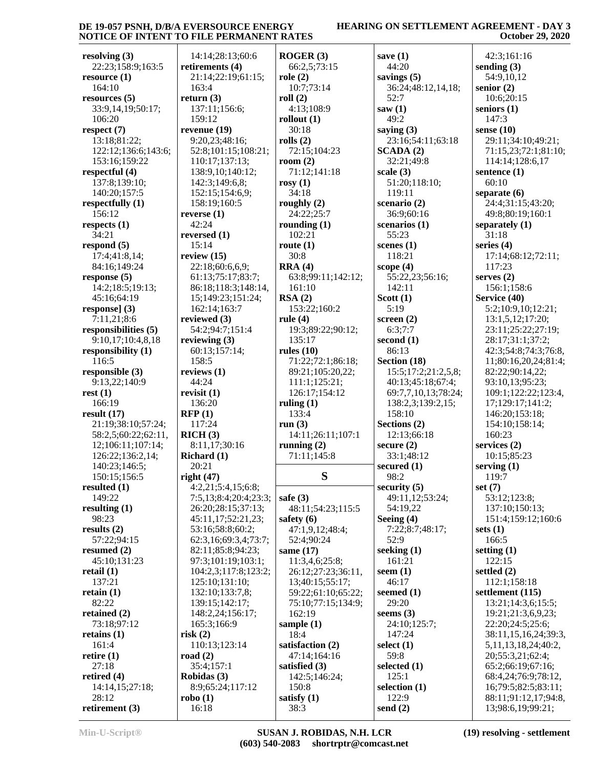**resolving (3)**
22:23;158:9;163:5
**resource (1)**
164:10
**resources (5)**
33:9,14,19;50:17;106:20
**respect (7)**
13:18;81:22;122:12;136:6;143:6;153:16;159:22
**respectful (4)**
137:8;139:10;140:20;157:5
**respectfully (1)**
156:12
**respects (1)**
34:21
**respond (5)**
17:4;41:8,14;84:16;149:24
**response (5)**
14:2;18:5;19:13;45:16;64:19
**response] (3)**
7:11,21;8:6
**responsibilities (5)**
9:10,17;10:4,8,18
**responsibility (1)**
116:5
**responsible (3)**
9:13,22;140:9
**rest (1)**
166:19
**result (17)**
21:19;38:10;57:24;58:2,5;60:22;62:11,12;106:11;107:14;126:22;136:2,14;140:23;146:5;150:15;156:5
**resulted (1)**
149:22
**resulting (1)**
98:23
**results (2)**
57:22;94:15
**resumed (2)**
45:10;131:23
**retail (1)**
137:21
**retain (1)**
82:22
**retained (2)**
73:18;97:12
**retains (1)**
161:4
**retire (1)**
27:18
**retired (4)**
14:14,15;27:18;28:12
**retirement (3)**
14:14;28:13;60:6
**retirements (4)**
21:14;22:19;61:15;163:4
**return (3)**
137:11;156:6;159:12
**revenue (19)**
9:20,23;48:16;52:8;101:15;108:21;110:17;137:13;138:9,10;140:12;142:3;149:6,8;152:15;154:6,9;158:19;160:5
**reverse (1)**
42:24
**reversed (1)**
15:14
**review (15)**
22:18;60:6,6,9;61:13;75:17;83:7;86:18;118:3;148:14,15;149:23;151:24;162:14;163:7
**reviewed (3)**
54:2;94:7;151:4
**reviewing (3)**
60:13;157:14;158:5
**reviews (1)**
44:24
**revisit (1)**
136:20
**RFP (1)**
117:24
**RICH (3)**
8:11,17;30:16
**Richard (1)**
20:21
**right (47)**
4:2,21;5:4,15;6:8;7:5,13;8:4;20:4;23:3;26:20;28:15;37:13;45:11,17;52:21,23;53:16;58:8;60:2;62:3,16;69:3,4;73:7;82:11;85:8;94:23;97:3;101:19;103:1;104:2,3;117:8;123:2;125:10;131:10;132:10;133:7,8;139:15;142:17;148:2,24;156:17;165:3;166:9
**risk (2)**
110:13;123:14
**road (2)**
35:4;157:1
**Robidas (3)**
8:9;65:24;117:12
**robo (1)**
16:18
**ROGER (3)**
66:2,5;73:15
**role (2)**
10:7;73:14
**roll (2)**
4:13;108:9
**rollout (1)**
30:18
**rolls (2)**
72:15;104:23
**room (2)**
71:12;141:18
**rosy (1)**
34:18
**roughly (2)**
24:22;25:7
**rounding (1)**
102:21
**route (1)**
30:8
**RRA (4)**
63:8;99:11;142:12;161:10
**RSA (2)**
153:22;160:2
**rule (4)**
19:3;89:22;90:12;135:17
**rules (10)**
71:22;72:1;86:18;89:21;105:20,22;111:1;125:21;126:17;154:12
**ruling (1)**
133:4
**run (3)**
14:11;26:11;107:1
**running (2)**
71:11;145:8

**S**

**safe (3)**
48:11;54:23;115:5
**safety (6)**
47:1,9,12;48:4;52:4;90:24
**same (17)**
11:3,4,6;25:8;26:12;27:23;36:11,13;40:15;55:17;59:22;61:10;65:22;75:10;77:15;134:9;162:19
**sample (1)**
18:4
**satisfaction (2)**
47:14;164:16
**satisfied (3)**
142:5;146:24;150:8
**satisfy (1)**
38:3
**save (1)**
44:20
**savings (5)**
36:24;48:12,14,18;52:7
**saw (1)**
49:2
**saying (3)**
23:16;54:11;63:18
**SCADA (2)**
32:21;49:8
**scale (3)**
51:20;118:10;119:11
**scenario (2)**
36:9;60:16
**scenarios (1)**
55:23
**scenes (1)**
118:21
**scope (4)**
55:22,23;56:16;142:11
**Scott (1)**
5:19
**screen (2)**
6:3;7:7
**second (1)**
86:13
**Section (18)**
15:5;17:2;21:2,5,8;40:13;45:18;67:4;69:7,7,10,13;78:24;138:2,3;139:2,15;158:10
**Sections (2)**
12:13;66:18
**secure (2)**
33:1;48:12
**secured (1)**
98:2
**security (5)**
49:11,12;53:24;54:19,22
**Seeing (4)**
7:22;8:7;48:17;52:9
**seeking (1)**
161:21
**seem (1)**
46:17
**seemed (1)**
29:20
**seems (3)**
24:10;125:7;147:24
**select (1)**
59:8
**selected (1)**
125:1
**selection (1)**
122:9
**send (2)**
42:3;161:16
**sending (3)**
54:9,10,12
**senior (2)**
10:6;20:15
**seniors (1)**
147:3
**sense (10)**
29:11;34:10;49:21;71:15,23;72:1;81:10;114:14;128:6,17
**sentence (1)**
60:10
**separate (6)**
24:4;31:15;43:20;49:8;80:19;160:1
**separately (1)**
31:18
**series (4)**
17:14;68:12;72:11;117:23
**serves (2)**
156:1;158:6
**Service (40)**
5:2;10:9,10;12:21;13:1,5,12;17:20;23:11;25:22;27:19;28:17;31:1;37:2;42:3;54:8;74:3;76:8,11;80:16,20,24;81:4;82:22;90:14,22;93:10,13;95:23;109:1;122:22;123:4,17;129:17;141:2;146:20;153:18;154:10;158:14;160:23
**services (2)**
10:15;85:23
**serving (1)**
119:7
**set (7)**
53:12;123:8;137:10;150:13;151:4;159:12;160:6
**sets (1)**
166:5
**setting (1)**
122:15
**settled (2)**
112:1;158:18
**settlement (115)**
13:21;14:3,6;15:5;19:21;21:3,6,9,23;22:20;24:5;25:6;38:11,15,16,24;39:3,5,11,13,18,24;40:2,20;55:3,21;62:4;65:2;66:19;67:16;68:4,24;76:9;78:12,16;79:5;82:5;83:11;88:11;91:12,17;94:8,13;98:6,19;99:21;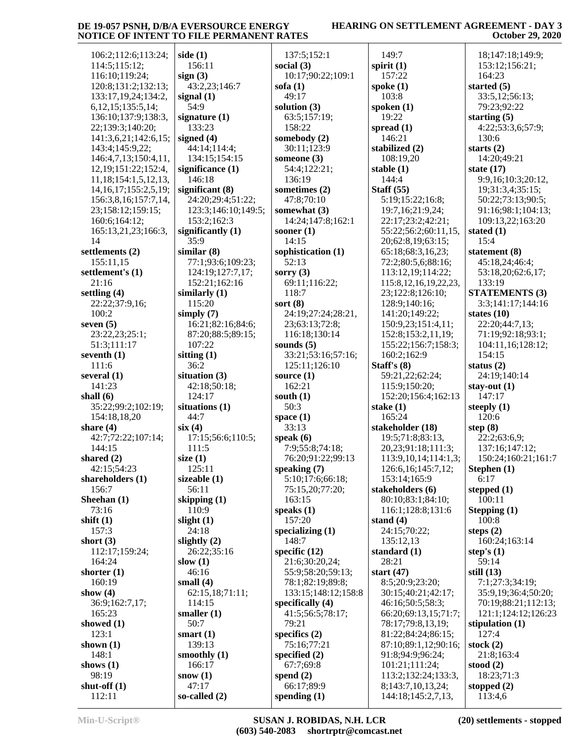106:2;112:6;113:24;
114:5;115:12;
116:10;119:24;
120:8;131:2;132:13;
133:17,19,24;134:2,
6,12,15;135:5,14;
136:10;137:9;138:3,
22;139:3;140:20;
141:3,6,21;142:6,15;
143:4;145:9,22;
146:4,7,13;150:4,11,
12,19;151:22;152:4,
11,18;154:1,5,12,13,
14,16,17;155:2,5,19;
156:3,8,16;157:7,14,
23;158:12;159:15;
160:6;164:12;
165:13,21,23;166:3,
14

**settlements (2)**
155:11,15

**settlement's (1)**
21:16

**settling (4)**
22:22;37:9,16;
100:2

**seven (5)**
23:22,23;25:1;
51:3;111:17

**seventh (1)**
111:6

**several (1)**
141:23

**shall (6)**
35:22;99:2;102:19;
154:18,18,20

**share (4)**
42:7;72:22;107:14;
144:15

**shared (2)**
42:15;54:23

**shareholders (1)**
156:7

**Sheehan (1)**
73:16

**shift (1)**
157:3

**short (3)**
112:17;159:24;
164:24

**shorter (1)**
160:19

**show (4)**
36:9;162:7,17;
165:23

**showed (1)**
123:1

**shown (1)**
148:1

**shows (1)**
98:19

**shut-off (1)**
112:11

**side (1)**
156:11

**sign (3)**
43:2,23;146:7

**signal (1)**
54:9

**signature (1)**
133:23

**signed (4)**
44:14;114:4;
134:15;154:15

**significance (1)**
146:18

**significant (8)**
24:20;29:4;51:22;
123:3;146:10;149:5;
153:2;162:3

**significantly (1)**
35:9

**similar (8)**
77:1;93:6;109:23;
124:19;127:7,17;
152:21;162:16

**similarly (1)**
115:20

**simply (7)**
16:21;82:16;84:6;
87:20;88:5;89:15;
107:22

**sitting (1)**
36:2

**situation (3)**
42:18;50:18;
124:17

**situations (1)**
44:7

**six (4)**
17:15;56:6;110:5;
111:5

**size (1)**
125:11

**sizeable (1)**
56:11

**skipping (1)**
110:9

**slight (1)**
24:18

**slightly (2)**
26:22;35:16

**slow (1)**
46:16

**small (4)**
62:15,18;71:11;
114:15

**smaller (1)**
50:7

**smart (1)**
139:13

**smoothly (1)**
166:17

**snow (1)**
47:17

**so-called (2)**
137:5;152:1

**social (3)**
10:17;90:22;109:1

**sofa (1)**
49:17

**solution (3)**
63:5;157:19;
158:22

**somebody (2)**
30:11;123:9

**someone (3)**
54:4;122:21;
136:19

**sometimes (2)**
47:8;70:10

**somewhat (3)**
14:24;147:8;162:1

**sooner (1)**
14:15

**sophistication (1)**
52:13

**sorry (3)**
69:11;116:22;
118:7

**sort (8)**
24:19;27:24;28:21,
23;63:13;72:8;
116:18;130:14

**sounds (5)**
33:21;53:16;57:16;
125:11;126:10

**source (1)**
162:21

**south (1)**
50:3

**space (1)**
33:13

**speak (6)**
7:9;55:8;74:18;
76:20;91:22;99:13

**speaking (7)**
5:10;17:6;66:18;
75:15,20;77:20;
163:15

**speaks (1)**
157:20

**specializing (1)**
148:7

**specific (12)**
21:6;30:20,24;
55:9;58:20;59:13;
78:1;82:19;89:8;
133:15;148:12;158:8

**specifically (4)**
41:5;56:5;78:17;
79:21

**specifics (2)**
75:16;77:21

**specified (2)**
67:7;69:8

**spend (2)**
66:17;89:9

**spending (1)**
149:7

**spirit (1)**
157:22

**spoke (1)**
103:8

**spoken (1)**
19:22

**spread (1)**
146:21

**stabilized (2)**
108:19,20

**stable (1)**
144:4

**Staff (55)**
5:19;15:22;16:8;
19:7,16;21:9,24;
22:17;23:2;42:21;
55:22;56:2;60:11,15,
20;62:8,19;63:15;
65:18;68:3,16,23;
72:2;80:5,6;88:16;
113:12,19;114:22;
115:8,12,16,19,22,23,
23;122:8;126:10;
128:9;140:16;
141:20;149:22;
150:9,23;151:4,11;
152:8;153:2,11,19;
155:22;156:7;158:3;
160:2;162:9

**Staff's (8)**
59:21,22;62:24;
115:9;150:20;
152:20;156:4;162:13

**stake (1)**
165:24

**stakeholder (18)**
19:5;71:8;83:13,
20,23;91:18;111:3;
113:9,10,14;114:1,3;
126:6,16;145:7,12;
153:14;165:9

**stakeholders (6)**
80:10;83:1;84:10;
116:1;128:8;131:6

**stand (4)**
24:15;70:22;
135:12,13

**standard (1)**
28:21

**start (47)**
8:5;20:9;23:20;
30:15;40:21;42:17;
46:16;50:5;58:3;
66:20;69:13,15;71:7;
78:17;79:8,13,19;
81:22;84:24;86:15;
87:10;89:1,12;90:16;
91:8;94:9;96:24;
101:21;111:24;
113:2;132:24;133:3,
8;143:7,10,13,24;
144:18;145:2,7,13,
18;147:18;149:9;
153:12;156:21;
164:23

**started (5)**
33:5,12;56:13;
79:23;92:22

**starting (5)**
4:22;53:3,6;57:9;
130:6

**starts (2)**
14:20;49:21

**state (17)**
9:9,16;10:3;20:12,
19;31:3,4;35:15;
50:22;73:13;90:5;
91:16;98:1;104:13;
109:13,22;163:20

**stated (1)**
15:4

**statement (8)**
45:18,24;46:4;
53:18,20;62:6,17;
133:19

**STATEMENTS (3)**
3:3;141:17;144:16

**states (10)**
22:20;44:7,13;
71:19;92:18;93:1;
104:11,16;128:12;
154:15

**status (2)**
24:19;140:14

**stay-out (1)**
147:17

**steeply (1)**
120:6

**step (8)**
22:2;63:6,9;
137:16;147:12;
150:24;160:21;161:7

**Stephen (1)**
6:17

**stepped (1)**
100:11

**Stepping (1)**
100:8

**steps (2)**
160:24;163:14

**step's (1)**
59:14

**still (13)**
7:1;27:3;34:19;
35:9,19;36:4;50:20;
70:19;88:21;112:13;
121:1;124:12;126:23

**stipulation (1)**
127:4

**stock (2)**
21:8;163:4

**stood (2)**
18:23;71:3

**stopped (2)**
113:4,6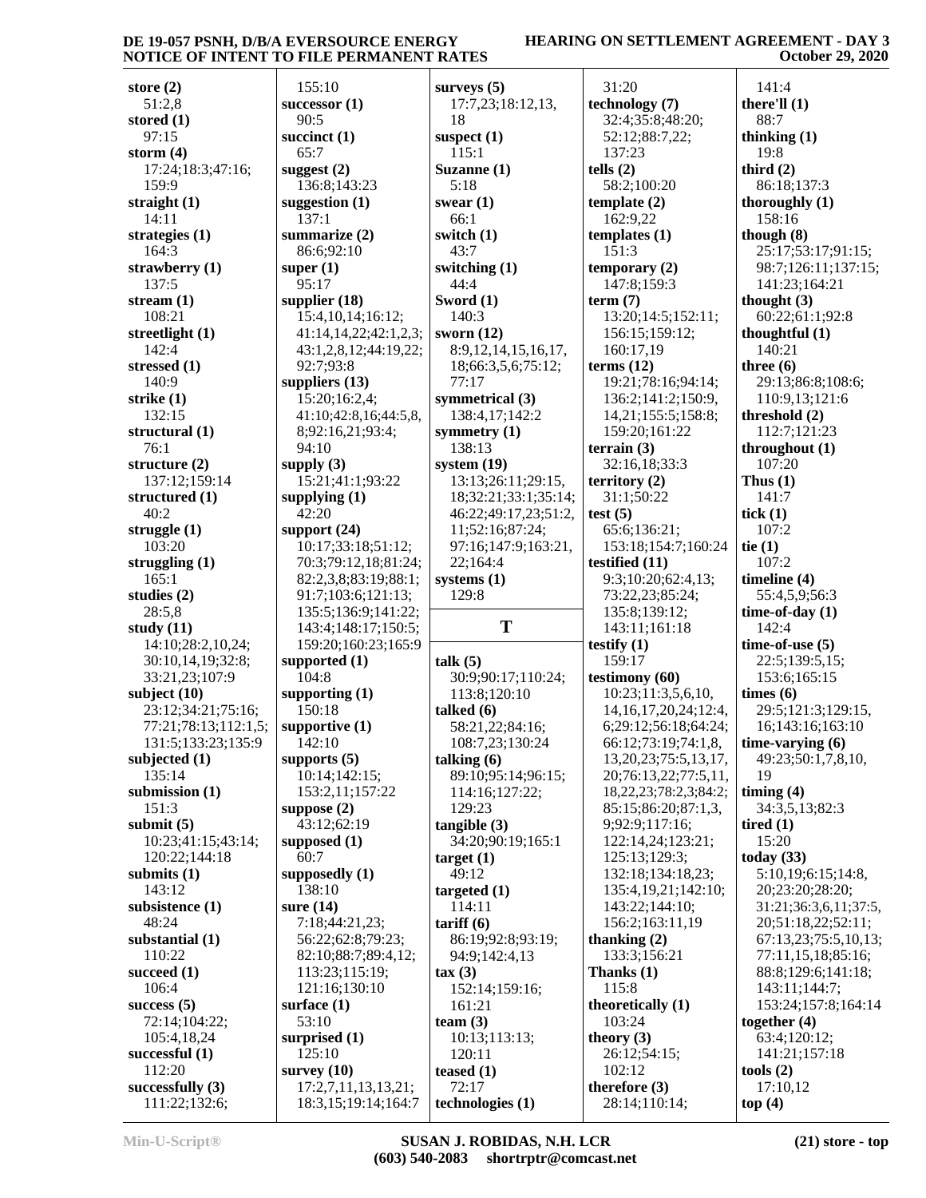**store (2)**
51:2,8
**stored (1)**
97:15
**storm (4)**
17:24;18:3;47:16;
159:9
**straight (1)**
14:11
**strategies (1)**
164:3
**strawberry (1)**
137:5
**stream (1)**
108:21
**streetlight (1)**
142:4
**stressed (1)**
140:9
**strike (1)**
132:15
**structural (1)**
76:1
**structure (2)**
137:12;159:14
**structured (1)**
40:2
**struggle (1)**
103:20
**struggling (1)**
165:1
**studies (2)**
28:5,8
**study (11)**
14:10;28:2,10,24;
30:10,14,19;32:8;
33:21,23;107:9
**subject (10)**
23:12;34:21;75:16;
77:21;78:13;112:1,5;
131:5;133:23;135:9
**subjected (1)**
135:14
**submission (1)**
151:3
**submit (5)**
10:23;41:15;43:14;
120:22;144:18
**submits (1)**
143:12
**subsistence (1)**
48:24
**substantial (1)**
110:22
**succeed (1)**
106:4
**success (5)**
72:14;104:22;
105:4,18,24
**successful (1)**
112:20
**successfully (3)**
111:22;132:6;
155:10
**successor (1)**
90:5
**succinct (1)**
65:7
**suggest (2)**
136:8;143:23
**suggestion (1)**
137:1
**summarize (2)**
86:6;92:10
**super (1)**
95:17
**supplier (18)**
15:4,10,14;16:12;
41:14,14,22;42:1,2,3;
43:1,2,8,12;44:19,22;
92:7;93:8
**suppliers (13)**
15:20;16:2,4;
41:10;42:8,16;44:5,8,
8;92:16,21;93:4;
94:10
**supply (3)**
15:21;41:1;93:22
**supplying (1)**
42:20
**support (24)**
10:17;33:18;51:12;
70:3;79:12,18;81:24;
82:2,3,8;83:19;88:1;
91:7;103:6;121:13;
135:5;136:9;141:22;
143:4;148:17;150:5;
159:20;160:23;165:9
**supported (1)**
104:8
**supporting (1)**
150:18
**supportive (1)**
142:10
**supports (5)**
10:14;142:15;
153:2,11;157:22
**suppose (2)**
43:12;62:19
**supposed (1)**
60:7
**supposedly (1)**
138:10
**sure (14)**
7:18;44:21,23;
56:22;62:8;79:23;
82:10;88:7;89:4,12;
113:23;115:19;
121:16;130:10
**surface (1)**
53:10
**surprised (1)**
125:10
**survey (10)**
17:2,7,11,13,13,21;
18:3,15;19:14;164:7
**surveys (5)**
17:7,23;18:12,13,
18
**suspect (1)**
115:1
**Suzanne (1)**
5:18
**swear (1)**
66:1
**switch (1)**
43:7
**switching (1)**
44:4
**Sword (1)**
140:3
**sworn (12)**
8:9,12,14,15,16,17,
18;66:3,5,6;75:12;
77:17
**symmetrical (3)**
138:4,17;142:2
**symmetry (1)**
138:13
**system (19)**
13:13;26:11;29:15,
18;32:21;33:1;35:14;
46:22;49:17,23;51:2,
11;52:16;87:24;
97:16;147:9;163:21,
22;164:4
**systems (1)**
129:8

## T

**talk (5)**
30:9;90:17;110:24;
113:8;120:10
**talked (6)**
58:21,22;84:16;
108:7,23;130:24
**talking (6)**
89:10;95:14;96:15;
114:16;127:22;
129:23
**tangible (3)**
34:20;90:19;165:1
**target (1)**
49:12
**targeted (1)**
114:11
**tariff (6)**
86:19;92:8;93:19;
94:9;142:4,13
**tax (3)**
152:14;159:16;
161:21
**team (3)**
10:13;113:13;
120:11
**teased (1)**
72:17
**technologies (1)**
31:20
**technology (7)**
32:4;35:8;48:20;
52:12;88:7,22;
137:23
**tells (2)**
58:2;100:20
**template (2)**
162:9,22
**templates (1)**
151:3
**temporary (2)**
147:8;159:3
**term (7)**
13:20;14:5;152:11;
156:15;159:12;
160:17,19
**terms (12)**
19:21;78:16;94:14;
136:2;141:2;150:9,
14,21;155:5;158:8;
159:20;161:22
**terrain (3)**
32:16,18;33:3
**territory (2)**
31:1;50:22
**test (5)**
65:6;136:21;
153:18;154:7;160:24
**testified (11)**
9:3;10:20;62:4,13;
73:22,23;85:24;
135:8;139:12;
143:11;161:18
**testify (1)**
159:17
**testimony (60)**
10:23;11:3,5,6,10,
14,16,17,20,24;12:4,
6;29:12;56:18;64:24;
66:12;73:19;74:1,8,
13,20,23;75:5,13,17,
20;76:13,22;77:5,11,
18,22,23;78:2,3;84:2;
85:15;86:20;87:1,3,
9;92:9;117:16;
122:14,24;123:21;
125:13;129:3;
132:18;134:18,23;
135:4,19,21;142:10;
143:22;144:10;
156:2;163:11,19
**thanking (2)**
133:3;156:21
**Thanks (1)**
115:8
**theoretically (1)**
103:24
**theory (3)**
26:12;54:15;
102:12
**therefore (3)**
28:14;110:14;
141:4
**there'll (1)**
88:7
**thinking (1)**
19:8
**third (2)**
86:18;137:3
**thoroughly (1)**
158:16
**though (8)**
25:17;53:17;91:15;
98:7;126:11;137:15;
141:23;164:21
**thought (3)**
60:22;61:1;92:8
**thoughtful (1)**
140:21
**three (6)**
29:13;86:8;108:6;
110:9,13;121:6
**threshold (2)**
112:7;121:23
**throughout (1)**
107:20
**Thus (1)**
141:7
**tick (1)**
107:2
**tie (1)**
107:2
**timeline (4)**
55:4,5,9;56:3
**time-of-day (1)**
142:4
**time-of-use (5)**
22:5;139:5,15;
153:6;165:15
**times (6)**
29:5;121:3;129:15,
16;143:16;163:10
**time-varying (6)**
49:23;50:1,7,8,10,
19
**timing (4)**
34:3,5,13;82:3
**tired (1)**
15:20
**today (33)**
5:10,19;6:15;14:8,
20;23:20;28:20;
31:21;36:3,6,11;37:5,
20;51:18,22;52:11;
67:13,23;75:5,10,13;
77:11,15,18;85:16;
88:8;129:6;141:18;
143:11;144:7;
153:24;157:8;164:14
**together (4)**
63:4;120:12;
141:21;157:18
**tools (2)**
17:10,12
**top (4)**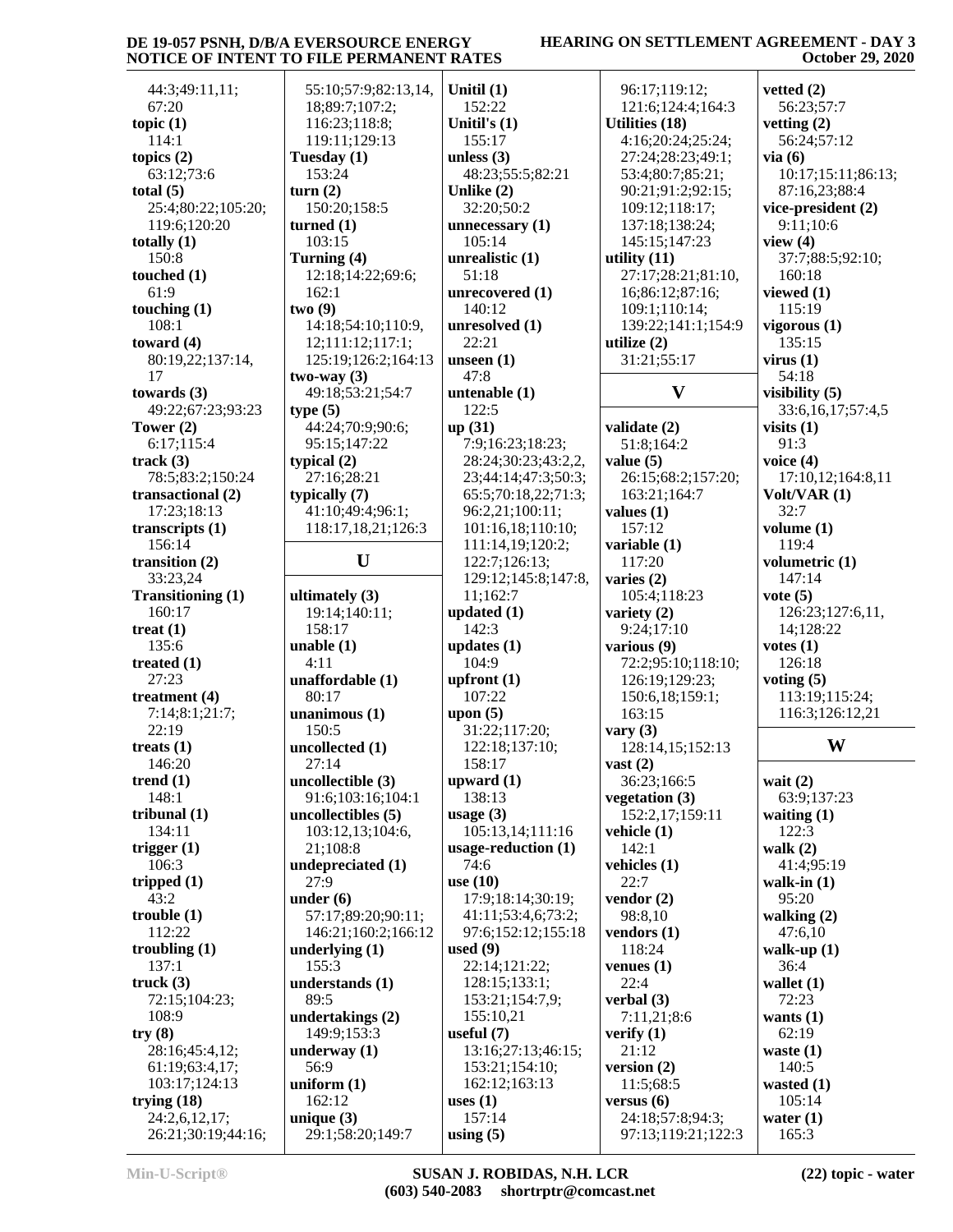44:3;49:11,11;
67:20
**topic (1)**
114:1
**topics (2)**
63:12;73:6
**total (5)**
25:4;80:22;105:20;
119:6;120:20
**totally (1)**
150:8
**touched (1)**
61:9
**touching (1)**
108:1
**toward (4)**
80:19,22;137:14,
17
**towards (3)**
49:22;67:23;93:23
**Tower (2)**
6:17;115:4
**track (3)**
78:5;83:2;150:24
**transactional (2)**
17:23;18:13
**transcripts (1)**
156:14
**transition (2)**
33:23,24
**Transitioning (1)**
160:17
**treat (1)**
135:6
**treated (1)**
27:23
**treatment (4)**
7:14;8:1;21:7;
22:19
**treats (1)**
146:20
**trend (1)**
148:1
**tribunal (1)**
134:11
**trigger (1)**
106:3
**tripped (1)**
43:2
**trouble (1)**
112:22
**troubling (1)**
137:1
**truck (3)**
72:15;104:23;
108:9
**try (8)**
28:16;45:4,12;
61:19;63:4,17;
103:17;124:13
**trying (18)**
24:2,6,12,17;
26:21;30:19;44:16;
55:10;57:9;82:13,14,
18;89:7;107:2;
116:23;118:8;
119:11;129:13
**Tuesday (1)**
153:24
**turn (2)**
150:20;158:5
**turned (1)**
103:15
**Turning (4)**
12:18;14:22;69:6;
162:1
**two (9)**
14:18;54:10;110:9,
12;111:12;117:1;
125:19;126:2;164:13
**two-way (3)**
49:18;53:21;54:7
**type (5)**
44:24;70:9;90:6;
95:15;147:22
**typical (2)**
27:16;28:21
**typically (7)**
41:10;49:4;96:1;
118:17,18,21;126:3

## U

**ultimately (3)**
19:14;140:11;
158:17
**unable (1)**
4:11
**unaffordable (1)**
80:17
**unanimous (1)**
150:5
**uncollected (1)**
27:14
**uncollectible (3)**
91:6;103:16;104:1
**uncollectibles (5)**
103:12,13;104:6,
21;108:8
**undepreciated (1)**
27:9
**under (6)**
57:17;89:20;90:11;
146:21;160:2;166:12
**underlying (1)**
155:3
**understands (1)**
89:5
**undertakings (2)**
149:9;153:3
**underway (1)**
56:9
**uniform (1)**
162:12
**unique (3)**
29:1;58:20;149:7
**Unitil (1)**
152:22
**Unitil's (1)**
155:17
**unless (3)**
48:23;55:5;82:21
**Unlike (2)**
32:20;50:2
**unnecessary (1)**
105:14
**unrealistic (1)**
51:18
**unrecovered (1)**
140:12
**unresolved (1)**
22:21
**unseen (1)**
47:8
**untenable (1)**
122:5
**up (31)**
7:9;16:23;18:23;
28:24;30:23;43:2,2,
23;44:14;47:3;50:3;
65:5;70:18,22;71:3;
96:2,21;100:11;
101:16,18;110:10;
111:14,19;120:2;
122:7;126:13;
129:12;145:8;147:8,
11;162:7
**updated (1)**
142:3
**updates (1)**
104:9
**upfront (1)**
107:22
**upon (5)**
31:22;117:20;
122:18;137:10;
158:17
**upward (1)**
138:13
**usage (3)**
105:13,14;111:16
**usage-reduction (1)**
74:6
**use (10)**
17:9;18:14;30:19;
41:11;53:4,6;73:2;
97:6;152:12;155:18
**used (9)**
22:14;121:22;
128:15;133:1;
153:21;154:7,9;
155:10,21
**useful (7)**
13:16;27:13;46:15;
153:21;154:10;
162:12;163:13
**uses (1)**
157:14
**using (5)**
96:17;119:12;
121:6;124:4;164:3
**Utilities (18)**
4:16;20:24;25:24;
27:24;28:23;49:1;
53:4;80:7;85:21;
90:21;91:2;92:15;
109:12;118:17;
137:18;138:24;
145:15;147:23
**utility (11)**
27:17;28:21;81:10,
16;86:12;87:16;
109:1;110:14;
139:22;141:1;154:9
**utilize (2)**
31:21;55:17

## V

**validate (2)**
51:8;164:2
**value (5)**
26:15;68:2;157:20;
163:21;164:7
**values (1)**
157:12
**variable (1)**
117:20
**varies (2)**
105:4;118:23
**variety (2)**
9:24;17:10
**various (9)**
72:2;95:10;118:10;
126:19;129:23;
150:6,18;159:1;
163:15
**vary (3)**
128:14,15;152:13
**vast (2)**
36:23;166:5
**vegetation (3)**
152:2,17;159:11
**vehicle (1)**
142:1
**vehicles (1)**
22:7
**vendor (2)**
98:8,10
**vendors (1)**
118:24
**venues (1)**
22:4
**verbal (3)**
7:11,21;8:6
**verify (1)**
21:12
**version (2)**
11:5;68:5
**versus (6)**
24:18;57:8;94:3;
97:13;119:21;122:3
**vetted (2)**
56:23;57:7
**vetting (2)**
56:24;57:12
**via (6)**
10:17;15:11;86:13;
87:16,23;88:4
**vice-president (2)**
9:11;10:6
**view (4)**
37:7;88:5;92:10;
160:18
**viewed (1)**
115:19
**vigorous (1)**
135:15
**virus (1)**
54:18
**visibility (5)**
33:6,16,17;57:4,5
**visits (1)**
91:3
**voice (4)**
17:10,12;164:8,11
**Volt/VAR (1)**
32:7
**volume (1)**
119:4
**volumetric (1)**
147:14
**vote (5)**
126:23;127:6,11,
14;128:22
**votes (1)**
126:18
**voting (5)**
113:19;115:24;
116:3;126:12,21

## W

**wait (2)**
63:9;137:23
**waiting (1)**
122:3
**walk (2)**
41:4;95:19
**walk-in (1)**
95:20
**walking (2)**
47:6,10
**walk-up (1)**
36:4
**wallet (1)**
72:23
**wants (1)**
62:19
**waste (1)**
140:5
**wasted (1)**
105:14
**water (1)**
165:3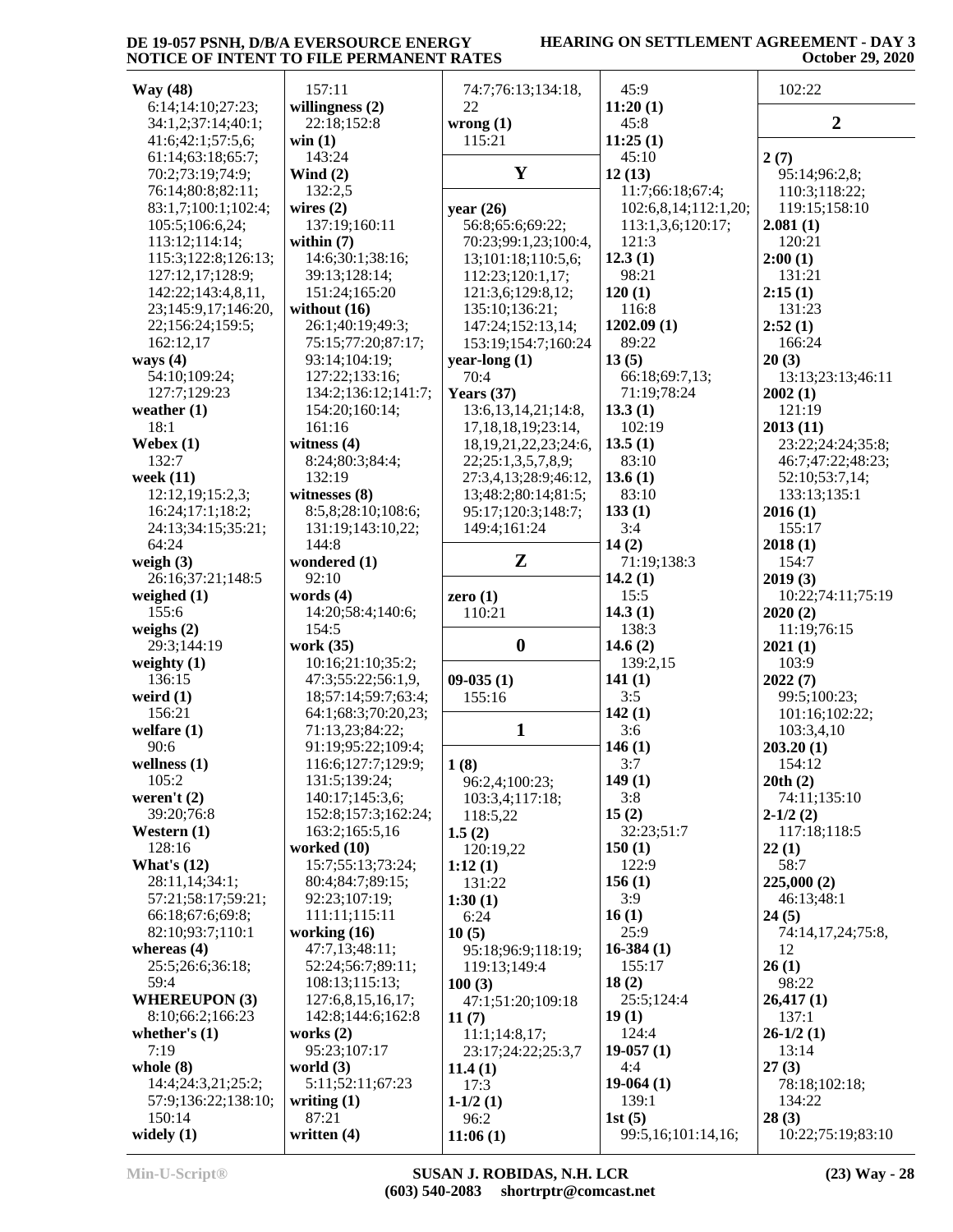**Way (48)**
6:14;14:10;27:23;34:1,2;37:14;40:1;41:6;42:1;57:5,6;61:14;63:18;65:7;70:2;73:19;74:9;76:14;80:8;82:11;83:1,7;100:1;102:4;105:5;106:6,24;113:12;114:14;115:3;122:8;126:13;127:12,17;128:9;142:22;143:4,8,11,23;145:9,17;146:20,22;156:24;159:5;162:12,17

**ways (4)**
54:10;109:24;127:7;129:23

**weather (1)**
18:1

**Webex (1)**
132:7

**week (11)**
12:12,19;15:2,3;16:24;17:1;18:2;24:13;34:15;35:21;64:24

**weigh (3)**
26:16;37:21;148:5

**weighed (1)**
155:6

**weighs (2)**
29:3;144:19

**weighty (1)**
136:15

**weird (1)**
156:21

**welfare (1)**
90:6

**wellness (1)**
105:2

**weren't (2)**
39:20;76:8

**Western (1)**
128:16

**What's (12)**
28:11,14;34:1;57:21;58:17;59:21;66:18;67:6;69:8;82:10;93:7;110:1

**whereas (4)**
25:5;26:6;36:18;59:4

**WHEREUPON (3)**
8:10;66:2;166:23

**whether's (1)**
7:19

**whole (8)**
14:4;24:3,21;25:2;57:9;136:22;138:10;150:14

**widely (1)**
157:11

**willingness (2)**
22:18;152:8

**win (1)**
143:24

**Wind (2)**
132:2,5

**wires (2)**
137:19;160:11

**within (7)**
14:6;30:1;38:16;39:13;128:14;151:24;165:20

**without (16)**
26:1;40:19;49:3;75:15;77:20;87:17;93:14;104:19;127:22;133:16;134:2;136:12;141:7;154:20;160:14;161:16

**witness (4)**
8:24;80:3;84:4;132:19

**witnesses (8)**
8:5,8;28:10;108:6;131:19;143:10,22;144:8

**wondered (1)**
92:10

**words (4)**
14:20;58:4;140:6;154:5

**work (35)**
10:16;21:10;35:2;47:3;55:22;56:1,9,18;57:14;59:7;63:4;64:1;68:3;70:20,23;71:13,23;84:22;91:19;95:22;109:4;116:6;127:7;129:9;131:5;139:24;140:17;145:3,6;152:8;157:3;162:24;163:2;165:5,16

**worked (10)**
15:7;55:13;73:24;80:4;84:7;89:15;92:23;107:19;111:11;115:11

**working (16)**
47:7,13;48:11;52:24;56:7;89:11;108:13;115:13;127:6,8,15,16,17;142:8;144:6;162:8

**works (2)**
95:23;107:17

**world (3)**
5:11;52:11;67:23

**writing (1)**
87:21

**written (4)**
74:7;76:13;134:18,22

**wrong (1)**
115:21

## Y

**year (26)**
56:8;65:6;69:22;70:23;99:1,23;100:4,13;101:18;110:5,6;112:23;120:1,17;121:3,6;129:8,12;135:10;136:21;147:24;152:13,14;153:19;154:7;160:24

**year-long (1)**
70:4

**Years (37)**
13:6,13,14,21;14:8,17,18,18,19;23:14,18,19,21,22,23;24:6,22;25:1,3,5,7,8,9;27:3,4,13;28:9;46:12,13;48:2;80:14;81:5;95:17;120:3;148:7;149:4;161:24

## Z

**zero (1)**
110:21

## 0

**09-035 (1)**
155:16

## 1

**1 (8)**
96:2,4;100:23;103:3,4;117:18;118:5,22

**1.5 (2)**
120:19,22

**1:12 (1)**
131:22

**1:30 (1)**
6:24

**10 (5)**
95:18;96:9;118:19;119:13;149:4

**100 (3)**
47:1;51:20;109:18

**11 (7)**
11:1;14:8,17;23:17;24:22;25:3,7

**11.4 (1)**
17:3

**1-1/2 (1)**
96:2

**11:06 (1)**
45:9

**11:20 (1)**
45:8

**11:25 (1)**
45:10

**12 (13)**
11:7;66:18;67:4;102:6,8,14;112:1,20;113:1,3,6;120:17;121:3

**12.3 (1)**
98:21

**120 (1)**
116:8

**1202.09 (1)**
89:22

**13 (5)**
66:18;69:7,13;71:19;78:24

**13.3 (1)**
102:19

**13.5 (1)**
83:10

**13.6 (1)**
83:10

**133 (1)**
3:4

**14 (2)**
71:19;138:3

**14.2 (1)**
15:5

**14.3 (1)**
138:3

**14.6 (2)**
139:2,15

**141 (1)**
3:5

**142 (1)**
3:6

**146 (1)**
3:7

**149 (1)**
3:8

**15 (2)**
32:23;51:7

**150 (1)**
122:9

**156 (1)**
3:9

**16 (1)**
25:9

**16-384 (1)**
155:17

**18 (2)**
25:5;124:4

**19 (1)**
124:4

**19-057 (1)**
4:4

**19-064 (1)**
139:1

**1st (5)**
99:5,16;101:14,16;102:22

## 2

**2 (7)**
95:14;96:2,8;110:3;118:22;119:15;158:10

**2.081 (1)**
120:21

**2:00 (1)**
131:21

**2:15 (1)**
131:23

**2:52 (1)**
166:24

**20 (3)**
13:13;23:13;46:11

**2002 (1)**
121:19

**2013 (11)**
23:22;24:24;35:8;46:7;47:22;48:23;52:10;53:7,14;133:13;135:1

**2016 (1)**
155:17

**2018 (1)**
154:7

**2019 (3)**
10:22;74:11;75:19

**2020 (2)**
11:19;76:15

**2021 (1)**
103:9

**2022 (7)**
99:5;100:23;101:16;102:22;103:3,4,10

**203.20 (1)**
154:12

**20th (2)**
74:11;135:10

**2-1/2 (2)**
117:18;118:5

**22 (1)**
58:7

**225,000 (2)**
46:13;48:1

**24 (5)**
74:14,17,24;75:8,12

**26 (1)**
98:22

**26,417 (1)**
137:1

**26-1/2 (1)**
13:14

**27 (3)**
78:18;102:18;134:22

**28 (3)**
10:22;75:19;83:10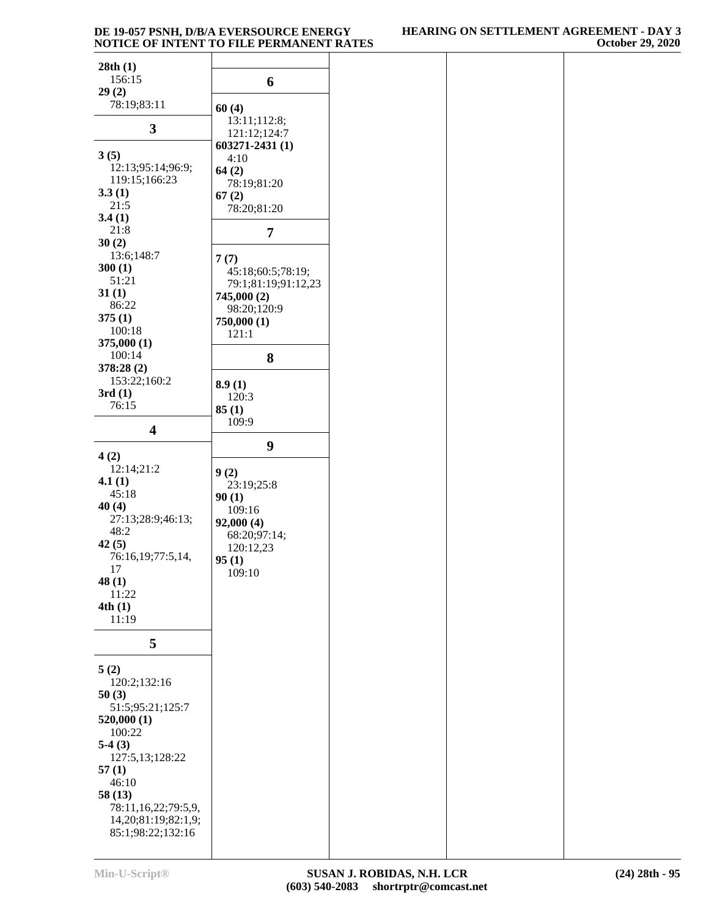**28th (1)**
156:15
**29 (2)**
78:19;83:11

## 3

**3 (5)**
12:13;95:14;96:9;
119:15;166:23
**3.3 (1)**
21:5
**3.4 (1)**
21:8
**30 (2)**
13:6;148:7
**300 (1)**
51:21
**31 (1)**
86:22
**375 (1)**
100:18
**375,000 (1)**
100:14
**378:28 (2)**
153:22;160:2
**3rd (1)**
76:15

## 4

**4 (2)**
12:14;21:2
**4.1 (1)**
45:18
**40 (4)**
27:13;28:9;46:13;
48:2
**42 (5)**
76:16,19;77:5,14,
17
**48 (1)**
11:22
**4th (1)**
11:19

## 5

**5 (2)**
120:2;132:16
**50 (3)**
51:5;95:21;125:7
**520,000 (1)**
100:22
**5-4 (3)**
127:5,13;128:22
**57 (1)**
46:10
**58 (13)**
78:11,16,22;79:5,9,
14,20;81:19;82:1,9;
85:1;98:22;132:16

## 6

**60 (4)**
13:11;112:8;
121:12;124:7
**603271-2431 (1)**
4:10
**64 (2)**
78:19;81:20
**67 (2)**
78:20;81:20

## 7

**7 (7)**
45:18;60:5;78:19;
79:1;81:19;91:12,23
**745,000 (2)**
98:20;120:9
**750,000 (1)**
121:1

## 8

**8.9 (1)**
120:3
**85 (1)**
109:9

## 9

**9 (2)**
23:19;25:8
**90 (1)**
109:16
**92,000 (4)**
68:20;97:14;
120:12,23
**95 (1)**
109:10